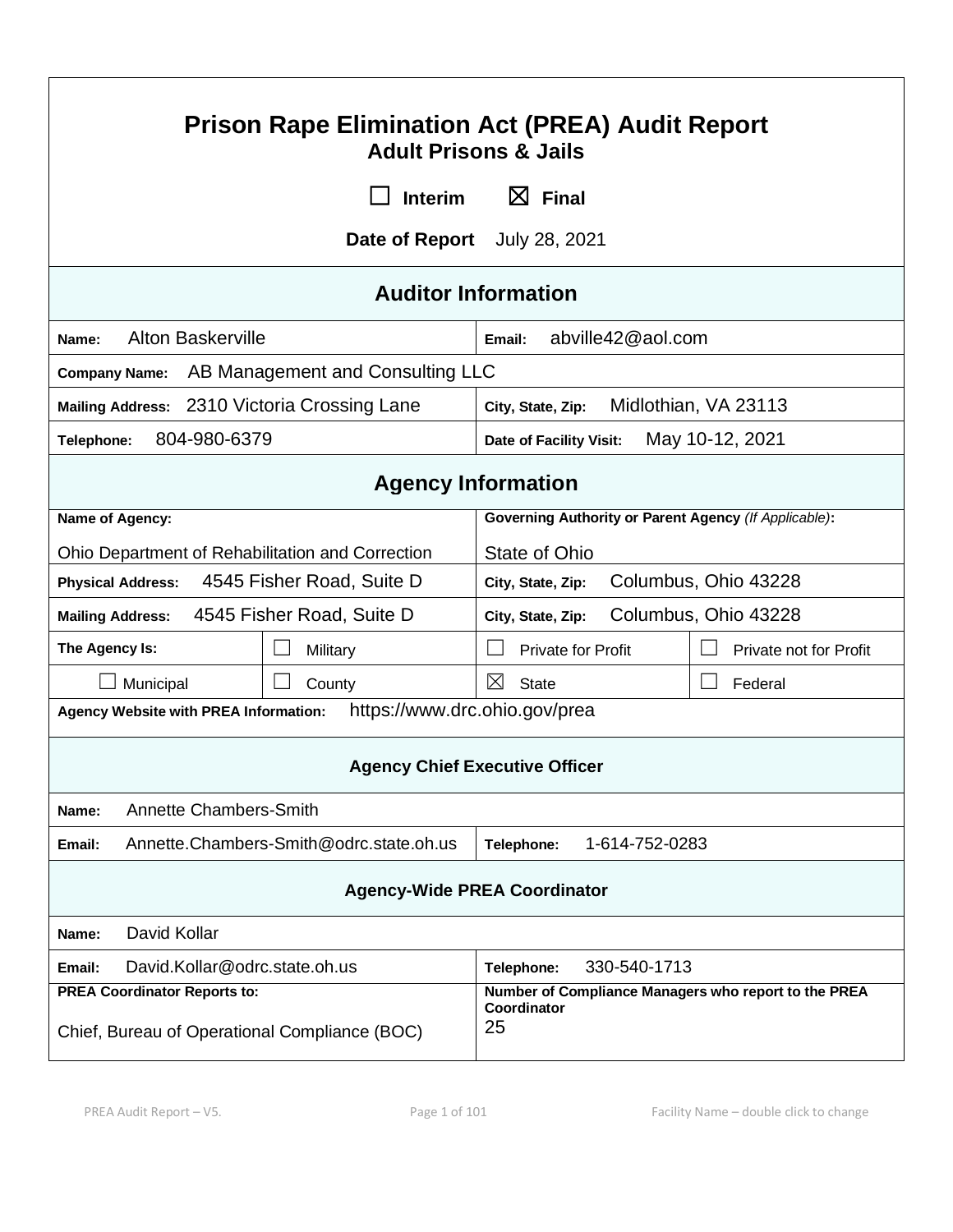# Prison Rape Elimination Act (PREA) Audit Report

## Adult Prisons & Jails

☐ Interim ☒ Final

**Date of Report** July 28, 2021

## Auditor Information

| | |
|---|---|
| **Name:** Alton Baskerville | **Email:** abville42@aol.com |
| **Company Name:** AB Management and Consulting LLC | |
| **Mailing Address:** 2310 Victoria Crossing Lane | **City, State, Zip:** Midlothian, VA 23113 |
| **Telephone:** 804-980-6379 | **Date of Facility Visit:** May 10-12, 2021 |

## Agency Information

| | | | |
|---|---|---|---|
| **Name of Agency:** Ohio Department of Rehabilitation and Correction | | **Governing Authority or Parent Agency** *(If Applicable)*: State of Ohio | |
| **Physical Address:** 4545 Fisher Road, Suite D | | **City, State, Zip:** Columbus, Ohio 43228 | |
| **Mailing Address:** 4545 Fisher Road, Suite D | | **City, State, Zip:** Columbus, Ohio 43228 | |
| **The Agency Is:** | ☐ Military | ☐ Private for Profit | ☐ Private not for Profit |
| ☐ Municipal | ☐ County | ☒ State | ☐ Federal |
| **Agency Website with PREA Information:** https://www.drc.ohio.gov/prea | | | |

### Agency Chief Executive Officer

| | |
|---|---|
| **Name:** Annette Chambers-Smith | |
| **Email:** Annette.Chambers-Smith@odrc.state.oh.us | **Telephone:** 1-614-752-0283 |

### Agency-Wide PREA Coordinator

| | |
|---|---|
| **Name:** David Kollar | |
| **Email:** David.Kollar@odrc.state.oh.us | **Telephone:** 330-540-1713 |
| **PREA Coordinator Reports to:** Chief, Bureau of Operational Compliance (BOC) | **Number of Compliance Managers who report to the PREA Coordinator** 25 |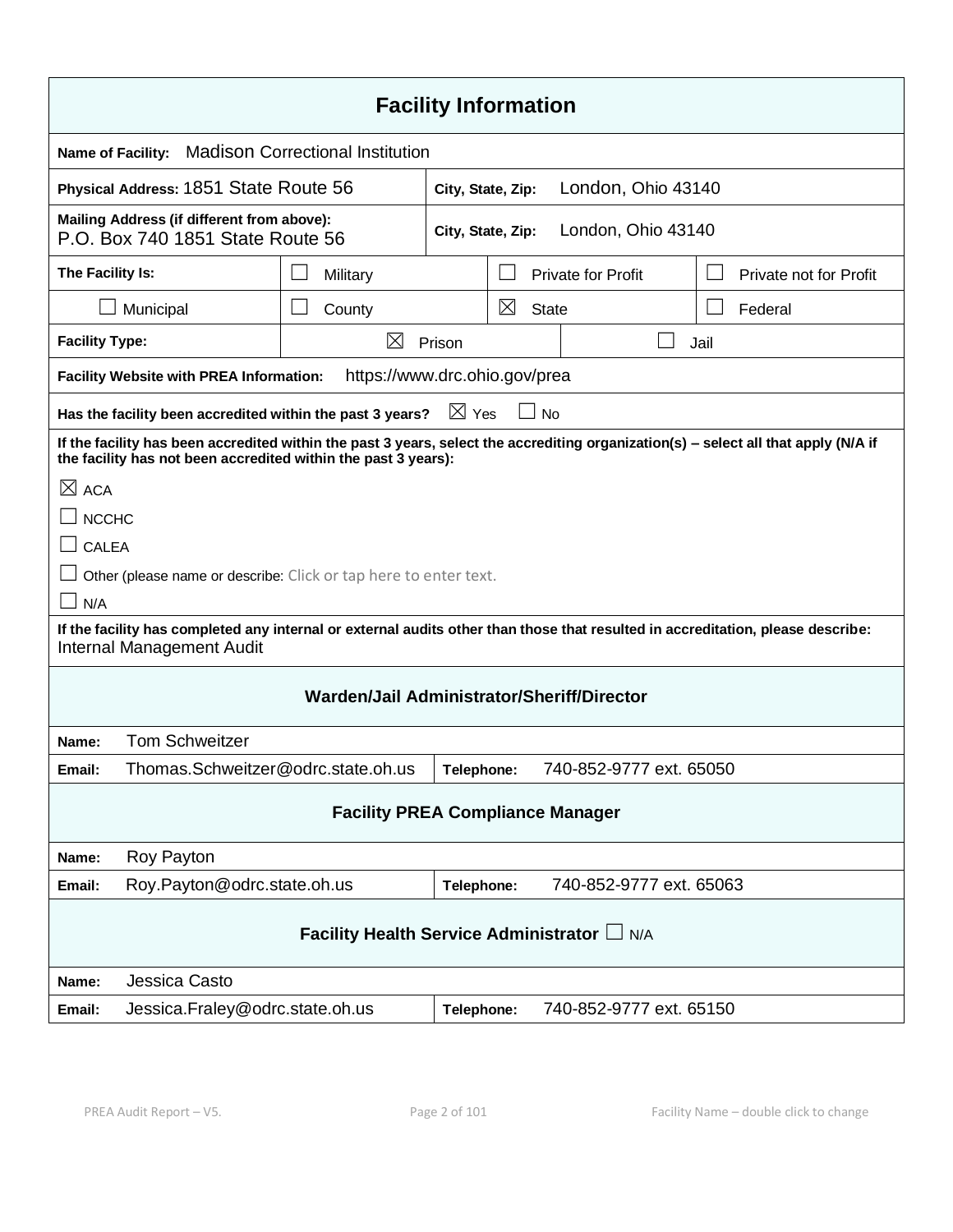## Facility Information

**Name of Facility:** Madison Correctional Institution

| | |
|---|---|
| **Physical Address:** 1851 State Route 56 | **City, State, Zip:** London, Ohio 43140 |
| **Mailing Address (if different from above):** P.O. Box 740 1851 State Route 56 | **City, State, Zip:** London, Ohio 43140 |

| **The Facility Is:** | ☐ Military | ☐ Private for Profit | ☐ Private not for Profit |
|---|---|---|---|
| ☐ Municipal | ☐ County | ☒ State | ☐ Federal |

| **Facility Type:** | ☒ Prison | ☐ Jail |
|---|---|---|

**Facility Website with PREA Information:** https://www.drc.ohio.gov/prea

**Has the facility been accredited within the past 3 years?** ☒ Yes ☐ No

**If the facility has been accredited within the past 3 years, select the accrediting organization(s) – select all that apply (N/A if the facility has not been accredited within the past 3 years):**

☒ ACA

☐ NCCHC

☐ CALEA

☐ Other (please name or describe: Click or tap here to enter text.

☐ N/A

**If the facility has completed any internal or external audits other than those that resulted in accreditation, please describe:**
Internal Management Audit

### Warden/Jail Administrator/Sheriff/Director

| | | | |
|---|---|---|---|
| **Name:** | Tom Schweitzer | | |
| **Email:** | Thomas.Schweitzer@odrc.state.oh.us | **Telephone:** | 740-852-9777 ext. 65050 |

### Facility PREA Compliance Manager

| | | | |
|---|---|---|---|
| **Name:** | Roy Payton | | |
| **Email:** | Roy.Payton@odrc.state.oh.us | **Telephone:** | 740-852-9777 ext. 65063 |

### Facility Health Service Administrator ☐ N/A

| | | | |
|---|---|---|---|
| **Name:** | Jessica Casto | | |
| **Email:** | Jessica.Fraley@odrc.state.oh.us | **Telephone:** | 740-852-9777 ext. 65150 |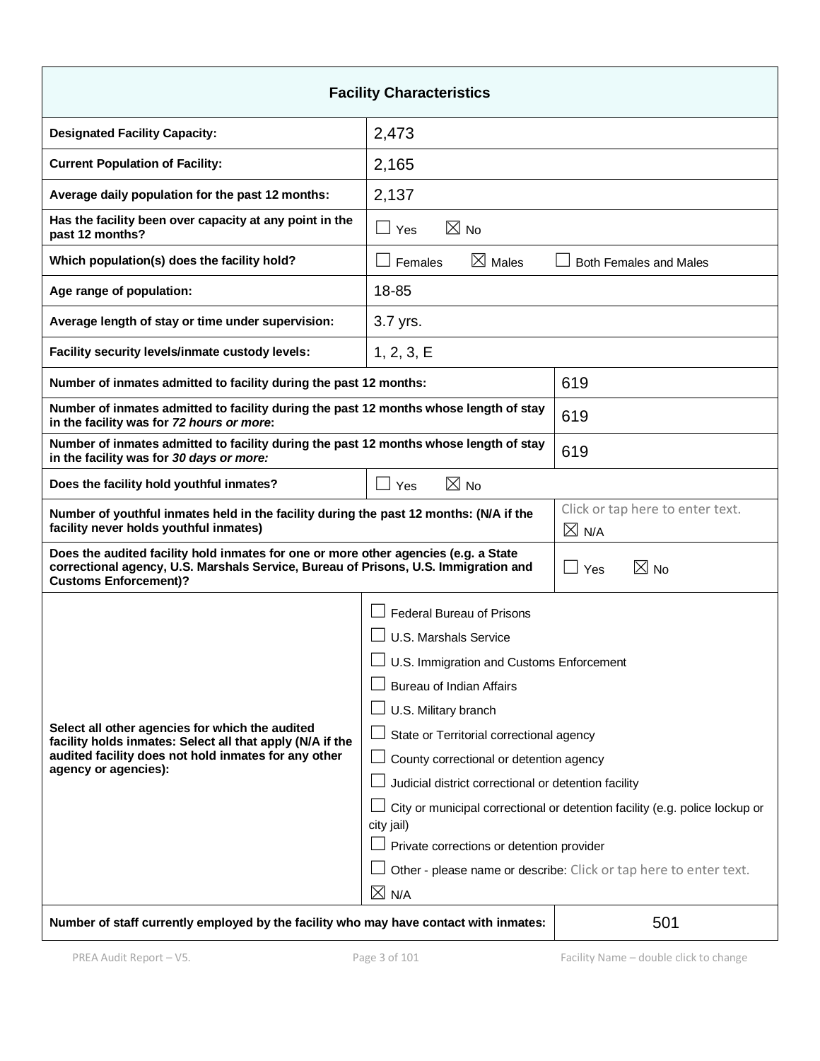| Facility Characteristics | | |
|---|---|---|
| **Designated Facility Capacity:** | 2,473 | |
| **Current Population of Facility:** | 2,165 | |
| **Average daily population for the past 12 months:** | 2,137 | |
| **Has the facility been over capacity at any point in the past 12 months?** | ☐ Yes ☒ No | |
| **Which population(s) does the facility hold?** | ☐ Females ☒ Males ☐ Both Females and Males | |
| **Age range of population:** | 18-85 | |
| **Average length of stay or time under supervision:** | 3.7 yrs. | |
| **Facility security levels/inmate custody levels:** | 1, 2, 3, E | |
| **Number of inmates admitted to facility during the past 12 months:** | | 619 |
| **Number of inmates admitted to facility during the past 12 months whose length of stay in the facility was for *72 hours or more*:** | | 619 |
| **Number of inmates admitted to facility during the past 12 months whose length of stay in the facility was for *30 days or more:*** | | 619 |
| **Does the facility hold youthful inmates?** | ☐ Yes ☒ No | |
| **Number of youthful inmates held in the facility during the past 12 months: (N/A if the facility never holds youthful inmates)** | | Click or tap here to enter text. ☒ N/A |
| **Does the audited facility hold inmates for one or more other agencies (e.g. a State correctional agency, U.S. Marshals Service, Bureau of Prisons, U.S. Immigration and Customs Enforcement)?** | | ☐ Yes ☒ No |
| **Select all other agencies for which the audited facility holds inmates: Select all that apply (N/A if the audited facility does not hold inmates for any other agency or agencies):** | ☐ Federal Bureau of Prisons<br>☐ U.S. Marshals Service<br>☐ U.S. Immigration and Customs Enforcement<br>☐ Bureau of Indian Affairs<br>☐ U.S. Military branch<br>☐ State or Territorial correctional agency<br>☐ County correctional or detention agency<br>☐ Judicial district correctional or detention facility<br>☐ City or municipal correctional or detention facility (e.g. police lockup or city jail)<br>☐ Private corrections or detention provider<br>☐ Other - please name or describe: Click or tap here to enter text.<br>☒ N/A | |
| **Number of staff currently employed by the facility who may have contact with inmates:** | | 501 |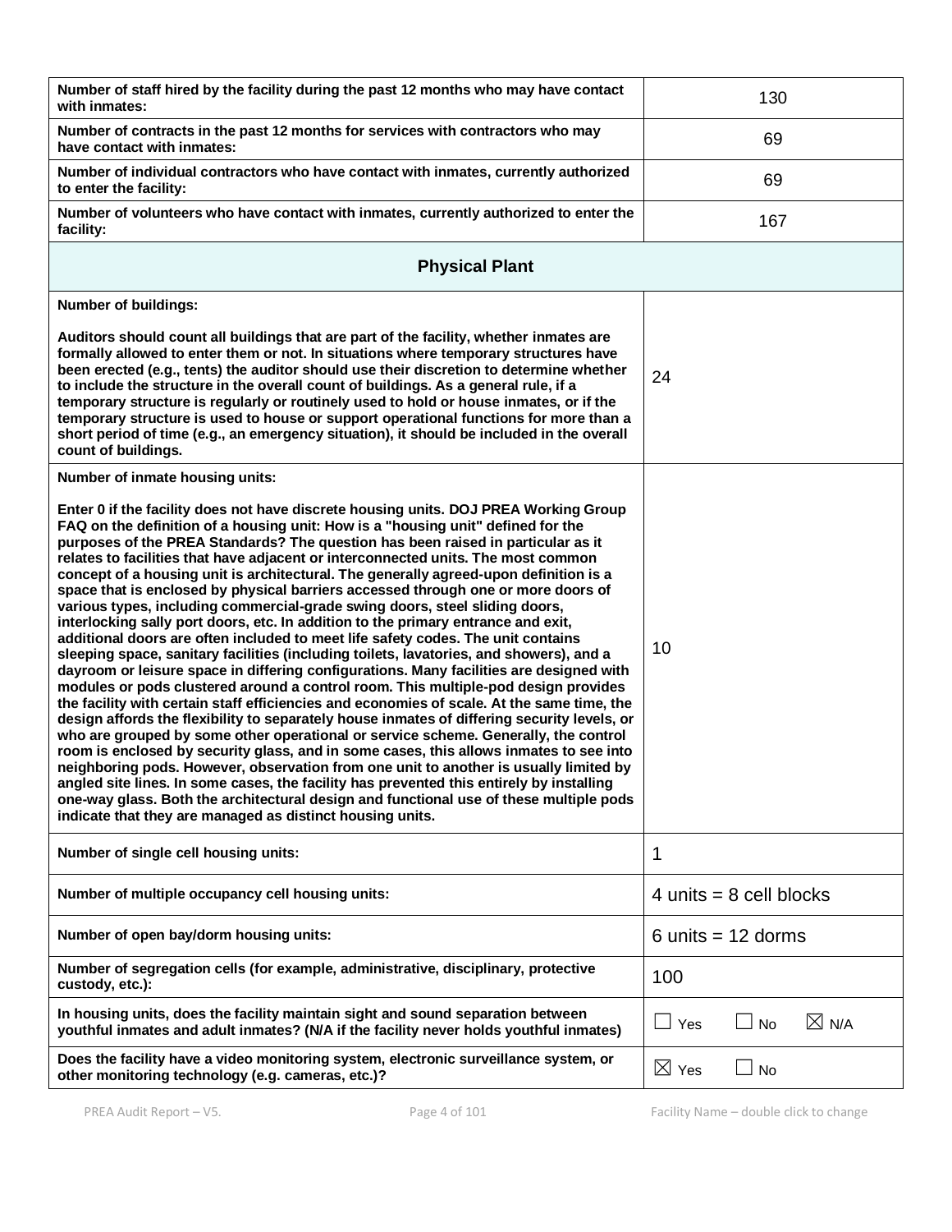| | |
|---|---|
| **Number of staff hired by the facility during the past 12 months who may have contact with inmates:** | 130 |
| **Number of contracts in the past 12 months for services with contractors who may have contact with inmates:** | 69 |
| **Number of individual contractors who have contact with inmates, currently authorized to enter the facility:** | 69 |
| **Number of volunteers who have contact with inmates, currently authorized to enter the facility:** | 167 |

## Physical Plant

| | |
|---|---|
| **Number of buildings:**<br><br>**Auditors should count all buildings that are part of the facility, whether inmates are formally allowed to enter them or not. In situations where temporary structures have been erected (e.g., tents) the auditor should use their discretion to determine whether to include the structure in the overall count of buildings. As a general rule, if a temporary structure is regularly or routinely used to hold or house inmates, or if the temporary structure is used to house or support operational functions for more than a short period of time (e.g., an emergency situation), it should be included in the overall count of buildings.** | 24 |
| **Number of inmate housing units:**<br><br>**Enter 0 if the facility does not have discrete housing units. DOJ PREA Working Group FAQ on the definition of a housing unit: How is a "housing unit" defined for the purposes of the PREA Standards? The question has been raised in particular as it relates to facilities that have adjacent or interconnected units. The most common concept of a housing unit is architectural. The generally agreed-upon definition is a space that is enclosed by physical barriers accessed through one or more doors of various types, including commercial-grade swing doors, steel sliding doors, interlocking sally port doors, etc. In addition to the primary entrance and exit, additional doors are often included to meet life safety codes. The unit contains sleeping space, sanitary facilities (including toilets, lavatories, and showers), and a dayroom or leisure space in differing configurations. Many facilities are designed with modules or pods clustered around a control room. This multiple-pod design provides the facility with certain staff efficiencies and economies of scale. At the same time, the design affords the flexibility to separately house inmates of differing security levels, or who are grouped by some other operational or service scheme. Generally, the control room is enclosed by security glass, and in some cases, this allows inmates to see into neighboring pods. However, observation from one unit to another is usually limited by angled site lines. In some cases, the facility has prevented this entirely by installing one-way glass. Both the architectural design and functional use of these multiple pods indicate that they are managed as distinct housing units.** | 10 |
| **Number of single cell housing units:** | 1 |
| **Number of multiple occupancy cell housing units:** | 4 units = 8 cell blocks |
| **Number of open bay/dorm housing units:** | 6 units = 12 dorms |
| **Number of segregation cells (for example, administrative, disciplinary, protective custody, etc.):** | 100 |
| **In housing units, does the facility maintain sight and sound separation between youthful inmates and adult inmates? (N/A if the facility never holds youthful inmates)** | ☐ Yes ☐ No ☒ N/A |
| **Does the facility have a video monitoring system, electronic surveillance system, or other monitoring technology (e.g. cameras, etc.)?** | ☒ Yes ☐ No |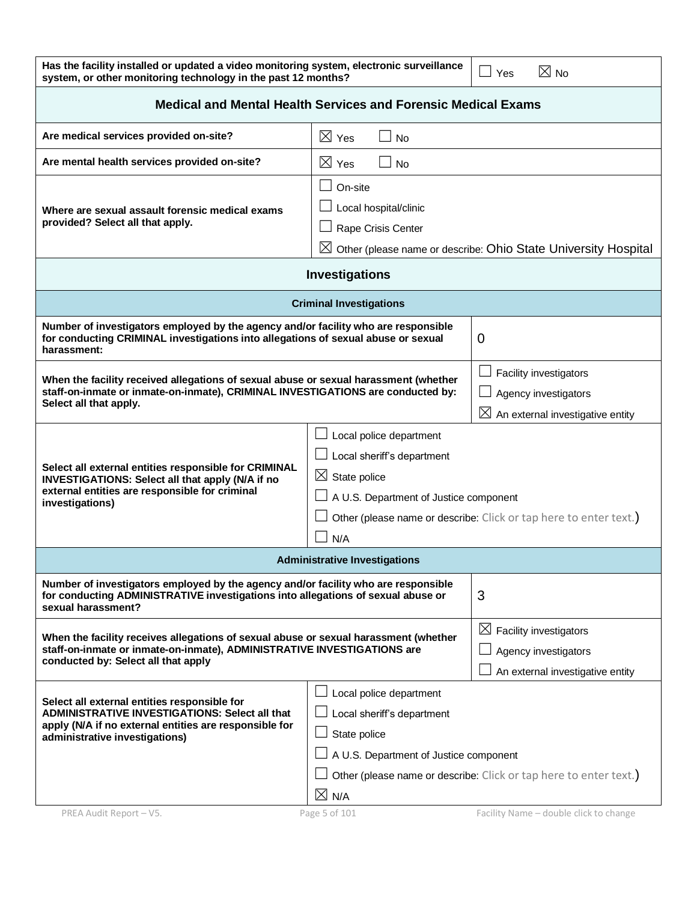| Has the facility installed or updated a video monitoring system, electronic surveillance system, or other monitoring technology in the past 12 months? | ☐ Yes ☒ No |
|---|---|

## Medical and Mental Health Services and Forensic Medical Exams

| | |
|---|---|
| **Are medical services provided on-site?** | ☒ Yes ☐ No |
| **Are mental health services provided on-site?** | ☒ Yes ☐ No |
| **Where are sexual assault forensic medical exams provided? Select all that apply.** | ☐ On-site<br>☐ Local hospital/clinic<br>☐ Rape Crisis Center<br>☒ Other (please name or describe: Ohio State University Hospital |

## Investigations

### Criminal Investigations

| | |
|---|---|
| **Number of investigators employed by the agency and/or facility who are responsible for conducting CRIMINAL investigations into allegations of sexual abuse or sexual harassment:** | 0 |
| **When the facility received allegations of sexual abuse or sexual harassment (whether staff-on-inmate or inmate-on-inmate), CRIMINAL INVESTIGATIONS are conducted by: Select all that apply.** | ☐ Facility investigators<br>☐ Agency investigators<br>☒ An external investigative entity |
| **Select all external entities responsible for CRIMINAL INVESTIGATIONS: Select all that apply (N/A if no external entities are responsible for criminal investigations)** | ☐ Local police department<br>☐ Local sheriff's department<br>☒ State police<br>☐ A U.S. Department of Justice component<br>☐ Other (please name or describe: Click or tap here to enter text.)<br>☐ N/A |

### Administrative Investigations

| | |
|---|---|
| **Number of investigators employed by the agency and/or facility who are responsible for conducting ADMINISTRATIVE investigations into allegations of sexual abuse or sexual harassment?** | 3 |
| **When the facility receives allegations of sexual abuse or sexual harassment (whether staff-on-inmate or inmate-on-inmate), ADMINISTRATIVE INVESTIGATIONS are conducted by: Select all that apply** | ☒ Facility investigators<br>☐ Agency investigators<br>☐ An external investigative entity |
| **Select all external entities responsible for ADMINISTRATIVE INVESTIGATIONS: Select all that apply (N/A if no external entities are responsible for administrative investigations)** | ☐ Local police department<br>☐ Local sheriff's department<br>☐ State police<br>☐ A U.S. Department of Justice component<br>☐ Other (please name or describe: Click or tap here to enter text.)<br>☒ N/A |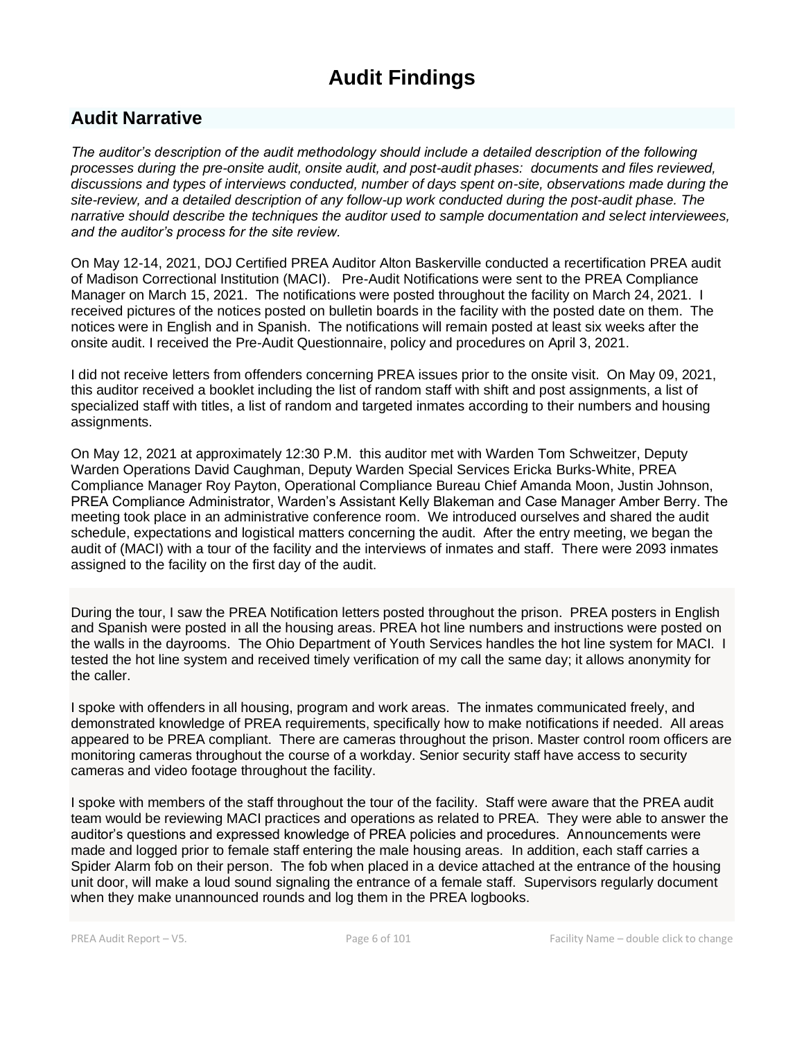# Audit Findings

## Audit Narrative

*The auditor's description of the audit methodology should include a detailed description of the following processes during the pre-onsite audit, onsite audit, and post-audit phases: documents and files reviewed, discussions and types of interviews conducted, number of days spent on-site, observations made during the site-review, and a detailed description of any follow-up work conducted during the post-audit phase. The narrative should describe the techniques the auditor used to sample documentation and select interviewees, and the auditor's process for the site review.*

On May 12-14, 2021, DOJ Certified PREA Auditor Alton Baskerville conducted a recertification PREA audit of Madison Correctional Institution (MACI). Pre-Audit Notifications were sent to the PREA Compliance Manager on March 15, 2021. The notifications were posted throughout the facility on March 24, 2021. I received pictures of the notices posted on bulletin boards in the facility with the posted date on them. The notices were in English and in Spanish. The notifications will remain posted at least six weeks after the onsite audit. I received the Pre-Audit Questionnaire, policy and procedures on April 3, 2021.

I did not receive letters from offenders concerning PREA issues prior to the onsite visit. On May 09, 2021, this auditor received a booklet including the list of random staff with shift and post assignments, a list of specialized staff with titles, a list of random and targeted inmates according to their numbers and housing assignments.

On May 12, 2021 at approximately 12:30 P.M. this auditor met with Warden Tom Schweitzer, Deputy Warden Operations David Caughman, Deputy Warden Special Services Ericka Burks-White, PREA Compliance Manager Roy Payton, Operational Compliance Bureau Chief Amanda Moon, Justin Johnson, PREA Compliance Administrator, Warden's Assistant Kelly Blakeman and Case Manager Amber Berry. The meeting took place in an administrative conference room. We introduced ourselves and shared the audit schedule, expectations and logistical matters concerning the audit. After the entry meeting, we began the audit of (MACI) with a tour of the facility and the interviews of inmates and staff. There were 2093 inmates assigned to the facility on the first day of the audit.

During the tour, I saw the PREA Notification letters posted throughout the prison. PREA posters in English and Spanish were posted in all the housing areas. PREA hot line numbers and instructions were posted on the walls in the dayrooms. The Ohio Department of Youth Services handles the hot line system for MACI. I tested the hot line system and received timely verification of my call the same day; it allows anonymity for the caller.

I spoke with offenders in all housing, program and work areas. The inmates communicated freely, and demonstrated knowledge of PREA requirements, specifically how to make notifications if needed. All areas appeared to be PREA compliant. There are cameras throughout the prison. Master control room officers are monitoring cameras throughout the course of a workday. Senior security staff have access to security cameras and video footage throughout the facility.

I spoke with members of the staff throughout the tour of the facility. Staff were aware that the PREA audit team would be reviewing MACI practices and operations as related to PREA. They were able to answer the auditor's questions and expressed knowledge of PREA policies and procedures. Announcements were made and logged prior to female staff entering the male housing areas. In addition, each staff carries a Spider Alarm fob on their person. The fob when placed in a device attached at the entrance of the housing unit door, will make a loud sound signaling the entrance of a female staff. Supervisors regularly document when they make unannounced rounds and log them in the PREA logbooks.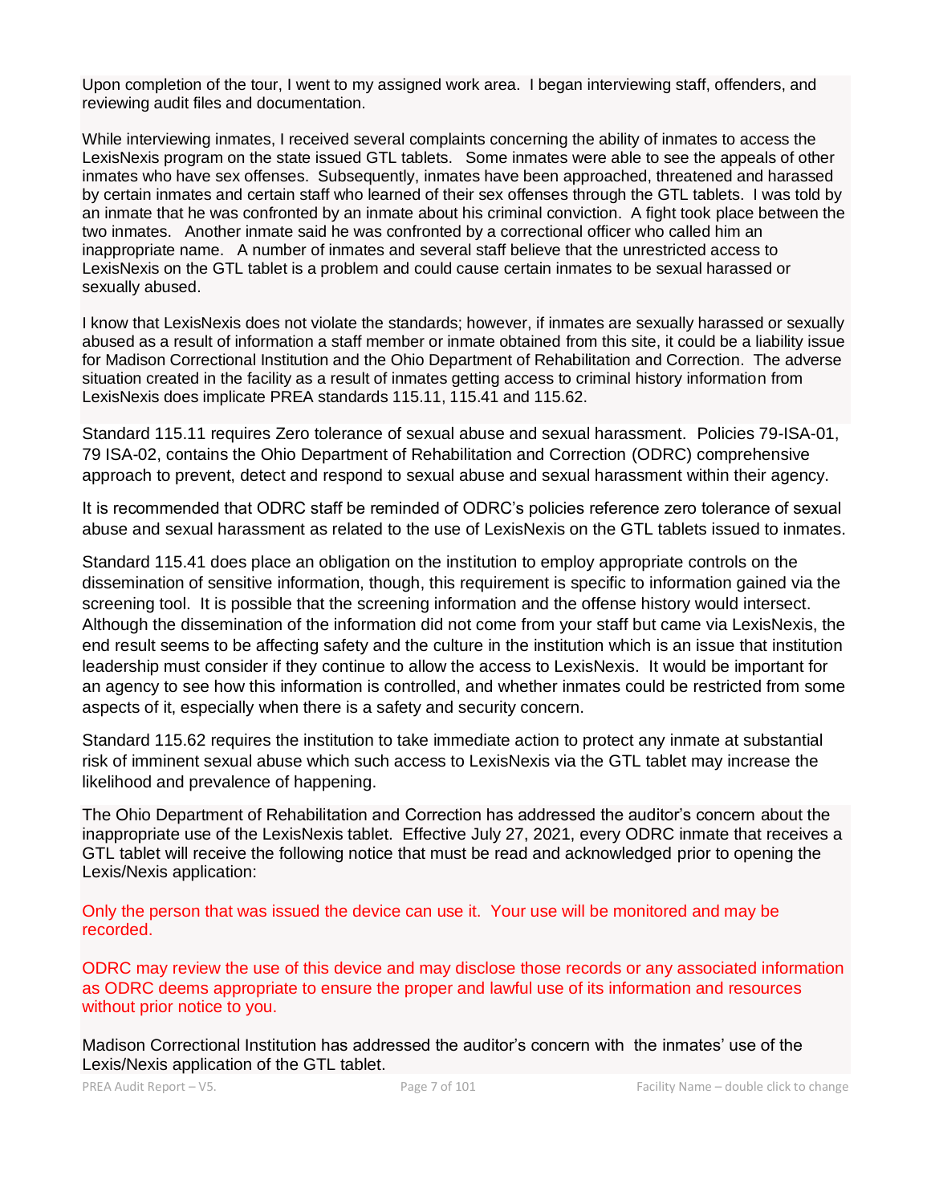Upon completion of the tour, I went to my assigned work area. I began interviewing staff, offenders, and reviewing audit files and documentation.

While interviewing inmates, I received several complaints concerning the ability of inmates to access the LexisNexis program on the state issued GTL tablets. Some inmates were able to see the appeals of other inmates who have sex offenses. Subsequently, inmates have been approached, threatened and harassed by certain inmates and certain staff who learned of their sex offenses through the GTL tablets. I was told by an inmate that he was confronted by an inmate about his criminal conviction. A fight took place between the two inmates. Another inmate said he was confronted by a correctional officer who called him an inappropriate name. A number of inmates and several staff believe that the unrestricted access to LexisNexis on the GTL tablet is a problem and could cause certain inmates to be sexual harassed or sexually abused.

I know that LexisNexis does not violate the standards; however, if inmates are sexually harassed or sexually abused as a result of information a staff member or inmate obtained from this site, it could be a liability issue for Madison Correctional Institution and the Ohio Department of Rehabilitation and Correction. The adverse situation created in the facility as a result of inmates getting access to criminal history information from LexisNexis does implicate PREA standards 115.11, 115.41 and 115.62.

Standard 115.11 requires Zero tolerance of sexual abuse and sexual harassment. Policies 79-ISA-01, 79 ISA-02, contains the Ohio Department of Rehabilitation and Correction (ODRC) comprehensive approach to prevent, detect and respond to sexual abuse and sexual harassment within their agency.

It is recommended that ODRC staff be reminded of ODRC's policies reference zero tolerance of sexual abuse and sexual harassment as related to the use of LexisNexis on the GTL tablets issued to inmates.

Standard 115.41 does place an obligation on the institution to employ appropriate controls on the dissemination of sensitive information, though, this requirement is specific to information gained via the screening tool. It is possible that the screening information and the offense history would intersect. Although the dissemination of the information did not come from your staff but came via LexisNexis, the end result seems to be affecting safety and the culture in the institution which is an issue that institution leadership must consider if they continue to allow the access to LexisNexis. It would be important for an agency to see how this information is controlled, and whether inmates could be restricted from some aspects of it, especially when there is a safety and security concern.

Standard 115.62 requires the institution to take immediate action to protect any inmate at substantial risk of imminent sexual abuse which such access to LexisNexis via the GTL tablet may increase the likelihood and prevalence of happening.

The Ohio Department of Rehabilitation and Correction has addressed the auditor's concern about the inappropriate use of the LexisNexis tablet. Effective July 27, 2021, every ODRC inmate that receives a GTL tablet will receive the following notice that must be read and acknowledged prior to opening the Lexis/Nexis application:

Only the person that was issued the device can use it. Your use will be monitored and may be recorded.

ODRC may review the use of this device and may disclose those records or any associated information as ODRC deems appropriate to ensure the proper and lawful use of its information and resources without prior notice to you.

Madison Correctional Institution has addressed the auditor's concern with the inmates' use of the Lexis/Nexis application of the GTL tablet.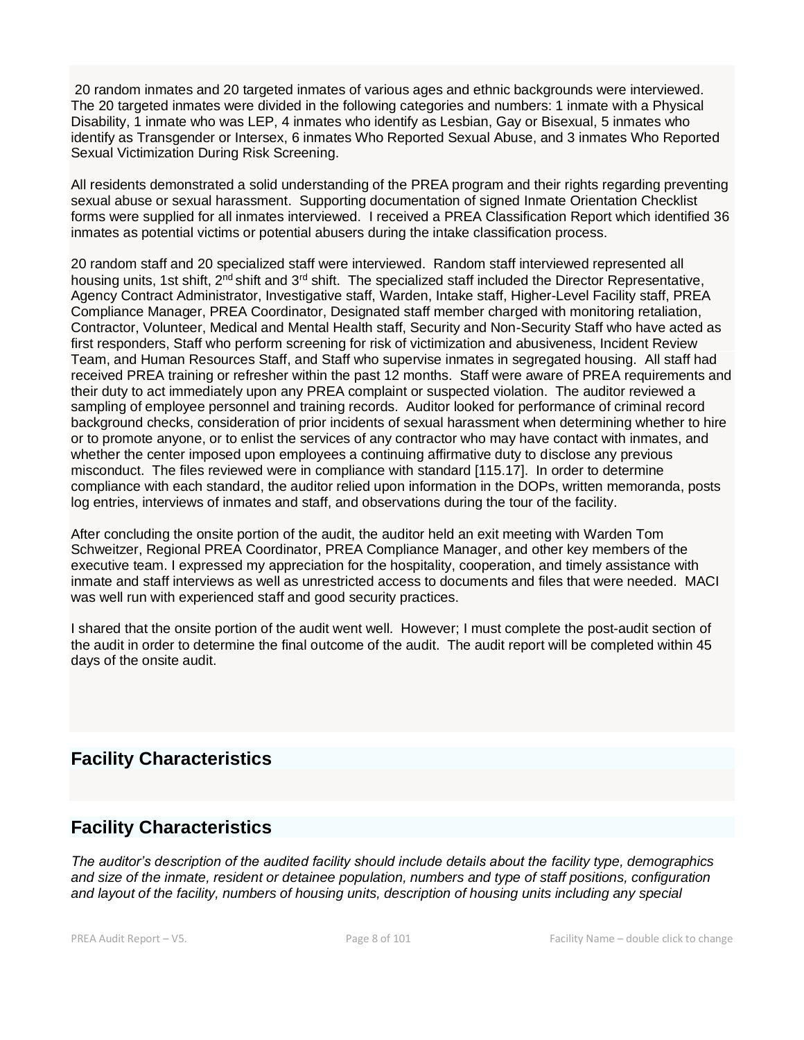20 random inmates and 20 targeted inmates of various ages and ethnic backgrounds were interviewed. The 20 targeted inmates were divided in the following categories and numbers: 1 inmate with a Physical Disability, 1 inmate who was LEP, 4 inmates who identify as Lesbian, Gay or Bisexual, 5 inmates who identify as Transgender or Intersex, 6 inmates Who Reported Sexual Abuse, and 3 inmates Who Reported Sexual Victimization During Risk Screening.

All residents demonstrated a solid understanding of the PREA program and their rights regarding preventing sexual abuse or sexual harassment. Supporting documentation of signed Inmate Orientation Checklist forms were supplied for all inmates interviewed. I received a PREA Classification Report which identified 36 inmates as potential victims or potential abusers during the intake classification process.

20 random staff and 20 specialized staff were interviewed. Random staff interviewed represented all housing units, 1st shift, 2nd shift and 3rd shift. The specialized staff included the Director Representative, Agency Contract Administrator, Investigative staff, Warden, Intake staff, Higher-Level Facility staff, PREA Compliance Manager, PREA Coordinator, Designated staff member charged with monitoring retaliation, Contractor, Volunteer, Medical and Mental Health staff, Security and Non-Security Staff who have acted as first responders, Staff who perform screening for risk of victimization and abusiveness, Incident Review Team, and Human Resources Staff, and Staff who supervise inmates in segregated housing. All staff had received PREA training or refresher within the past 12 months. Staff were aware of PREA requirements and their duty to act immediately upon any PREA complaint or suspected violation. The auditor reviewed a sampling of employee personnel and training records. Auditor looked for performance of criminal record background checks, consideration of prior incidents of sexual harassment when determining whether to hire or to promote anyone, or to enlist the services of any contractor who may have contact with inmates, and whether the center imposed upon employees a continuing affirmative duty to disclose any previous misconduct. The files reviewed were in compliance with standard [115.17]. In order to determine compliance with each standard, the auditor relied upon information in the DOPs, written memoranda, posts log entries, interviews of inmates and staff, and observations during the tour of the facility.

After concluding the onsite portion of the audit, the auditor held an exit meeting with Warden Tom Schweitzer, Regional PREA Coordinator, PREA Compliance Manager, and other key members of the executive team. I expressed my appreciation for the hospitality, cooperation, and timely assistance with inmate and staff interviews as well as unrestricted access to documents and files that were needed. MACI was well run with experienced staff and good security practices.

I shared that the onsite portion of the audit went well. However; I must complete the post-audit section of the audit in order to determine the final outcome of the audit. The audit report will be completed within 45 days of the onsite audit.

## Facility Characteristics

## Facility Characteristics

*The auditor's description of the audited facility should include details about the facility type, demographics and size of the inmate, resident or detainee population, numbers and type of staff positions, configuration and layout of the facility, numbers of housing units, description of housing units including any special*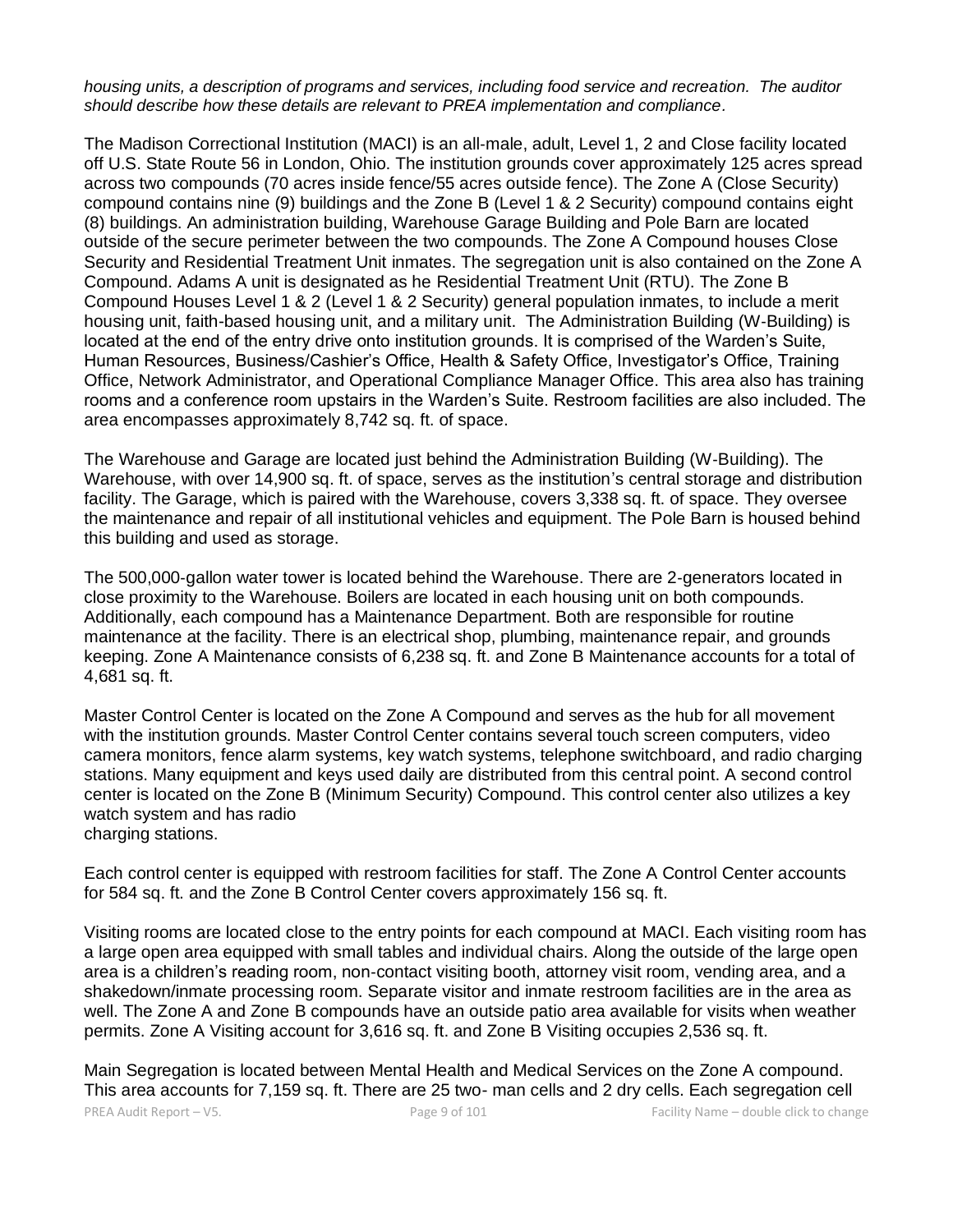*housing units, a description of programs and services, including food service and recreation. The auditor should describe how these details are relevant to PREA implementation and compliance.*

The Madison Correctional Institution (MACI) is an all-male, adult, Level 1, 2 and Close facility located off U.S. State Route 56 in London, Ohio. The institution grounds cover approximately 125 acres spread across two compounds (70 acres inside fence/55 acres outside fence). The Zone A (Close Security) compound contains nine (9) buildings and the Zone B (Level 1 & 2 Security) compound contains eight (8) buildings. An administration building, Warehouse Garage Building and Pole Barn are located outside of the secure perimeter between the two compounds. The Zone A Compound houses Close Security and Residential Treatment Unit inmates. The segregation unit is also contained on the Zone A Compound. Adams A unit is designated as he Residential Treatment Unit (RTU). The Zone B Compound Houses Level 1 & 2 (Level 1 & 2 Security) general population inmates, to include a merit housing unit, faith-based housing unit, and a military unit. The Administration Building (W-Building) is located at the end of the entry drive onto institution grounds. It is comprised of the Warden's Suite, Human Resources, Business/Cashier's Office, Health & Safety Office, Investigator's Office, Training Office, Network Administrator, and Operational Compliance Manager Office. This area also has training rooms and a conference room upstairs in the Warden's Suite. Restroom facilities are also included. The area encompasses approximately 8,742 sq. ft. of space.

The Warehouse and Garage are located just behind the Administration Building (W-Building). The Warehouse, with over 14,900 sq. ft. of space, serves as the institution's central storage and distribution facility. The Garage, which is paired with the Warehouse, covers 3,338 sq. ft. of space. They oversee the maintenance and repair of all institutional vehicles and equipment. The Pole Barn is housed behind this building and used as storage.

The 500,000-gallon water tower is located behind the Warehouse. There are 2-generators located in close proximity to the Warehouse. Boilers are located in each housing unit on both compounds. Additionally, each compound has a Maintenance Department. Both are responsible for routine maintenance at the facility. There is an electrical shop, plumbing, maintenance repair, and grounds keeping. Zone A Maintenance consists of 6,238 sq. ft. and Zone B Maintenance accounts for a total of 4,681 sq. ft.

Master Control Center is located on the Zone A Compound and serves as the hub for all movement with the institution grounds. Master Control Center contains several touch screen computers, video camera monitors, fence alarm systems, key watch systems, telephone switchboard, and radio charging stations. Many equipment and keys used daily are distributed from this central point. A second control center is located on the Zone B (Minimum Security) Compound. This control center also utilizes a key watch system and has radio
charging stations.

Each control center is equipped with restroom facilities for staff. The Zone A Control Center accounts for 584 sq. ft. and the Zone B Control Center covers approximately 156 sq. ft.

Visiting rooms are located close to the entry points for each compound at MACI. Each visiting room has a large open area equipped with small tables and individual chairs. Along the outside of the large open area is a children's reading room, non-contact visiting booth, attorney visit room, vending area, and a shakedown/inmate processing room. Separate visitor and inmate restroom facilities are in the area as well. The Zone A and Zone B compounds have an outside patio area available for visits when weather permits. Zone A Visiting account for 3,616 sq. ft. and Zone B Visiting occupies 2,536 sq. ft.

Main Segregation is located between Mental Health and Medical Services on the Zone A compound. This area accounts for 7,159 sq. ft. There are 25 two- man cells and 2 dry cells. Each segregation cell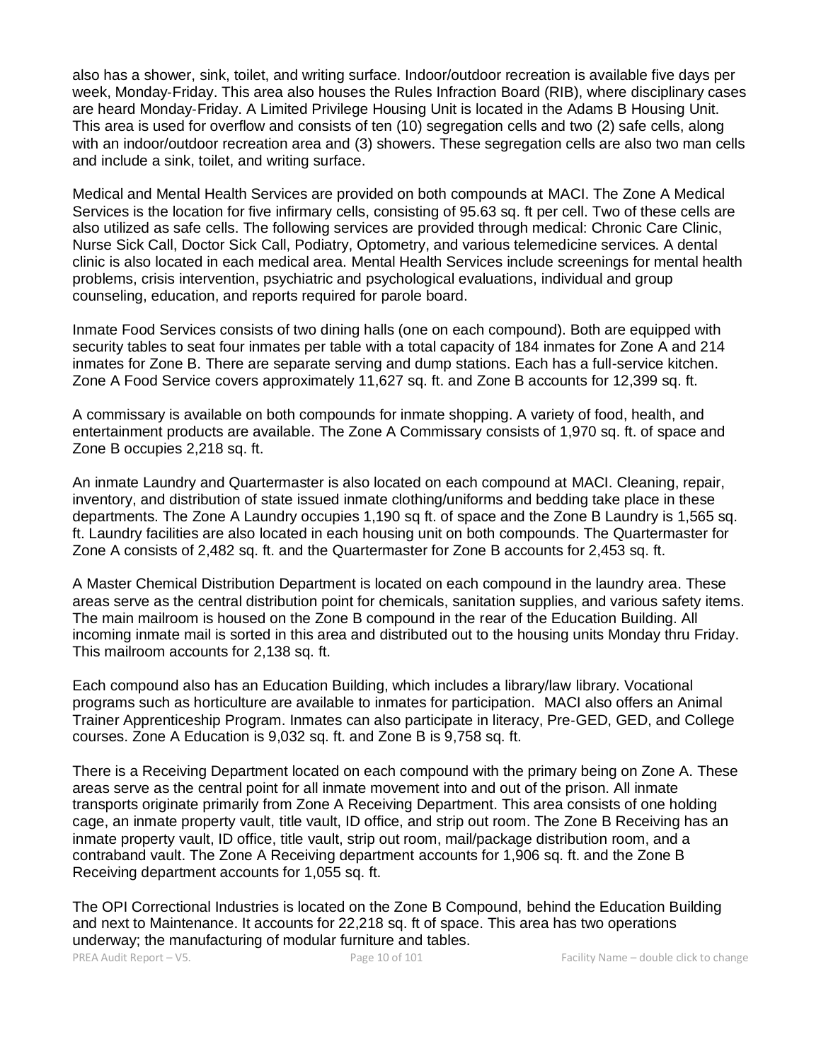also has a shower, sink, toilet, and writing surface. Indoor/outdoor recreation is available five days per week, Monday-Friday. This area also houses the Rules Infraction Board (RIB), where disciplinary cases are heard Monday-Friday. A Limited Privilege Housing Unit is located in the Adams B Housing Unit. This area is used for overflow and consists of ten (10) segregation cells and two (2) safe cells, along with an indoor/outdoor recreation area and (3) showers. These segregation cells are also two man cells and include a sink, toilet, and writing surface.

Medical and Mental Health Services are provided on both compounds at MACI. The Zone A Medical Services is the location for five infirmary cells, consisting of 95.63 sq. ft per cell. Two of these cells are also utilized as safe cells. The following services are provided through medical: Chronic Care Clinic, Nurse Sick Call, Doctor Sick Call, Podiatry, Optometry, and various telemedicine services. A dental clinic is also located in each medical area. Mental Health Services include screenings for mental health problems, crisis intervention, psychiatric and psychological evaluations, individual and group counseling, education, and reports required for parole board.

Inmate Food Services consists of two dining halls (one on each compound). Both are equipped with security tables to seat four inmates per table with a total capacity of 184 inmates for Zone A and 214 inmates for Zone B. There are separate serving and dump stations. Each has a full-service kitchen. Zone A Food Service covers approximately 11,627 sq. ft. and Zone B accounts for 12,399 sq. ft.

A commissary is available on both compounds for inmate shopping. A variety of food, health, and entertainment products are available. The Zone A Commissary consists of 1,970 sq. ft. of space and Zone B occupies 2,218 sq. ft.

An inmate Laundry and Quartermaster is also located on each compound at MACI. Cleaning, repair, inventory, and distribution of state issued inmate clothing/uniforms and bedding take place in these departments. The Zone A Laundry occupies 1,190 sq ft. of space and the Zone B Laundry is 1,565 sq. ft. Laundry facilities are also located in each housing unit on both compounds. The Quartermaster for Zone A consists of 2,482 sq. ft. and the Quartermaster for Zone B accounts for 2,453 sq. ft.

A Master Chemical Distribution Department is located on each compound in the laundry area. These areas serve as the central distribution point for chemicals, sanitation supplies, and various safety items. The main mailroom is housed on the Zone B compound in the rear of the Education Building. All incoming inmate mail is sorted in this area and distributed out to the housing units Monday thru Friday. This mailroom accounts for 2,138 sq. ft.

Each compound also has an Education Building, which includes a library/law library. Vocational programs such as horticulture are available to inmates for participation. MACI also offers an Animal Trainer Apprenticeship Program. Inmates can also participate in literacy, Pre-GED, GED, and College courses. Zone A Education is 9,032 sq. ft. and Zone B is 9,758 sq. ft.

There is a Receiving Department located on each compound with the primary being on Zone A. These areas serve as the central point for all inmate movement into and out of the prison. All inmate transports originate primarily from Zone A Receiving Department. This area consists of one holding cage, an inmate property vault, title vault, ID office, and strip out room. The Zone B Receiving has an inmate property vault, ID office, title vault, strip out room, mail/package distribution room, and a contraband vault. The Zone A Receiving department accounts for 1,906 sq. ft. and the Zone B Receiving department accounts for 1,055 sq. ft.

The OPI Correctional Industries is located on the Zone B Compound, behind the Education Building and next to Maintenance. It accounts for 22,218 sq. ft of space. This area has two operations underway; the manufacturing of modular furniture and tables.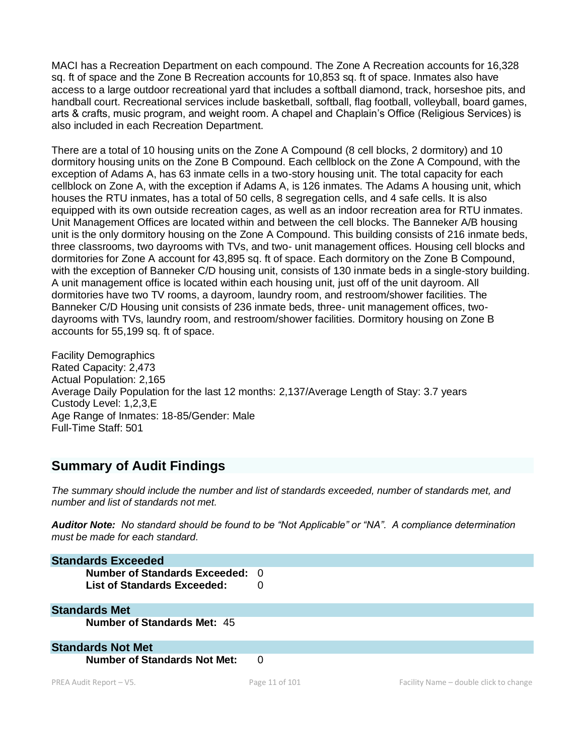MACI has a Recreation Department on each compound. The Zone A Recreation accounts for 16,328 sq. ft of space and the Zone B Recreation accounts for 10,853 sq. ft of space. Inmates also have access to a large outdoor recreational yard that includes a softball diamond, track, horseshoe pits, and handball court. Recreational services include basketball, softball, flag football, volleyball, board games, arts & crafts, music program, and weight room. A chapel and Chaplain's Office (Religious Services) is also included in each Recreation Department.

There are a total of 10 housing units on the Zone A Compound (8 cell blocks, 2 dormitory) and 10 dormitory housing units on the Zone B Compound. Each cellblock on the Zone A Compound, with the exception of Adams A, has 63 inmate cells in a two-story housing unit. The total capacity for each cellblock on Zone A, with the exception if Adams A, is 126 inmates. The Adams A housing unit, which houses the RTU inmates, has a total of 50 cells, 8 segregation cells, and 4 safe cells. It is also equipped with its own outside recreation cages, as well as an indoor recreation area for RTU inmates. Unit Management Offices are located within and between the cell blocks. The Banneker A/B housing unit is the only dormitory housing on the Zone A Compound. This building consists of 216 inmate beds, three classrooms, two dayrooms with TVs, and two- unit management offices. Housing cell blocks and dormitories for Zone A account for 43,895 sq. ft of space. Each dormitory on the Zone B Compound, with the exception of Banneker C/D housing unit, consists of 130 inmate beds in a single-story building. A unit management office is located within each housing unit, just off of the unit dayroom. All dormitories have two TV rooms, a dayroom, laundry room, and restroom/shower facilities. The Banneker C/D Housing unit consists of 236 inmate beds, three- unit management offices, two-dayrooms with TVs, laundry room, and restroom/shower facilities. Dormitory housing on Zone B accounts for 55,199 sq. ft of space.

Facility Demographics
Rated Capacity: 2,473
Actual Population: 2,165
Average Daily Population for the last 12 months: 2,137/Average Length of Stay: 3.7 years
Custody Level: 1,2,3,E
Age Range of Inmates: 18-85/Gender: Male
Full-Time Staff: 501

## Summary of Audit Findings

*The summary should include the number and list of standards exceeded, number of standards met, and number and list of standards not met.*

***Auditor Note:*** *No standard should be found to be "Not Applicable" or "NA". A compliance determination must be made for each standard.*

### Standards Exceeded

**Number of Standards Exceeded:** 0
**List of Standards Exceeded:** 0

### Standards Met

**Number of Standards Met:** 45

### Standards Not Met

**Number of Standards Not Met:** 0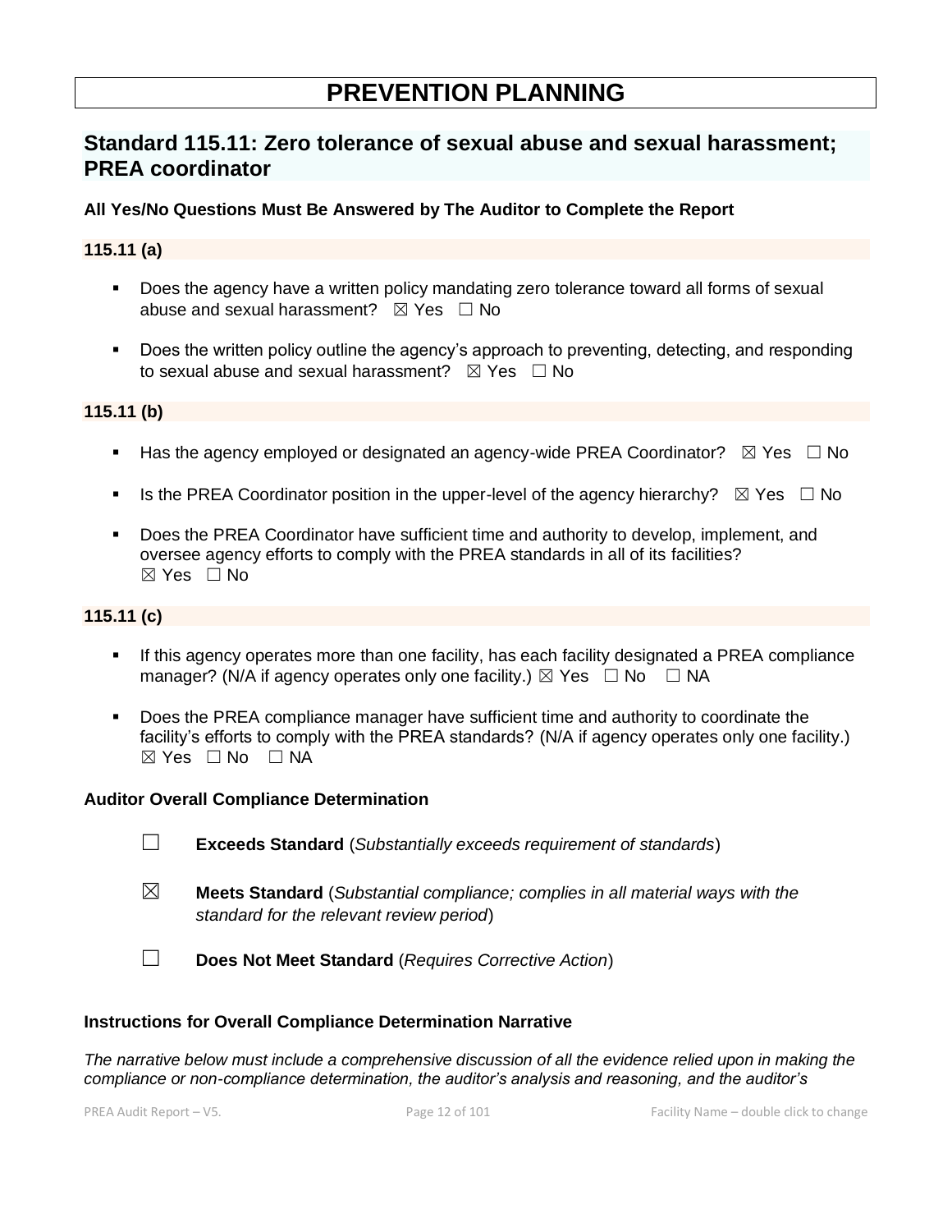# PREVENTION PLANNING

## Standard 115.11: Zero tolerance of sexual abuse and sexual harassment; PREA coordinator

**All Yes/No Questions Must Be Answered by The Auditor to Complete the Report**

### 115.11 (a)

- Does the agency have a written policy mandating zero tolerance toward all forms of sexual abuse and sexual harassment? ☒ Yes ☐ No
- Does the written policy outline the agency's approach to preventing, detecting, and responding to sexual abuse and sexual harassment? ☒ Yes ☐ No

### 115.11 (b)

- Has the agency employed or designated an agency-wide PREA Coordinator? ☒ Yes ☐ No
- Is the PREA Coordinator position in the upper-level of the agency hierarchy? ☒ Yes ☐ No
- Does the PREA Coordinator have sufficient time and authority to develop, implement, and oversee agency efforts to comply with the PREA standards in all of its facilities? ☒ Yes ☐ No

### 115.11 (c)

- If this agency operates more than one facility, has each facility designated a PREA compliance manager? (N/A if agency operates only one facility.) ☒ Yes ☐ No ☐ NA
- Does the PREA compliance manager have sufficient time and authority to coordinate the facility's efforts to comply with the PREA standards? (N/A if agency operates only one facility.) ☒ Yes ☐ No ☐ NA

**Auditor Overall Compliance Determination**

☐ **Exceeds Standard** (*Substantially exceeds requirement of standards*)

☒ **Meets Standard** (*Substantial compliance; complies in all material ways with the standard for the relevant review period*)

☐ **Does Not Meet Standard** (*Requires Corrective Action*)

**Instructions for Overall Compliance Determination Narrative**

*The narrative below must include a comprehensive discussion of all the evidence relied upon in making the compliance or non-compliance determination, the auditor's analysis and reasoning, and the auditor's*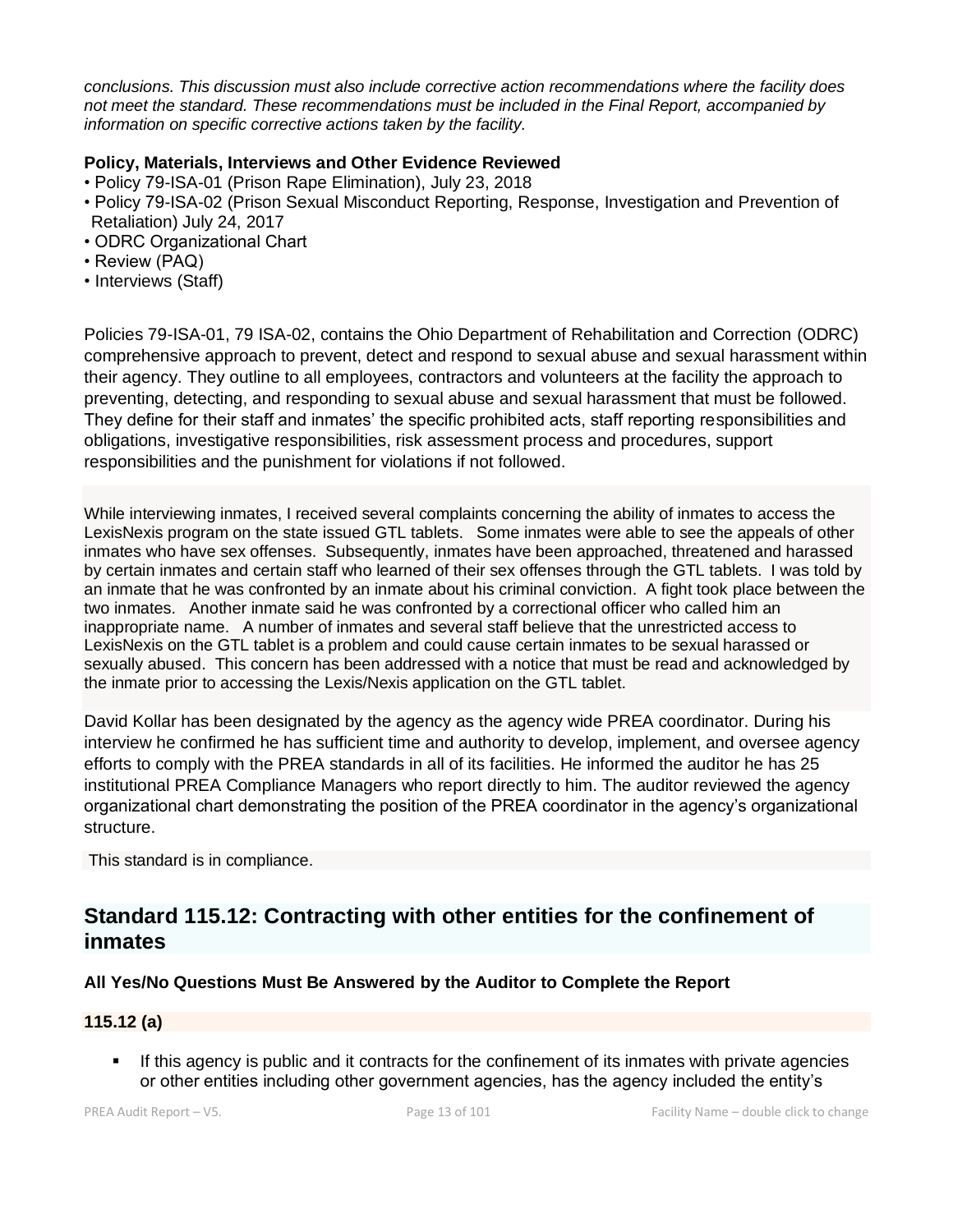*conclusions. This discussion must also include corrective action recommendations where the facility does not meet the standard. These recommendations must be included in the Final Report, accompanied by information on specific corrective actions taken by the facility.*

**Policy, Materials, Interviews and Other Evidence Reviewed**

- Policy 79-ISA-01 (Prison Rape Elimination), July 23, 2018
- Policy 79-ISA-02 (Prison Sexual Misconduct Reporting, Response, Investigation and Prevention of Retaliation) July 24, 2017
- ODRC Organizational Chart
- Review (PAQ)
- Interviews (Staff)

Policies 79-ISA-01, 79 ISA-02, contains the Ohio Department of Rehabilitation and Correction (ODRC) comprehensive approach to prevent, detect and respond to sexual abuse and sexual harassment within their agency. They outline to all employees, contractors and volunteers at the facility the approach to preventing, detecting, and responding to sexual abuse and sexual harassment that must be followed. They define for their staff and inmates' the specific prohibited acts, staff reporting responsibilities and obligations, investigative responsibilities, risk assessment process and procedures, support responsibilities and the punishment for violations if not followed.

While interviewing inmates, I received several complaints concerning the ability of inmates to access the LexisNexis program on the state issued GTL tablets. Some inmates were able to see the appeals of other inmates who have sex offenses. Subsequently, inmates have been approached, threatened and harassed by certain inmates and certain staff who learned of their sex offenses through the GTL tablets. I was told by an inmate that he was confronted by an inmate about his criminal conviction. A fight took place between the two inmates. Another inmate said he was confronted by a correctional officer who called him an inappropriate name. A number of inmates and several staff believe that the unrestricted access to LexisNexis on the GTL tablet is a problem and could cause certain inmates to be sexual harassed or sexually abused. This concern has been addressed with a notice that must be read and acknowledged by the inmate prior to accessing the Lexis/Nexis application on the GTL tablet.

David Kollar has been designated by the agency as the agency wide PREA coordinator. During his interview he confirmed he has sufficient time and authority to develop, implement, and oversee agency efforts to comply with the PREA standards in all of its facilities. He informed the auditor he has 25 institutional PREA Compliance Managers who report directly to him. The auditor reviewed the agency organizational chart demonstrating the position of the PREA coordinator in the agency's organizational structure.

This standard is in compliance.

## Standard 115.12: Contracting with other entities for the confinement of inmates

**All Yes/No Questions Must Be Answered by the Auditor to Complete the Report**

**115.12 (a)**

- If this agency is public and it contracts for the confinement of its inmates with private agencies or other entities including other government agencies, has the agency included the entity's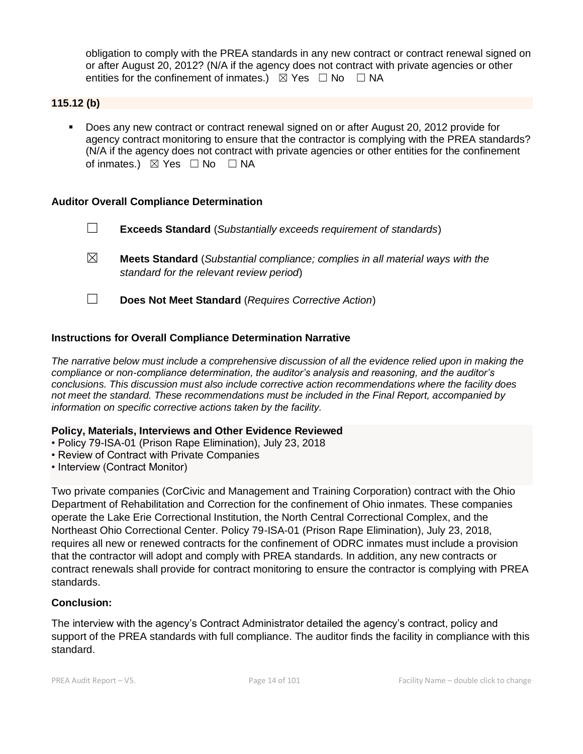obligation to comply with the PREA standards in any new contract or contract renewal signed on or after August 20, 2012? (N/A if the agency does not contract with private agencies or other entities for the confinement of inmates.) ☒ Yes ☐ No ☐ NA

### 115.12 (b)

- Does any new contract or contract renewal signed on or after August 20, 2012 provide for agency contract monitoring to ensure that the contractor is complying with the PREA standards? (N/A if the agency does not contract with private agencies or other entities for the confinement of inmates.) ☒ Yes ☐ No ☐ NA

### Auditor Overall Compliance Determination

☐ **Exceeds Standard** (*Substantially exceeds requirement of standards*)

☒ **Meets Standard** (*Substantial compliance; complies in all material ways with the standard for the relevant review period*)

☐ **Does Not Meet Standard** (*Requires Corrective Action*)

### Instructions for Overall Compliance Determination Narrative

*The narrative below must include a comprehensive discussion of all the evidence relied upon in making the compliance or non-compliance determination, the auditor's analysis and reasoning, and the auditor's conclusions. This discussion must also include corrective action recommendations where the facility does not meet the standard. These recommendations must be included in the Final Report, accompanied by information on specific corrective actions taken by the facility.*

**Policy, Materials, Interviews and Other Evidence Reviewed**

- Policy 79-ISA-01 (Prison Rape Elimination), July 23, 2018
- Review of Contract with Private Companies
- Interview (Contract Monitor)

Two private companies (CorCivic and Management and Training Corporation) contract with the Ohio Department of Rehabilitation and Correction for the confinement of Ohio inmates. These companies operate the Lake Erie Correctional Institution, the North Central Correctional Complex, and the Northeast Ohio Correctional Center. Policy 79-ISA-01 (Prison Rape Elimination), July 23, 2018, requires all new or renewed contracts for the confinement of ODRC inmates must include a provision that the contractor will adopt and comply with PREA standards. In addition, any new contracts or contract renewals shall provide for contract monitoring to ensure the contractor is complying with PREA standards.

**Conclusion:**

The interview with the agency's Contract Administrator detailed the agency's contract, policy and support of the PREA standards with full compliance. The auditor finds the facility in compliance with this standard.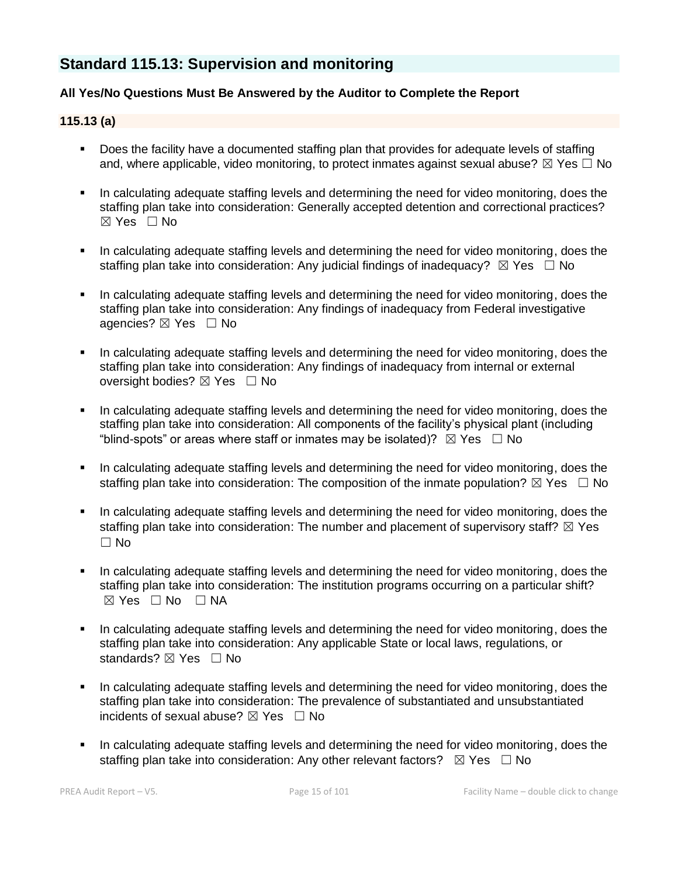## Standard 115.13: Supervision and monitoring

**All Yes/No Questions Must Be Answered by the Auditor to Complete the Report**

### 115.13 (a)

- Does the facility have a documented staffing plan that provides for adequate levels of staffing and, where applicable, video monitoring, to protect inmates against sexual abuse? ☒ Yes ☐ No
- In calculating adequate staffing levels and determining the need for video monitoring, does the staffing plan take into consideration: Generally accepted detention and correctional practices? ☒ Yes ☐ No
- In calculating adequate staffing levels and determining the need for video monitoring, does the staffing plan take into consideration: Any judicial findings of inadequacy? ☒ Yes ☐ No
- In calculating adequate staffing levels and determining the need for video monitoring, does the staffing plan take into consideration: Any findings of inadequacy from Federal investigative agencies? ☒ Yes ☐ No
- In calculating adequate staffing levels and determining the need for video monitoring, does the staffing plan take into consideration: Any findings of inadequacy from internal or external oversight bodies? ☒ Yes ☐ No
- In calculating adequate staffing levels and determining the need for video monitoring, does the staffing plan take into consideration: All components of the facility's physical plant (including "blind-spots" or areas where staff or inmates may be isolated)? ☒ Yes ☐ No
- In calculating adequate staffing levels and determining the need for video monitoring, does the staffing plan take into consideration: The composition of the inmate population? ☒ Yes ☐ No
- In calculating adequate staffing levels and determining the need for video monitoring, does the staffing plan take into consideration: The number and placement of supervisory staff? ☒ Yes ☐ No
- In calculating adequate staffing levels and determining the need for video monitoring, does the staffing plan take into consideration: The institution programs occurring on a particular shift? ☒ Yes ☐ No ☐ NA
- In calculating adequate staffing levels and determining the need for video monitoring, does the staffing plan take into consideration: Any applicable State or local laws, regulations, or standards? ☒ Yes ☐ No
- In calculating adequate staffing levels and determining the need for video monitoring, does the staffing plan take into consideration: The prevalence of substantiated and unsubstantiated incidents of sexual abuse? ☒ Yes ☐ No
- In calculating adequate staffing levels and determining the need for video monitoring, does the staffing plan take into consideration: Any other relevant factors? ☒ Yes ☐ No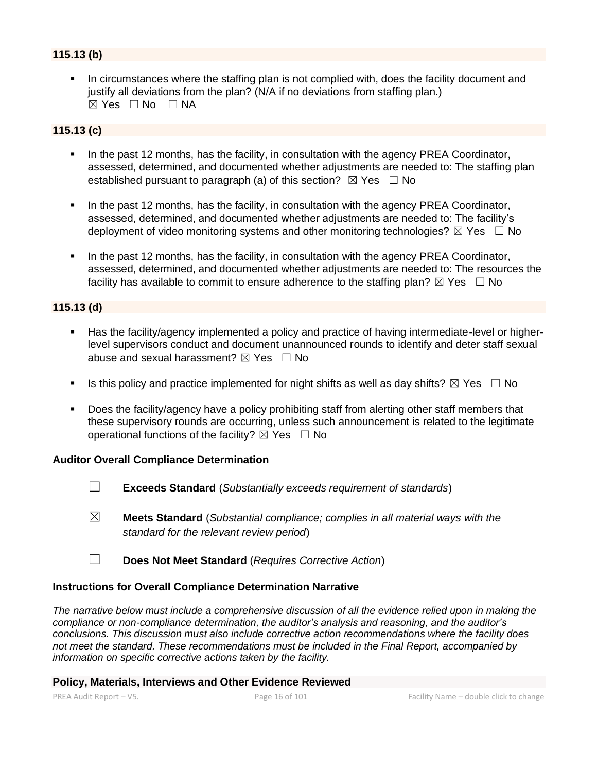### 115.13 (b)

- In circumstances where the staffing plan is not complied with, does the facility document and justify all deviations from the plan? (N/A if no deviations from staffing plan.)
  ☒ Yes ☐ No ☐ NA

### 115.13 (c)

- In the past 12 months, has the facility, in consultation with the agency PREA Coordinator, assessed, determined, and documented whether adjustments are needed to: The staffing plan established pursuant to paragraph (a) of this section? ☒ Yes ☐ No

- In the past 12 months, has the facility, in consultation with the agency PREA Coordinator, assessed, determined, and documented whether adjustments are needed to: The facility's deployment of video monitoring systems and other monitoring technologies? ☒ Yes ☐ No

- In the past 12 months, has the facility, in consultation with the agency PREA Coordinator, assessed, determined, and documented whether adjustments are needed to: The resources the facility has available to commit to ensure adherence to the staffing plan? ☒ Yes ☐ No

### 115.13 (d)

- Has the facility/agency implemented a policy and practice of having intermediate-level or higher-level supervisors conduct and document unannounced rounds to identify and deter staff sexual abuse and sexual harassment? ☒ Yes ☐ No

- Is this policy and practice implemented for night shifts as well as day shifts? ☒ Yes ☐ No

- Does the facility/agency have a policy prohibiting staff from alerting other staff members that these supervisory rounds are occurring, unless such announcement is related to the legitimate operational functions of the facility? ☒ Yes ☐ No

**Auditor Overall Compliance Determination**

☐ **Exceeds Standard** (*Substantially exceeds requirement of standards*)

☒ **Meets Standard** (*Substantial compliance; complies in all material ways with the standard for the relevant review period*)

☐ **Does Not Meet Standard** (*Requires Corrective Action*)

**Instructions for Overall Compliance Determination Narrative**

*The narrative below must include a comprehensive discussion of all the evidence relied upon in making the compliance or non-compliance determination, the auditor's analysis and reasoning, and the auditor's conclusions. This discussion must also include corrective action recommendations where the facility does not meet the standard. These recommendations must be included in the Final Report, accompanied by information on specific corrective actions taken by the facility.*

**Policy, Materials, Interviews and Other Evidence Reviewed**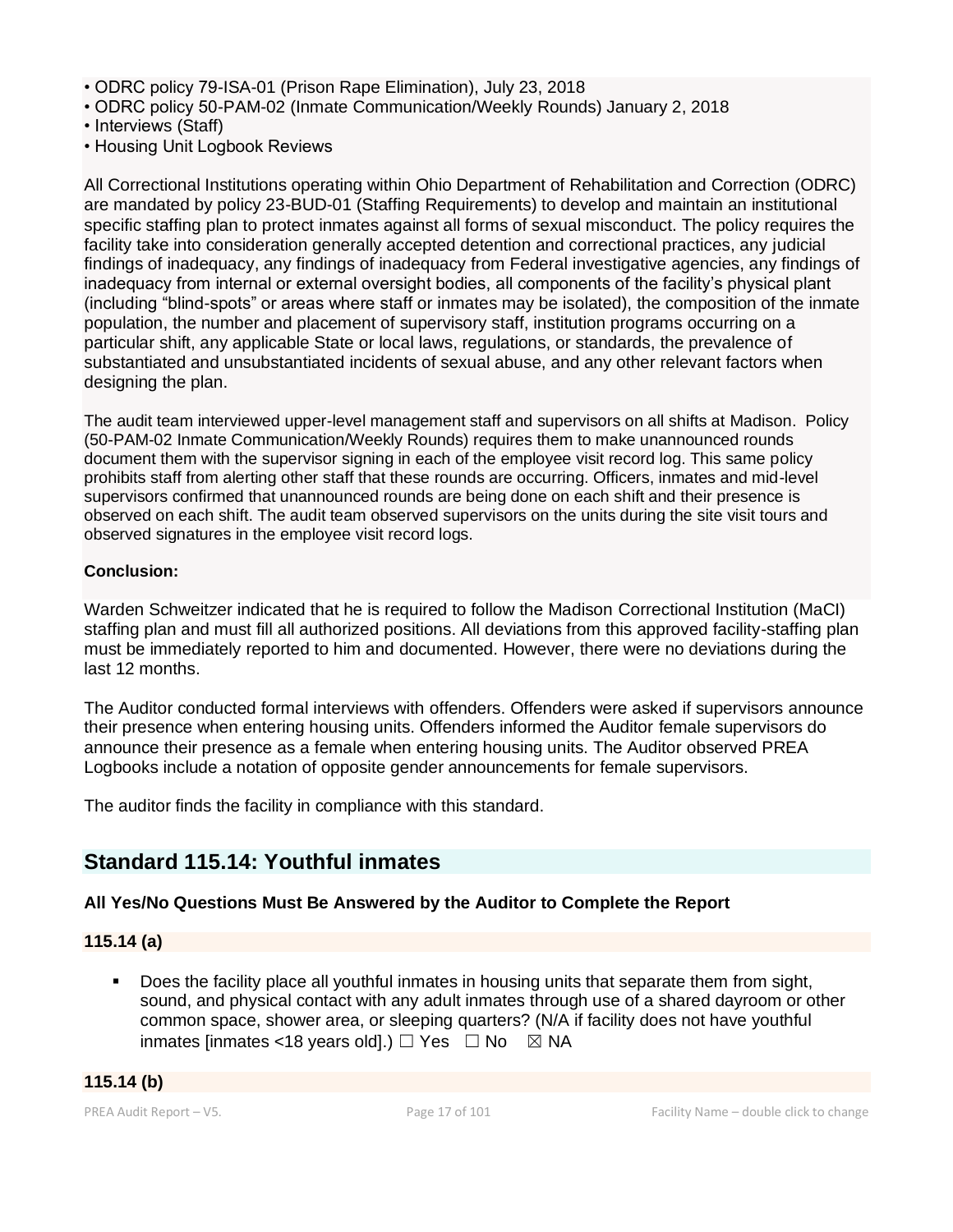- ODRC policy 79-ISA-01 (Prison Rape Elimination), July 23, 2018
- ODRC policy 50-PAM-02 (Inmate Communication/Weekly Rounds) January 2, 2018
- Interviews (Staff)
- Housing Unit Logbook Reviews

All Correctional Institutions operating within Ohio Department of Rehabilitation and Correction (ODRC) are mandated by policy 23-BUD-01 (Staffing Requirements) to develop and maintain an institutional specific staffing plan to protect inmates against all forms of sexual misconduct. The policy requires the facility take into consideration generally accepted detention and correctional practices, any judicial findings of inadequacy, any findings of inadequacy from Federal investigative agencies, any findings of inadequacy from internal or external oversight bodies, all components of the facility's physical plant (including "blind-spots" or areas where staff or inmates may be isolated), the composition of the inmate population, the number and placement of supervisory staff, institution programs occurring on a particular shift, any applicable State or local laws, regulations, or standards, the prevalence of substantiated and unsubstantiated incidents of sexual abuse, and any other relevant factors when designing the plan.

The audit team interviewed upper-level management staff and supervisors on all shifts at Madison. Policy (50-PAM-02 Inmate Communication/Weekly Rounds) requires them to make unannounced rounds document them with the supervisor signing in each of the employee visit record log. This same policy prohibits staff from alerting other staff that these rounds are occurring. Officers, inmates and mid-level supervisors confirmed that unannounced rounds are being done on each shift and their presence is observed on each shift. The audit team observed supervisors on the units during the site visit tours and observed signatures in the employee visit record logs.

**Conclusion:**

Warden Schweitzer indicated that he is required to follow the Madison Correctional Institution (MaCI) staffing plan and must fill all authorized positions. All deviations from this approved facility-staffing plan must be immediately reported to him and documented. However, there were no deviations during the last 12 months.

The Auditor conducted formal interviews with offenders. Offenders were asked if supervisors announce their presence when entering housing units. Offenders informed the Auditor female supervisors do announce their presence as a female when entering housing units. The Auditor observed PREA Logbooks include a notation of opposite gender announcements for female supervisors.

The auditor finds the facility in compliance with this standard.

## Standard 115.14: Youthful inmates

**All Yes/No Questions Must Be Answered by the Auditor to Complete the Report**

**115.14 (a)**

- Does the facility place all youthful inmates in housing units that separate them from sight, sound, and physical contact with any adult inmates through use of a shared dayroom or other common space, shower area, or sleeping quarters? (N/A if facility does not have youthful inmates [inmates <18 years old].) ☐ Yes ☐ No ☒ NA

**115.14 (b)**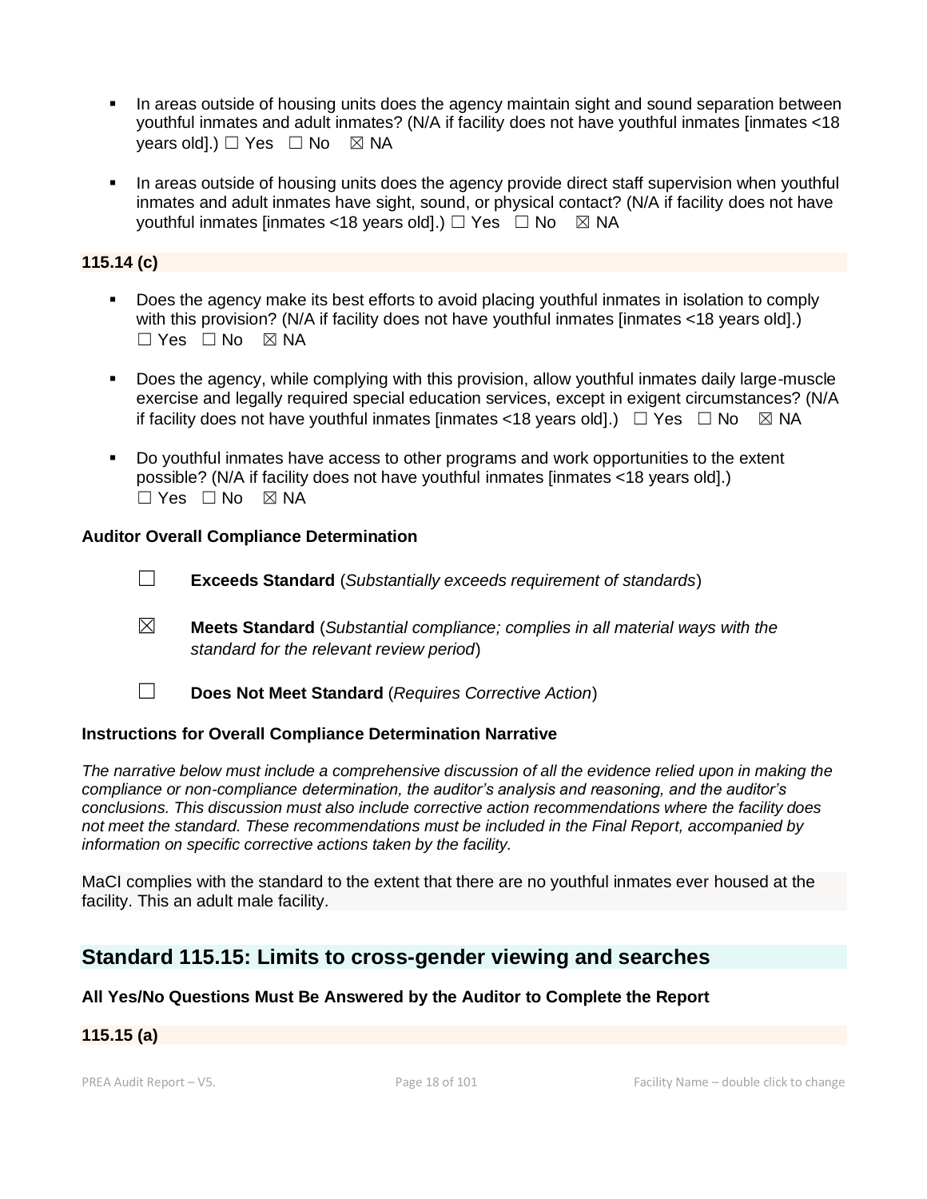- In areas outside of housing units does the agency maintain sight and sound separation between youthful inmates and adult inmates? (N/A if facility does not have youthful inmates [inmates <18 years old].) ☐ Yes ☐ No ☒ NA

- In areas outside of housing units does the agency provide direct staff supervision when youthful inmates and adult inmates have sight, sound, or physical contact? (N/A if facility does not have youthful inmates [inmates <18 years old].) ☐ Yes ☐ No ☒ NA

**115.14 (c)**

- Does the agency make its best efforts to avoid placing youthful inmates in isolation to comply with this provision? (N/A if facility does not have youthful inmates [inmates <18 years old].) ☐ Yes ☐ No ☒ NA

- Does the agency, while complying with this provision, allow youthful inmates daily large-muscle exercise and legally required special education services, except in exigent circumstances? (N/A if facility does not have youthful inmates [inmates <18 years old].) ☐ Yes ☐ No ☒ NA

- Do youthful inmates have access to other programs and work opportunities to the extent possible? (N/A if facility does not have youthful inmates [inmates <18 years old].) ☐ Yes ☐ No ☒ NA

**Auditor Overall Compliance Determination**

☐ **Exceeds Standard** (*Substantially exceeds requirement of standards*)

☒ **Meets Standard** (*Substantial compliance; complies in all material ways with the standard for the relevant review period*)

☐ **Does Not Meet Standard** (*Requires Corrective Action*)

**Instructions for Overall Compliance Determination Narrative**

*The narrative below must include a comprehensive discussion of all the evidence relied upon in making the compliance or non-compliance determination, the auditor's analysis and reasoning, and the auditor's conclusions. This discussion must also include corrective action recommendations where the facility does not meet the standard. These recommendations must be included in the Final Report, accompanied by information on specific corrective actions taken by the facility.*

MaCI complies with the standard to the extent that there are no youthful inmates ever housed at the facility. This an adult male facility.

## Standard 115.15: Limits to cross-gender viewing and searches

**All Yes/No Questions Must Be Answered by the Auditor to Complete the Report**

**115.15 (a)**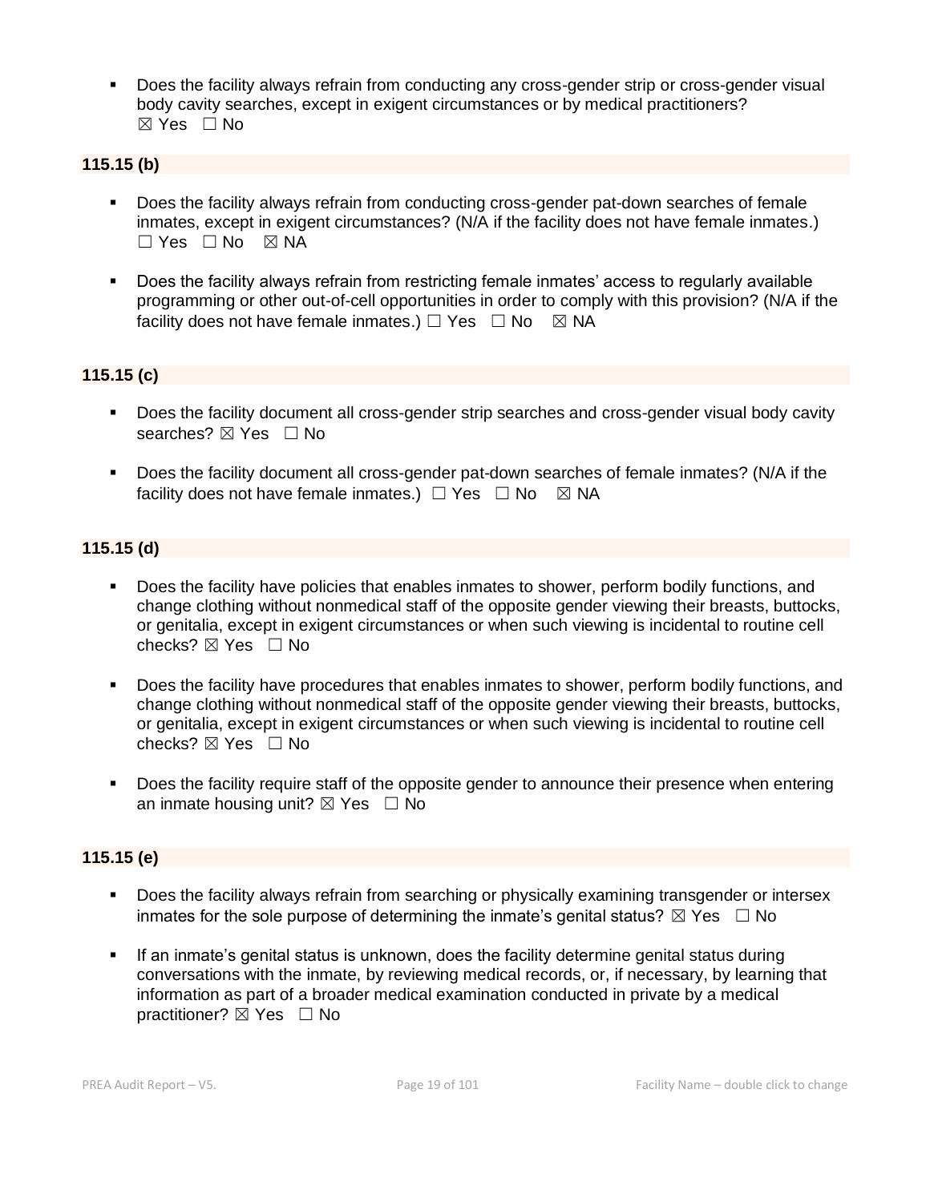- Does the facility always refrain from conducting any cross-gender strip or cross-gender visual body cavity searches, except in exigent circumstances or by medical practitioners?
  ☒ Yes ☐ No

**115.15 (b)**

- Does the facility always refrain from conducting cross-gender pat-down searches of female inmates, except in exigent circumstances? (N/A if the facility does not have female inmates.)
  ☐ Yes ☐ No ☒ NA

- Does the facility always refrain from restricting female inmates' access to regularly available programming or other out-of-cell opportunities in order to comply with this provision? (N/A if the facility does not have female inmates.) ☐ Yes ☐ No ☒ NA

**115.15 (c)**

- Does the facility document all cross-gender strip searches and cross-gender visual body cavity searches? ☒ Yes ☐ No

- Does the facility document all cross-gender pat-down searches of female inmates? (N/A if the facility does not have female inmates.) ☐ Yes ☐ No ☒ NA

**115.15 (d)**

- Does the facility have policies that enables inmates to shower, perform bodily functions, and change clothing without nonmedical staff of the opposite gender viewing their breasts, buttocks, or genitalia, except in exigent circumstances or when such viewing is incidental to routine cell checks? ☒ Yes ☐ No

- Does the facility have procedures that enables inmates to shower, perform bodily functions, and change clothing without nonmedical staff of the opposite gender viewing their breasts, buttocks, or genitalia, except in exigent circumstances or when such viewing is incidental to routine cell checks? ☒ Yes ☐ No

- Does the facility require staff of the opposite gender to announce their presence when entering an inmate housing unit? ☒ Yes ☐ No

**115.15 (e)**

- Does the facility always refrain from searching or physically examining transgender or intersex inmates for the sole purpose of determining the inmate's genital status? ☒ Yes ☐ No

- If an inmate's genital status is unknown, does the facility determine genital status during conversations with the inmate, by reviewing medical records, or, if necessary, by learning that information as part of a broader medical examination conducted in private by a medical practitioner? ☒ Yes ☐ No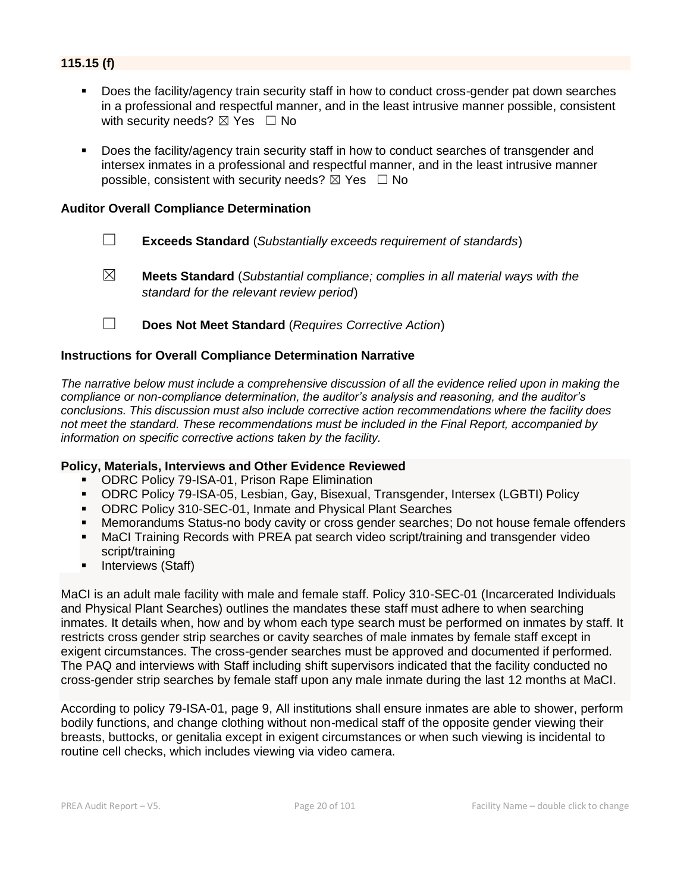**115.15 (f)**

- Does the facility/agency train security staff in how to conduct cross-gender pat down searches in a professional and respectful manner, and in the least intrusive manner possible, consistent with security needs? ☒ Yes ☐ No
- Does the facility/agency train security staff in how to conduct searches of transgender and intersex inmates in a professional and respectful manner, and in the least intrusive manner possible, consistent with security needs? ☒ Yes ☐ No

**Auditor Overall Compliance Determination**

☐ **Exceeds Standard** (*Substantially exceeds requirement of standards*)

☒ **Meets Standard** (*Substantial compliance; complies in all material ways with the standard for the relevant review period*)

☐ **Does Not Meet Standard** (*Requires Corrective Action*)

**Instructions for Overall Compliance Determination Narrative**

*The narrative below must include a comprehensive discussion of all the evidence relied upon in making the compliance or non-compliance determination, the auditor's analysis and reasoning, and the auditor's conclusions. This discussion must also include corrective action recommendations where the facility does not meet the standard. These recommendations must be included in the Final Report, accompanied by information on specific corrective actions taken by the facility.*

**Policy, Materials, Interviews and Other Evidence Reviewed**

- ODRC Policy 79-ISA-01, Prison Rape Elimination
- ODRC Policy 79-ISA-05, Lesbian, Gay, Bisexual, Transgender, Intersex (LGBTI) Policy
- ODRC Policy 310-SEC-01, Inmate and Physical Plant Searches
- Memorandums Status-no body cavity or cross gender searches; Do not house female offenders
- MaCI Training Records with PREA pat search video script/training and transgender video script/training
- Interviews (Staff)

MaCI is an adult male facility with male and female staff. Policy 310-SEC-01 (Incarcerated Individuals and Physical Plant Searches) outlines the mandates these staff must adhere to when searching inmates. It details when, how and by whom each type search must be performed on inmates by staff. It restricts cross gender strip searches or cavity searches of male inmates by female staff except in exigent circumstances. The cross-gender searches must be approved and documented if performed. The PAQ and interviews with Staff including shift supervisors indicated that the facility conducted no cross-gender strip searches by female staff upon any male inmate during the last 12 months at MaCI.

According to policy 79-ISA-01, page 9, All institutions shall ensure inmates are able to shower, perform bodily functions, and change clothing without non-medical staff of the opposite gender viewing their breasts, buttocks, or genitalia except in exigent circumstances or when such viewing is incidental to routine cell checks, which includes viewing via video camera.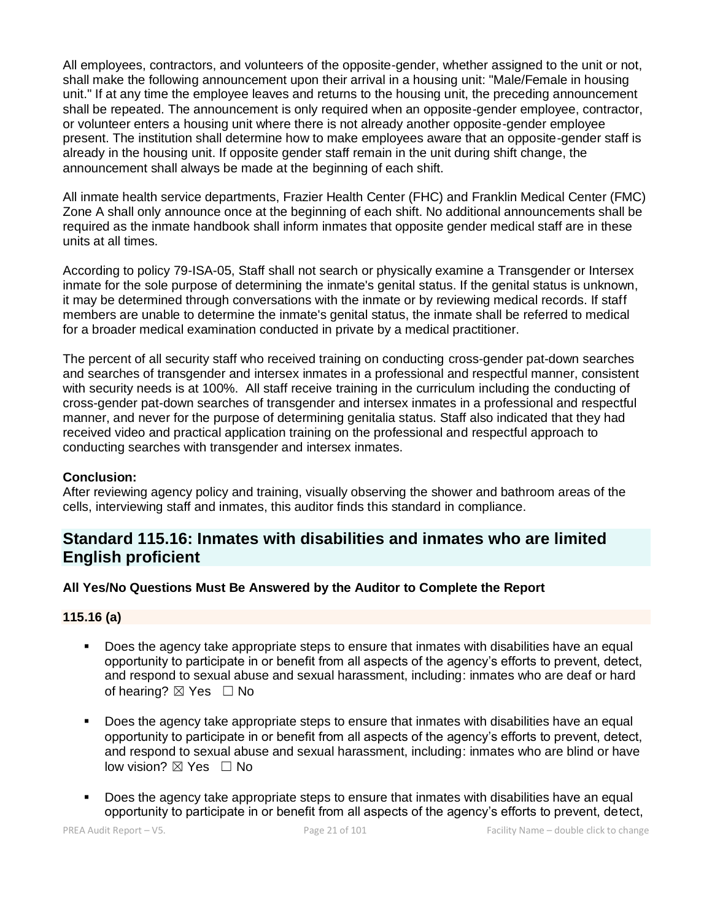All employees, contractors, and volunteers of the opposite-gender, whether assigned to the unit or not, shall make the following announcement upon their arrival in a housing unit: "Male/Female in housing unit." If at any time the employee leaves and returns to the housing unit, the preceding announcement shall be repeated. The announcement is only required when an opposite-gender employee, contractor, or volunteer enters a housing unit where there is not already another opposite-gender employee present. The institution shall determine how to make employees aware that an opposite-gender staff is already in the housing unit. If opposite gender staff remain in the unit during shift change, the announcement shall always be made at the beginning of each shift.

All inmate health service departments, Frazier Health Center (FHC) and Franklin Medical Center (FMC) Zone A shall only announce once at the beginning of each shift. No additional announcements shall be required as the inmate handbook shall inform inmates that opposite gender medical staff are in these units at all times.

According to policy 79-ISA-05, Staff shall not search or physically examine a Transgender or Intersex inmate for the sole purpose of determining the inmate's genital status. If the genital status is unknown, it may be determined through conversations with the inmate or by reviewing medical records. If staff members are unable to determine the inmate's genital status, the inmate shall be referred to medical for a broader medical examination conducted in private by a medical practitioner.

The percent of all security staff who received training on conducting cross-gender pat-down searches and searches of transgender and intersex inmates in a professional and respectful manner, consistent with security needs is at 100%. All staff receive training in the curriculum including the conducting of cross-gender pat-down searches of transgender and intersex inmates in a professional and respectful manner, and never for the purpose of determining genitalia status. Staff also indicated that they had received video and practical application training on the professional and respectful approach to conducting searches with transgender and intersex inmates.

**Conclusion:**
After reviewing agency policy and training, visually observing the shower and bathroom areas of the cells, interviewing staff and inmates, this auditor finds this standard in compliance.

## Standard 115.16: Inmates with disabilities and inmates who are limited English proficient

**All Yes/No Questions Must Be Answered by the Auditor to Complete the Report**

**115.16 (a)**

- Does the agency take appropriate steps to ensure that inmates with disabilities have an equal opportunity to participate in or benefit from all aspects of the agency's efforts to prevent, detect, and respond to sexual abuse and sexual harassment, including: inmates who are deaf or hard of hearing? ☒ Yes ☐ No

- Does the agency take appropriate steps to ensure that inmates with disabilities have an equal opportunity to participate in or benefit from all aspects of the agency's efforts to prevent, detect, and respond to sexual abuse and sexual harassment, including: inmates who are blind or have low vision? ☒ Yes ☐ No

- Does the agency take appropriate steps to ensure that inmates with disabilities have an equal opportunity to participate in or benefit from all aspects of the agency's efforts to prevent, detect,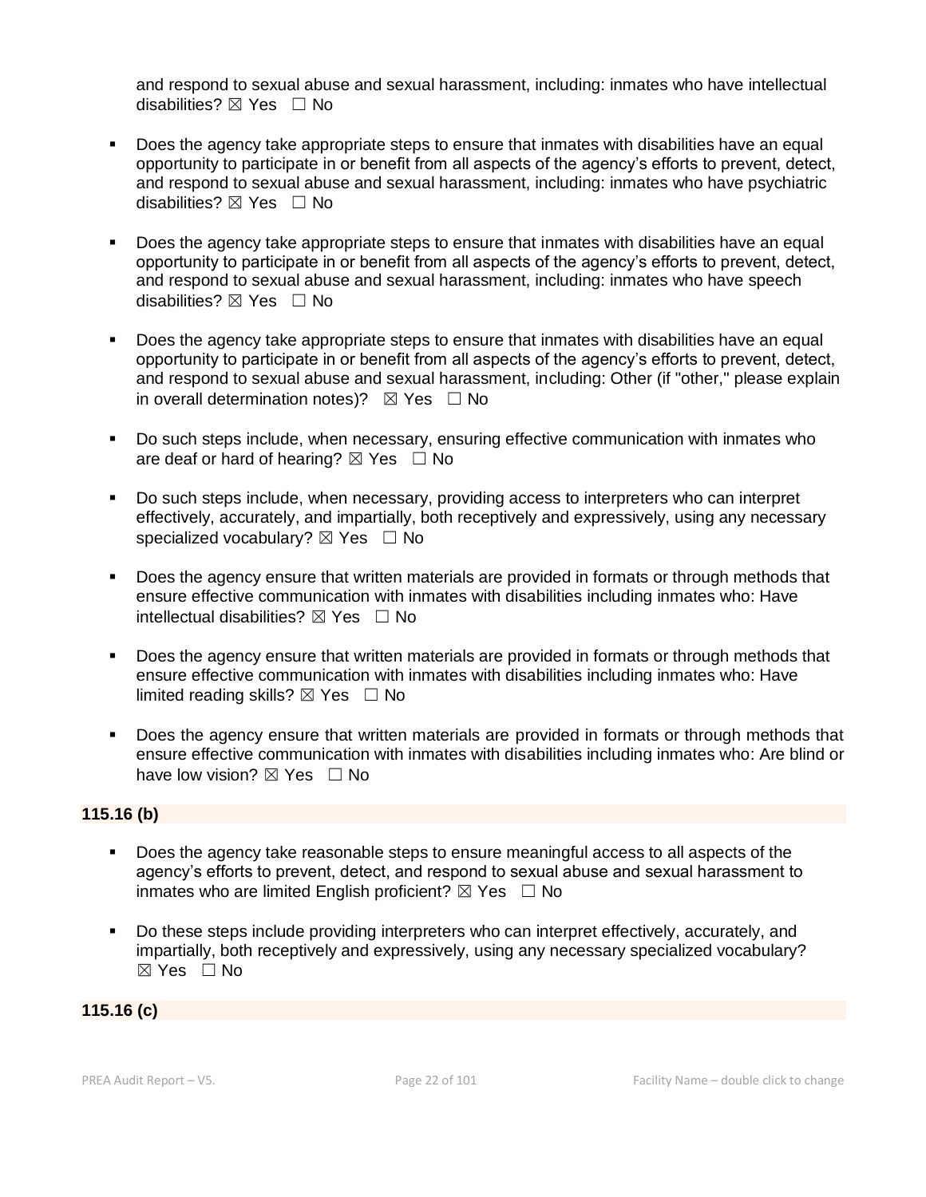and respond to sexual abuse and sexual harassment, including: inmates who have intellectual disabilities? ☒ Yes ☐ No

- Does the agency take appropriate steps to ensure that inmates with disabilities have an equal opportunity to participate in or benefit from all aspects of the agency's efforts to prevent, detect, and respond to sexual abuse and sexual harassment, including: inmates who have psychiatric disabilities? ☒ Yes ☐ No

- Does the agency take appropriate steps to ensure that inmates with disabilities have an equal opportunity to participate in or benefit from all aspects of the agency's efforts to prevent, detect, and respond to sexual abuse and sexual harassment, including: inmates who have speech disabilities? ☒ Yes ☐ No

- Does the agency take appropriate steps to ensure that inmates with disabilities have an equal opportunity to participate in or benefit from all aspects of the agency's efforts to prevent, detect, and respond to sexual abuse and sexual harassment, including: Other (if "other," please explain in overall determination notes)? ☒ Yes ☐ No

- Do such steps include, when necessary, ensuring effective communication with inmates who are deaf or hard of hearing? ☒ Yes ☐ No

- Do such steps include, when necessary, providing access to interpreters who can interpret effectively, accurately, and impartially, both receptively and expressively, using any necessary specialized vocabulary? ☒ Yes ☐ No

- Does the agency ensure that written materials are provided in formats or through methods that ensure effective communication with inmates with disabilities including inmates who: Have intellectual disabilities? ☒ Yes ☐ No

- Does the agency ensure that written materials are provided in formats or through methods that ensure effective communication with inmates with disabilities including inmates who: Have limited reading skills? ☒ Yes ☐ No

- Does the agency ensure that written materials are provided in formats or through methods that ensure effective communication with inmates with disabilities including inmates who: Are blind or have low vision? ☒ Yes ☐ No

**115.16 (b)**

- Does the agency take reasonable steps to ensure meaningful access to all aspects of the agency's efforts to prevent, detect, and respond to sexual abuse and sexual harassment to inmates who are limited English proficient? ☒ Yes ☐ No

- Do these steps include providing interpreters who can interpret effectively, accurately, and impartially, both receptively and expressively, using any necessary specialized vocabulary? ☒ Yes ☐ No

**115.16 (c)**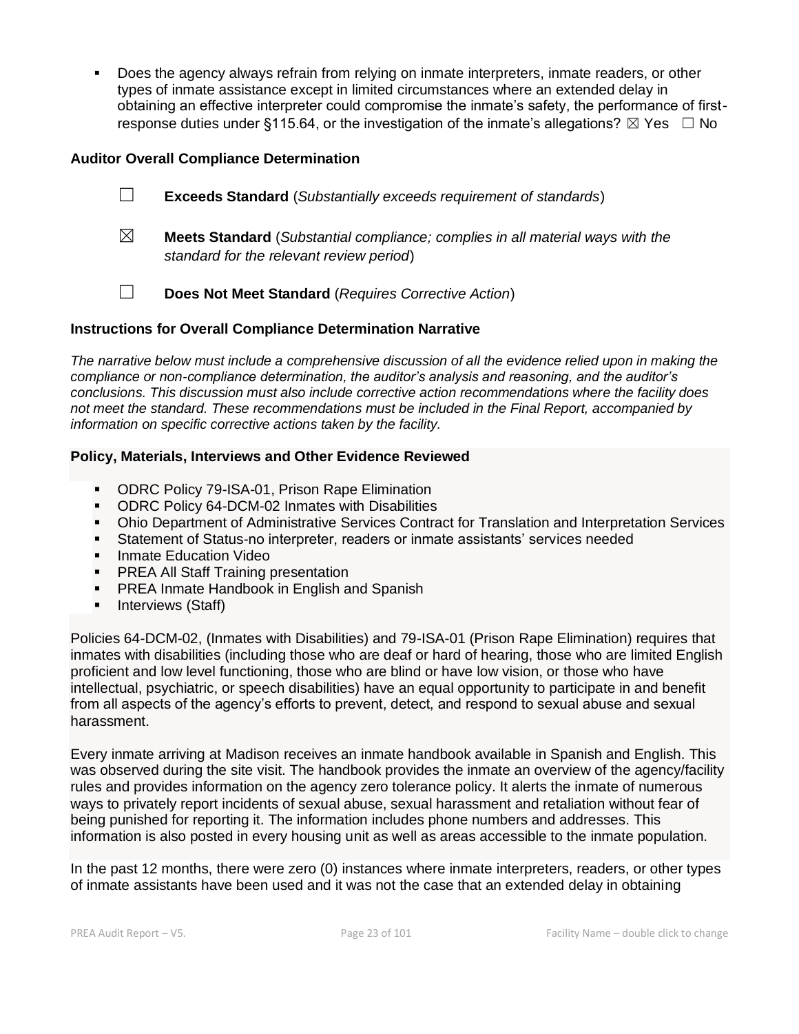- Does the agency always refrain from relying on inmate interpreters, inmate readers, or other types of inmate assistance except in limited circumstances where an extended delay in obtaining an effective interpreter could compromise the inmate's safety, the performance of first-response duties under §115.64, or the investigation of the inmate's allegations? ☒ Yes ☐ No

### Auditor Overall Compliance Determination

☐ **Exceeds Standard** (*Substantially exceeds requirement of standards*)

☒ **Meets Standard** (*Substantial compliance; complies in all material ways with the standard for the relevant review period*)

☐ **Does Not Meet Standard** (*Requires Corrective Action*)

### Instructions for Overall Compliance Determination Narrative

*The narrative below must include a comprehensive discussion of all the evidence relied upon in making the compliance or non-compliance determination, the auditor's analysis and reasoning, and the auditor's conclusions. This discussion must also include corrective action recommendations where the facility does not meet the standard. These recommendations must be included in the Final Report, accompanied by information on specific corrective actions taken by the facility.*

### Policy, Materials, Interviews and Other Evidence Reviewed

- ODRC Policy 79-ISA-01, Prison Rape Elimination
- ODRC Policy 64-DCM-02 Inmates with Disabilities
- Ohio Department of Administrative Services Contract for Translation and Interpretation Services
- Statement of Status-no interpreter, readers or inmate assistants' services needed
- Inmate Education Video
- PREA All Staff Training presentation
- PREA Inmate Handbook in English and Spanish
- Interviews (Staff)

Policies 64-DCM-02, (Inmates with Disabilities) and 79-ISA-01 (Prison Rape Elimination) requires that inmates with disabilities (including those who are deaf or hard of hearing, those who are limited English proficient and low level functioning, those who are blind or have low vision, or those who have intellectual, psychiatric, or speech disabilities) have an equal opportunity to participate in and benefit from all aspects of the agency's efforts to prevent, detect, and respond to sexual abuse and sexual harassment.

Every inmate arriving at Madison receives an inmate handbook available in Spanish and English. This was observed during the site visit. The handbook provides the inmate an overview of the agency/facility rules and provides information on the agency zero tolerance policy. It alerts the inmate of numerous ways to privately report incidents of sexual abuse, sexual harassment and retaliation without fear of being punished for reporting it. The information includes phone numbers and addresses. This information is also posted in every housing unit as well as areas accessible to the inmate population.

In the past 12 months, there were zero (0) instances where inmate interpreters, readers, or other types of inmate assistants have been used and it was not the case that an extended delay in obtaining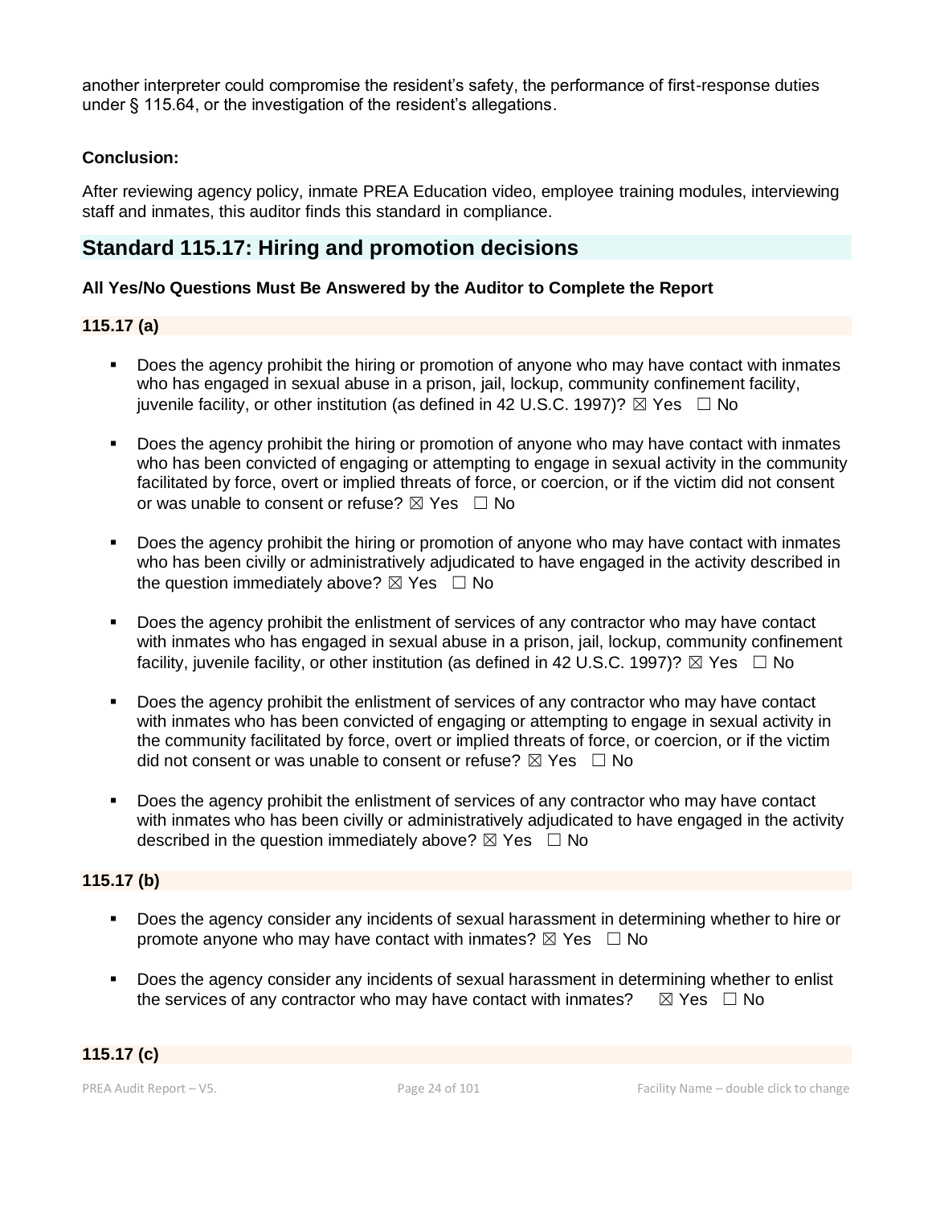another interpreter could compromise the resident's safety, the performance of first-response duties under § 115.64, or the investigation of the resident's allegations.

**Conclusion:**

After reviewing agency policy, inmate PREA Education video, employee training modules, interviewing staff and inmates, this auditor finds this standard in compliance.

## Standard 115.17: Hiring and promotion decisions

**All Yes/No Questions Must Be Answered by the Auditor to Complete the Report**

### 115.17 (a)

- Does the agency prohibit the hiring or promotion of anyone who may have contact with inmates who has engaged in sexual abuse in a prison, jail, lockup, community confinement facility, juvenile facility, or other institution (as defined in 42 U.S.C. 1997)? ☒ Yes ☐ No
- Does the agency prohibit the hiring or promotion of anyone who may have contact with inmates who has been convicted of engaging or attempting to engage in sexual activity in the community facilitated by force, overt or implied threats of force, or coercion, or if the victim did not consent or was unable to consent or refuse? ☒ Yes ☐ No
- Does the agency prohibit the hiring or promotion of anyone who may have contact with inmates who has been civilly or administratively adjudicated to have engaged in the activity described in the question immediately above? ☒ Yes ☐ No
- Does the agency prohibit the enlistment of services of any contractor who may have contact with inmates who has engaged in sexual abuse in a prison, jail, lockup, community confinement facility, juvenile facility, or other institution (as defined in 42 U.S.C. 1997)? ☒ Yes ☐ No
- Does the agency prohibit the enlistment of services of any contractor who may have contact with inmates who has been convicted of engaging or attempting to engage in sexual activity in the community facilitated by force, overt or implied threats of force, or coercion, or if the victim did not consent or was unable to consent or refuse? ☒ Yes ☐ No
- Does the agency prohibit the enlistment of services of any contractor who may have contact with inmates who has been civilly or administratively adjudicated to have engaged in the activity described in the question immediately above? ☒ Yes ☐ No

### 115.17 (b)

- Does the agency consider any incidents of sexual harassment in determining whether to hire or promote anyone who may have contact with inmates? ☒ Yes ☐ No
- Does the agency consider any incidents of sexual harassment in determining whether to enlist the services of any contractor who may have contact with inmates? ☒ Yes ☐ No

### 115.17 (c)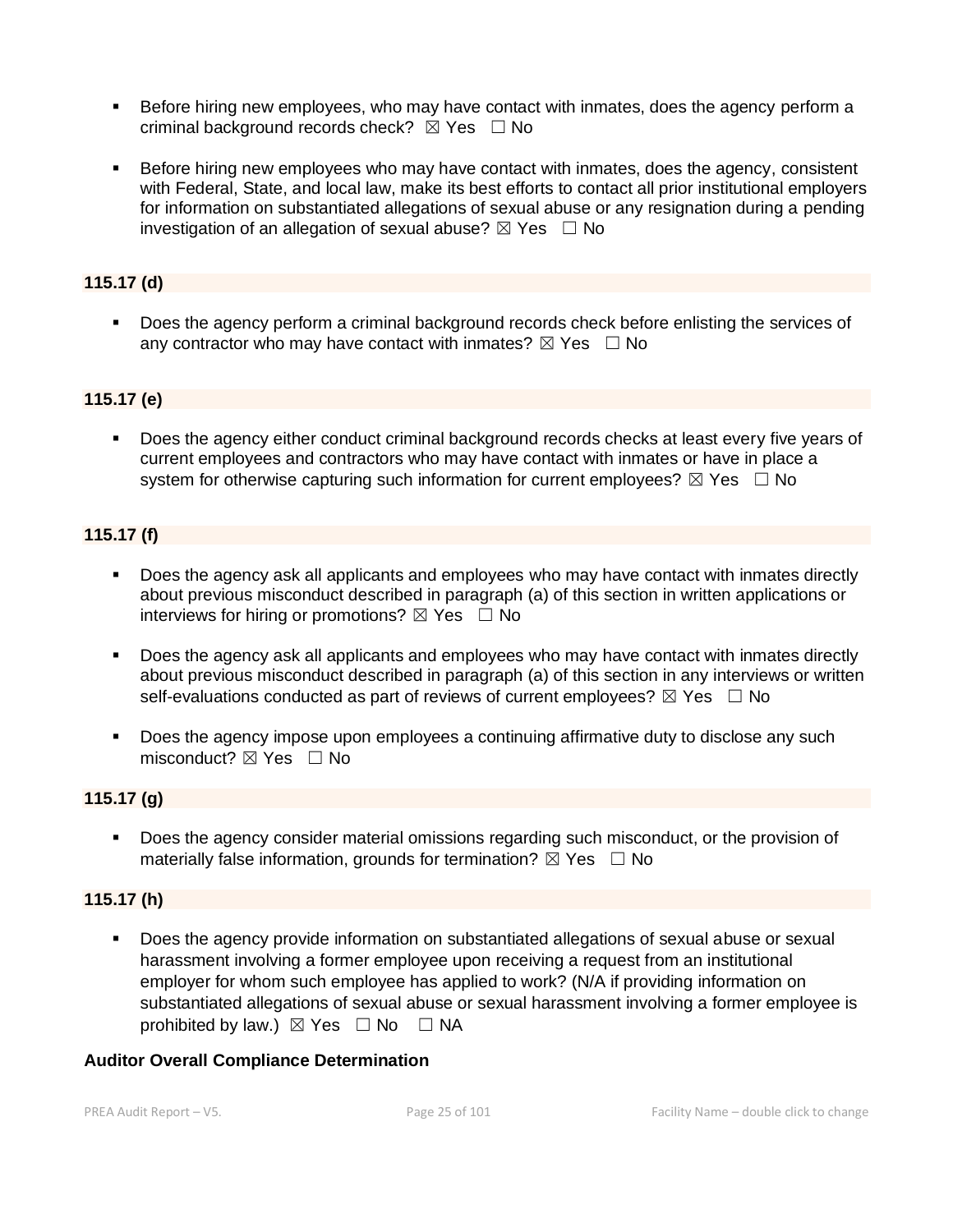- Before hiring new employees, who may have contact with inmates, does the agency perform a criminal background records check? ☒ Yes ☐ No

- Before hiring new employees who may have contact with inmates, does the agency, consistent with Federal, State, and local law, make its best efforts to contact all prior institutional employers for information on substantiated allegations of sexual abuse or any resignation during a pending investigation of an allegation of sexual abuse? ☒ Yes ☐ No

**115.17 (d)**

- Does the agency perform a criminal background records check before enlisting the services of any contractor who may have contact with inmates? ☒ Yes ☐ No

**115.17 (e)**

- Does the agency either conduct criminal background records checks at least every five years of current employees and contractors who may have contact with inmates or have in place a system for otherwise capturing such information for current employees? ☒ Yes ☐ No

**115.17 (f)**

- Does the agency ask all applicants and employees who may have contact with inmates directly about previous misconduct described in paragraph (a) of this section in written applications or interviews for hiring or promotions? ☒ Yes ☐ No

- Does the agency ask all applicants and employees who may have contact with inmates directly about previous misconduct described in paragraph (a) of this section in any interviews or written self-evaluations conducted as part of reviews of current employees? ☒ Yes ☐ No

- Does the agency impose upon employees a continuing affirmative duty to disclose any such misconduct? ☒ Yes ☐ No

**115.17 (g)**

- Does the agency consider material omissions regarding such misconduct, or the provision of materially false information, grounds for termination? ☒ Yes ☐ No

**115.17 (h)**

- Does the agency provide information on substantiated allegations of sexual abuse or sexual harassment involving a former employee upon receiving a request from an institutional employer for whom such employee has applied to work? (N/A if providing information on substantiated allegations of sexual abuse or sexual harassment involving a former employee is prohibited by law.) ☒ Yes ☐ No ☐ NA

**Auditor Overall Compliance Determination**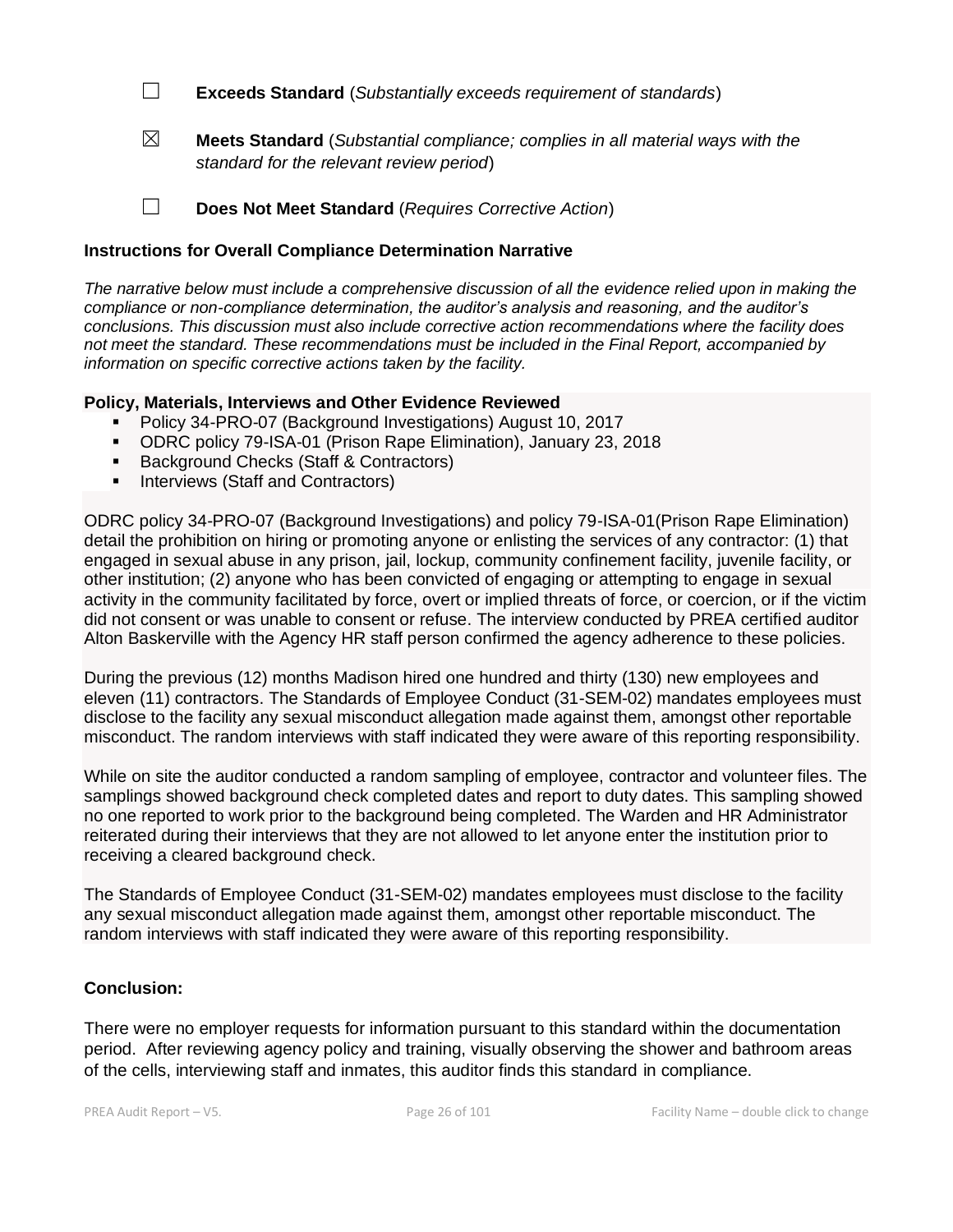☐ **Exceeds Standard** (*Substantially exceeds requirement of standards*)

☒ **Meets Standard** (*Substantial compliance; complies in all material ways with the standard for the relevant review period*)

☐ **Does Not Meet Standard** (*Requires Corrective Action*)

**Instructions for Overall Compliance Determination Narrative**

*The narrative below must include a comprehensive discussion of all the evidence relied upon in making the compliance or non-compliance determination, the auditor's analysis and reasoning, and the auditor's conclusions. This discussion must also include corrective action recommendations where the facility does not meet the standard. These recommendations must be included in the Final Report, accompanied by information on specific corrective actions taken by the facility.*

**Policy, Materials, Interviews and Other Evidence Reviewed**

- Policy 34-PRO-07 (Background Investigations) August 10, 2017
- ODRC policy 79-ISA-01 (Prison Rape Elimination), January 23, 2018
- Background Checks (Staff & Contractors)
- Interviews (Staff and Contractors)

ODRC policy 34-PRO-07 (Background Investigations) and policy 79-ISA-01(Prison Rape Elimination) detail the prohibition on hiring or promoting anyone or enlisting the services of any contractor: (1) that engaged in sexual abuse in any prison, jail, lockup, community confinement facility, juvenile facility, or other institution; (2) anyone who has been convicted of engaging or attempting to engage in sexual activity in the community facilitated by force, overt or implied threats of force, or coercion, or if the victim did not consent or was unable to consent or refuse. The interview conducted by PREA certified auditor Alton Baskerville with the Agency HR staff person confirmed the agency adherence to these policies.

During the previous (12) months Madison hired one hundred and thirty (130) new employees and eleven (11) contractors. The Standards of Employee Conduct (31-SEM-02) mandates employees must disclose to the facility any sexual misconduct allegation made against them, amongst other reportable misconduct. The random interviews with staff indicated they were aware of this reporting responsibility.

While on site the auditor conducted a random sampling of employee, contractor and volunteer files. The samplings showed background check completed dates and report to duty dates. This sampling showed no one reported to work prior to the background being completed. The Warden and HR Administrator reiterated during their interviews that they are not allowed to let anyone enter the institution prior to receiving a cleared background check.

The Standards of Employee Conduct (31-SEM-02) mandates employees must disclose to the facility any sexual misconduct allegation made against them, amongst other reportable misconduct. The random interviews with staff indicated they were aware of this reporting responsibility.

**Conclusion:**

There were no employer requests for information pursuant to this standard within the documentation period. After reviewing agency policy and training, visually observing the shower and bathroom areas of the cells, interviewing staff and inmates, this auditor finds this standard in compliance.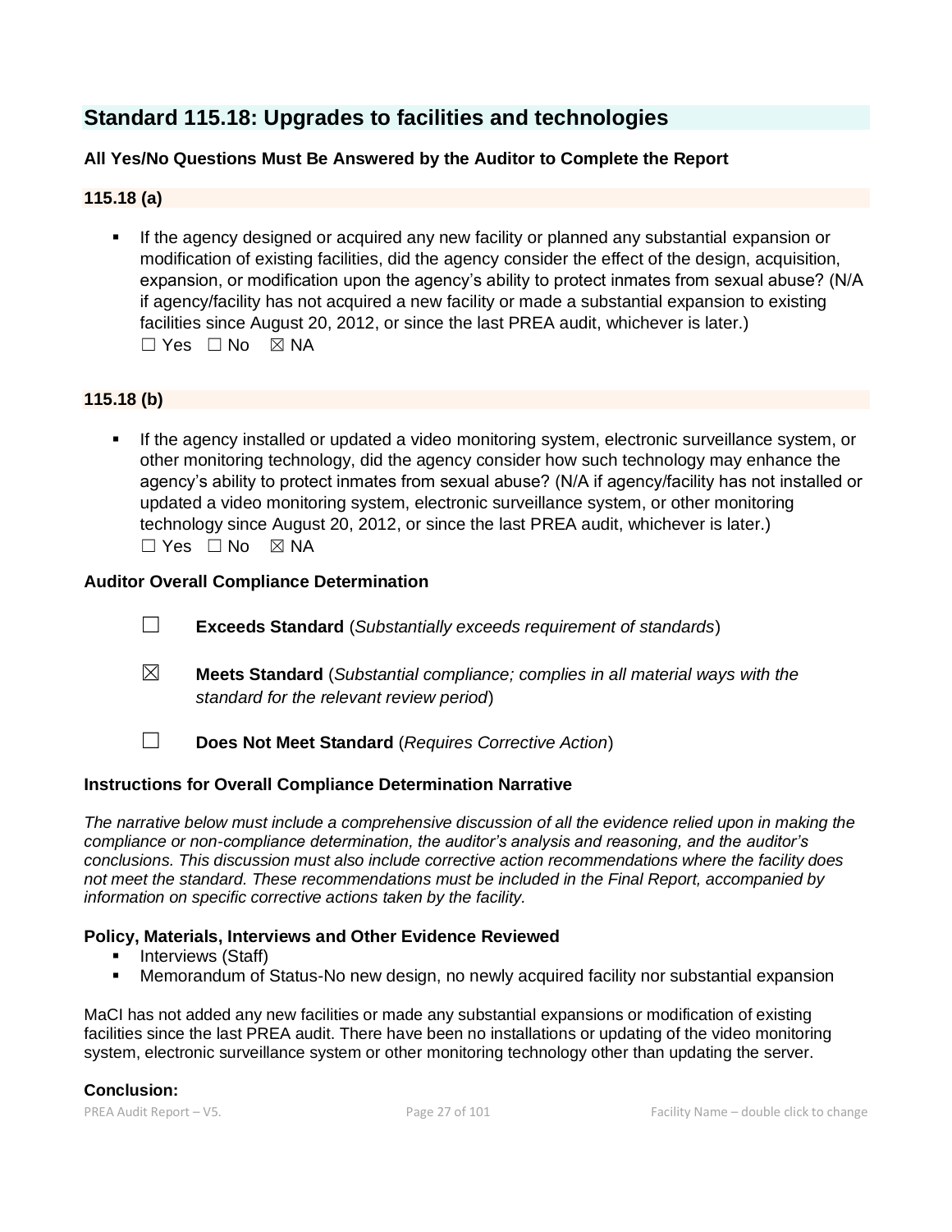## Standard 115.18: Upgrades to facilities and technologies

**All Yes/No Questions Must Be Answered by the Auditor to Complete the Report**

### 115.18 (a)

- If the agency designed or acquired any new facility or planned any substantial expansion or modification of existing facilities, did the agency consider the effect of the design, acquisition, expansion, or modification upon the agency's ability to protect inmates from sexual abuse? (N/A if agency/facility has not acquired a new facility or made a substantial expansion to existing facilities since August 20, 2012, or since the last PREA audit, whichever is later.)
  ☐ Yes ☐ No ☒ NA

### 115.18 (b)

- If the agency installed or updated a video monitoring system, electronic surveillance system, or other monitoring technology, did the agency consider how such technology may enhance the agency's ability to protect inmates from sexual abuse? (N/A if agency/facility has not installed or updated a video monitoring system, electronic surveillance system, or other monitoring technology since August 20, 2012, or since the last PREA audit, whichever is later.)
  ☐ Yes ☐ No ☒ NA

**Auditor Overall Compliance Determination**

☐ **Exceeds Standard** (*Substantially exceeds requirement of standards*)

☒ **Meets Standard** (*Substantial compliance; complies in all material ways with the standard for the relevant review period*)

☐ **Does Not Meet Standard** (*Requires Corrective Action*)

**Instructions for Overall Compliance Determination Narrative**

*The narrative below must include a comprehensive discussion of all the evidence relied upon in making the compliance or non-compliance determination, the auditor's analysis and reasoning, and the auditor's conclusions. This discussion must also include corrective action recommendations where the facility does not meet the standard. These recommendations must be included in the Final Report, accompanied by information on specific corrective actions taken by the facility.*

**Policy, Materials, Interviews and Other Evidence Reviewed**

- Interviews (Staff)
- Memorandum of Status-No new design, no newly acquired facility nor substantial expansion

MaCI has not added any new facilities or made any substantial expansions or modification of existing facilities since the last PREA audit. There have been no installations or updating of the video monitoring system, electronic surveillance system or other monitoring technology other than updating the server.

**Conclusion:**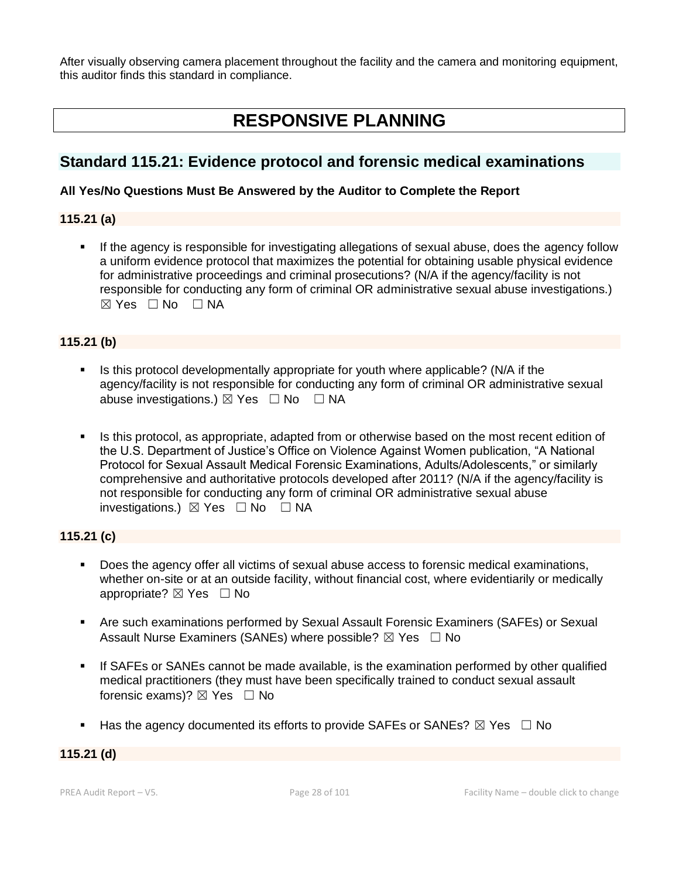After visually observing camera placement throughout the facility and the camera and monitoring equipment, this auditor finds this standard in compliance.

# RESPONSIVE PLANNING

## Standard 115.21: Evidence protocol and forensic medical examinations

**All Yes/No Questions Must Be Answered by the Auditor to Complete the Report**

### 115.21 (a)

- If the agency is responsible for investigating allegations of sexual abuse, does the agency follow a uniform evidence protocol that maximizes the potential for obtaining usable physical evidence for administrative proceedings and criminal prosecutions? (N/A if the agency/facility is not responsible for conducting any form of criminal OR administrative sexual abuse investigations.) ☒ Yes ☐ No ☐ NA

### 115.21 (b)

- Is this protocol developmentally appropriate for youth where applicable? (N/A if the agency/facility is not responsible for conducting any form of criminal OR administrative sexual abuse investigations.) ☒ Yes ☐ No ☐ NA

- Is this protocol, as appropriate, adapted from or otherwise based on the most recent edition of the U.S. Department of Justice's Office on Violence Against Women publication, "A National Protocol for Sexual Assault Medical Forensic Examinations, Adults/Adolescents," or similarly comprehensive and authoritative protocols developed after 2011? (N/A if the agency/facility is not responsible for conducting any form of criminal OR administrative sexual abuse investigations.) ☒ Yes ☐ No ☐ NA

### 115.21 (c)

- Does the agency offer all victims of sexual abuse access to forensic medical examinations, whether on-site or at an outside facility, without financial cost, where evidentiarily or medically appropriate? ☒ Yes ☐ No

- Are such examinations performed by Sexual Assault Forensic Examiners (SAFEs) or Sexual Assault Nurse Examiners (SANEs) where possible? ☒ Yes ☐ No

- If SAFEs or SANEs cannot be made available, is the examination performed by other qualified medical practitioners (they must have been specifically trained to conduct sexual assault forensic exams)? ☒ Yes ☐ No

- Has the agency documented its efforts to provide SAFEs or SANEs? ☒ Yes ☐ No

### 115.21 (d)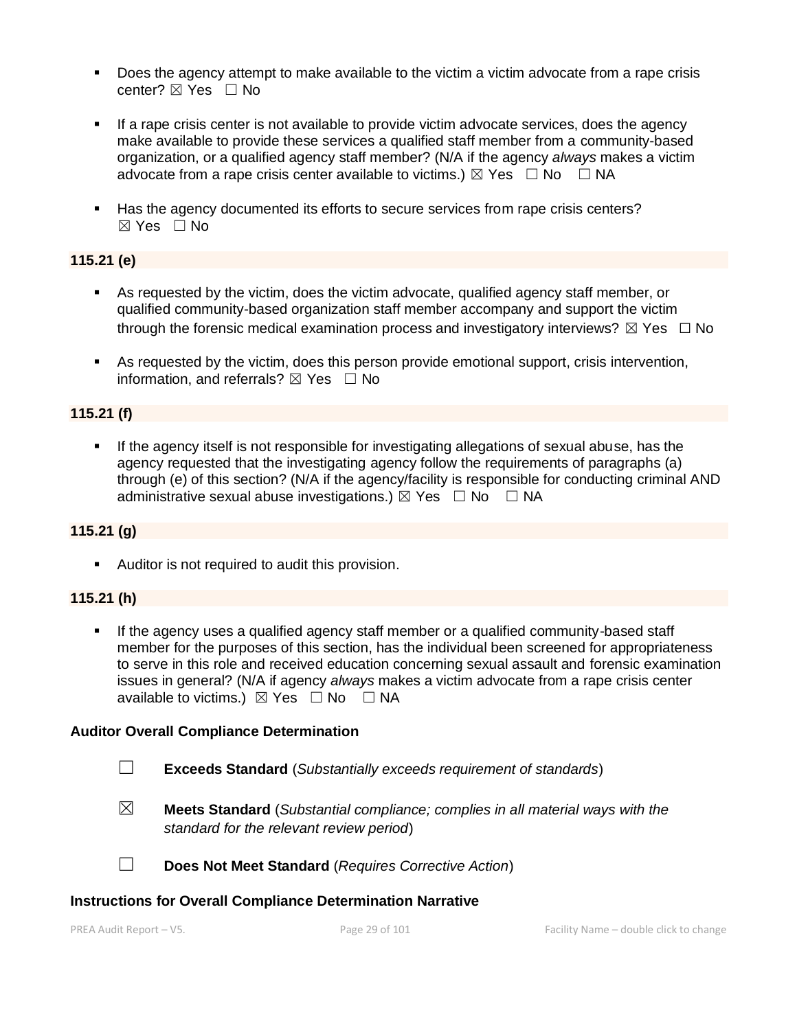- Does the agency attempt to make available to the victim a victim advocate from a rape crisis center? ☒ Yes ☐ No

- If a rape crisis center is not available to provide victim advocate services, does the agency make available to provide these services a qualified staff member from a community-based organization, or a qualified agency staff member? (N/A if the agency *always* makes a victim advocate from a rape crisis center available to victims.) ☒ Yes ☐ No ☐ NA

- Has the agency documented its efforts to secure services from rape crisis centers? ☒ Yes ☐ No

**115.21 (e)**

- As requested by the victim, does the victim advocate, qualified agency staff member, or qualified community-based organization staff member accompany and support the victim through the forensic medical examination process and investigatory interviews? ☒ Yes ☐ No

- As requested by the victim, does this person provide emotional support, crisis intervention, information, and referrals? ☒ Yes ☐ No

**115.21 (f)**

- If the agency itself is not responsible for investigating allegations of sexual abuse, has the agency requested that the investigating agency follow the requirements of paragraphs (a) through (e) of this section? (N/A if the agency/facility is responsible for conducting criminal AND administrative sexual abuse investigations.) ☒ Yes ☐ No ☐ NA

**115.21 (g)**

- Auditor is not required to audit this provision.

**115.21 (h)**

- If the agency uses a qualified agency staff member or a qualified community-based staff member for the purposes of this section, has the individual been screened for appropriateness to serve in this role and received education concerning sexual assault and forensic examination issues in general? (N/A if agency *always* makes a victim advocate from a rape crisis center available to victims.) ☒ Yes ☐ No ☐ NA

**Auditor Overall Compliance Determination**

☐ **Exceeds Standard** (*Substantially exceeds requirement of standards*)

☒ **Meets Standard** (*Substantial compliance; complies in all material ways with the standard for the relevant review period*)

☐ **Does Not Meet Standard** (*Requires Corrective Action*)

**Instructions for Overall Compliance Determination Narrative**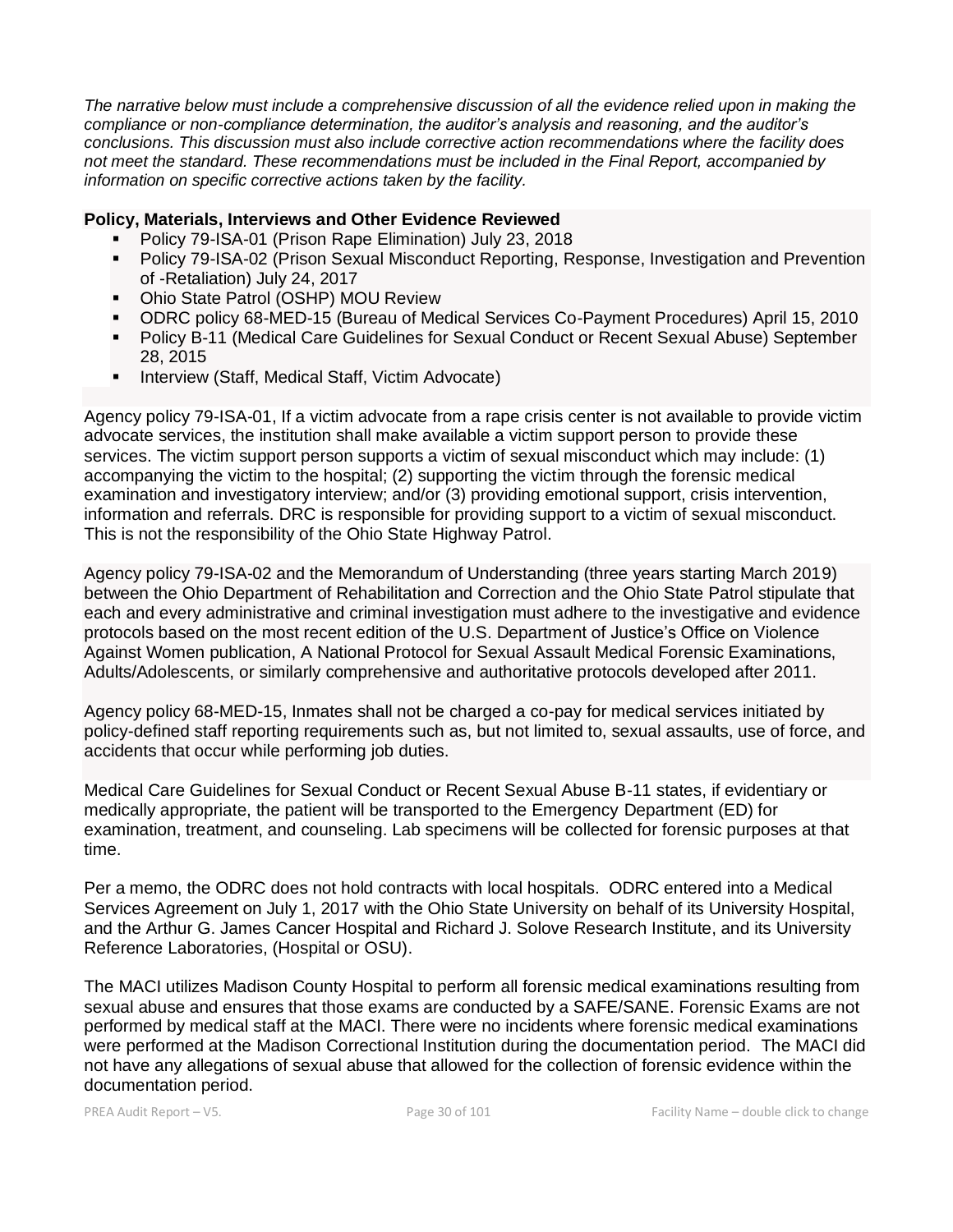*The narrative below must include a comprehensive discussion of all the evidence relied upon in making the compliance or non-compliance determination, the auditor's analysis and reasoning, and the auditor's conclusions. This discussion must also include corrective action recommendations where the facility does not meet the standard. These recommendations must be included in the Final Report, accompanied by information on specific corrective actions taken by the facility.*

**Policy, Materials, Interviews and Other Evidence Reviewed**

- Policy 79-ISA-01 (Prison Rape Elimination) July 23, 2018
- Policy 79-ISA-02 (Prison Sexual Misconduct Reporting, Response, Investigation and Prevention of -Retaliation) July 24, 2017
- Ohio State Patrol (OSHP) MOU Review
- ODRC policy 68-MED-15 (Bureau of Medical Services Co-Payment Procedures) April 15, 2010
- Policy B-11 (Medical Care Guidelines for Sexual Conduct or Recent Sexual Abuse) September 28, 2015
- Interview (Staff, Medical Staff, Victim Advocate)

Agency policy 79-ISA-01, If a victim advocate from a rape crisis center is not available to provide victim advocate services, the institution shall make available a victim support person to provide these services. The victim support person supports a victim of sexual misconduct which may include: (1) accompanying the victim to the hospital; (2) supporting the victim through the forensic medical examination and investigatory interview; and/or (3) providing emotional support, crisis intervention, information and referrals. DRC is responsible for providing support to a victim of sexual misconduct. This is not the responsibility of the Ohio State Highway Patrol.

Agency policy 79-ISA-02 and the Memorandum of Understanding (three years starting March 2019) between the Ohio Department of Rehabilitation and Correction and the Ohio State Patrol stipulate that each and every administrative and criminal investigation must adhere to the investigative and evidence protocols based on the most recent edition of the U.S. Department of Justice's Office on Violence Against Women publication, A National Protocol for Sexual Assault Medical Forensic Examinations, Adults/Adolescents, or similarly comprehensive and authoritative protocols developed after 2011.

Agency policy 68-MED-15, Inmates shall not be charged a co-pay for medical services initiated by policy-defined staff reporting requirements such as, but not limited to, sexual assaults, use of force, and accidents that occur while performing job duties.

Medical Care Guidelines for Sexual Conduct or Recent Sexual Abuse B-11 states, if evidentiary or medically appropriate, the patient will be transported to the Emergency Department (ED) for examination, treatment, and counseling. Lab specimens will be collected for forensic purposes at that time.

Per a memo, the ODRC does not hold contracts with local hospitals. ODRC entered into a Medical Services Agreement on July 1, 2017 with the Ohio State University on behalf of its University Hospital, and the Arthur G. James Cancer Hospital and Richard J. Solove Research Institute, and its University Reference Laboratories, (Hospital or OSU).

The MACI utilizes Madison County Hospital to perform all forensic medical examinations resulting from sexual abuse and ensures that those exams are conducted by a SAFE/SANE. Forensic Exams are not performed by medical staff at the MACI. There were no incidents where forensic medical examinations were performed at the Madison Correctional Institution during the documentation period. The MACI did not have any allegations of sexual abuse that allowed for the collection of forensic evidence within the documentation period.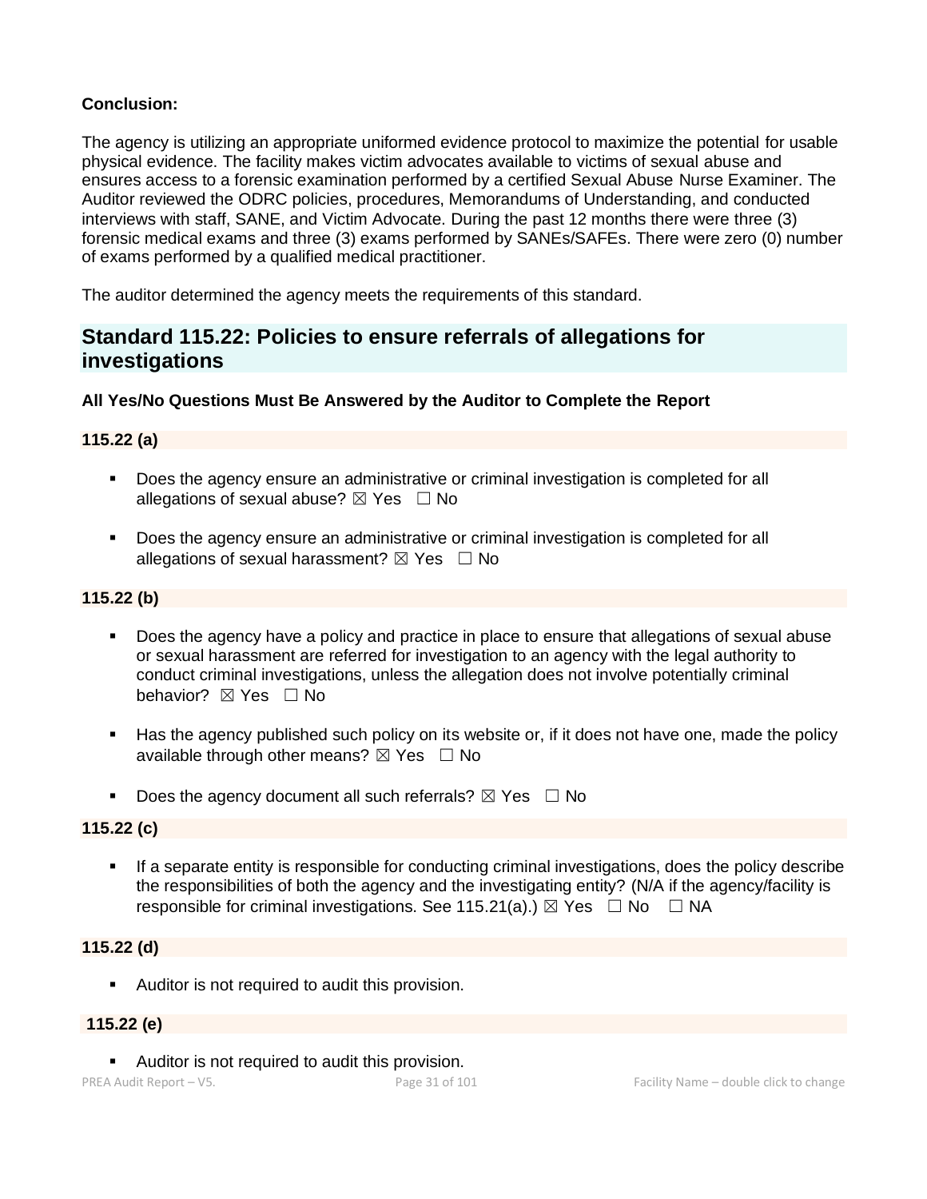**Conclusion:**

The agency is utilizing an appropriate uniformed evidence protocol to maximize the potential for usable physical evidence. The facility makes victim advocates available to victims of sexual abuse and ensures access to a forensic examination performed by a certified Sexual Abuse Nurse Examiner. The Auditor reviewed the ODRC policies, procedures, Memorandums of Understanding, and conducted interviews with staff, SANE, and Victim Advocate. During the past 12 months there were three (3) forensic medical exams and three (3) exams performed by SANEs/SAFEs. There were zero (0) number of exams performed by a qualified medical practitioner.

The auditor determined the agency meets the requirements of this standard.

## Standard 115.22: Policies to ensure referrals of allegations for investigations

**All Yes/No Questions Must Be Answered by the Auditor to Complete the Report**

**115.22 (a)**

- Does the agency ensure an administrative or criminal investigation is completed for all allegations of sexual abuse? ☒ Yes ☐ No
- Does the agency ensure an administrative or criminal investigation is completed for all allegations of sexual harassment? ☒ Yes ☐ No

**115.22 (b)**

- Does the agency have a policy and practice in place to ensure that allegations of sexual abuse or sexual harassment are referred for investigation to an agency with the legal authority to conduct criminal investigations, unless the allegation does not involve potentially criminal behavior? ☒ Yes ☐ No
- Has the agency published such policy on its website or, if it does not have one, made the policy available through other means? ☒ Yes ☐ No
- Does the agency document all such referrals? ☒ Yes ☐ No

**115.22 (c)**

- If a separate entity is responsible for conducting criminal investigations, does the policy describe the responsibilities of both the agency and the investigating entity? (N/A if the agency/facility is responsible for criminal investigations. See 115.21(a).) ☒ Yes ☐ No ☐ NA

**115.22 (d)**

- Auditor is not required to audit this provision.

**115.22 (e)**

- Auditor is not required to audit this provision.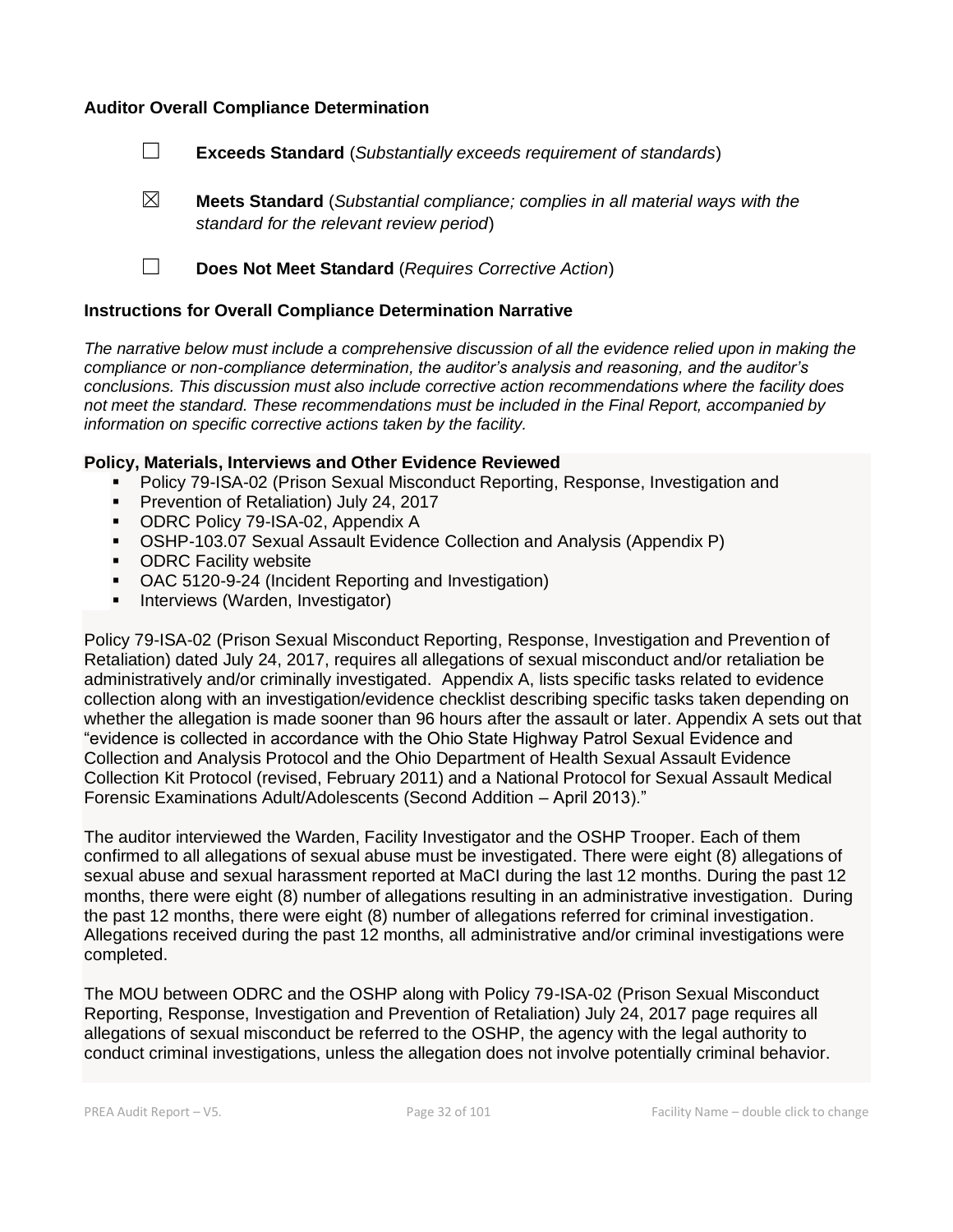**Auditor Overall Compliance Determination**

☐ **Exceeds Standard** (*Substantially exceeds requirement of standards*)

☒ **Meets Standard** (*Substantial compliance; complies in all material ways with the standard for the relevant review period*)

☐ **Does Not Meet Standard** (*Requires Corrective Action*)

**Instructions for Overall Compliance Determination Narrative**

*The narrative below must include a comprehensive discussion of all the evidence relied upon in making the compliance or non-compliance determination, the auditor's analysis and reasoning, and the auditor's conclusions. This discussion must also include corrective action recommendations where the facility does not meet the standard. These recommendations must be included in the Final Report, accompanied by information on specific corrective actions taken by the facility.*

**Policy, Materials, Interviews and Other Evidence Reviewed**

- Policy 79-ISA-02 (Prison Sexual Misconduct Reporting, Response, Investigation and
- Prevention of Retaliation) July 24, 2017
- ODRC Policy 79-ISA-02, Appendix A
- OSHP-103.07 Sexual Assault Evidence Collection and Analysis (Appendix P)
- ODRC Facility website
- OAC 5120-9-24 (Incident Reporting and Investigation)
- Interviews (Warden, Investigator)

Policy 79-ISA-02 (Prison Sexual Misconduct Reporting, Response, Investigation and Prevention of Retaliation) dated July 24, 2017, requires all allegations of sexual misconduct and/or retaliation be administratively and/or criminally investigated. Appendix A, lists specific tasks related to evidence collection along with an investigation/evidence checklist describing specific tasks taken depending on whether the allegation is made sooner than 96 hours after the assault or later. Appendix A sets out that "evidence is collected in accordance with the Ohio State Highway Patrol Sexual Evidence and Collection and Analysis Protocol and the Ohio Department of Health Sexual Assault Evidence Collection Kit Protocol (revised, February 2011) and a National Protocol for Sexual Assault Medical Forensic Examinations Adult/Adolescents (Second Addition – April 2013)."

The auditor interviewed the Warden, Facility Investigator and the OSHP Trooper. Each of them confirmed to all allegations of sexual abuse must be investigated. There were eight (8) allegations of sexual abuse and sexual harassment reported at MaCI during the last 12 months. During the past 12 months, there were eight (8) number of allegations resulting in an administrative investigation. During the past 12 months, there were eight (8) number of allegations referred for criminal investigation. Allegations received during the past 12 months, all administrative and/or criminal investigations were completed.

The MOU between ODRC and the OSHP along with Policy 79-ISA-02 (Prison Sexual Misconduct Reporting, Response, Investigation and Prevention of Retaliation) July 24, 2017 page requires all allegations of sexual misconduct be referred to the OSHP, the agency with the legal authority to conduct criminal investigations, unless the allegation does not involve potentially criminal behavior.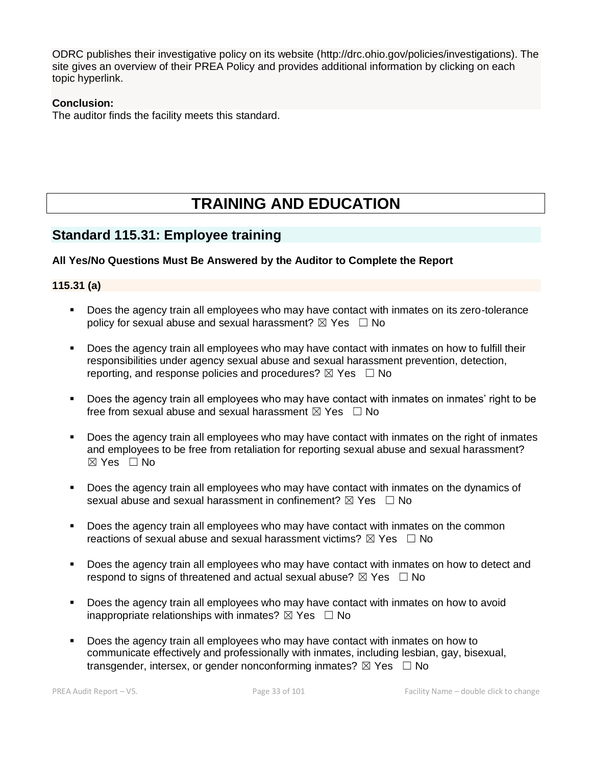ODRC publishes their investigative policy on its website (http://drc.ohio.gov/policies/investigations). The site gives an overview of their PREA Policy and provides additional information by clicking on each topic hyperlink.

**Conclusion:**
The auditor finds the facility meets this standard.

# TRAINING AND EDUCATION

## Standard 115.31: Employee training

**All Yes/No Questions Must Be Answered by the Auditor to Complete the Report**

**115.31 (a)**

- Does the agency train all employees who may have contact with inmates on its zero-tolerance policy for sexual abuse and sexual harassment? ☒ Yes ☐ No
- Does the agency train all employees who may have contact with inmates on how to fulfill their responsibilities under agency sexual abuse and sexual harassment prevention, detection, reporting, and response policies and procedures? ☒ Yes ☐ No
- Does the agency train all employees who may have contact with inmates on inmates' right to be free from sexual abuse and sexual harassment ☒ Yes ☐ No
- Does the agency train all employees who may have contact with inmates on the right of inmates and employees to be free from retaliation for reporting sexual abuse and sexual harassment? ☒ Yes ☐ No
- Does the agency train all employees who may have contact with inmates on the dynamics of sexual abuse and sexual harassment in confinement? ☒ Yes ☐ No
- Does the agency train all employees who may have contact with inmates on the common reactions of sexual abuse and sexual harassment victims? ☒ Yes ☐ No
- Does the agency train all employees who may have contact with inmates on how to detect and respond to signs of threatened and actual sexual abuse? ☒ Yes ☐ No
- Does the agency train all employees who may have contact with inmates on how to avoid inappropriate relationships with inmates? ☒ Yes ☐ No
- Does the agency train all employees who may have contact with inmates on how to communicate effectively and professionally with inmates, including lesbian, gay, bisexual, transgender, intersex, or gender nonconforming inmates? ☒ Yes ☐ No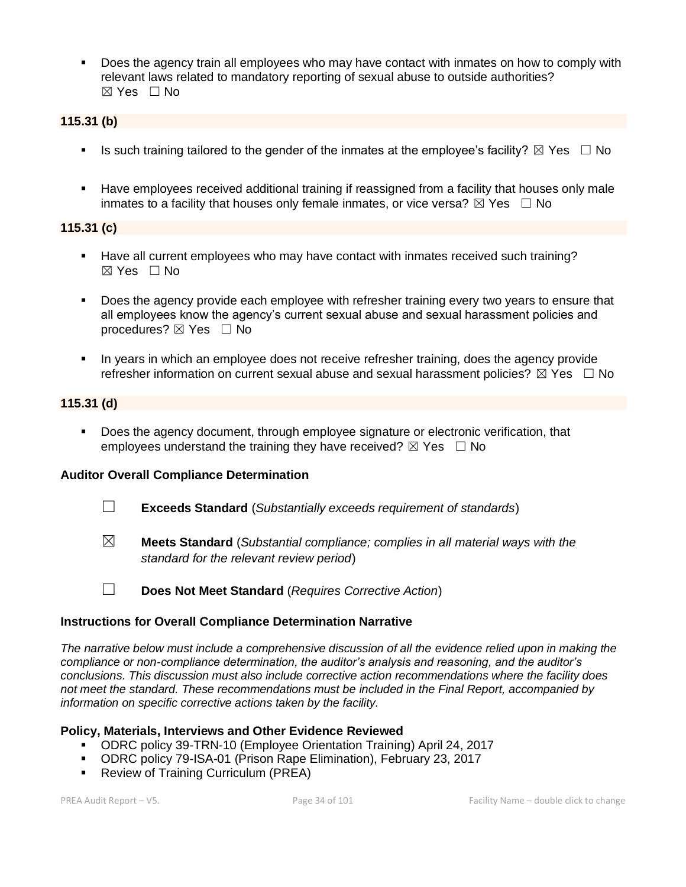- Does the agency train all employees who may have contact with inmates on how to comply with relevant laws related to mandatory reporting of sexual abuse to outside authorities?
  ☒ Yes ☐ No

**115.31 (b)**

- Is such training tailored to the gender of the inmates at the employee's facility? ☒ Yes ☐ No

- Have employees received additional training if reassigned from a facility that houses only male inmates to a facility that houses only female inmates, or vice versa? ☒ Yes ☐ No

**115.31 (c)**

- Have all current employees who may have contact with inmates received such training?
  ☒ Yes ☐ No

- Does the agency provide each employee with refresher training every two years to ensure that all employees know the agency's current sexual abuse and sexual harassment policies and procedures? ☒ Yes ☐ No

- In years in which an employee does not receive refresher training, does the agency provide refresher information on current sexual abuse and sexual harassment policies? ☒ Yes ☐ No

**115.31 (d)**

- Does the agency document, through employee signature or electronic verification, that employees understand the training they have received? ☒ Yes ☐ No

**Auditor Overall Compliance Determination**

☐ **Exceeds Standard** (*Substantially exceeds requirement of standards*)

☒ **Meets Standard** (*Substantial compliance; complies in all material ways with the standard for the relevant review period*)

☐ **Does Not Meet Standard** (*Requires Corrective Action*)

**Instructions for Overall Compliance Determination Narrative**

*The narrative below must include a comprehensive discussion of all the evidence relied upon in making the compliance or non-compliance determination, the auditor's analysis and reasoning, and the auditor's conclusions. This discussion must also include corrective action recommendations where the facility does not meet the standard. These recommendations must be included in the Final Report, accompanied by information on specific corrective actions taken by the facility.*

**Policy, Materials, Interviews and Other Evidence Reviewed**

- ODRC policy 39-TRN-10 (Employee Orientation Training) April 24, 2017
- ODRC policy 79-ISA-01 (Prison Rape Elimination), February 23, 2017
- Review of Training Curriculum (PREA)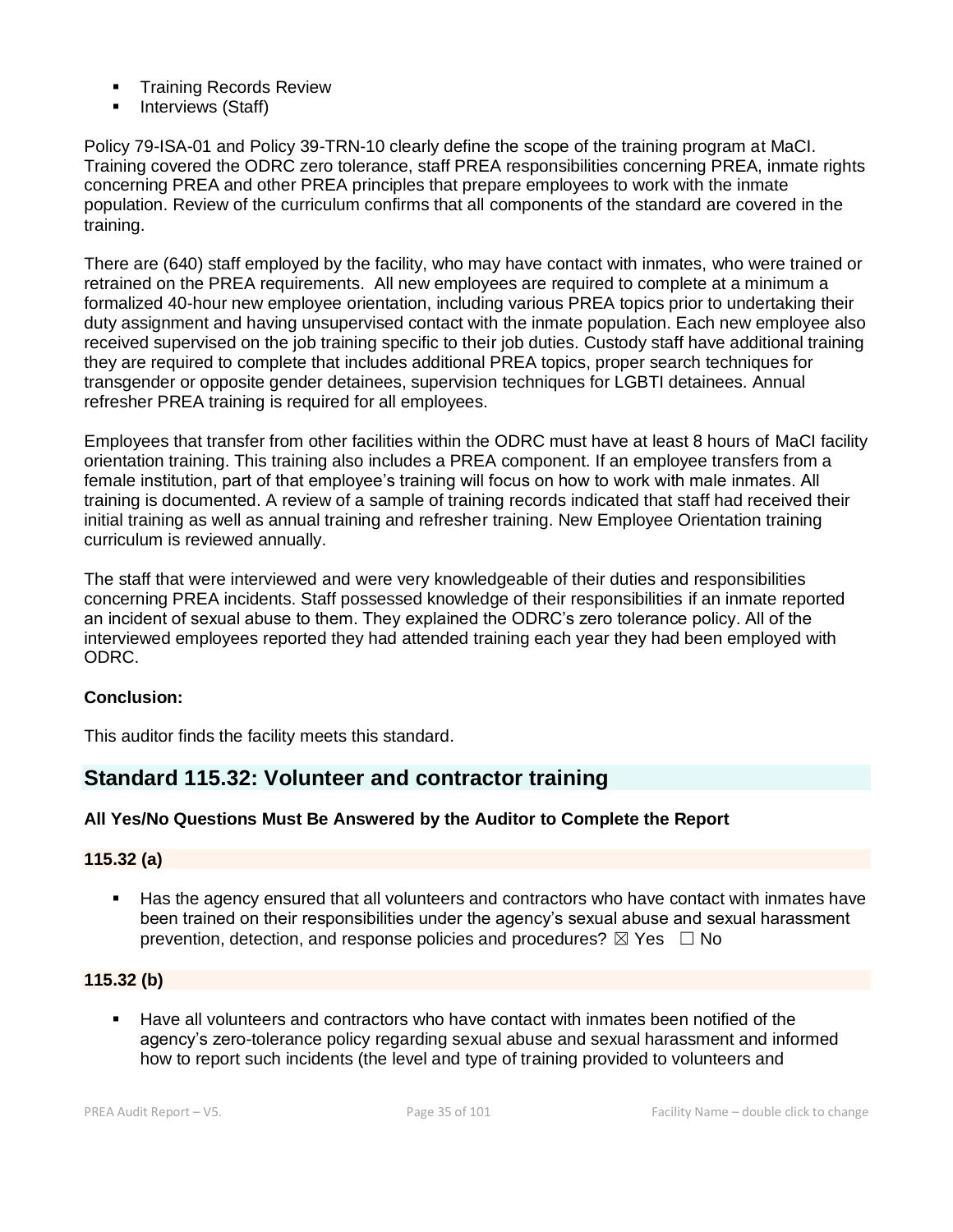- Training Records Review
- Interviews (Staff)

Policy 79-ISA-01 and Policy 39-TRN-10 clearly define the scope of the training program at MaCI. Training covered the ODRC zero tolerance, staff PREA responsibilities concerning PREA, inmate rights concerning PREA and other PREA principles that prepare employees to work with the inmate population. Review of the curriculum confirms that all components of the standard are covered in the training.

There are (640) staff employed by the facility, who may have contact with inmates, who were trained or retrained on the PREA requirements. All new employees are required to complete at a minimum a formalized 40-hour new employee orientation, including various PREA topics prior to undertaking their duty assignment and having unsupervised contact with the inmate population. Each new employee also received supervised on the job training specific to their job duties. Custody staff have additional training they are required to complete that includes additional PREA topics, proper search techniques for transgender or opposite gender detainees, supervision techniques for LGBTI detainees. Annual refresher PREA training is required for all employees.

Employees that transfer from other facilities within the ODRC must have at least 8 hours of MaCI facility orientation training. This training also includes a PREA component. If an employee transfers from a female institution, part of that employee's training will focus on how to work with male inmates. All training is documented. A review of a sample of training records indicated that staff had received their initial training as well as annual training and refresher training. New Employee Orientation training curriculum is reviewed annually.

The staff that were interviewed and were very knowledgeable of their duties and responsibilities concerning PREA incidents. Staff possessed knowledge of their responsibilities if an inmate reported an incident of sexual abuse to them. They explained the ODRC's zero tolerance policy. All of the interviewed employees reported they had attended training each year they had been employed with ODRC.

**Conclusion:**

This auditor finds the facility meets this standard.

## Standard 115.32: Volunteer and contractor training

**All Yes/No Questions Must Be Answered by the Auditor to Complete the Report**

**115.32 (a)**

- Has the agency ensured that all volunteers and contractors who have contact with inmates have been trained on their responsibilities under the agency's sexual abuse and sexual harassment prevention, detection, and response policies and procedures? ☒ Yes ☐ No

**115.32 (b)**

- Have all volunteers and contractors who have contact with inmates been notified of the agency's zero-tolerance policy regarding sexual abuse and sexual harassment and informed how to report such incidents (the level and type of training provided to volunteers and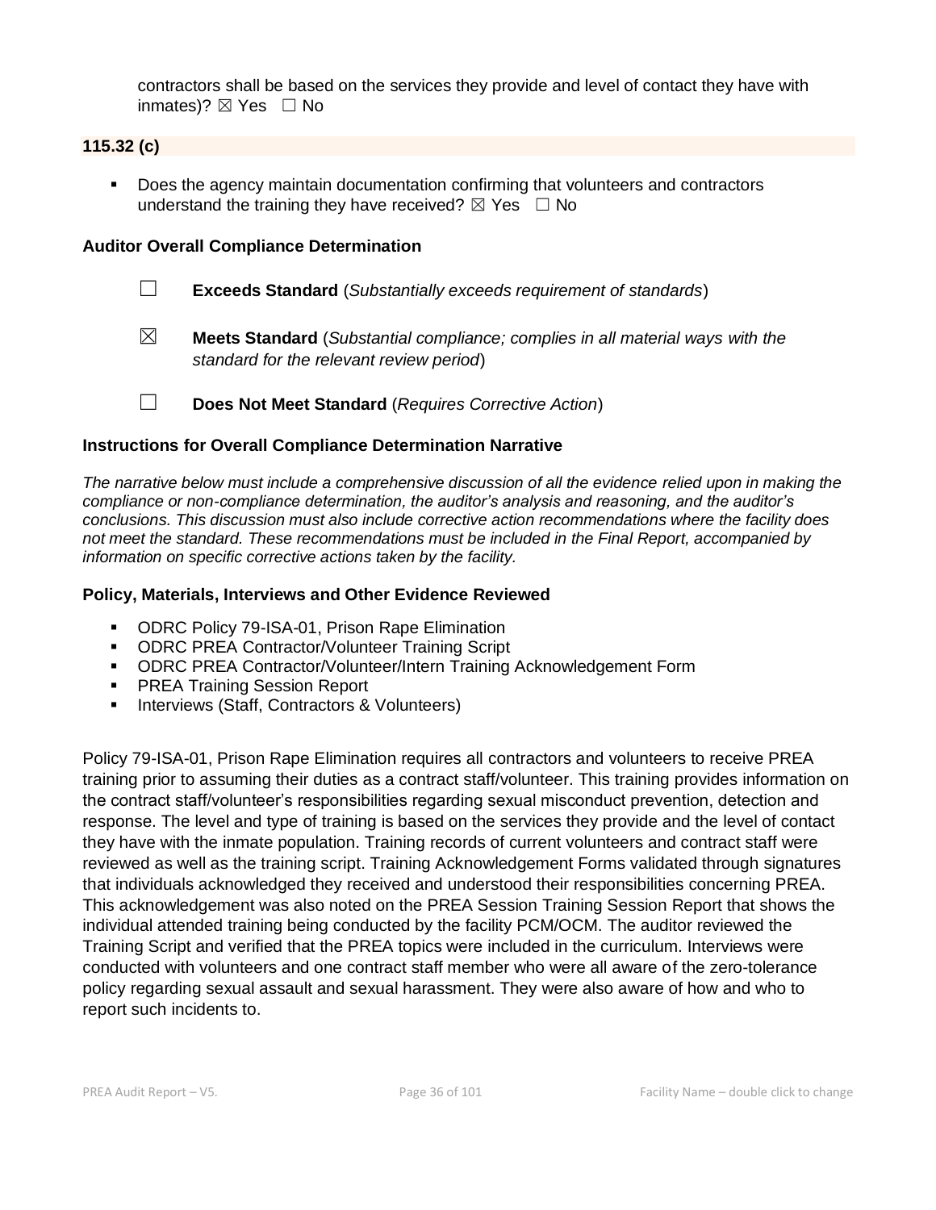contractors shall be based on the services they provide and level of contact they have with inmates)? ☒ Yes ☐ No

**115.32 (c)**

- Does the agency maintain documentation confirming that volunteers and contractors understand the training they have received? ☒ Yes ☐ No

**Auditor Overall Compliance Determination**

☐ **Exceeds Standard** (*Substantially exceeds requirement of standards*)

☒ **Meets Standard** (*Substantial compliance; complies in all material ways with the standard for the relevant review period*)

☐ **Does Not Meet Standard** (*Requires Corrective Action*)

**Instructions for Overall Compliance Determination Narrative**

*The narrative below must include a comprehensive discussion of all the evidence relied upon in making the compliance or non-compliance determination, the auditor's analysis and reasoning, and the auditor's conclusions. This discussion must also include corrective action recommendations where the facility does not meet the standard. These recommendations must be included in the Final Report, accompanied by information on specific corrective actions taken by the facility.*

**Policy, Materials, Interviews and Other Evidence Reviewed**

- ODRC Policy 79-ISA-01, Prison Rape Elimination
- ODRC PREA Contractor/Volunteer Training Script
- ODRC PREA Contractor/Volunteer/Intern Training Acknowledgement Form
- PREA Training Session Report
- Interviews (Staff, Contractors & Volunteers)

Policy 79-ISA-01, Prison Rape Elimination requires all contractors and volunteers to receive PREA training prior to assuming their duties as a contract staff/volunteer. This training provides information on the contract staff/volunteer's responsibilities regarding sexual misconduct prevention, detection and response. The level and type of training is based on the services they provide and the level of contact they have with the inmate population. Training records of current volunteers and contract staff were reviewed as well as the training script. Training Acknowledgement Forms validated through signatures that individuals acknowledged they received and understood their responsibilities concerning PREA. This acknowledgement was also noted on the PREA Session Training Session Report that shows the individual attended training being conducted by the facility PCM/OCM. The auditor reviewed the Training Script and verified that the PREA topics were included in the curriculum. Interviews were conducted with volunteers and one contract staff member who were all aware of the zero-tolerance policy regarding sexual assault and sexual harassment. They were also aware of how and who to report such incidents to.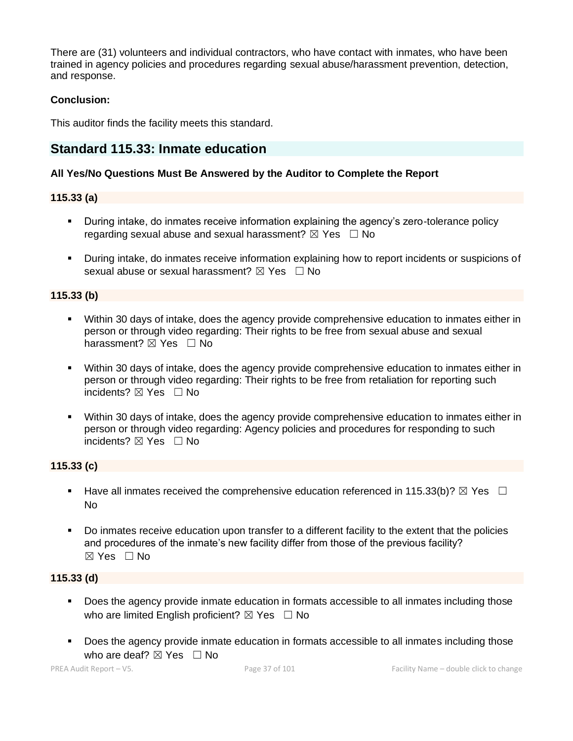There are (31) volunteers and individual contractors, who have contact with inmates, who have been trained in agency policies and procedures regarding sexual abuse/harassment prevention, detection, and response.

**Conclusion:**

This auditor finds the facility meets this standard.

## Standard 115.33: Inmate education

**All Yes/No Questions Must Be Answered by the Auditor to Complete the Report**

**115.33 (a)**

- During intake, do inmates receive information explaining the agency's zero-tolerance policy regarding sexual abuse and sexual harassment? ☒ Yes ☐ No
- During intake, do inmates receive information explaining how to report incidents or suspicions of sexual abuse or sexual harassment? ☒ Yes ☐ No

**115.33 (b)**

- Within 30 days of intake, does the agency provide comprehensive education to inmates either in person or through video regarding: Their rights to be free from sexual abuse and sexual harassment? ☒ Yes ☐ No
- Within 30 days of intake, does the agency provide comprehensive education to inmates either in person or through video regarding: Their rights to be free from retaliation for reporting such incidents? ☒ Yes ☐ No
- Within 30 days of intake, does the agency provide comprehensive education to inmates either in person or through video regarding: Agency policies and procedures for responding to such incidents? ☒ Yes ☐ No

**115.33 (c)**

- Have all inmates received the comprehensive education referenced in 115.33(b)? ☒ Yes ☐ No
- Do inmates receive education upon transfer to a different facility to the extent that the policies and procedures of the inmate's new facility differ from those of the previous facility? ☒ Yes ☐ No

**115.33 (d)**

- Does the agency provide inmate education in formats accessible to all inmates including those who are limited English proficient? ☒ Yes ☐ No
- Does the agency provide inmate education in formats accessible to all inmates including those who are deaf? ☒ Yes ☐ No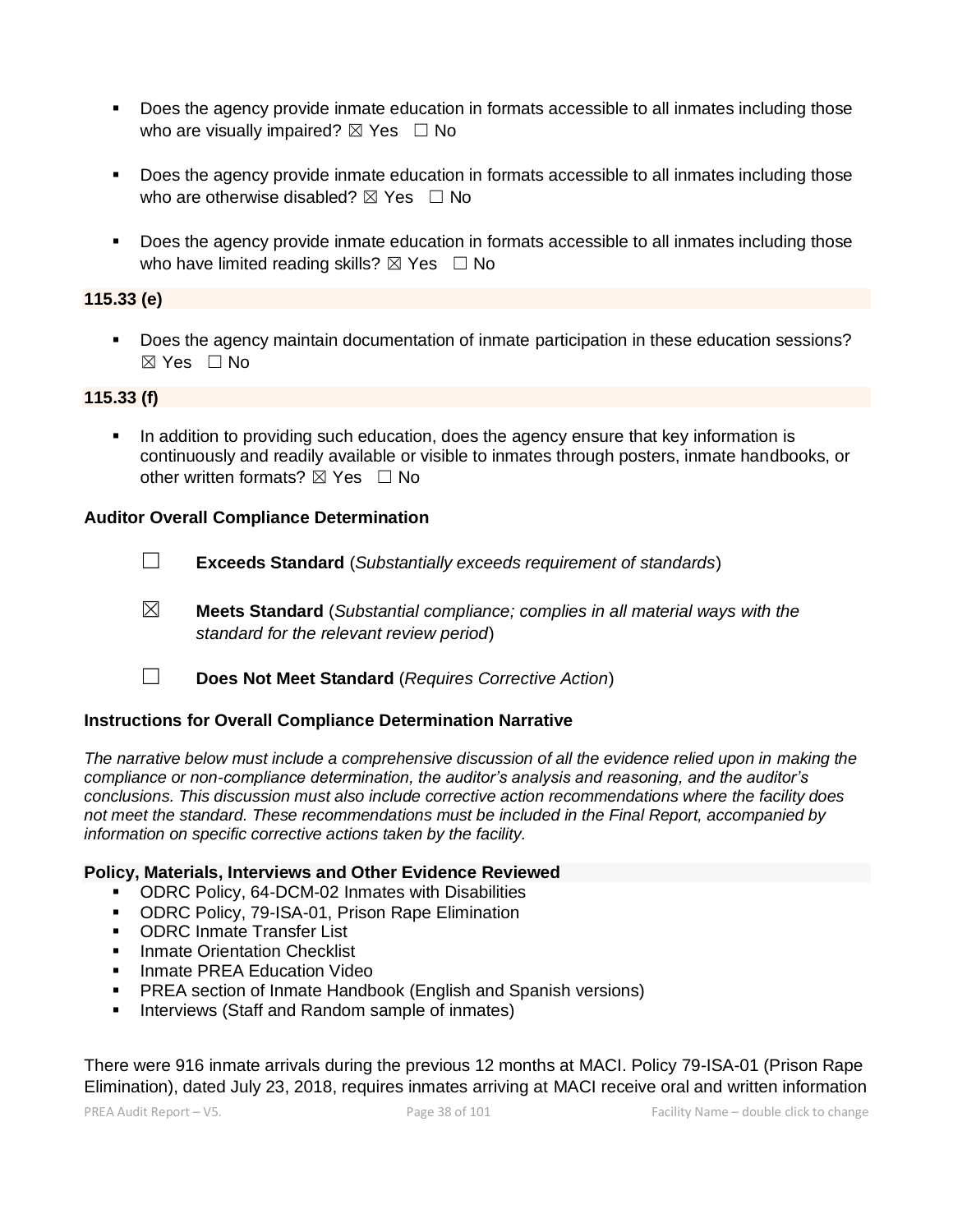- Does the agency provide inmate education in formats accessible to all inmates including those who are visually impaired? ☒ Yes ☐ No

- Does the agency provide inmate education in formats accessible to all inmates including those who are otherwise disabled? ☒ Yes ☐ No

- Does the agency provide inmate education in formats accessible to all inmates including those who have limited reading skills? ☒ Yes ☐ No

**115.33 (e)**

- Does the agency maintain documentation of inmate participation in these education sessions? ☒ Yes ☐ No

**115.33 (f)**

- In addition to providing such education, does the agency ensure that key information is continuously and readily available or visible to inmates through posters, inmate handbooks, or other written formats? ☒ Yes ☐ No

**Auditor Overall Compliance Determination**

☐ **Exceeds Standard** (*Substantially exceeds requirement of standards*)

☒ **Meets Standard** (*Substantial compliance; complies in all material ways with the standard for the relevant review period*)

☐ **Does Not Meet Standard** (*Requires Corrective Action*)

**Instructions for Overall Compliance Determination Narrative**

*The narrative below must include a comprehensive discussion of all the evidence relied upon in making the compliance or non-compliance determination, the auditor's analysis and reasoning, and the auditor's conclusions. This discussion must also include corrective action recommendations where the facility does not meet the standard. These recommendations must be included in the Final Report, accompanied by information on specific corrective actions taken by the facility.*

**Policy, Materials, Interviews and Other Evidence Reviewed**

- ODRC Policy, 64-DCM-02 Inmates with Disabilities
- ODRC Policy, 79-ISA-01, Prison Rape Elimination
- ODRC Inmate Transfer List
- Inmate Orientation Checklist
- Inmate PREA Education Video
- PREA section of Inmate Handbook (English and Spanish versions)
- Interviews (Staff and Random sample of inmates)

There were 916 inmate arrivals during the previous 12 months at MACI. Policy 79-ISA-01 (Prison Rape Elimination), dated July 23, 2018, requires inmates arriving at MACI receive oral and written information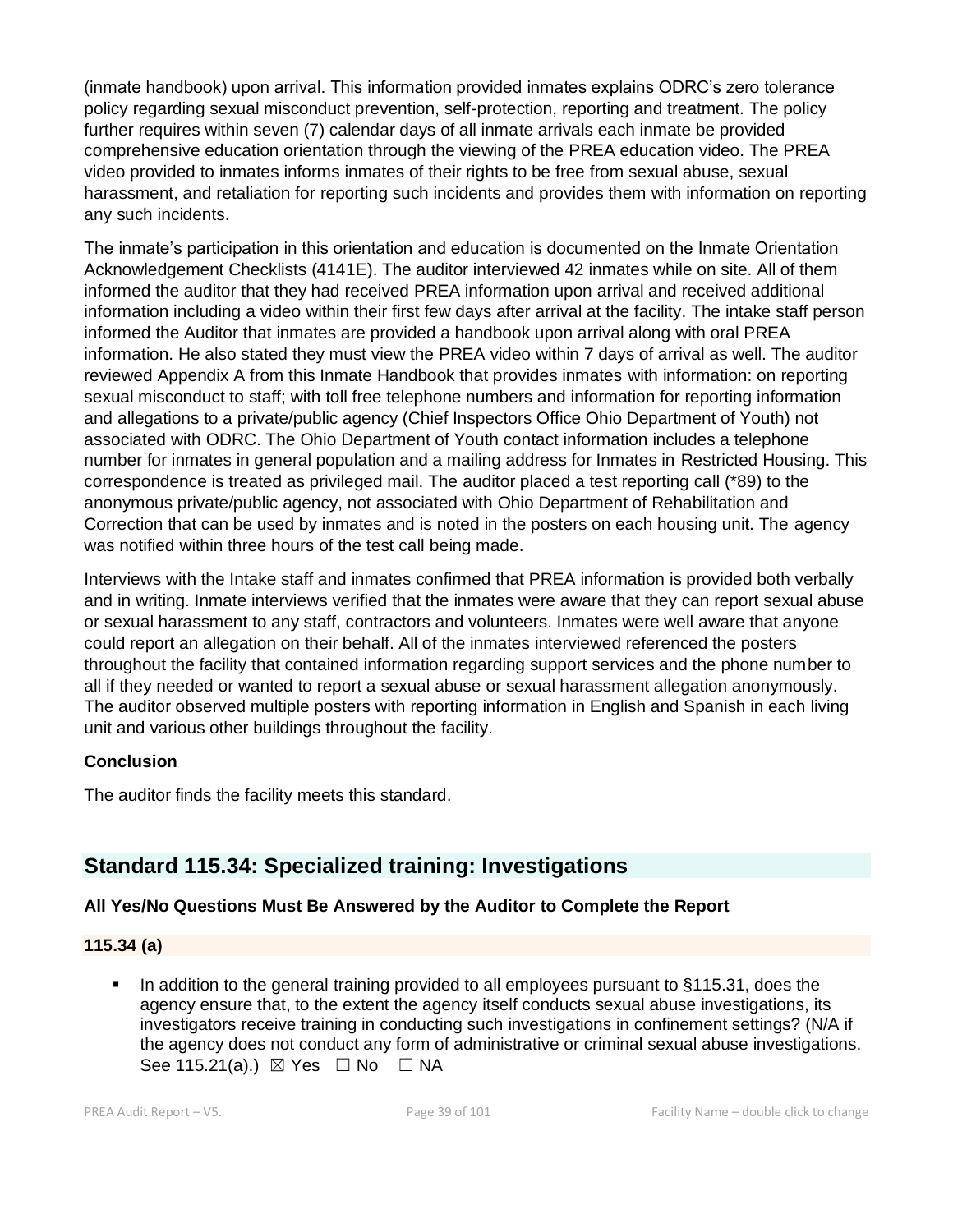(inmate handbook) upon arrival. This information provided inmates explains ODRC's zero tolerance policy regarding sexual misconduct prevention, self-protection, reporting and treatment. The policy further requires within seven (7) calendar days of all inmate arrivals each inmate be provided comprehensive education orientation through the viewing of the PREA education video. The PREA video provided to inmates informs inmates of their rights to be free from sexual abuse, sexual harassment, and retaliation for reporting such incidents and provides them with information on reporting any such incidents.

The inmate's participation in this orientation and education is documented on the Inmate Orientation Acknowledgement Checklists (4141E). The auditor interviewed 42 inmates while on site. All of them informed the auditor that they had received PREA information upon arrival and received additional information including a video within their first few days after arrival at the facility. The intake staff person informed the Auditor that inmates are provided a handbook upon arrival along with oral PREA information. He also stated they must view the PREA video within 7 days of arrival as well. The auditor reviewed Appendix A from this Inmate Handbook that provides inmates with information: on reporting sexual misconduct to staff; with toll free telephone numbers and information for reporting information and allegations to a private/public agency (Chief Inspectors Office Ohio Department of Youth) not associated with ODRC. The Ohio Department of Youth contact information includes a telephone number for inmates in general population and a mailing address for Inmates in Restricted Housing. This correspondence is treated as privileged mail. The auditor placed a test reporting call (*89) to the anonymous private/public agency, not associated with Ohio Department of Rehabilitation and Correction that can be used by inmates and is noted in the posters on each housing unit. The agency was notified within three hours of the test call being made.

Interviews with the Intake staff and inmates confirmed that PREA information is provided both verbally and in writing. Inmate interviews verified that the inmates were aware that they can report sexual abuse or sexual harassment to any staff, contractors and volunteers. Inmates were well aware that anyone could report an allegation on their behalf. All of the inmates interviewed referenced the posters throughout the facility that contained information regarding support services and the phone number to all if they needed or wanted to report a sexual abuse or sexual harassment allegation anonymously. The auditor observed multiple posters with reporting information in English and Spanish in each living unit and various other buildings throughout the facility.

**Conclusion**

The auditor finds the facility meets this standard.

## Standard 115.34: Specialized training: Investigations

**All Yes/No Questions Must Be Answered by the Auditor to Complete the Report**

**115.34 (a)**

- In addition to the general training provided to all employees pursuant to §115.31, does the agency ensure that, to the extent the agency itself conducts sexual abuse investigations, its investigators receive training in conducting such investigations in confinement settings? (N/A if the agency does not conduct any form of administrative or criminal sexual abuse investigations. See 115.21(a).) ☒ Yes ☐ No ☐ NA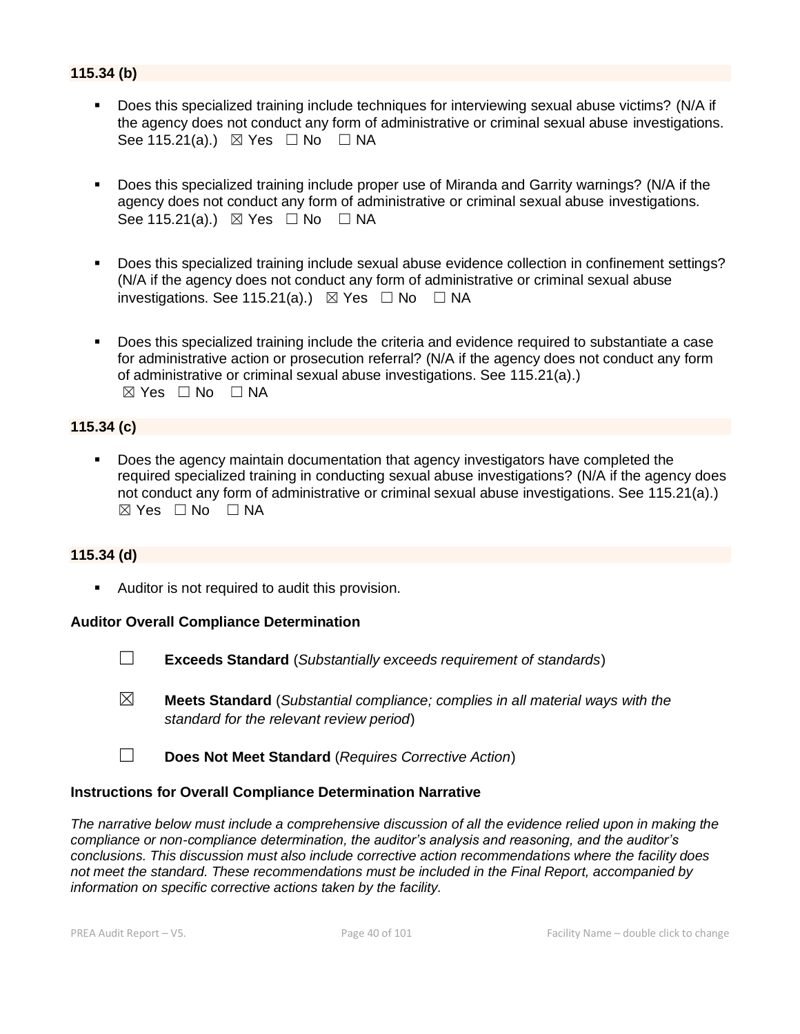**115.34 (b)**

- Does this specialized training include techniques for interviewing sexual abuse victims? (N/A if the agency does not conduct any form of administrative or criminal sexual abuse investigations. See 115.21(a).) ☒ Yes ☐ No ☐ NA

- Does this specialized training include proper use of Miranda and Garrity warnings? (N/A if the agency does not conduct any form of administrative or criminal sexual abuse investigations. See 115.21(a).) ☒ Yes ☐ No ☐ NA

- Does this specialized training include sexual abuse evidence collection in confinement settings? (N/A if the agency does not conduct any form of administrative or criminal sexual abuse investigations. See 115.21(a).) ☒ Yes ☐ No ☐ NA

- Does this specialized training include the criteria and evidence required to substantiate a case for administrative action or prosecution referral? (N/A if the agency does not conduct any form of administrative or criminal sexual abuse investigations. See 115.21(a).) ☒ Yes ☐ No ☐ NA

**115.34 (c)**

- Does the agency maintain documentation that agency investigators have completed the required specialized training in conducting sexual abuse investigations? (N/A if the agency does not conduct any form of administrative or criminal sexual abuse investigations. See 115.21(a).) ☒ Yes ☐ No ☐ NA

**115.34 (d)**

- Auditor is not required to audit this provision.

**Auditor Overall Compliance Determination**

☐ **Exceeds Standard** (*Substantially exceeds requirement of standards*)

☒ **Meets Standard** (*Substantial compliance; complies in all material ways with the standard for the relevant review period*)

☐ **Does Not Meet Standard** (*Requires Corrective Action*)

**Instructions for Overall Compliance Determination Narrative**

*The narrative below must include a comprehensive discussion of all the evidence relied upon in making the compliance or non-compliance determination, the auditor's analysis and reasoning, and the auditor's conclusions. This discussion must also include corrective action recommendations where the facility does not meet the standard. These recommendations must be included in the Final Report, accompanied by information on specific corrective actions taken by the facility.*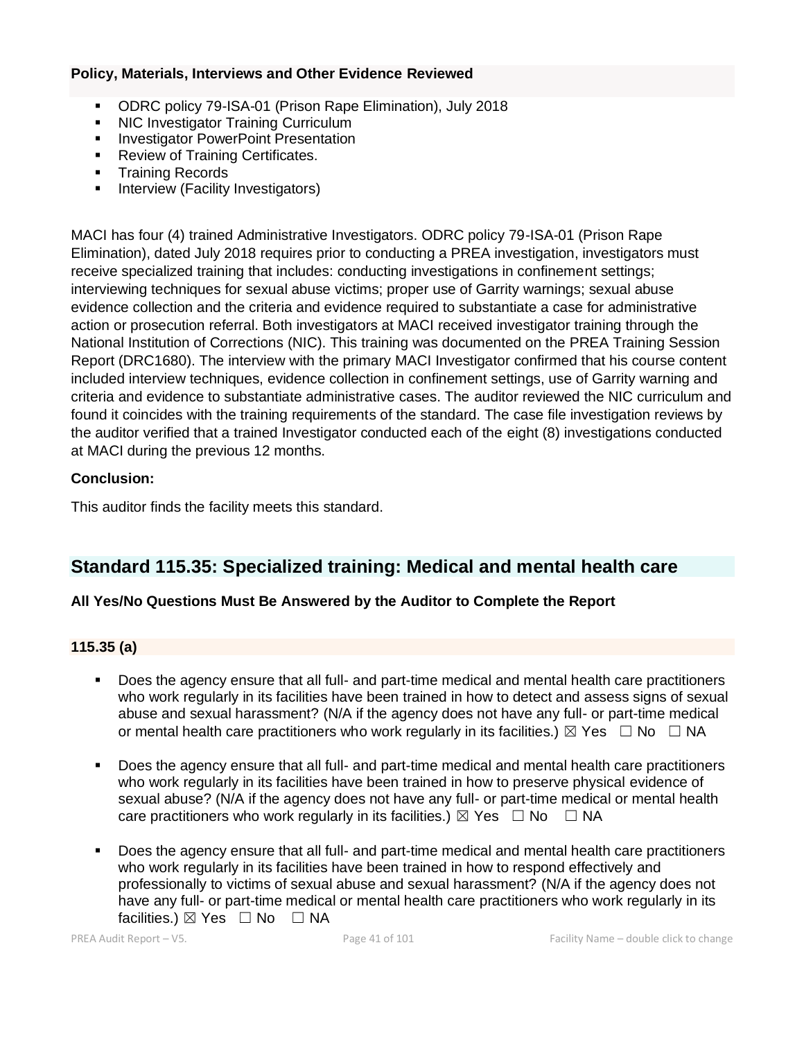**Policy, Materials, Interviews and Other Evidence Reviewed**

- ODRC policy 79-ISA-01 (Prison Rape Elimination), July 2018
- NIC Investigator Training Curriculum
- Investigator PowerPoint Presentation
- Review of Training Certificates.
- Training Records
- Interview (Facility Investigators)

MACI has four (4) trained Administrative Investigators. ODRC policy 79-ISA-01 (Prison Rape Elimination), dated July 2018 requires prior to conducting a PREA investigation, investigators must receive specialized training that includes: conducting investigations in confinement settings; interviewing techniques for sexual abuse victims; proper use of Garrity warnings; sexual abuse evidence collection and the criteria and evidence required to substantiate a case for administrative action or prosecution referral. Both investigators at MACI received investigator training through the National Institution of Corrections (NIC). This training was documented on the PREA Training Session Report (DRC1680). The interview with the primary MACI Investigator confirmed that his course content included interview techniques, evidence collection in confinement settings, use of Garrity warning and criteria and evidence to substantiate administrative cases. The auditor reviewed the NIC curriculum and found it coincides with the training requirements of the standard. The case file investigation reviews by the auditor verified that a trained Investigator conducted each of the eight (8) investigations conducted at MACI during the previous 12 months.

**Conclusion:**

This auditor finds the facility meets this standard.

## Standard 115.35: Specialized training: Medical and mental health care

**All Yes/No Questions Must Be Answered by the Auditor to Complete the Report**

**115.35 (a)**

- Does the agency ensure that all full- and part-time medical and mental health care practitioners who work regularly in its facilities have been trained in how to detect and assess signs of sexual abuse and sexual harassment? (N/A if the agency does not have any full- or part-time medical or mental health care practitioners who work regularly in its facilities.) ☒ Yes ☐ No ☐ NA

- Does the agency ensure that all full- and part-time medical and mental health care practitioners who work regularly in its facilities have been trained in how to preserve physical evidence of sexual abuse? (N/A if the agency does not have any full- or part-time medical or mental health care practitioners who work regularly in its facilities.) ☒ Yes ☐ No ☐ NA

- Does the agency ensure that all full- and part-time medical and mental health care practitioners who work regularly in its facilities have been trained in how to respond effectively and professionally to victims of sexual abuse and sexual harassment? (N/A if the agency does not have any full- or part-time medical or mental health care practitioners who work regularly in its facilities.) ☒ Yes ☐ No ☐ NA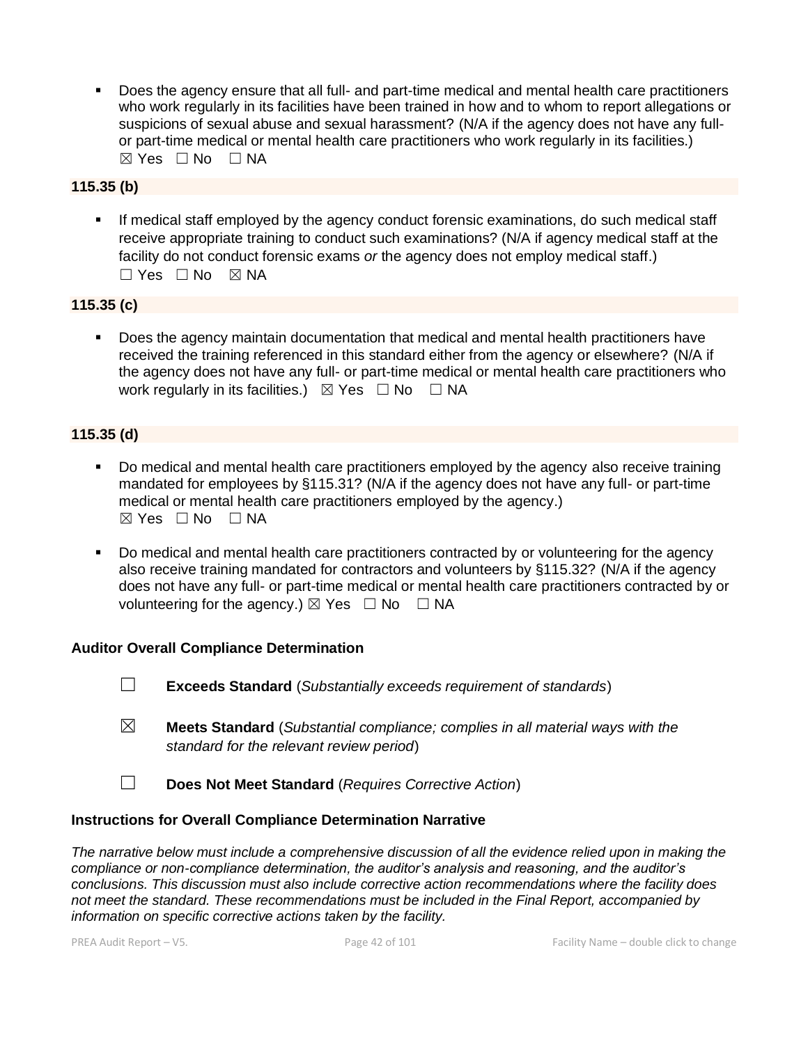- Does the agency ensure that all full- and part-time medical and mental health care practitioners who work regularly in its facilities have been trained in how and to whom to report allegations or suspicions of sexual abuse and sexual harassment? (N/A if the agency does not have any full- or part-time medical or mental health care practitioners who work regularly in its facilities.)
  ☒ Yes ☐ No ☐ NA

**115.35 (b)**

- If medical staff employed by the agency conduct forensic examinations, do such medical staff receive appropriate training to conduct such examinations? (N/A if agency medical staff at the facility do not conduct forensic exams *or* the agency does not employ medical staff.)
  ☐ Yes ☐ No ☒ NA

**115.35 (c)**

- Does the agency maintain documentation that medical and mental health practitioners have received the training referenced in this standard either from the agency or elsewhere? (N/A if the agency does not have any full- or part-time medical or mental health care practitioners who work regularly in its facilities.) ☒ Yes ☐ No ☐ NA

**115.35 (d)**

- Do medical and mental health care practitioners employed by the agency also receive training mandated for employees by §115.31? (N/A if the agency does not have any full- or part-time medical or mental health care practitioners employed by the agency.)
  ☒ Yes ☐ No ☐ NA

- Do medical and mental health care practitioners contracted by or volunteering for the agency also receive training mandated for contractors and volunteers by §115.32? (N/A if the agency does not have any full- or part-time medical or mental health care practitioners contracted by or volunteering for the agency.) ☒ Yes ☐ No ☐ NA

**Auditor Overall Compliance Determination**

☐ **Exceeds Standard** (*Substantially exceeds requirement of standards*)

☒ **Meets Standard** (*Substantial compliance; complies in all material ways with the standard for the relevant review period*)

☐ **Does Not Meet Standard** (*Requires Corrective Action*)

**Instructions for Overall Compliance Determination Narrative**

*The narrative below must include a comprehensive discussion of all the evidence relied upon in making the compliance or non-compliance determination, the auditor's analysis and reasoning, and the auditor's conclusions. This discussion must also include corrective action recommendations where the facility does not meet the standard. These recommendations must be included in the Final Report, accompanied by information on specific corrective actions taken by the facility.*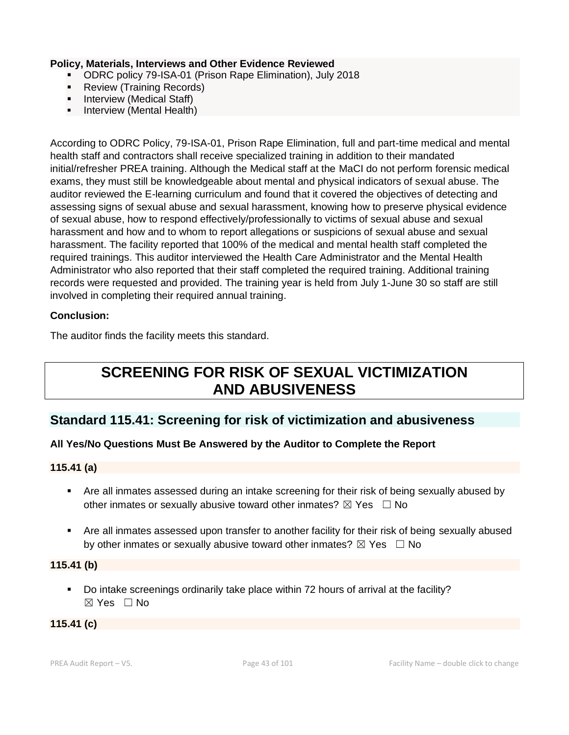**Policy, Materials, Interviews and Other Evidence Reviewed**

- ODRC policy 79-ISA-01 (Prison Rape Elimination), July 2018
- Review (Training Records)
- Interview (Medical Staff)
- Interview (Mental Health)

According to ODRC Policy, 79-ISA-01, Prison Rape Elimination, full and part-time medical and mental health staff and contractors shall receive specialized training in addition to their mandated initial/refresher PREA training. Although the Medical staff at the MaCI do not perform forensic medical exams, they must still be knowledgeable about mental and physical indicators of sexual abuse. The auditor reviewed the E-learning curriculum and found that it covered the objectives of detecting and assessing signs of sexual abuse and sexual harassment, knowing how to preserve physical evidence of sexual abuse, how to respond effectively/professionally to victims of sexual abuse and sexual harassment and how and to whom to report allegations or suspicions of sexual abuse and sexual harassment. The facility reported that 100% of the medical and mental health staff completed the required trainings. This auditor interviewed the Health Care Administrator and the Mental Health Administrator who also reported that their staff completed the required training. Additional training records were requested and provided. The training year is held from July 1-June 30 so staff are still involved in completing their required annual training.

**Conclusion:**

The auditor finds the facility meets this standard.

# SCREENING FOR RISK OF SEXUAL VICTIMIZATION AND ABUSIVENESS

## Standard 115.41: Screening for risk of victimization and abusiveness

**All Yes/No Questions Must Be Answered by the Auditor to Complete the Report**

**115.41 (a)**

- Are all inmates assessed during an intake screening for their risk of being sexually abused by other inmates or sexually abusive toward other inmates? ☒ Yes ☐ No
- Are all inmates assessed upon transfer to another facility for their risk of being sexually abused by other inmates or sexually abusive toward other inmates? ☒ Yes ☐ No

**115.41 (b)**

- Do intake screenings ordinarily take place within 72 hours of arrival at the facility? ☒ Yes ☐ No

**115.41 (c)**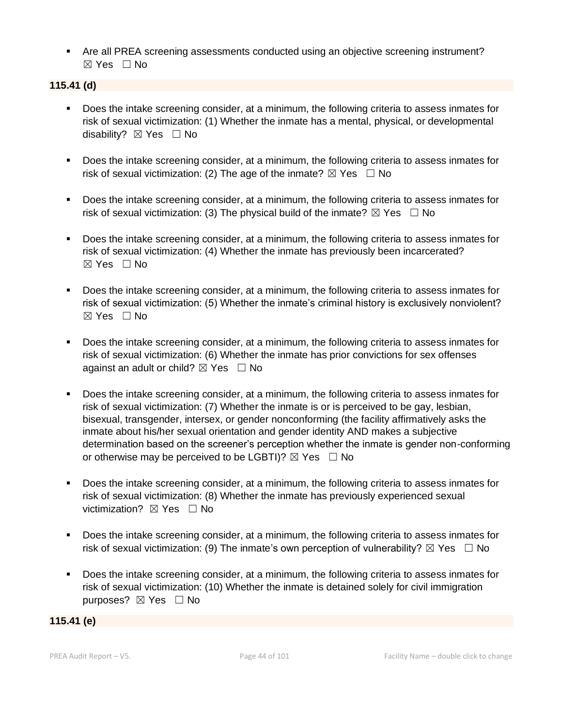- Are all PREA screening assessments conducted using an objective screening instrument? ☒ Yes ☐ No

**115.41 (d)**

- Does the intake screening consider, at a minimum, the following criteria to assess inmates for risk of sexual victimization: (1) Whether the inmate has a mental, physical, or developmental disability? ☒ Yes ☐ No

- Does the intake screening consider, at a minimum, the following criteria to assess inmates for risk of sexual victimization: (2) The age of the inmate? ☒ Yes ☐ No

- Does the intake screening consider, at a minimum, the following criteria to assess inmates for risk of sexual victimization: (3) The physical build of the inmate? ☒ Yes ☐ No

- Does the intake screening consider, at a minimum, the following criteria to assess inmates for risk of sexual victimization: (4) Whether the inmate has previously been incarcerated? ☒ Yes ☐ No

- Does the intake screening consider, at a minimum, the following criteria to assess inmates for risk of sexual victimization: (5) Whether the inmate's criminal history is exclusively nonviolent? ☒ Yes ☐ No

- Does the intake screening consider, at a minimum, the following criteria to assess inmates for risk of sexual victimization: (6) Whether the inmate has prior convictions for sex offenses against an adult or child? ☒ Yes ☐ No

- Does the intake screening consider, at a minimum, the following criteria to assess inmates for risk of sexual victimization: (7) Whether the inmate is or is perceived to be gay, lesbian, bisexual, transgender, intersex, or gender nonconforming (the facility affirmatively asks the inmate about his/her sexual orientation and gender identity AND makes a subjective determination based on the screener's perception whether the inmate is gender non-conforming or otherwise may be perceived to be LGBTI)? ☒ Yes ☐ No

- Does the intake screening consider, at a minimum, the following criteria to assess inmates for risk of sexual victimization: (8) Whether the inmate has previously experienced sexual victimization? ☒ Yes ☐ No

- Does the intake screening consider, at a minimum, the following criteria to assess inmates for risk of sexual victimization: (9) The inmate's own perception of vulnerability? ☒ Yes ☐ No

- Does the intake screening consider, at a minimum, the following criteria to assess inmates for risk of sexual victimization: (10) Whether the inmate is detained solely for civil immigration purposes? ☒ Yes ☐ No

**115.41 (e)**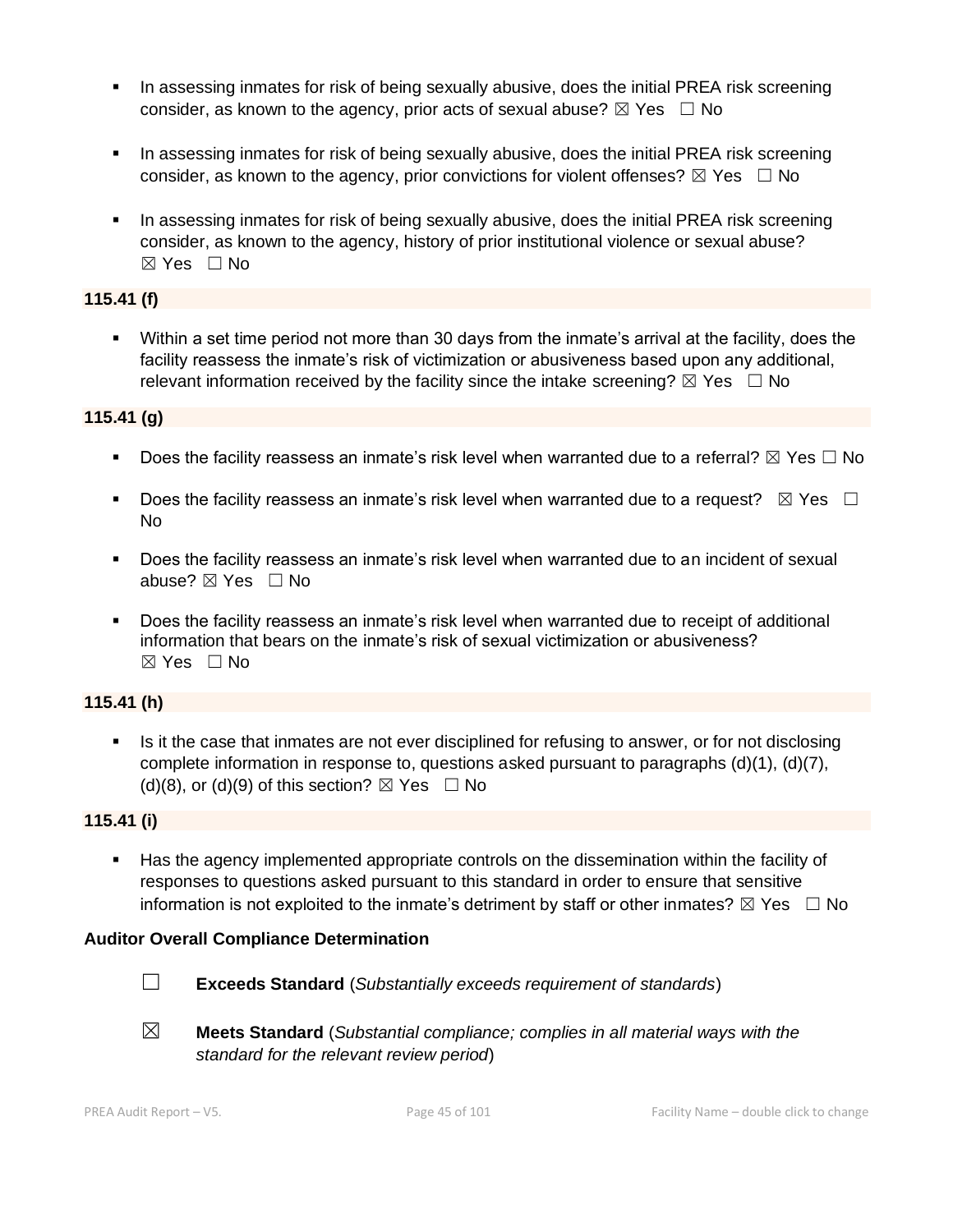- In assessing inmates for risk of being sexually abusive, does the initial PREA risk screening consider, as known to the agency, prior acts of sexual abuse? ☒ Yes ☐ No

- In assessing inmates for risk of being sexually abusive, does the initial PREA risk screening consider, as known to the agency, prior convictions for violent offenses? ☒ Yes ☐ No

- In assessing inmates for risk of being sexually abusive, does the initial PREA risk screening consider, as known to the agency, history of prior institutional violence or sexual abuse? ☒ Yes ☐ No

**115.41 (f)**

- Within a set time period not more than 30 days from the inmate's arrival at the facility, does the facility reassess the inmate's risk of victimization or abusiveness based upon any additional, relevant information received by the facility since the intake screening? ☒ Yes ☐ No

**115.41 (g)**

- Does the facility reassess an inmate's risk level when warranted due to a referral? ☒ Yes ☐ No

- Does the facility reassess an inmate's risk level when warranted due to a request? ☒ Yes ☐ No

- Does the facility reassess an inmate's risk level when warranted due to an incident of sexual abuse? ☒ Yes ☐ No

- Does the facility reassess an inmate's risk level when warranted due to receipt of additional information that bears on the inmate's risk of sexual victimization or abusiveness? ☒ Yes ☐ No

**115.41 (h)**

- Is it the case that inmates are not ever disciplined for refusing to answer, or for not disclosing complete information in response to, questions asked pursuant to paragraphs (d)(1), (d)(7), (d)(8), or (d)(9) of this section? ☒ Yes ☐ No

**115.41 (i)**

- Has the agency implemented appropriate controls on the dissemination within the facility of responses to questions asked pursuant to this standard in order to ensure that sensitive information is not exploited to the inmate's detriment by staff or other inmates? ☒ Yes ☐ No

**Auditor Overall Compliance Determination**

☐ **Exceeds Standard** (*Substantially exceeds requirement of standards*)

☒ **Meets Standard** (*Substantial compliance; complies in all material ways with the standard for the relevant review period*)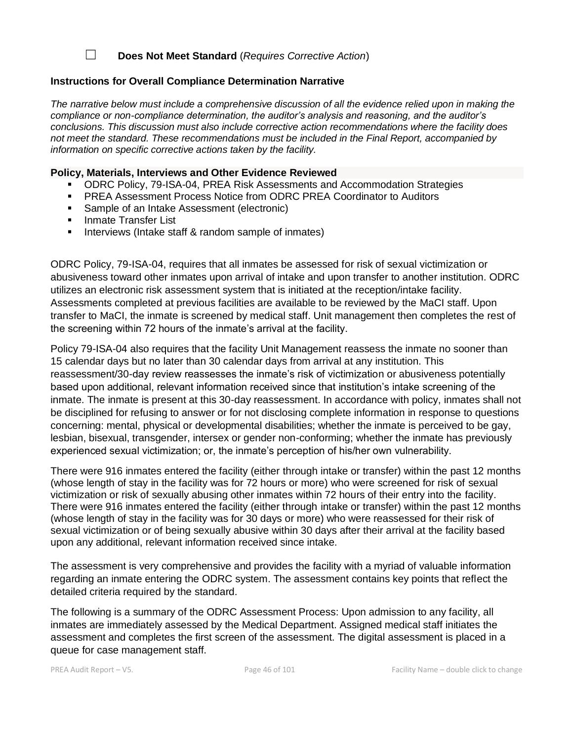☐ **Does Not Meet Standard** (*Requires Corrective Action*)

**Instructions for Overall Compliance Determination Narrative**

*The narrative below must include a comprehensive discussion of all the evidence relied upon in making the compliance or non-compliance determination, the auditor's analysis and reasoning, and the auditor's conclusions. This discussion must also include corrective action recommendations where the facility does not meet the standard. These recommendations must be included in the Final Report, accompanied by information on specific corrective actions taken by the facility.*

**Policy, Materials, Interviews and Other Evidence Reviewed**

- ODRC Policy, 79-ISA-04, PREA Risk Assessments and Accommodation Strategies
- PREA Assessment Process Notice from ODRC PREA Coordinator to Auditors
- Sample of an Intake Assessment (electronic)
- Inmate Transfer List
- Interviews (Intake staff & random sample of inmates)

ODRC Policy, 79-ISA-04, requires that all inmates be assessed for risk of sexual victimization or abusiveness toward other inmates upon arrival of intake and upon transfer to another institution. ODRC utilizes an electronic risk assessment system that is initiated at the reception/intake facility. Assessments completed at previous facilities are available to be reviewed by the MaCI staff. Upon transfer to MaCI, the inmate is screened by medical staff. Unit management then completes the rest of the screening within 72 hours of the inmate's arrival at the facility.

Policy 79-ISA-04 also requires that the facility Unit Management reassess the inmate no sooner than 15 calendar days but no later than 30 calendar days from arrival at any institution. This reassessment/30-day review reassesses the inmate's risk of victimization or abusiveness potentially based upon additional, relevant information received since that institution's intake screening of the inmate. The inmate is present at this 30-day reassessment. In accordance with policy, inmates shall not be disciplined for refusing to answer or for not disclosing complete information in response to questions concerning: mental, physical or developmental disabilities; whether the inmate is perceived to be gay, lesbian, bisexual, transgender, intersex or gender non-conforming; whether the inmate has previously experienced sexual victimization; or, the inmate's perception of his/her own vulnerability.

There were 916 inmates entered the facility (either through intake or transfer) within the past 12 months (whose length of stay in the facility was for 72 hours or more) who were screened for risk of sexual victimization or risk of sexually abusing other inmates within 72 hours of their entry into the facility. There were 916 inmates entered the facility (either through intake or transfer) within the past 12 months (whose length of stay in the facility was for 30 days or more) who were reassessed for their risk of sexual victimization or of being sexually abusive within 30 days after their arrival at the facility based upon any additional, relevant information received since intake.

The assessment is very comprehensive and provides the facility with a myriad of valuable information regarding an inmate entering the ODRC system. The assessment contains key points that reflect the detailed criteria required by the standard.

The following is a summary of the ODRC Assessment Process: Upon admission to any facility, all inmates are immediately assessed by the Medical Department. Assigned medical staff initiates the assessment and completes the first screen of the assessment. The digital assessment is placed in a queue for case management staff.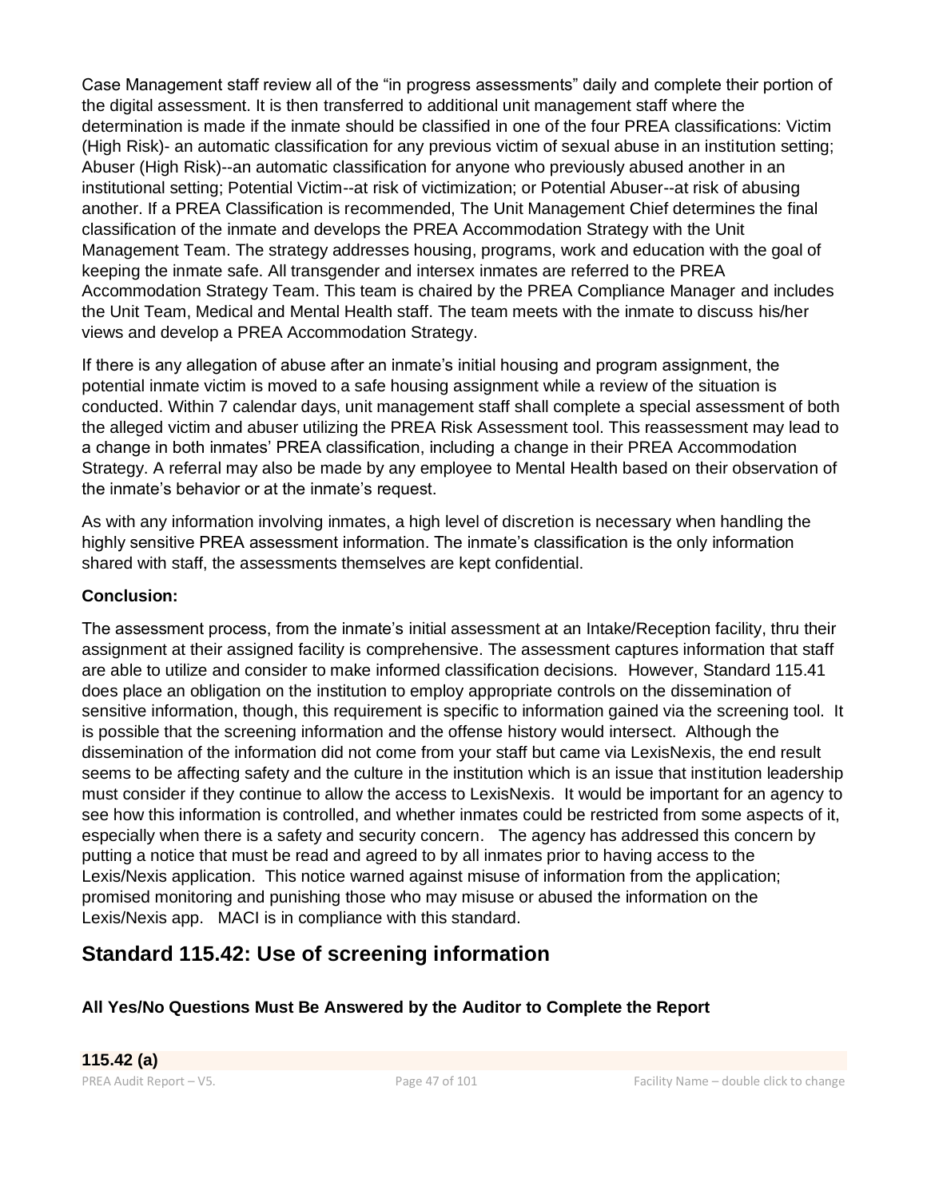Case Management staff review all of the “in progress assessments” daily and complete their portion of the digital assessment. It is then transferred to additional unit management staff where the determination is made if the inmate should be classified in one of the four PREA classifications: Victim (High Risk)- an automatic classification for any previous victim of sexual abuse in an institution setting; Abuser (High Risk)--an automatic classification for anyone who previously abused another in an institutional setting; Potential Victim--at risk of victimization; or Potential Abuser--at risk of abusing another. If a PREA Classification is recommended, The Unit Management Chief determines the final classification of the inmate and develops the PREA Accommodation Strategy with the Unit Management Team. The strategy addresses housing, programs, work and education with the goal of keeping the inmate safe. All transgender and intersex inmates are referred to the PREA Accommodation Strategy Team. This team is chaired by the PREA Compliance Manager and includes the Unit Team, Medical and Mental Health staff. The team meets with the inmate to discuss his/her views and develop a PREA Accommodation Strategy.

If there is any allegation of abuse after an inmate’s initial housing and program assignment, the potential inmate victim is moved to a safe housing assignment while a review of the situation is conducted. Within 7 calendar days, unit management staff shall complete a special assessment of both the alleged victim and abuser utilizing the PREA Risk Assessment tool. This reassessment may lead to a change in both inmates’ PREA classification, including a change in their PREA Accommodation Strategy. A referral may also be made by any employee to Mental Health based on their observation of the inmate’s behavior or at the inmate’s request.

As with any information involving inmates, a high level of discretion is necessary when handling the highly sensitive PREA assessment information. The inmate’s classification is the only information shared with staff, the assessments themselves are kept confidential.

**Conclusion:**

The assessment process, from the inmate’s initial assessment at an Intake/Reception facility, thru their assignment at their assigned facility is comprehensive. The assessment captures information that staff are able to utilize and consider to make informed classification decisions. However, Standard 115.41 does place an obligation on the institution to employ appropriate controls on the dissemination of sensitive information, though, this requirement is specific to information gained via the screening tool. It is possible that the screening information and the offense history would intersect. Although the dissemination of the information did not come from your staff but came via LexisNexis, the end result seems to be affecting safety and the culture in the institution which is an issue that institution leadership must consider if they continue to allow the access to LexisNexis. It would be important for an agency to see how this information is controlled, and whether inmates could be restricted from some aspects of it, especially when there is a safety and security concern. The agency has addressed this concern by putting a notice that must be read and agreed to by all inmates prior to having access to the Lexis/Nexis application. This notice warned against misuse of information from the application; promised monitoring and punishing those who may misuse or abused the information on the Lexis/Nexis app. MACI is in compliance with this standard.

## Standard 115.42: Use of screening information

**All Yes/No Questions Must Be Answered by the Auditor to Complete the Report**

**115.42 (a)**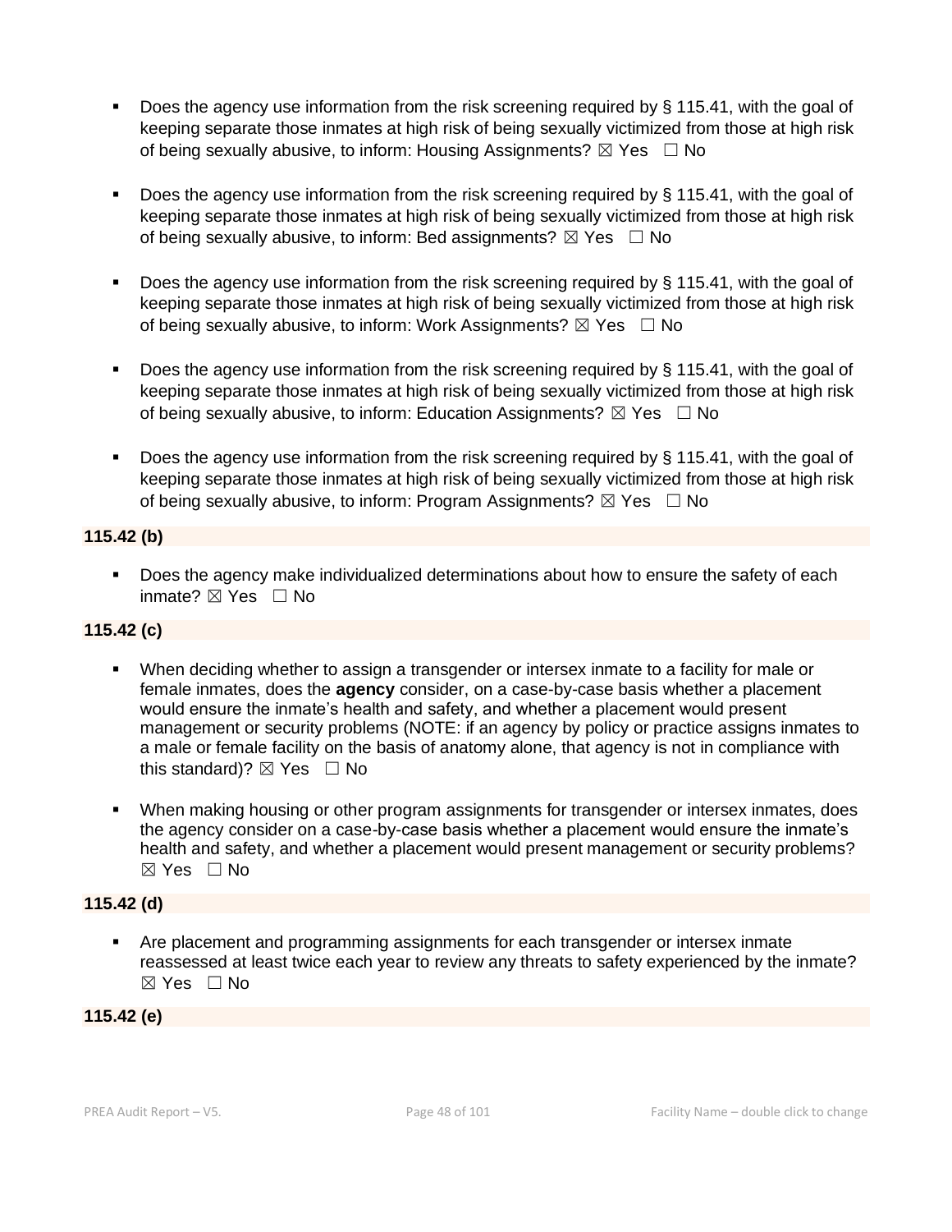- Does the agency use information from the risk screening required by § 115.41, with the goal of keeping separate those inmates at high risk of being sexually victimized from those at high risk of being sexually abusive, to inform: Housing Assignments? ☒ Yes ☐ No

- Does the agency use information from the risk screening required by § 115.41, with the goal of keeping separate those inmates at high risk of being sexually victimized from those at high risk of being sexually abusive, to inform: Bed assignments? ☒ Yes ☐ No

- Does the agency use information from the risk screening required by § 115.41, with the goal of keeping separate those inmates at high risk of being sexually victimized from those at high risk of being sexually abusive, to inform: Work Assignments? ☒ Yes ☐ No

- Does the agency use information from the risk screening required by § 115.41, with the goal of keeping separate those inmates at high risk of being sexually victimized from those at high risk of being sexually abusive, to inform: Education Assignments? ☒ Yes ☐ No

- Does the agency use information from the risk screening required by § 115.41, with the goal of keeping separate those inmates at high risk of being sexually victimized from those at high risk of being sexually abusive, to inform: Program Assignments? ☒ Yes ☐ No

**115.42 (b)**

- Does the agency make individualized determinations about how to ensure the safety of each inmate? ☒ Yes ☐ No

**115.42 (c)**

- When deciding whether to assign a transgender or intersex inmate to a facility for male or female inmates, does the **agency** consider, on a case-by-case basis whether a placement would ensure the inmate's health and safety, and whether a placement would present management or security problems (NOTE: if an agency by policy or practice assigns inmates to a male or female facility on the basis of anatomy alone, that agency is not in compliance with this standard)? ☒ Yes ☐ No

- When making housing or other program assignments for transgender or intersex inmates, does the agency consider on a case-by-case basis whether a placement would ensure the inmate's health and safety, and whether a placement would present management or security problems? ☒ Yes ☐ No

**115.42 (d)**

- Are placement and programming assignments for each transgender or intersex inmate reassessed at least twice each year to review any threats to safety experienced by the inmate? ☒ Yes ☐ No

**115.42 (e)**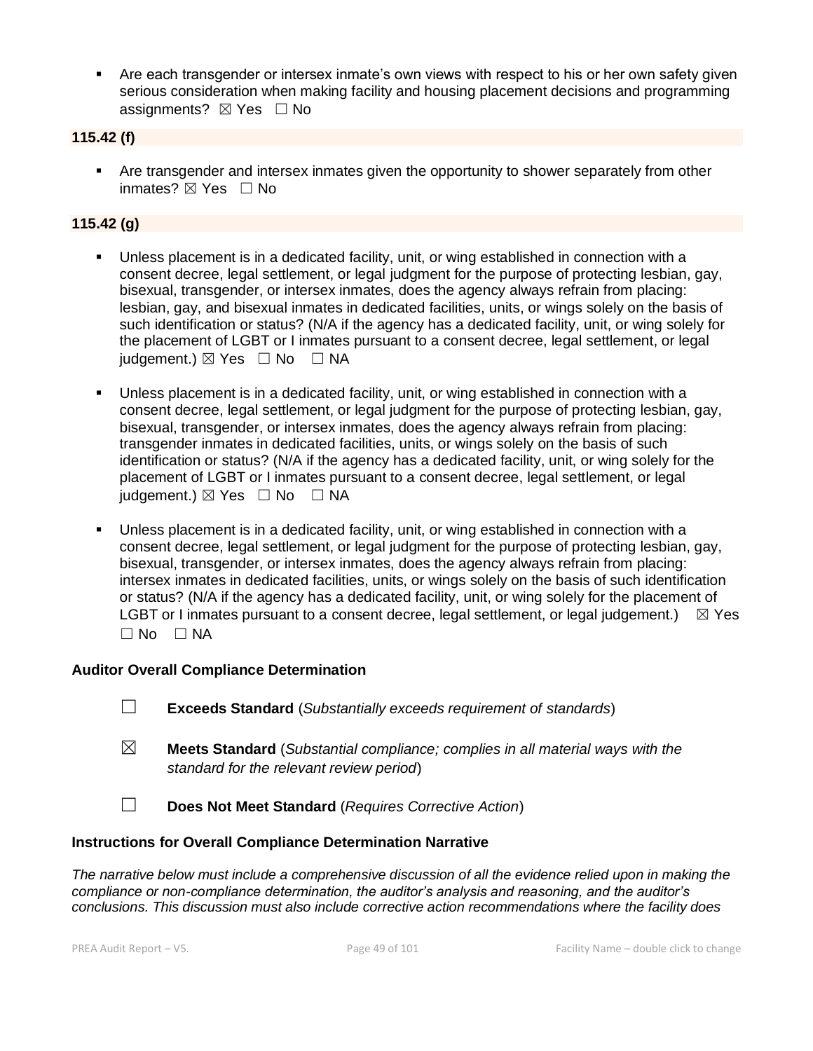- Are each transgender or intersex inmate's own views with respect to his or her own safety given serious consideration when making facility and housing placement decisions and programming assignments? ☒ Yes ☐ No

**115.42 (f)**

- Are transgender and intersex inmates given the opportunity to shower separately from other inmates? ☒ Yes ☐ No

**115.42 (g)**

- Unless placement is in a dedicated facility, unit, or wing established in connection with a consent decree, legal settlement, or legal judgment for the purpose of protecting lesbian, gay, bisexual, transgender, or intersex inmates, does the agency always refrain from placing: lesbian, gay, and bisexual inmates in dedicated facilities, units, or wings solely on the basis of such identification or status? (N/A if the agency has a dedicated facility, unit, or wing solely for the placement of LGBT or I inmates pursuant to a consent decree, legal settlement, or legal judgement.) ☒ Yes ☐ No ☐ NA

- Unless placement is in a dedicated facility, unit, or wing established in connection with a consent decree, legal settlement, or legal judgment for the purpose of protecting lesbian, gay, bisexual, transgender, or intersex inmates, does the agency always refrain from placing: transgender inmates in dedicated facilities, units, or wings solely on the basis of such identification or status? (N/A if the agency has a dedicated facility, unit, or wing solely for the placement of LGBT or I inmates pursuant to a consent decree, legal settlement, or legal judgement.) ☒ Yes ☐ No ☐ NA

- Unless placement is in a dedicated facility, unit, or wing established in connection with a consent decree, legal settlement, or legal judgment for the purpose of protecting lesbian, gay, bisexual, transgender, or intersex inmates, does the agency always refrain from placing: intersex inmates in dedicated facilities, units, or wings solely on the basis of such identification or status? (N/A if the agency has a dedicated facility, unit, or wing solely for the placement of LGBT or I inmates pursuant to a consent decree, legal settlement, or legal judgement.) ☒ Yes ☐ No ☐ NA

**Auditor Overall Compliance Determination**

☐ **Exceeds Standard** (*Substantially exceeds requirement of standards*)

☒ **Meets Standard** (*Substantial compliance; complies in all material ways with the standard for the relevant review period*)

☐ **Does Not Meet Standard** (*Requires Corrective Action*)

**Instructions for Overall Compliance Determination Narrative**

*The narrative below must include a comprehensive discussion of all the evidence relied upon in making the compliance or non-compliance determination, the auditor's analysis and reasoning, and the auditor's conclusions. This discussion must also include corrective action recommendations where the facility does*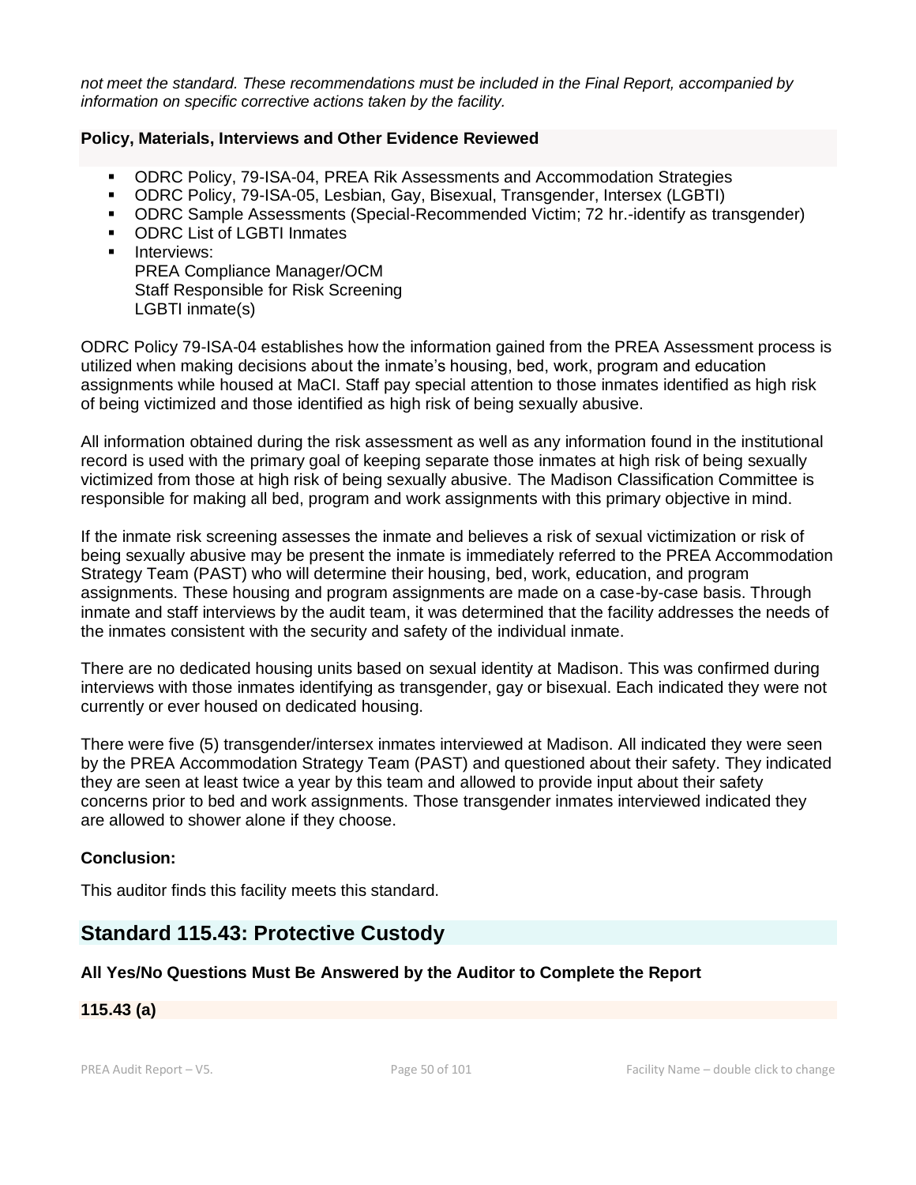*not meet the standard. These recommendations must be included in the Final Report, accompanied by information on specific corrective actions taken by the facility.*

**Policy, Materials, Interviews and Other Evidence Reviewed**

- ODRC Policy, 79-ISA-04, PREA Rik Assessments and Accommodation Strategies
- ODRC Policy, 79-ISA-05, Lesbian, Gay, Bisexual, Transgender, Intersex (LGBTI)
- ODRC Sample Assessments (Special-Recommended Victim; 72 hr.-identify as transgender)
- ODRC List of LGBTI Inmates
- Interviews:
  PREA Compliance Manager/OCM
  Staff Responsible for Risk Screening
  LGBTI inmate(s)

ODRC Policy 79-ISA-04 establishes how the information gained from the PREA Assessment process is utilized when making decisions about the inmate's housing, bed, work, program and education assignments while housed at MaCI. Staff pay special attention to those inmates identified as high risk of being victimized and those identified as high risk of being sexually abusive.

All information obtained during the risk assessment as well as any information found in the institutional record is used with the primary goal of keeping separate those inmates at high risk of being sexually victimized from those at high risk of being sexually abusive. The Madison Classification Committee is responsible for making all bed, program and work assignments with this primary objective in mind.

If the inmate risk screening assesses the inmate and believes a risk of sexual victimization or risk of being sexually abusive may be present the inmate is immediately referred to the PREA Accommodation Strategy Team (PAST) who will determine their housing, bed, work, education, and program assignments. These housing and program assignments are made on a case-by-case basis. Through inmate and staff interviews by the audit team, it was determined that the facility addresses the needs of the inmates consistent with the security and safety of the individual inmate.

There are no dedicated housing units based on sexual identity at Madison. This was confirmed during interviews with those inmates identifying as transgender, gay or bisexual. Each indicated they were not currently or ever housed on dedicated housing.

There were five (5) transgender/intersex inmates interviewed at Madison. All indicated they were seen by the PREA Accommodation Strategy Team (PAST) and questioned about their safety. They indicated they are seen at least twice a year by this team and allowed to provide input about their safety concerns prior to bed and work assignments. Those transgender inmates interviewed indicated they are allowed to shower alone if they choose.

**Conclusion:**

This auditor finds this facility meets this standard.

## Standard 115.43: Protective Custody

**All Yes/No Questions Must Be Answered by the Auditor to Complete the Report**

**115.43 (a)**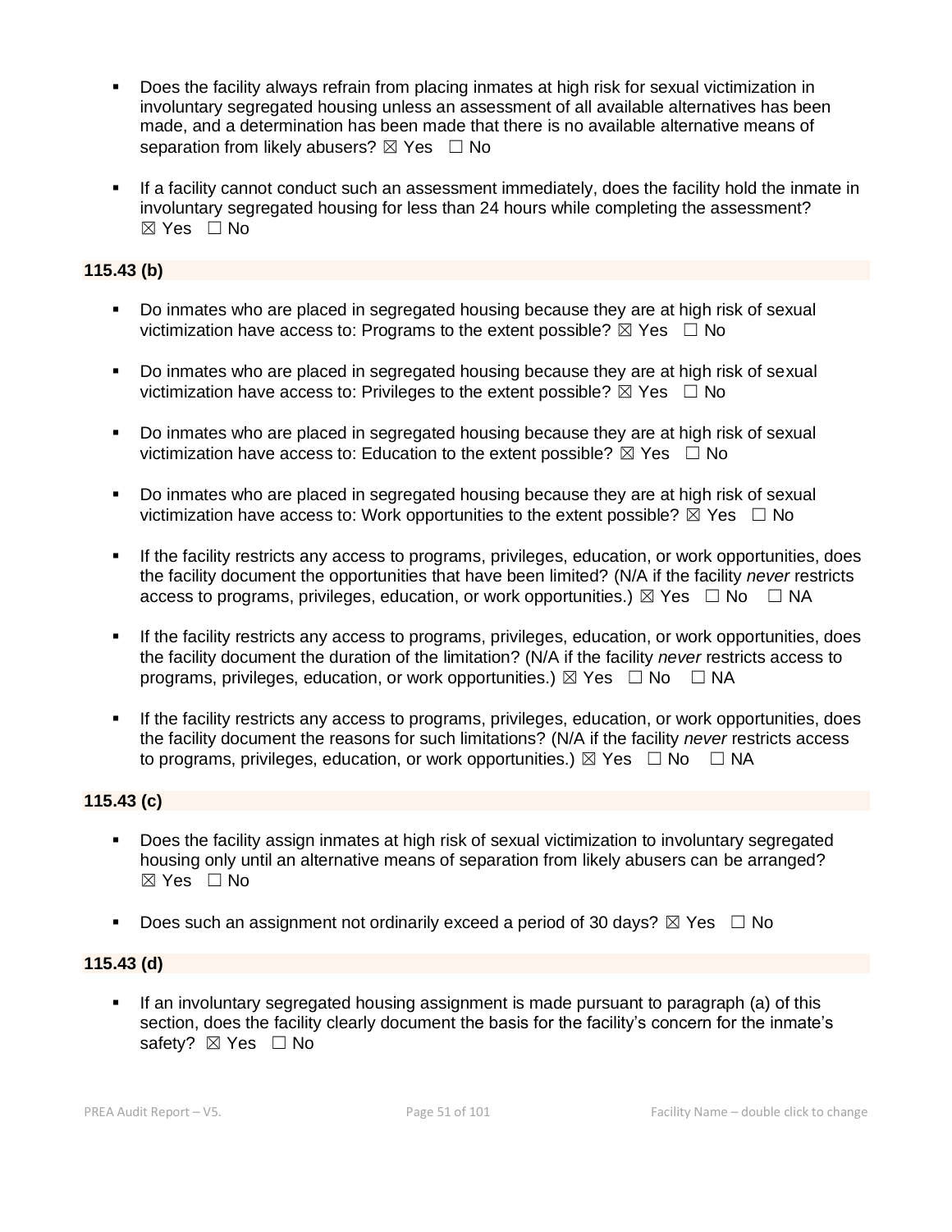- Does the facility always refrain from placing inmates at high risk for sexual victimization in involuntary segregated housing unless an assessment of all available alternatives has been made, and a determination has been made that there is no available alternative means of separation from likely abusers? ☒ Yes ☐ No

- If a facility cannot conduct such an assessment immediately, does the facility hold the inmate in involuntary segregated housing for less than 24 hours while completing the assessment? ☒ Yes ☐ No

**115.43 (b)**

- Do inmates who are placed in segregated housing because they are at high risk of sexual victimization have access to: Programs to the extent possible? ☒ Yes ☐ No

- Do inmates who are placed in segregated housing because they are at high risk of sexual victimization have access to: Privileges to the extent possible? ☒ Yes ☐ No

- Do inmates who are placed in segregated housing because they are at high risk of sexual victimization have access to: Education to the extent possible? ☒ Yes ☐ No

- Do inmates who are placed in segregated housing because they are at high risk of sexual victimization have access to: Work opportunities to the extent possible? ☒ Yes ☐ No

- If the facility restricts any access to programs, privileges, education, or work opportunities, does the facility document the opportunities that have been limited? (N/A if the facility *never* restricts access to programs, privileges, education, or work opportunities.) ☒ Yes ☐ No ☐ NA

- If the facility restricts any access to programs, privileges, education, or work opportunities, does the facility document the duration of the limitation? (N/A if the facility *never* restricts access to programs, privileges, education, or work opportunities.) ☒ Yes ☐ No ☐ NA

- If the facility restricts any access to programs, privileges, education, or work opportunities, does the facility document the reasons for such limitations? (N/A if the facility *never* restricts access to programs, privileges, education, or work opportunities.) ☒ Yes ☐ No ☐ NA

**115.43 (c)**

- Does the facility assign inmates at high risk of sexual victimization to involuntary segregated housing only until an alternative means of separation from likely abusers can be arranged? ☒ Yes ☐ No

- Does such an assignment not ordinarily exceed a period of 30 days? ☒ Yes ☐ No

**115.43 (d)**

- If an involuntary segregated housing assignment is made pursuant to paragraph (a) of this section, does the facility clearly document the basis for the facility's concern for the inmate's safety? ☒ Yes ☐ No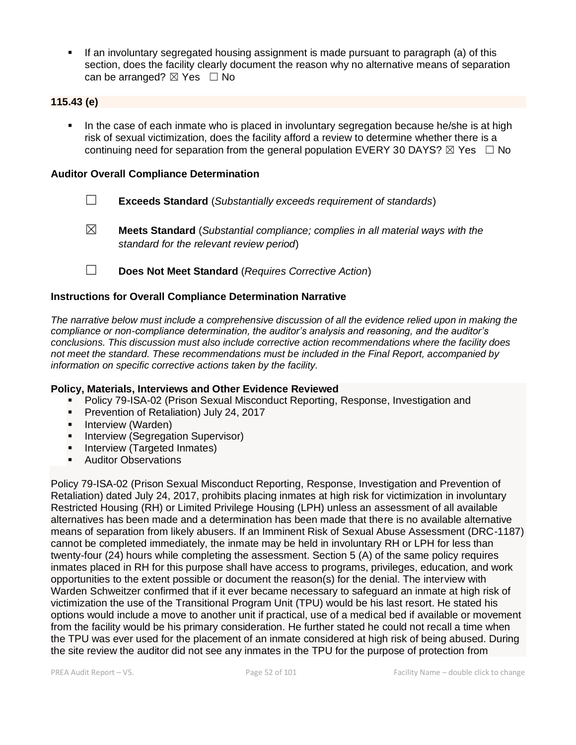- If an involuntary segregated housing assignment is made pursuant to paragraph (a) of this section, does the facility clearly document the reason why no alternative means of separation can be arranged? ☒ Yes ☐ No

**115.43 (e)**

- In the case of each inmate who is placed in involuntary segregation because he/she is at high risk of sexual victimization, does the facility afford a review to determine whether there is a continuing need for separation from the general population EVERY 30 DAYS? ☒ Yes ☐ No

**Auditor Overall Compliance Determination**

☐ **Exceeds Standard** (*Substantially exceeds requirement of standards*)

☒ **Meets Standard** (*Substantial compliance; complies in all material ways with the standard for the relevant review period*)

☐ **Does Not Meet Standard** (*Requires Corrective Action*)

**Instructions for Overall Compliance Determination Narrative**

*The narrative below must include a comprehensive discussion of all the evidence relied upon in making the compliance or non-compliance determination, the auditor's analysis and reasoning, and the auditor's conclusions. This discussion must also include corrective action recommendations where the facility does not meet the standard. These recommendations must be included in the Final Report, accompanied by information on specific corrective actions taken by the facility.*

**Policy, Materials, Interviews and Other Evidence Reviewed**

- Policy 79-ISA-02 (Prison Sexual Misconduct Reporting, Response, Investigation and
- Prevention of Retaliation) July 24, 2017
- Interview (Warden)
- Interview (Segregation Supervisor)
- Interview (Targeted Inmates)
- Auditor Observations

Policy 79-ISA-02 (Prison Sexual Misconduct Reporting, Response, Investigation and Prevention of Retaliation) dated July 24, 2017, prohibits placing inmates at high risk for victimization in involuntary Restricted Housing (RH) or Limited Privilege Housing (LPH) unless an assessment of all available alternatives has been made and a determination has been made that there is no available alternative means of separation from likely abusers. If an Imminent Risk of Sexual Abuse Assessment (DRC-1187) cannot be completed immediately, the inmate may be held in involuntary RH or LPH for less than twenty-four (24) hours while completing the assessment. Section 5 (A) of the same policy requires inmates placed in RH for this purpose shall have access to programs, privileges, education, and work opportunities to the extent possible or document the reason(s) for the denial. The interview with Warden Schweitzer confirmed that if it ever became necessary to safeguard an inmate at high risk of victimization the use of the Transitional Program Unit (TPU) would be his last resort. He stated his options would include a move to another unit if practical, use of a medical bed if available or movement from the facility would be his primary consideration. He further stated he could not recall a time when the TPU was ever used for the placement of an inmate considered at high risk of being abused. During the site review the auditor did not see any inmates in the TPU for the purpose of protection from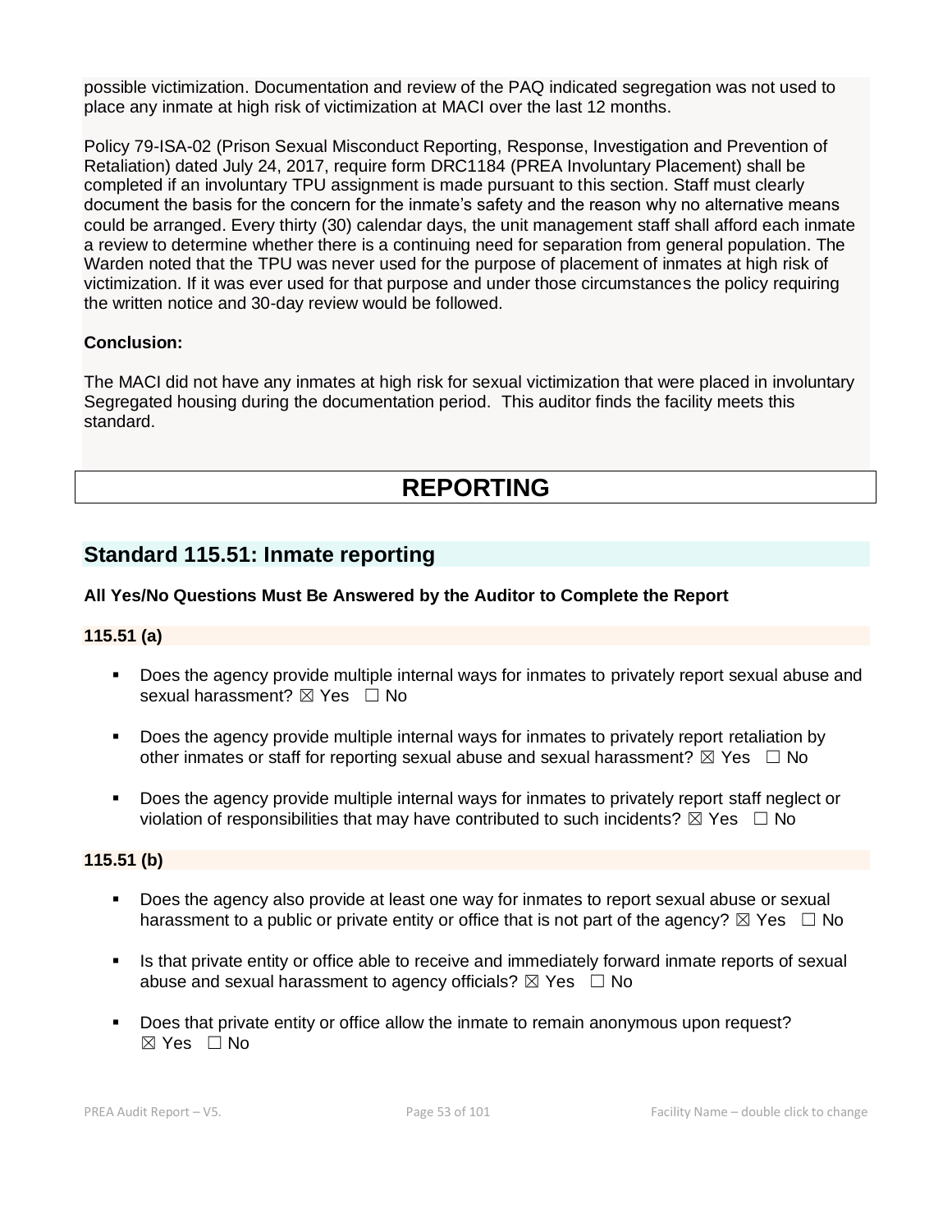possible victimization. Documentation and review of the PAQ indicated segregation was not used to place any inmate at high risk of victimization at MACI over the last 12 months.

Policy 79-ISA-02 (Prison Sexual Misconduct Reporting, Response, Investigation and Prevention of Retaliation) dated July 24, 2017, require form DRC1184 (PREA Involuntary Placement) shall be completed if an involuntary TPU assignment is made pursuant to this section. Staff must clearly document the basis for the concern for the inmate's safety and the reason why no alternative means could be arranged. Every thirty (30) calendar days, the unit management staff shall afford each inmate a review to determine whether there is a continuing need for separation from general population. The Warden noted that the TPU was never used for the purpose of placement of inmates at high risk of victimization. If it was ever used for that purpose and under those circumstances the policy requiring the written notice and 30-day review would be followed.

**Conclusion:**

The MACI did not have any inmates at high risk for sexual victimization that were placed in involuntary Segregated housing during the documentation period. This auditor finds the facility meets this standard.

# REPORTING

## Standard 115.51: Inmate reporting

**All Yes/No Questions Must Be Answered by the Auditor to Complete the Report**

**115.51 (a)**

- Does the agency provide multiple internal ways for inmates to privately report sexual abuse and sexual harassment? ☒ Yes ☐ No
- Does the agency provide multiple internal ways for inmates to privately report retaliation by other inmates or staff for reporting sexual abuse and sexual harassment? ☒ Yes ☐ No
- Does the agency provide multiple internal ways for inmates to privately report staff neglect or violation of responsibilities that may have contributed to such incidents? ☒ Yes ☐ No

**115.51 (b)**

- Does the agency also provide at least one way for inmates to report sexual abuse or sexual harassment to a public or private entity or office that is not part of the agency? ☒ Yes ☐ No
- Is that private entity or office able to receive and immediately forward inmate reports of sexual abuse and sexual harassment to agency officials? ☒ Yes ☐ No
- Does that private entity or office allow the inmate to remain anonymous upon request? ☒ Yes ☐ No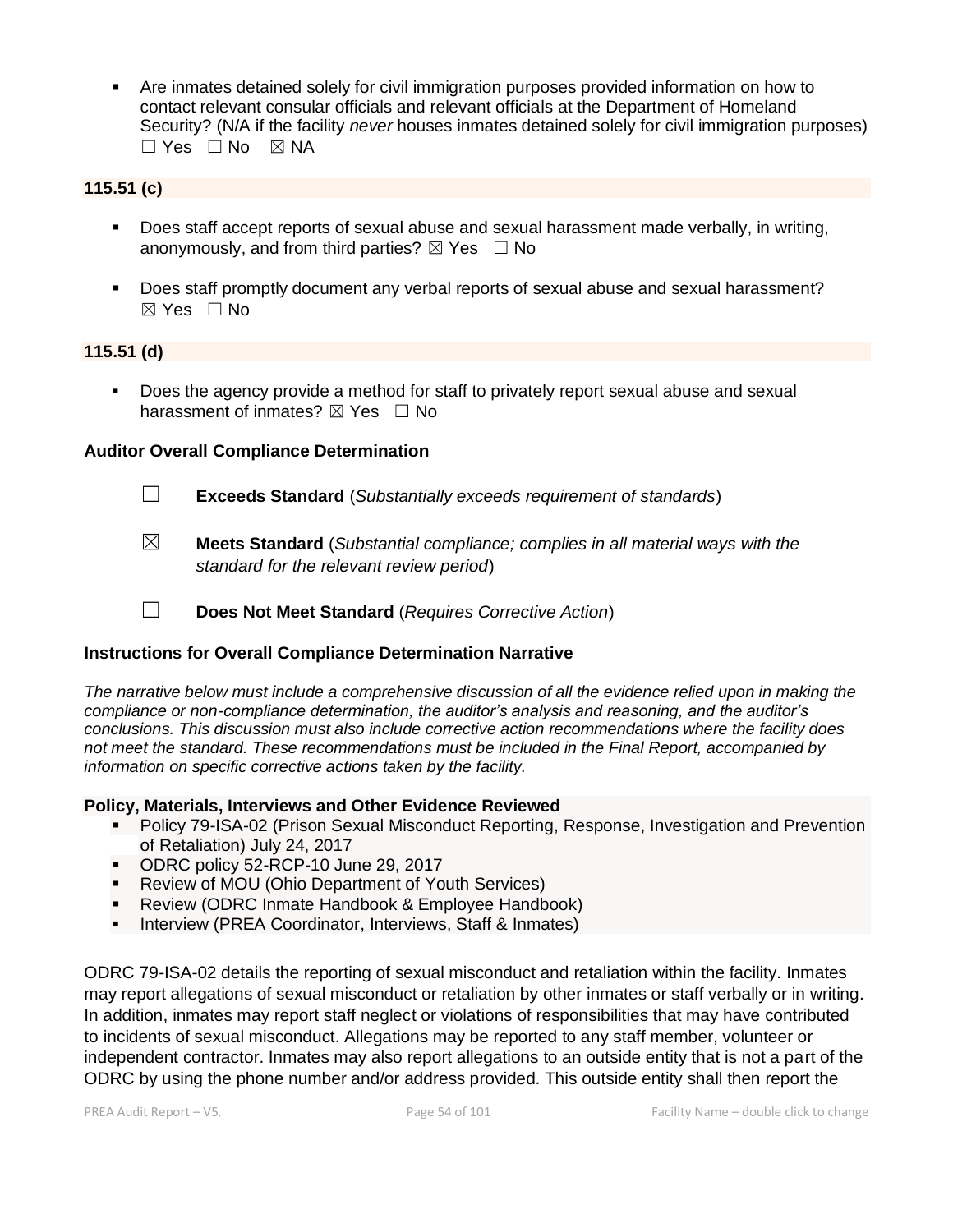- Are inmates detained solely for civil immigration purposes provided information on how to contact relevant consular officials and relevant officials at the Department of Homeland Security? (N/A if the facility *never* houses inmates detained solely for civil immigration purposes) ☐ Yes ☐ No ☒ NA

**115.51 (c)**

- Does staff accept reports of sexual abuse and sexual harassment made verbally, in writing, anonymously, and from third parties? ☒ Yes ☐ No
- Does staff promptly document any verbal reports of sexual abuse and sexual harassment? ☒ Yes ☐ No

**115.51 (d)**

- Does the agency provide a method for staff to privately report sexual abuse and sexual harassment of inmates? ☒ Yes ☐ No

**Auditor Overall Compliance Determination**

☐ **Exceeds Standard** (*Substantially exceeds requirement of standards*)

☒ **Meets Standard** (*Substantial compliance; complies in all material ways with the standard for the relevant review period*)

☐ **Does Not Meet Standard** (*Requires Corrective Action*)

**Instructions for Overall Compliance Determination Narrative**

*The narrative below must include a comprehensive discussion of all the evidence relied upon in making the compliance or non-compliance determination, the auditor's analysis and reasoning, and the auditor's conclusions. This discussion must also include corrective action recommendations where the facility does not meet the standard. These recommendations must be included in the Final Report, accompanied by information on specific corrective actions taken by the facility.*

**Policy, Materials, Interviews and Other Evidence Reviewed**

- Policy 79-ISA-02 (Prison Sexual Misconduct Reporting, Response, Investigation and Prevention of Retaliation) July 24, 2017
- ODRC policy 52-RCP-10 June 29, 2017
- Review of MOU (Ohio Department of Youth Services)
- Review (ODRC Inmate Handbook & Employee Handbook)
- Interview (PREA Coordinator, Interviews, Staff & Inmates)

ODRC 79-ISA-02 details the reporting of sexual misconduct and retaliation within the facility. Inmates may report allegations of sexual misconduct or retaliation by other inmates or staff verbally or in writing. In addition, inmates may report staff neglect or violations of responsibilities that may have contributed to incidents of sexual misconduct. Allegations may be reported to any staff member, volunteer or independent contractor. Inmates may also report allegations to an outside entity that is not a part of the ODRC by using the phone number and/or address provided. This outside entity shall then report the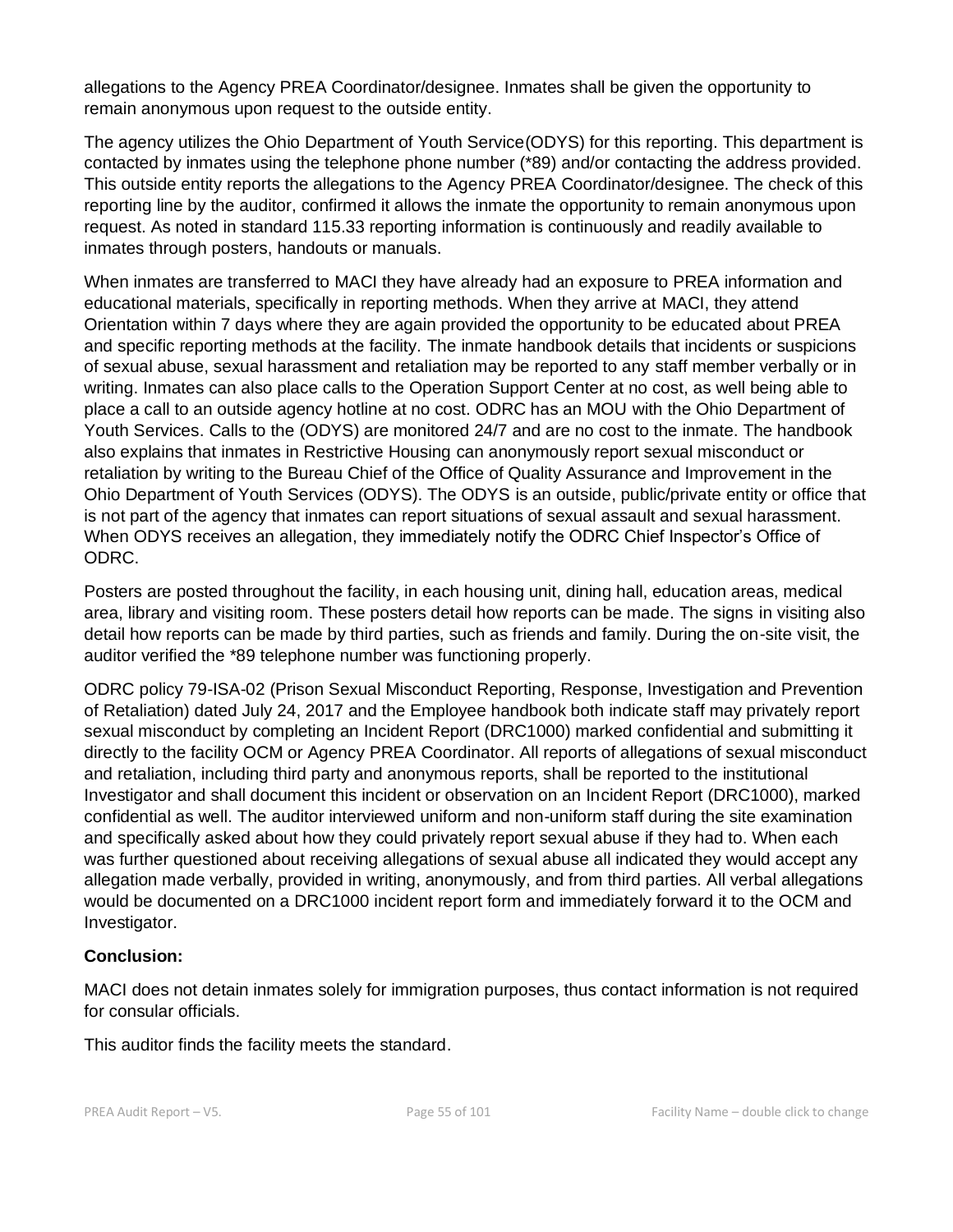allegations to the Agency PREA Coordinator/designee. Inmates shall be given the opportunity to remain anonymous upon request to the outside entity.

The agency utilizes the Ohio Department of Youth Service(ODYS) for this reporting. This department is contacted by inmates using the telephone phone number (*89) and/or contacting the address provided. This outside entity reports the allegations to the Agency PREA Coordinator/designee. The check of this reporting line by the auditor, confirmed it allows the inmate the opportunity to remain anonymous upon request. As noted in standard 115.33 reporting information is continuously and readily available to inmates through posters, handouts or manuals.

When inmates are transferred to MACI they have already had an exposure to PREA information and educational materials, specifically in reporting methods. When they arrive at MACI, they attend Orientation within 7 days where they are again provided the opportunity to be educated about PREA and specific reporting methods at the facility. The inmate handbook details that incidents or suspicions of sexual abuse, sexual harassment and retaliation may be reported to any staff member verbally or in writing. Inmates can also place calls to the Operation Support Center at no cost, as well being able to place a call to an outside agency hotline at no cost. ODRC has an MOU with the Ohio Department of Youth Services. Calls to the (ODYS) are monitored 24/7 and are no cost to the inmate. The handbook also explains that inmates in Restrictive Housing can anonymously report sexual misconduct or retaliation by writing to the Bureau Chief of the Office of Quality Assurance and Improvement in the Ohio Department of Youth Services (ODYS). The ODYS is an outside, public/private entity or office that is not part of the agency that inmates can report situations of sexual assault and sexual harassment. When ODYS receives an allegation, they immediately notify the ODRC Chief Inspector's Office of ODRC.

Posters are posted throughout the facility, in each housing unit, dining hall, education areas, medical area, library and visiting room. These posters detail how reports can be made. The signs in visiting also detail how reports can be made by third parties, such as friends and family. During the on-site visit, the auditor verified the *89 telephone number was functioning properly.

ODRC policy 79-ISA-02 (Prison Sexual Misconduct Reporting, Response, Investigation and Prevention of Retaliation) dated July 24, 2017 and the Employee handbook both indicate staff may privately report sexual misconduct by completing an Incident Report (DRC1000) marked confidential and submitting it directly to the facility OCM or Agency PREA Coordinator. All reports of allegations of sexual misconduct and retaliation, including third party and anonymous reports, shall be reported to the institutional Investigator and shall document this incident or observation on an Incident Report (DRC1000), marked confidential as well. The auditor interviewed uniform and non-uniform staff during the site examination and specifically asked about how they could privately report sexual abuse if they had to. When each was further questioned about receiving allegations of sexual abuse all indicated they would accept any allegation made verbally, provided in writing, anonymously, and from third parties. All verbal allegations would be documented on a DRC1000 incident report form and immediately forward it to the OCM and Investigator.

**Conclusion:**

MACI does not detain inmates solely for immigration purposes, thus contact information is not required for consular officials.

This auditor finds the facility meets the standard.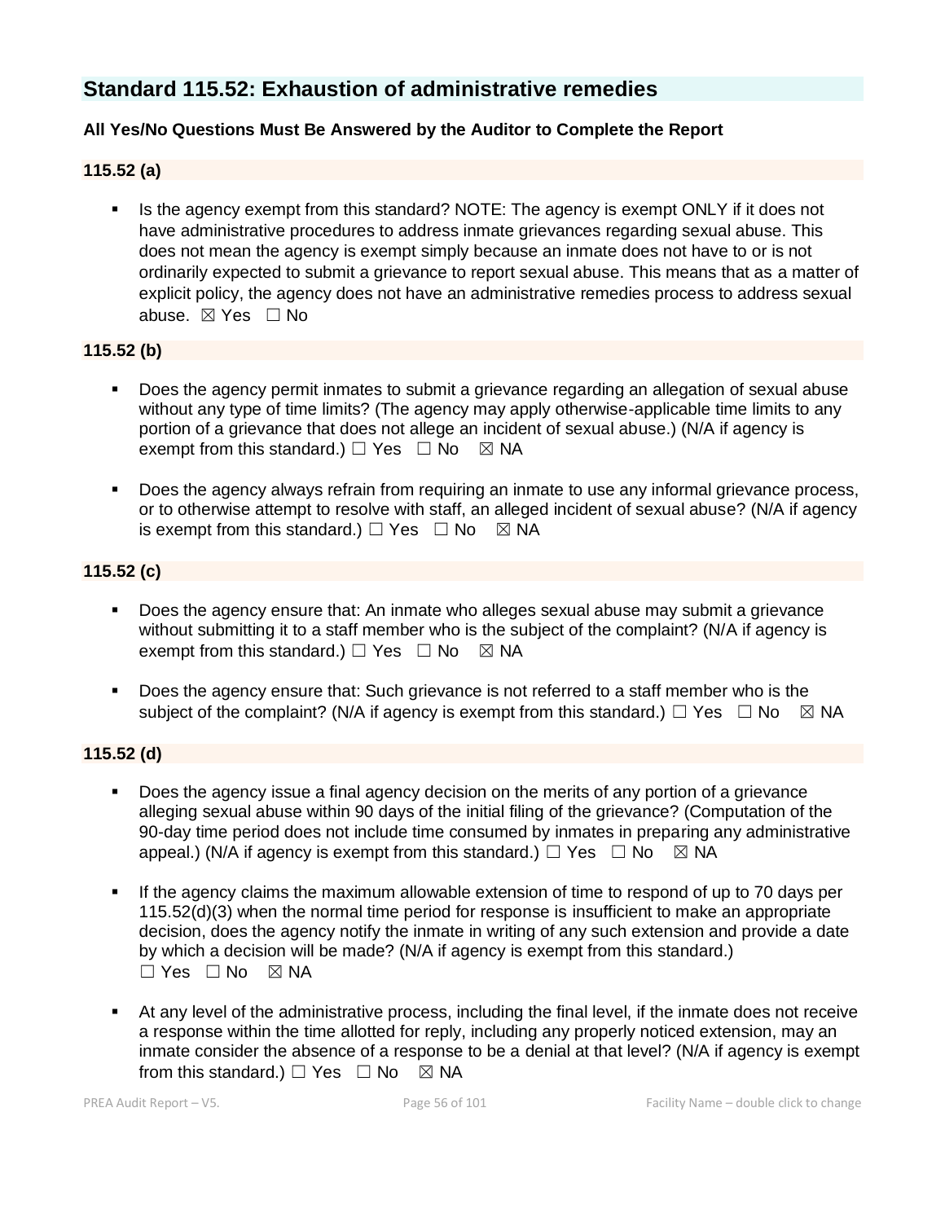## Standard 115.52: Exhaustion of administrative remedies

**All Yes/No Questions Must Be Answered by the Auditor to Complete the Report**

### 115.52 (a)

- Is the agency exempt from this standard? NOTE: The agency is exempt ONLY if it does not have administrative procedures to address inmate grievances regarding sexual abuse. This does not mean the agency is exempt simply because an inmate does not have to or is not ordinarily expected to submit a grievance to report sexual abuse. This means that as a matter of explicit policy, the agency does not have an administrative remedies process to address sexual abuse. ☒ Yes ☐ No

### 115.52 (b)

- Does the agency permit inmates to submit a grievance regarding an allegation of sexual abuse without any type of time limits? (The agency may apply otherwise-applicable time limits to any portion of a grievance that does not allege an incident of sexual abuse.) (N/A if agency is exempt from this standard.) ☐ Yes ☐ No ☒ NA

- Does the agency always refrain from requiring an inmate to use any informal grievance process, or to otherwise attempt to resolve with staff, an alleged incident of sexual abuse? (N/A if agency is exempt from this standard.) ☐ Yes ☐ No ☒ NA

### 115.52 (c)

- Does the agency ensure that: An inmate who alleges sexual abuse may submit a grievance without submitting it to a staff member who is the subject of the complaint? (N/A if agency is exempt from this standard.) ☐ Yes ☐ No ☒ NA

- Does the agency ensure that: Such grievance is not referred to a staff member who is the subject of the complaint? (N/A if agency is exempt from this standard.) ☐ Yes ☐ No ☒ NA

### 115.52 (d)

- Does the agency issue a final agency decision on the merits of any portion of a grievance alleging sexual abuse within 90 days of the initial filing of the grievance? (Computation of the 90-day time period does not include time consumed by inmates in preparing any administrative appeal.) (N/A if agency is exempt from this standard.) ☐ Yes ☐ No ☒ NA

- If the agency claims the maximum allowable extension of time to respond of up to 70 days per 115.52(d)(3) when the normal time period for response is insufficient to make an appropriate decision, does the agency notify the inmate in writing of any such extension and provide a date by which a decision will be made? (N/A if agency is exempt from this standard.) ☐ Yes ☐ No ☒ NA

- At any level of the administrative process, including the final level, if the inmate does not receive a response within the time allotted for reply, including any properly noticed extension, may an inmate consider the absence of a response to be a denial at that level? (N/A if agency is exempt from this standard.) ☐ Yes ☐ No ☒ NA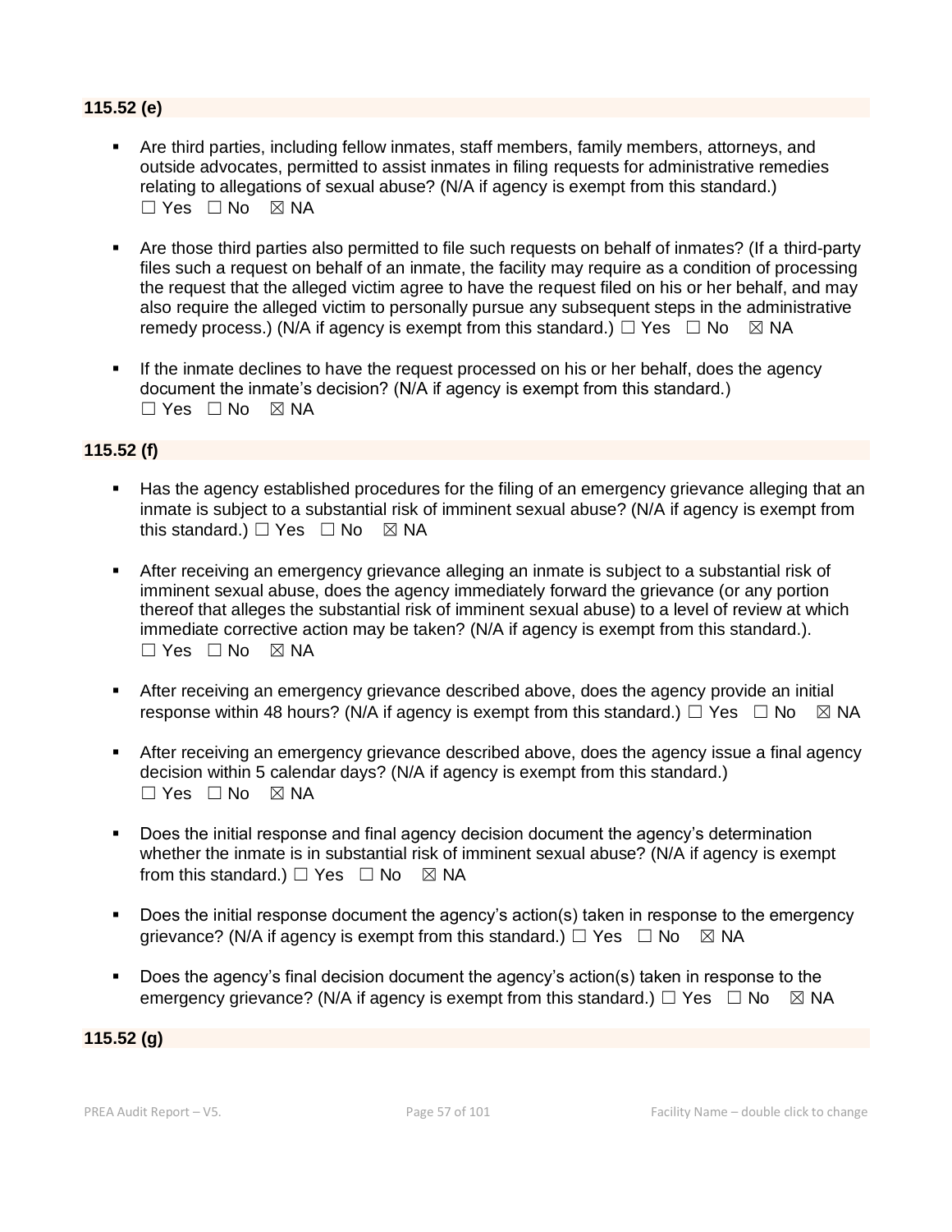**115.52 (e)**

- Are third parties, including fellow inmates, staff members, family members, attorneys, and outside advocates, permitted to assist inmates in filing requests for administrative remedies relating to allegations of sexual abuse? (N/A if agency is exempt from this standard.) ☐ Yes ☐ No ☒ NA

- Are those third parties also permitted to file such requests on behalf of inmates? (If a third-party files such a request on behalf of an inmate, the facility may require as a condition of processing the request that the alleged victim agree to have the request filed on his or her behalf, and may also require the alleged victim to personally pursue any subsequent steps in the administrative remedy process.) (N/A if agency is exempt from this standard.) ☐ Yes ☐ No ☒ NA

- If the inmate declines to have the request processed on his or her behalf, does the agency document the inmate's decision? (N/A if agency is exempt from this standard.) ☐ Yes ☐ No ☒ NA

**115.52 (f)**

- Has the agency established procedures for the filing of an emergency grievance alleging that an inmate is subject to a substantial risk of imminent sexual abuse? (N/A if agency is exempt from this standard.) ☐ Yes ☐ No ☒ NA

- After receiving an emergency grievance alleging an inmate is subject to a substantial risk of imminent sexual abuse, does the agency immediately forward the grievance (or any portion thereof that alleges the substantial risk of imminent sexual abuse) to a level of review at which immediate corrective action may be taken? (N/A if agency is exempt from this standard.). ☐ Yes ☐ No ☒ NA

- After receiving an emergency grievance described above, does the agency provide an initial response within 48 hours? (N/A if agency is exempt from this standard.) ☐ Yes ☐ No ☒ NA

- After receiving an emergency grievance described above, does the agency issue a final agency decision within 5 calendar days? (N/A if agency is exempt from this standard.) ☐ Yes ☐ No ☒ NA

- Does the initial response and final agency decision document the agency's determination whether the inmate is in substantial risk of imminent sexual abuse? (N/A if agency is exempt from this standard.) ☐ Yes ☐ No ☒ NA

- Does the initial response document the agency's action(s) taken in response to the emergency grievance? (N/A if agency is exempt from this standard.) ☐ Yes ☐ No ☒ NA

- Does the agency's final decision document the agency's action(s) taken in response to the emergency grievance? (N/A if agency is exempt from this standard.) ☐ Yes ☐ No ☒ NA

**115.52 (g)**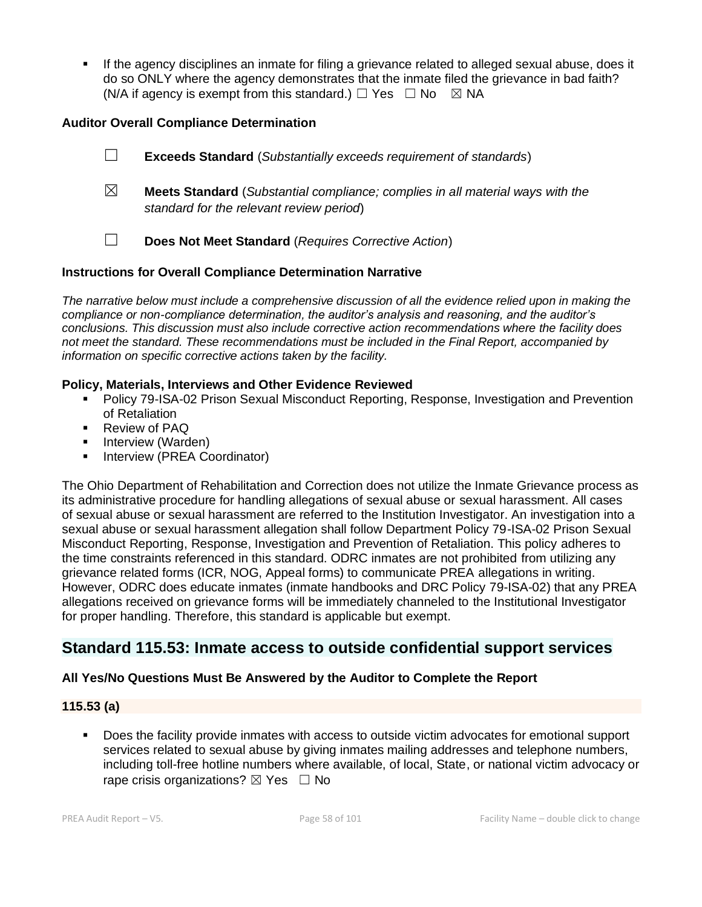- If the agency disciplines an inmate for filing a grievance related to alleged sexual abuse, does it do so ONLY where the agency demonstrates that the inmate filed the grievance in bad faith? (N/A if agency is exempt from this standard.) ☐ Yes ☐ No ☒ NA

**Auditor Overall Compliance Determination**

☐ **Exceeds Standard** (*Substantially exceeds requirement of standards*)

☒ **Meets Standard** (*Substantial compliance; complies in all material ways with the standard for the relevant review period*)

☐ **Does Not Meet Standard** (*Requires Corrective Action*)

**Instructions for Overall Compliance Determination Narrative**

*The narrative below must include a comprehensive discussion of all the evidence relied upon in making the compliance or non-compliance determination, the auditor's analysis and reasoning, and the auditor's conclusions. This discussion must also include corrective action recommendations where the facility does not meet the standard. These recommendations must be included in the Final Report, accompanied by information on specific corrective actions taken by the facility.*

**Policy, Materials, Interviews and Other Evidence Reviewed**

- Policy 79-ISA-02 Prison Sexual Misconduct Reporting, Response, Investigation and Prevention of Retaliation
- Review of PAQ
- Interview (Warden)
- Interview (PREA Coordinator)

The Ohio Department of Rehabilitation and Correction does not utilize the Inmate Grievance process as its administrative procedure for handling allegations of sexual abuse or sexual harassment. All cases of sexual abuse or sexual harassment are referred to the Institution Investigator. An investigation into a sexual abuse or sexual harassment allegation shall follow Department Policy 79-ISA-02 Prison Sexual Misconduct Reporting, Response, Investigation and Prevention of Retaliation. This policy adheres to the time constraints referenced in this standard. ODRC inmates are not prohibited from utilizing any grievance related forms (ICR, NOG, Appeal forms) to communicate PREA allegations in writing. However, ODRC does educate inmates (inmate handbooks and DRC Policy 79-ISA-02) that any PREA allegations received on grievance forms will be immediately channeled to the Institutional Investigator for proper handling. Therefore, this standard is applicable but exempt.

## Standard 115.53: Inmate access to outside confidential support services

**All Yes/No Questions Must Be Answered by the Auditor to Complete the Report**

**115.53 (a)**

- Does the facility provide inmates with access to outside victim advocates for emotional support services related to sexual abuse by giving inmates mailing addresses and telephone numbers, including toll-free hotline numbers where available, of local, State, or national victim advocacy or rape crisis organizations? ☒ Yes ☐ No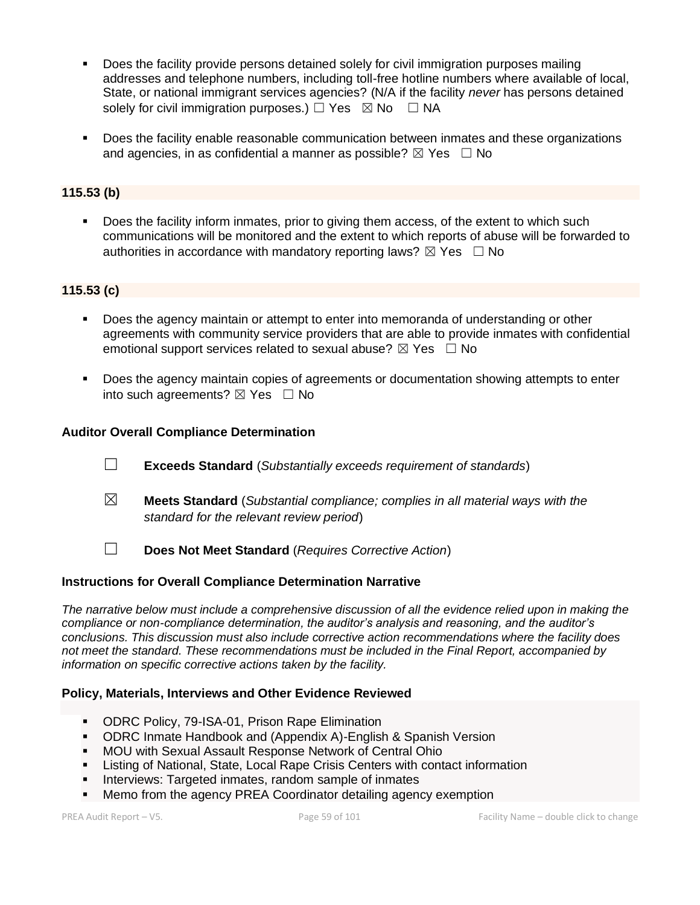- Does the facility provide persons detained solely for civil immigration purposes mailing addresses and telephone numbers, including toll-free hotline numbers where available of local, State, or national immigrant services agencies? (N/A if the facility *never* has persons detained solely for civil immigration purposes.) ☐ Yes ☒ No ☐ NA

- Does the facility enable reasonable communication between inmates and these organizations and agencies, in as confidential a manner as possible? ☒ Yes ☐ No

**115.53 (b)**

- Does the facility inform inmates, prior to giving them access, of the extent to which such communications will be monitored and the extent to which reports of abuse will be forwarded to authorities in accordance with mandatory reporting laws? ☒ Yes ☐ No

**115.53 (c)**

- Does the agency maintain or attempt to enter into memoranda of understanding or other agreements with community service providers that are able to provide inmates with confidential emotional support services related to sexual abuse? ☒ Yes ☐ No

- Does the agency maintain copies of agreements or documentation showing attempts to enter into such agreements? ☒ Yes ☐ No

**Auditor Overall Compliance Determination**

☐ **Exceeds Standard** (*Substantially exceeds requirement of standards*)

☒ **Meets Standard** (*Substantial compliance; complies in all material ways with the standard for the relevant review period*)

☐ **Does Not Meet Standard** (*Requires Corrective Action*)

**Instructions for Overall Compliance Determination Narrative**

*The narrative below must include a comprehensive discussion of all the evidence relied upon in making the compliance or non-compliance determination, the auditor's analysis and reasoning, and the auditor's conclusions. This discussion must also include corrective action recommendations where the facility does not meet the standard. These recommendations must be included in the Final Report, accompanied by information on specific corrective actions taken by the facility.*

**Policy, Materials, Interviews and Other Evidence Reviewed**

- ODRC Policy, 79-ISA-01, Prison Rape Elimination
- ODRC Inmate Handbook and (Appendix A)-English & Spanish Version
- MOU with Sexual Assault Response Network of Central Ohio
- Listing of National, State, Local Rape Crisis Centers with contact information
- Interviews: Targeted inmates, random sample of inmates
- Memo from the agency PREA Coordinator detailing agency exemption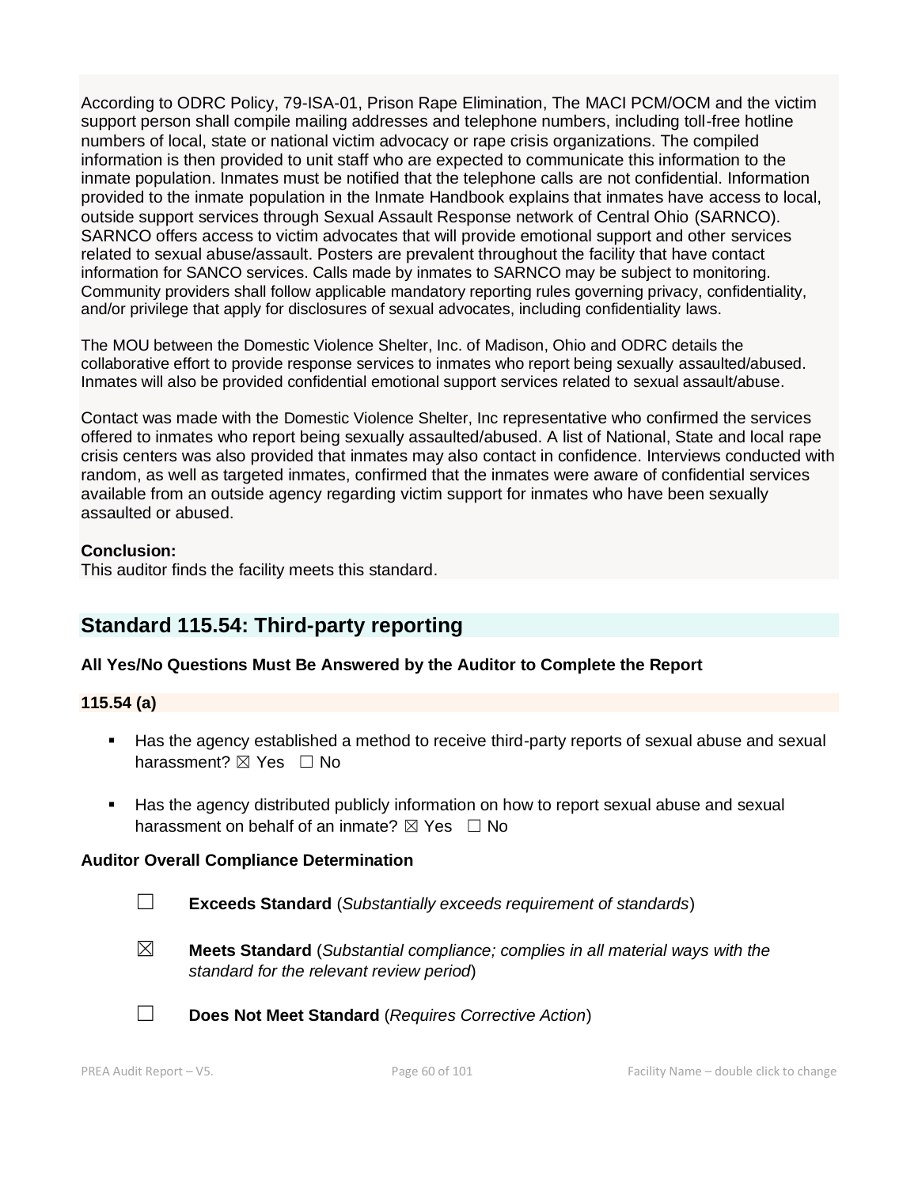According to ODRC Policy, 79-ISA-01, Prison Rape Elimination, The MACI PCM/OCM and the victim support person shall compile mailing addresses and telephone numbers, including toll-free hotline numbers of local, state or national victim advocacy or rape crisis organizations. The compiled information is then provided to unit staff who are expected to communicate this information to the inmate population. Inmates must be notified that the telephone calls are not confidential. Information provided to the inmate population in the Inmate Handbook explains that inmates have access to local, outside support services through Sexual Assault Response network of Central Ohio (SARNCO). SARNCO offers access to victim advocates that will provide emotional support and other services related to sexual abuse/assault. Posters are prevalent throughout the facility that have contact information for SANCO services. Calls made by inmates to SARNCO may be subject to monitoring. Community providers shall follow applicable mandatory reporting rules governing privacy, confidentiality, and/or privilege that apply for disclosures of sexual advocates, including confidentiality laws.

The MOU between the Domestic Violence Shelter, Inc. of Madison, Ohio and ODRC details the collaborative effort to provide response services to inmates who report being sexually assaulted/abused. Inmates will also be provided confidential emotional support services related to sexual assault/abuse.

Contact was made with the Domestic Violence Shelter, Inc representative who confirmed the services offered to inmates who report being sexually assaulted/abused. A list of National, State and local rape crisis centers was also provided that inmates may also contact in confidence. Interviews conducted with random, as well as targeted inmates, confirmed that the inmates were aware of confidential services available from an outside agency regarding victim support for inmates who have been sexually assaulted or abused.

**Conclusion:**
This auditor finds the facility meets this standard.

## Standard 115.54: Third-party reporting

**All Yes/No Questions Must Be Answered by the Auditor to Complete the Report**

**115.54 (a)**

- Has the agency established a method to receive third-party reports of sexual abuse and sexual harassment? ☒ Yes ☐ No

- Has the agency distributed publicly information on how to report sexual abuse and sexual harassment on behalf of an inmate? ☒ Yes ☐ No

**Auditor Overall Compliance Determination**

☐ **Exceeds Standard** (*Substantially exceeds requirement of standards*)

☒ **Meets Standard** (*Substantial compliance; complies in all material ways with the standard for the relevant review period*)

☐ **Does Not Meet Standard** (*Requires Corrective Action*)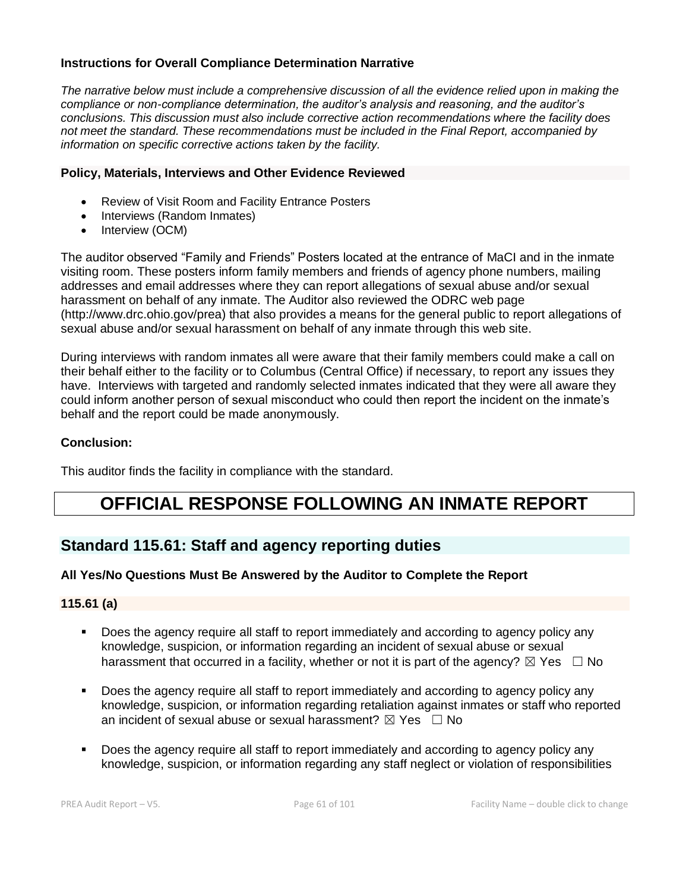**Instructions for Overall Compliance Determination Narrative**

*The narrative below must include a comprehensive discussion of all the evidence relied upon in making the compliance or non-compliance determination, the auditor's analysis and reasoning, and the auditor's conclusions. This discussion must also include corrective action recommendations where the facility does not meet the standard. These recommendations must be included in the Final Report, accompanied by information on specific corrective actions taken by the facility.*

**Policy, Materials, Interviews and Other Evidence Reviewed**

- Review of Visit Room and Facility Entrance Posters
- Interviews (Random Inmates)
- Interview (OCM)

The auditor observed "Family and Friends" Posters located at the entrance of MaCI and in the inmate visiting room. These posters inform family members and friends of agency phone numbers, mailing addresses and email addresses where they can report allegations of sexual abuse and/or sexual harassment on behalf of any inmate. The Auditor also reviewed the ODRC web page (http://www.drc.ohio.gov/prea) that also provides a means for the general public to report allegations of sexual abuse and/or sexual harassment on behalf of any inmate through this web site.

During interviews with random inmates all were aware that their family members could make a call on their behalf either to the facility or to Columbus (Central Office) if necessary, to report any issues they have. Interviews with targeted and randomly selected inmates indicated that they were all aware they could inform another person of sexual misconduct who could then report the incident on the inmate's behalf and the report could be made anonymously.

**Conclusion:**

This auditor finds the facility in compliance with the standard.

# OFFICIAL RESPONSE FOLLOWING AN INMATE REPORT

## Standard 115.61: Staff and agency reporting duties

**All Yes/No Questions Must Be Answered by the Auditor to Complete the Report**

**115.61 (a)**

- Does the agency require all staff to report immediately and according to agency policy any knowledge, suspicion, or information regarding an incident of sexual abuse or sexual harassment that occurred in a facility, whether or not it is part of the agency? ☒ Yes ☐ No

- Does the agency require all staff to report immediately and according to agency policy any knowledge, suspicion, or information regarding retaliation against inmates or staff who reported an incident of sexual abuse or sexual harassment? ☒ Yes ☐ No

- Does the agency require all staff to report immediately and according to agency policy any knowledge, suspicion, or information regarding any staff neglect or violation of responsibilities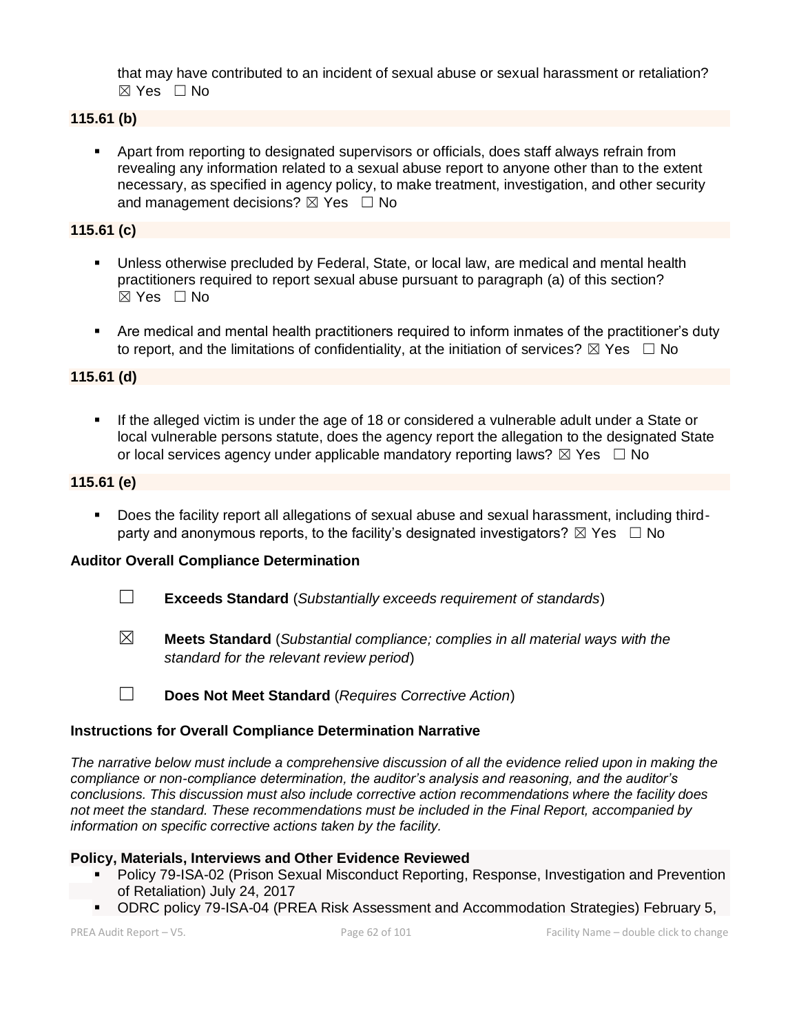that may have contributed to an incident of sexual abuse or sexual harassment or retaliation? ☒ Yes ☐ No

**115.61 (b)**

- Apart from reporting to designated supervisors or officials, does staff always refrain from revealing any information related to a sexual abuse report to anyone other than to the extent necessary, as specified in agency policy, to make treatment, investigation, and other security and management decisions? ☒ Yes ☐ No

**115.61 (c)**

- Unless otherwise precluded by Federal, State, or local law, are medical and mental health practitioners required to report sexual abuse pursuant to paragraph (a) of this section? ☒ Yes ☐ No
- Are medical and mental health practitioners required to inform inmates of the practitioner's duty to report, and the limitations of confidentiality, at the initiation of services? ☒ Yes ☐ No

**115.61 (d)**

- If the alleged victim is under the age of 18 or considered a vulnerable adult under a State or local vulnerable persons statute, does the agency report the allegation to the designated State or local services agency under applicable mandatory reporting laws? ☒ Yes ☐ No

**115.61 (e)**

- Does the facility report all allegations of sexual abuse and sexual harassment, including third-party and anonymous reports, to the facility's designated investigators? ☒ Yes ☐ No

**Auditor Overall Compliance Determination**

☐ **Exceeds Standard** (*Substantially exceeds requirement of standards*)

☒ **Meets Standard** (*Substantial compliance; complies in all material ways with the standard for the relevant review period*)

☐ **Does Not Meet Standard** (*Requires Corrective Action*)

**Instructions for Overall Compliance Determination Narrative**

*The narrative below must include a comprehensive discussion of all the evidence relied upon in making the compliance or non-compliance determination, the auditor's analysis and reasoning, and the auditor's conclusions. This discussion must also include corrective action recommendations where the facility does not meet the standard. These recommendations must be included in the Final Report, accompanied by information on specific corrective actions taken by the facility.*

**Policy, Materials, Interviews and Other Evidence Reviewed**

- Policy 79-ISA-02 (Prison Sexual Misconduct Reporting, Response, Investigation and Prevention of Retaliation) July 24, 2017
- ODRC policy 79-ISA-04 (PREA Risk Assessment and Accommodation Strategies) February 5,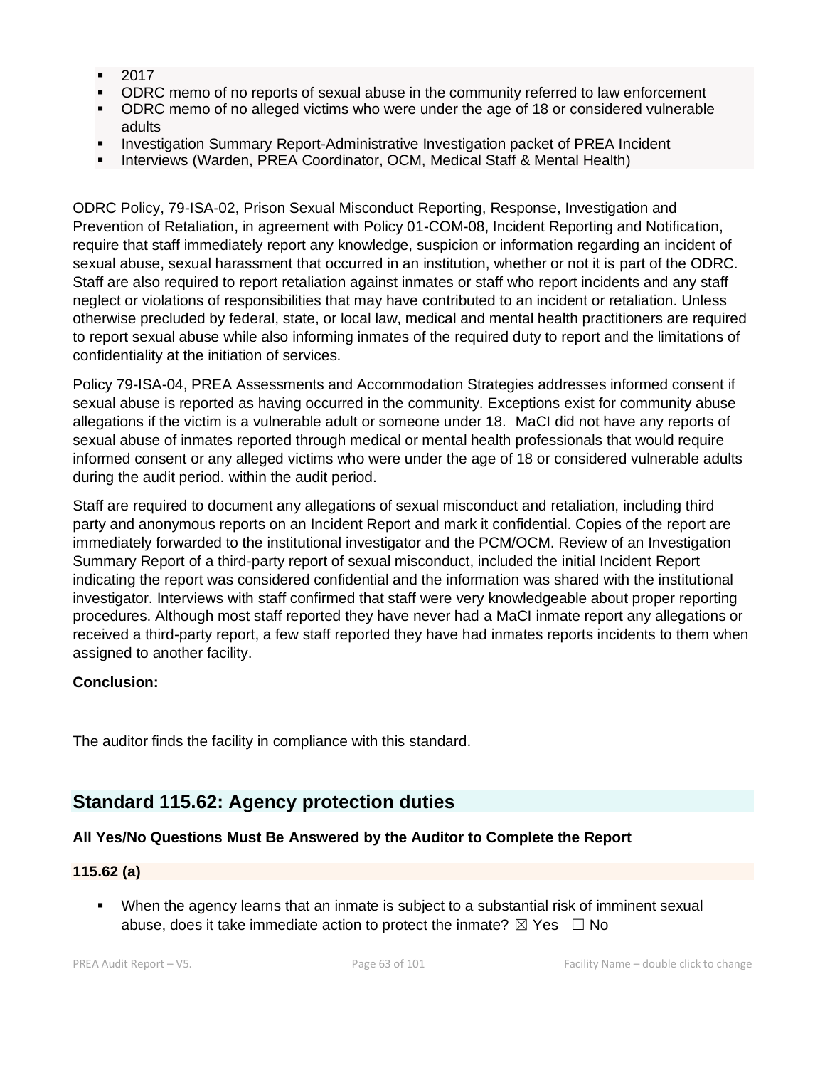- 2017
- ODRC memo of no reports of sexual abuse in the community referred to law enforcement
- ODRC memo of no alleged victims who were under the age of 18 or considered vulnerable adults
- Investigation Summary Report-Administrative Investigation packet of PREA Incident
- Interviews (Warden, PREA Coordinator, OCM, Medical Staff & Mental Health)

ODRC Policy, 79-ISA-02, Prison Sexual Misconduct Reporting, Response, Investigation and Prevention of Retaliation, in agreement with Policy 01-COM-08, Incident Reporting and Notification, require that staff immediately report any knowledge, suspicion or information regarding an incident of sexual abuse, sexual harassment that occurred in an institution, whether or not it is part of the ODRC. Staff are also required to report retaliation against inmates or staff who report incidents and any staff neglect or violations of responsibilities that may have contributed to an incident or retaliation. Unless otherwise precluded by federal, state, or local law, medical and mental health practitioners are required to report sexual abuse while also informing inmates of the required duty to report and the limitations of confidentiality at the initiation of services.

Policy 79-ISA-04, PREA Assessments and Accommodation Strategies addresses informed consent if sexual abuse is reported as having occurred in the community. Exceptions exist for community abuse allegations if the victim is a vulnerable adult or someone under 18. MaCI did not have any reports of sexual abuse of inmates reported through medical or mental health professionals that would require informed consent or any alleged victims who were under the age of 18 or considered vulnerable adults during the audit period. within the audit period.

Staff are required to document any allegations of sexual misconduct and retaliation, including third party and anonymous reports on an Incident Report and mark it confidential. Copies of the report are immediately forwarded to the institutional investigator and the PCM/OCM. Review of an Investigation Summary Report of a third-party report of sexual misconduct, included the initial Incident Report indicating the report was considered confidential and the information was shared with the institutional investigator. Interviews with staff confirmed that staff were very knowledgeable about proper reporting procedures. Although most staff reported they have never had a MaCI inmate report any allegations or received a third-party report, a few staff reported they have had inmates reports incidents to them when assigned to another facility.

**Conclusion:**

The auditor finds the facility in compliance with this standard.

## Standard 115.62: Agency protection duties

**All Yes/No Questions Must Be Answered by the Auditor to Complete the Report**

**115.62 (a)**

- When the agency learns that an inmate is subject to a substantial risk of imminent sexual abuse, does it take immediate action to protect the inmate? ☒ Yes ☐ No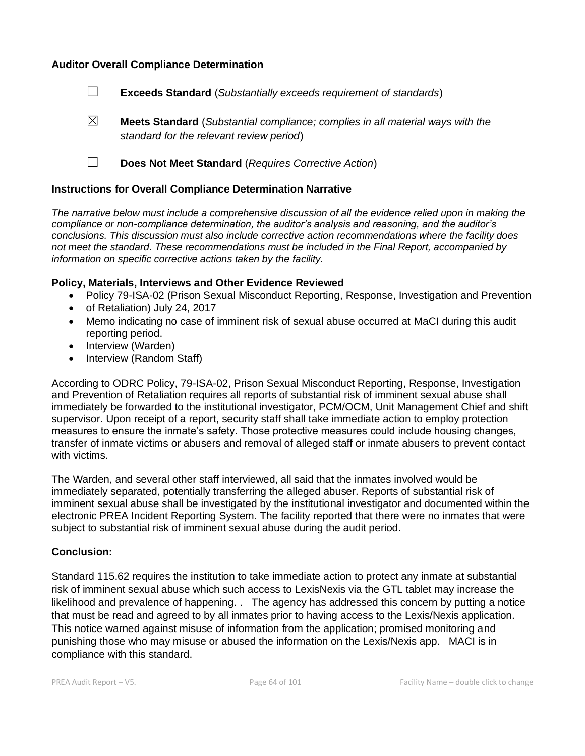**Auditor Overall Compliance Determination**

☐ **Exceeds Standard** (*Substantially exceeds requirement of standards*)

☒ **Meets Standard** (*Substantial compliance; complies in all material ways with the standard for the relevant review period*)

☐ **Does Not Meet Standard** (*Requires Corrective Action*)

**Instructions for Overall Compliance Determination Narrative**

*The narrative below must include a comprehensive discussion of all the evidence relied upon in making the compliance or non-compliance determination, the auditor's analysis and reasoning, and the auditor's conclusions. This discussion must also include corrective action recommendations where the facility does not meet the standard. These recommendations must be included in the Final Report, accompanied by information on specific corrective actions taken by the facility.*

**Policy, Materials, Interviews and Other Evidence Reviewed**

- Policy 79-ISA-02 (Prison Sexual Misconduct Reporting, Response, Investigation and Prevention
- of Retaliation) July 24, 2017
- Memo indicating no case of imminent risk of sexual abuse occurred at MaCI during this audit reporting period.
- Interview (Warden)
- Interview (Random Staff)

According to ODRC Policy, 79-ISA-02, Prison Sexual Misconduct Reporting, Response, Investigation and Prevention of Retaliation requires all reports of substantial risk of imminent sexual abuse shall immediately be forwarded to the institutional investigator, PCM/OCM, Unit Management Chief and shift supervisor. Upon receipt of a report, security staff shall take immediate action to employ protection measures to ensure the inmate's safety. Those protective measures could include housing changes, transfer of inmate victims or abusers and removal of alleged staff or inmate abusers to prevent contact with victims.

The Warden, and several other staff interviewed, all said that the inmates involved would be immediately separated, potentially transferring the alleged abuser. Reports of substantial risk of imminent sexual abuse shall be investigated by the institutional investigator and documented within the electronic PREA Incident Reporting System. The facility reported that there were no inmates that were subject to substantial risk of imminent sexual abuse during the audit period.

**Conclusion:**

Standard 115.62 requires the institution to take immediate action to protect any inmate at substantial risk of imminent sexual abuse which such access to LexisNexis via the GTL tablet may increase the likelihood and prevalence of happening. .  The agency has addressed this concern by putting a notice that must be read and agreed to by all inmates prior to having access to the Lexis/Nexis application. This notice warned against misuse of information from the application; promised monitoring and punishing those who may misuse or abused the information on the Lexis/Nexis app.  MACI is in compliance with this standard.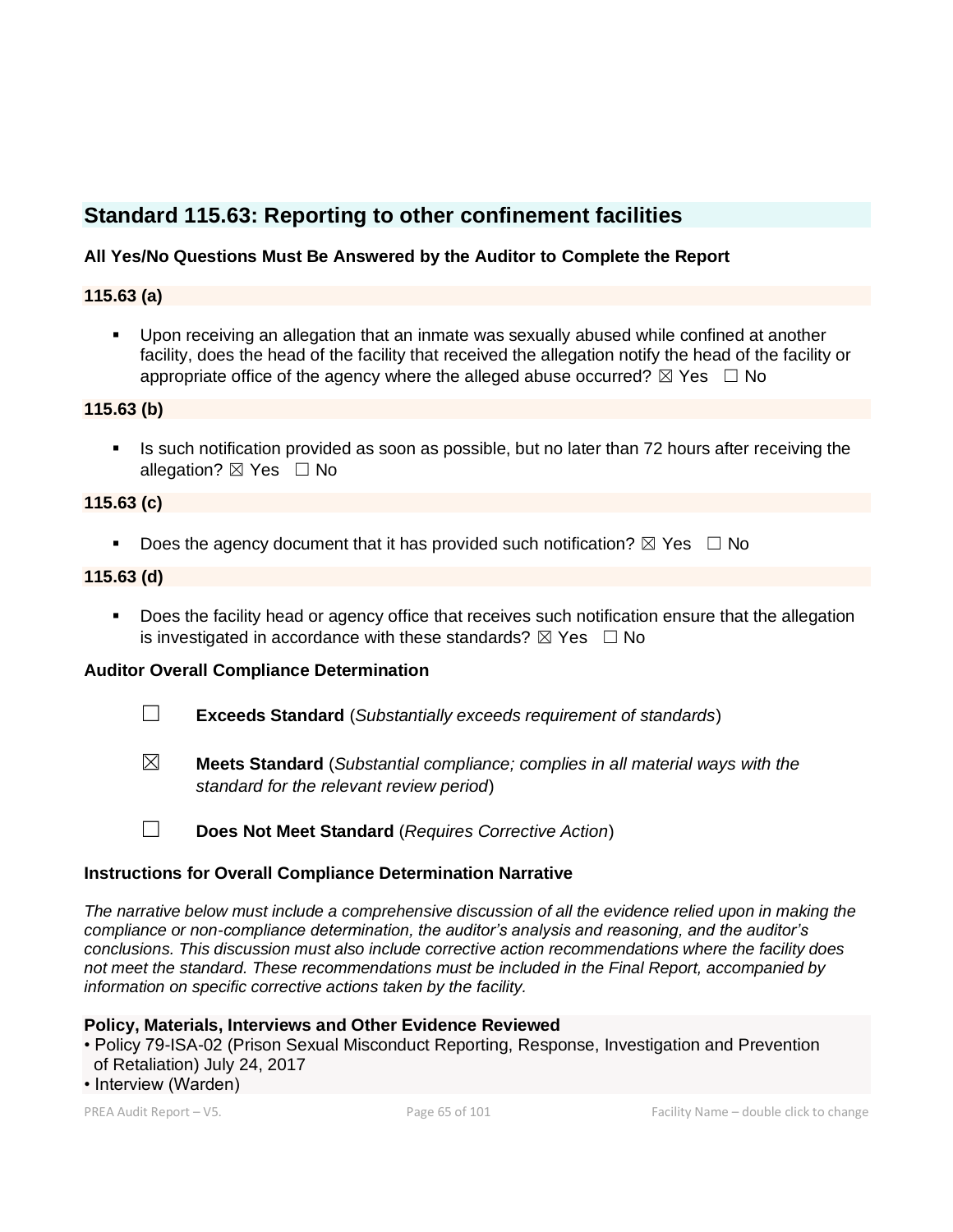## Standard 115.63: Reporting to other confinement facilities

**All Yes/No Questions Must Be Answered by the Auditor to Complete the Report**

**115.63 (a)**

- Upon receiving an allegation that an inmate was sexually abused while confined at another facility, does the head of the facility that received the allegation notify the head of the facility or appropriate office of the agency where the alleged abuse occurred? ☒ Yes ☐ No

**115.63 (b)**

- Is such notification provided as soon as possible, but no later than 72 hours after receiving the allegation? ☒ Yes ☐ No

**115.63 (c)**

- Does the agency document that it has provided such notification? ☒ Yes ☐ No

**115.63 (d)**

- Does the facility head or agency office that receives such notification ensure that the allegation is investigated in accordance with these standards? ☒ Yes ☐ No

**Auditor Overall Compliance Determination**

☐ **Exceeds Standard** (*Substantially exceeds requirement of standards*)

☒ **Meets Standard** (*Substantial compliance; complies in all material ways with the standard for the relevant review period*)

☐ **Does Not Meet Standard** (*Requires Corrective Action*)

**Instructions for Overall Compliance Determination Narrative**

*The narrative below must include a comprehensive discussion of all the evidence relied upon in making the compliance or non-compliance determination, the auditor's analysis and reasoning, and the auditor's conclusions. This discussion must also include corrective action recommendations where the facility does not meet the standard. These recommendations must be included in the Final Report, accompanied by information on specific corrective actions taken by the facility.*

**Policy, Materials, Interviews and Other Evidence Reviewed**

- Policy 79-ISA-02 (Prison Sexual Misconduct Reporting, Response, Investigation and Prevention of Retaliation) July 24, 2017
- Interview (Warden)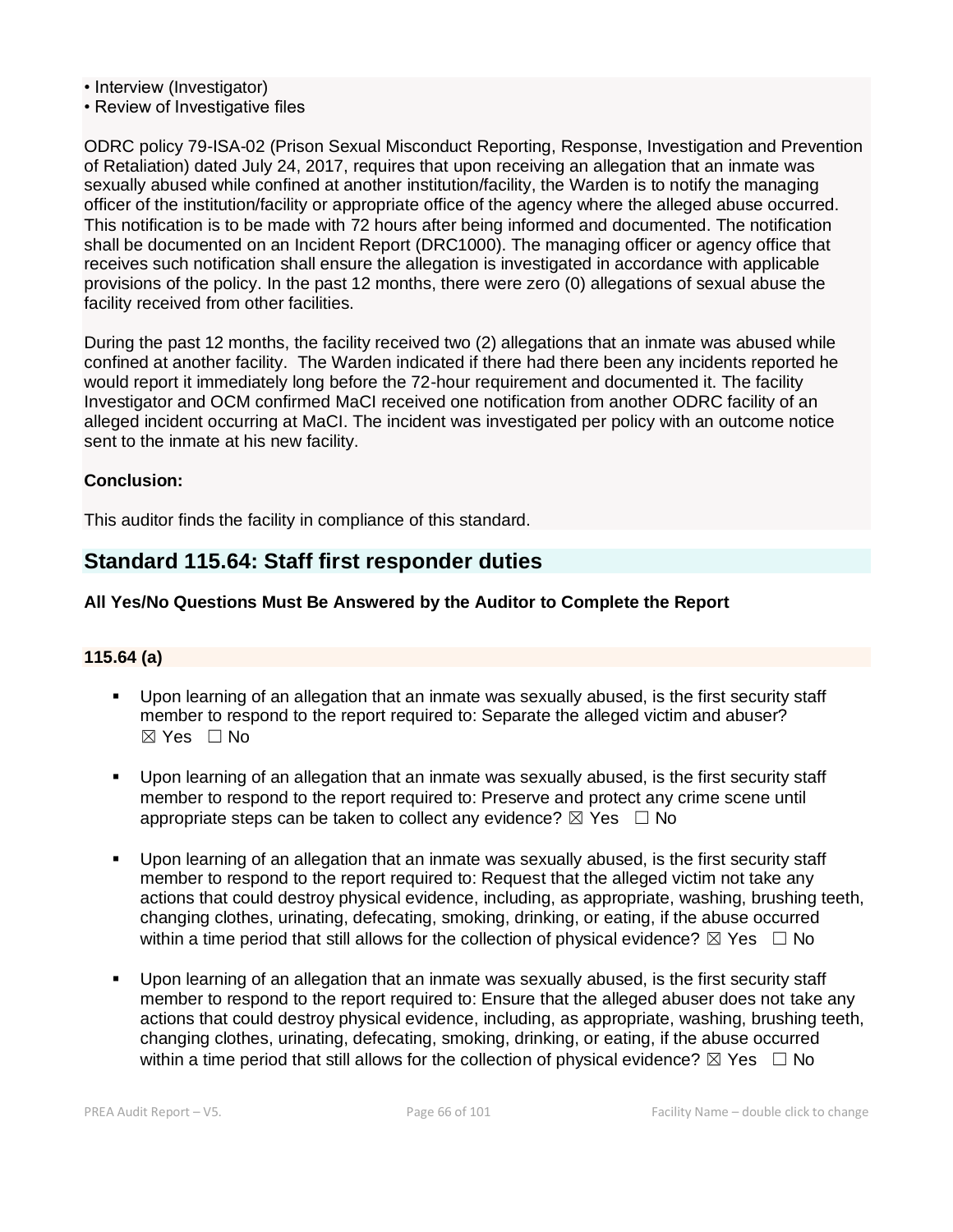- Interview (Investigator)
- Review of Investigative files

ODRC policy 79-ISA-02 (Prison Sexual Misconduct Reporting, Response, Investigation and Prevention of Retaliation) dated July 24, 2017, requires that upon receiving an allegation that an inmate was sexually abused while confined at another institution/facility, the Warden is to notify the managing officer of the institution/facility or appropriate office of the agency where the alleged abuse occurred. This notification is to be made with 72 hours after being informed and documented. The notification shall be documented on an Incident Report (DRC1000). The managing officer or agency office that receives such notification shall ensure the allegation is investigated in accordance with applicable provisions of the policy. In the past 12 months, there were zero (0) allegations of sexual abuse the facility received from other facilities.

During the past 12 months, the facility received two (2) allegations that an inmate was abused while confined at another facility. The Warden indicated if there had there been any incidents reported he would report it immediately long before the 72-hour requirement and documented it. The facility Investigator and OCM confirmed MaCI received one notification from another ODRC facility of an alleged incident occurring at MaCI. The incident was investigated per policy with an outcome notice sent to the inmate at his new facility.

**Conclusion:**

This auditor finds the facility in compliance of this standard.

## Standard 115.64: Staff first responder duties

**All Yes/No Questions Must Be Answered by the Auditor to Complete the Report**

**115.64 (a)**

- Upon learning of an allegation that an inmate was sexually abused, is the first security staff member to respond to the report required to: Separate the alleged victim and abuser? ☒ Yes ☐ No
- Upon learning of an allegation that an inmate was sexually abused, is the first security staff member to respond to the report required to: Preserve and protect any crime scene until appropriate steps can be taken to collect any evidence? ☒ Yes ☐ No
- Upon learning of an allegation that an inmate was sexually abused, is the first security staff member to respond to the report required to: Request that the alleged victim not take any actions that could destroy physical evidence, including, as appropriate, washing, brushing teeth, changing clothes, urinating, defecating, smoking, drinking, or eating, if the abuse occurred within a time period that still allows for the collection of physical evidence? ☒ Yes ☐ No
- Upon learning of an allegation that an inmate was sexually abused, is the first security staff member to respond to the report required to: Ensure that the alleged abuser does not take any actions that could destroy physical evidence, including, as appropriate, washing, brushing teeth, changing clothes, urinating, defecating, smoking, drinking, or eating, if the abuse occurred within a time period that still allows for the collection of physical evidence? ☒ Yes ☐ No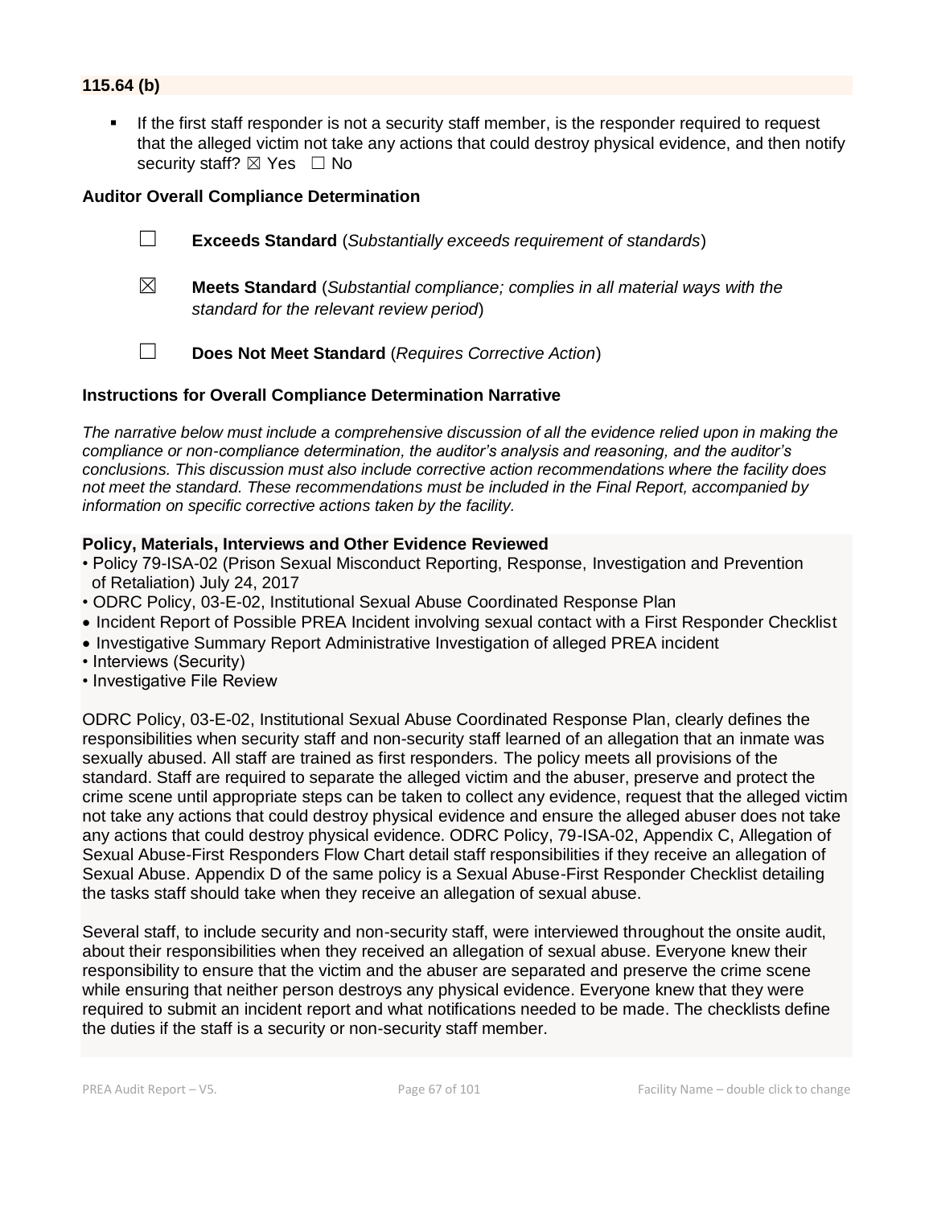**115.64 (b)**

- If the first staff responder is not a security staff member, is the responder required to request that the alleged victim not take any actions that could destroy physical evidence, and then notify security staff? ☒ Yes ☐ No

**Auditor Overall Compliance Determination**

☐ **Exceeds Standard** (*Substantially exceeds requirement of standards*)

☒ **Meets Standard** (*Substantial compliance; complies in all material ways with the standard for the relevant review period*)

☐ **Does Not Meet Standard** (*Requires Corrective Action*)

**Instructions for Overall Compliance Determination Narrative**

*The narrative below must include a comprehensive discussion of all the evidence relied upon in making the compliance or non-compliance determination, the auditor's analysis and reasoning, and the auditor's conclusions. This discussion must also include corrective action recommendations where the facility does not meet the standard. These recommendations must be included in the Final Report, accompanied by information on specific corrective actions taken by the facility.*

**Policy, Materials, Interviews and Other Evidence Reviewed**

- Policy 79-ISA-02 (Prison Sexual Misconduct Reporting, Response, Investigation and Prevention of Retaliation) July 24, 2017
- ODRC Policy, 03-E-02, Institutional Sexual Abuse Coordinated Response Plan
- Incident Report of Possible PREA Incident involving sexual contact with a First Responder Checklist
- Investigative Summary Report Administrative Investigation of alleged PREA incident
- Interviews (Security)
- Investigative File Review

ODRC Policy, 03-E-02, Institutional Sexual Abuse Coordinated Response Plan, clearly defines the responsibilities when security staff and non-security staff learned of an allegation that an inmate was sexually abused. All staff are trained as first responders. The policy meets all provisions of the standard. Staff are required to separate the alleged victim and the abuser, preserve and protect the crime scene until appropriate steps can be taken to collect any evidence, request that the alleged victim not take any actions that could destroy physical evidence and ensure the alleged abuser does not take any actions that could destroy physical evidence. ODRC Policy, 79-ISA-02, Appendix C, Allegation of Sexual Abuse-First Responders Flow Chart detail staff responsibilities if they receive an allegation of Sexual Abuse. Appendix D of the same policy is a Sexual Abuse-First Responder Checklist detailing the tasks staff should take when they receive an allegation of sexual abuse.

Several staff, to include security and non-security staff, were interviewed throughout the onsite audit, about their responsibilities when they received an allegation of sexual abuse. Everyone knew their responsibility to ensure that the victim and the abuser are separated and preserve the crime scene while ensuring that neither person destroys any physical evidence. Everyone knew that they were required to submit an incident report and what notifications needed to be made. The checklists define the duties if the staff is a security or non-security staff member.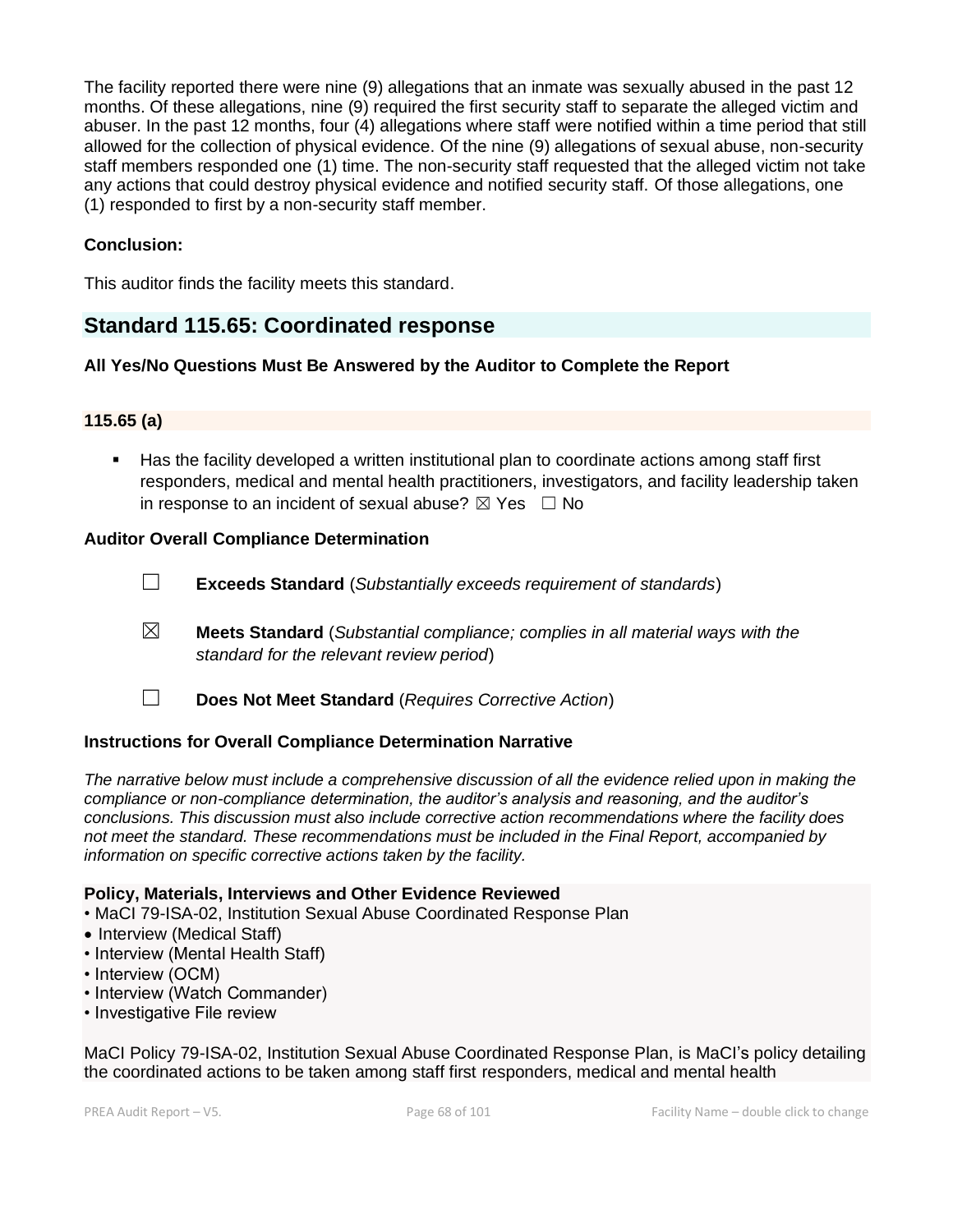The facility reported there were nine (9) allegations that an inmate was sexually abused in the past 12 months. Of these allegations, nine (9) required the first security staff to separate the alleged victim and abuser. In the past 12 months, four (4) allegations where staff were notified within a time period that still allowed for the collection of physical evidence. Of the nine (9) allegations of sexual abuse, non-security staff members responded one (1) time. The non-security staff requested that the alleged victim not take any actions that could destroy physical evidence and notified security staff. Of those allegations, one (1) responded to first by a non-security staff member.

**Conclusion:**

This auditor finds the facility meets this standard.

## Standard 115.65: Coordinated response

**All Yes/No Questions Must Be Answered by the Auditor to Complete the Report**

**115.65 (a)**

- Has the facility developed a written institutional plan to coordinate actions among staff first responders, medical and mental health practitioners, investigators, and facility leadership taken in response to an incident of sexual abuse? ☒ Yes ☐ No

**Auditor Overall Compliance Determination**

☐ **Exceeds Standard** (*Substantially exceeds requirement of standards*)

☒ **Meets Standard** (*Substantial compliance; complies in all material ways with the standard for the relevant review period*)

☐ **Does Not Meet Standard** (*Requires Corrective Action*)

**Instructions for Overall Compliance Determination Narrative**

*The narrative below must include a comprehensive discussion of all the evidence relied upon in making the compliance or non-compliance determination, the auditor's analysis and reasoning, and the auditor's conclusions. This discussion must also include corrective action recommendations where the facility does not meet the standard. These recommendations must be included in the Final Report, accompanied by information on specific corrective actions taken by the facility.*

**Policy, Materials, Interviews and Other Evidence Reviewed**

- MaCI 79-ISA-02, Institution Sexual Abuse Coordinated Response Plan
- Interview (Medical Staff)
- Interview (Mental Health Staff)
- Interview (OCM)
- Interview (Watch Commander)
- Investigative File review

MaCI Policy 79-ISA-02, Institution Sexual Abuse Coordinated Response Plan, is MaCI's policy detailing the coordinated actions to be taken among staff first responders, medical and mental health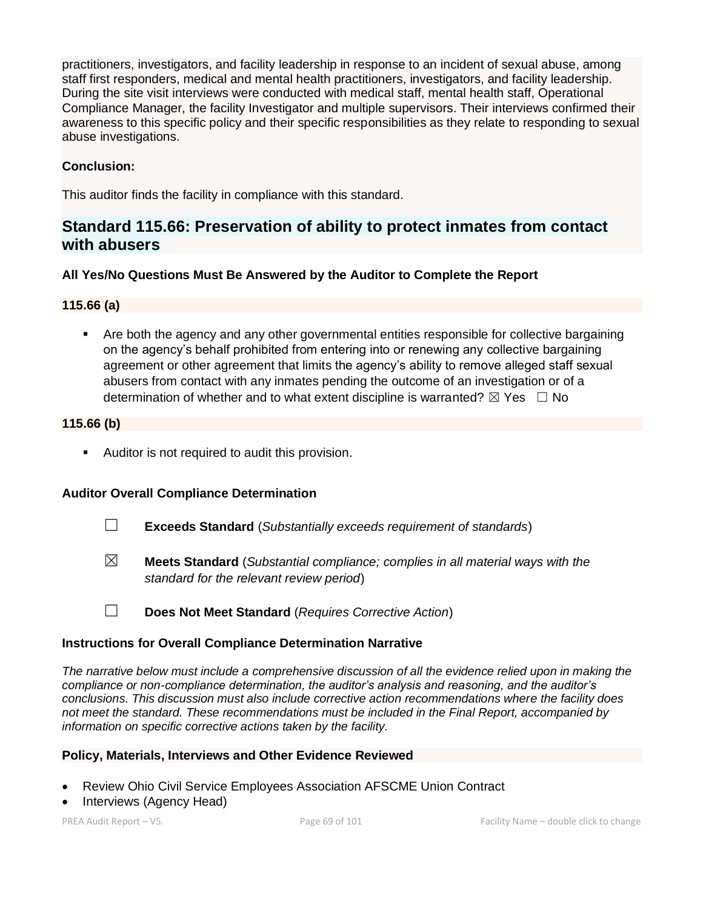practitioners, investigators, and facility leadership in response to an incident of sexual abuse, among staff first responders, medical and mental health practitioners, investigators, and facility leadership. During the site visit interviews were conducted with medical staff, mental health staff, Operational Compliance Manager, the facility Investigator and multiple supervisors. Their interviews confirmed their awareness to this specific policy and their specific responsibilities as they relate to responding to sexual abuse investigations.

**Conclusion:**

This auditor finds the facility in compliance with this standard.

## Standard 115.66: Preservation of ability to protect inmates from contact with abusers

**All Yes/No Questions Must Be Answered by the Auditor to Complete the Report**

**115.66 (a)**

- Are both the agency and any other governmental entities responsible for collective bargaining on the agency's behalf prohibited from entering into or renewing any collective bargaining agreement or other agreement that limits the agency's ability to remove alleged staff sexual abusers from contact with any inmates pending the outcome of an investigation or of a determination of whether and to what extent discipline is warranted? ☒ Yes ☐ No

**115.66 (b)**

- Auditor is not required to audit this provision.

**Auditor Overall Compliance Determination**

☐ **Exceeds Standard** (*Substantially exceeds requirement of standards*)

☒ **Meets Standard** (*Substantial compliance; complies in all material ways with the standard for the relevant review period*)

☐ **Does Not Meet Standard** (*Requires Corrective Action*)

**Instructions for Overall Compliance Determination Narrative**

*The narrative below must include a comprehensive discussion of all the evidence relied upon in making the compliance or non-compliance determination, the auditor's analysis and reasoning, and the auditor's conclusions. This discussion must also include corrective action recommendations where the facility does not meet the standard. These recommendations must be included in the Final Report, accompanied by information on specific corrective actions taken by the facility.*

**Policy, Materials, Interviews and Other Evidence Reviewed**

- Review Ohio Civil Service Employees Association AFSCME Union Contract
- Interviews (Agency Head)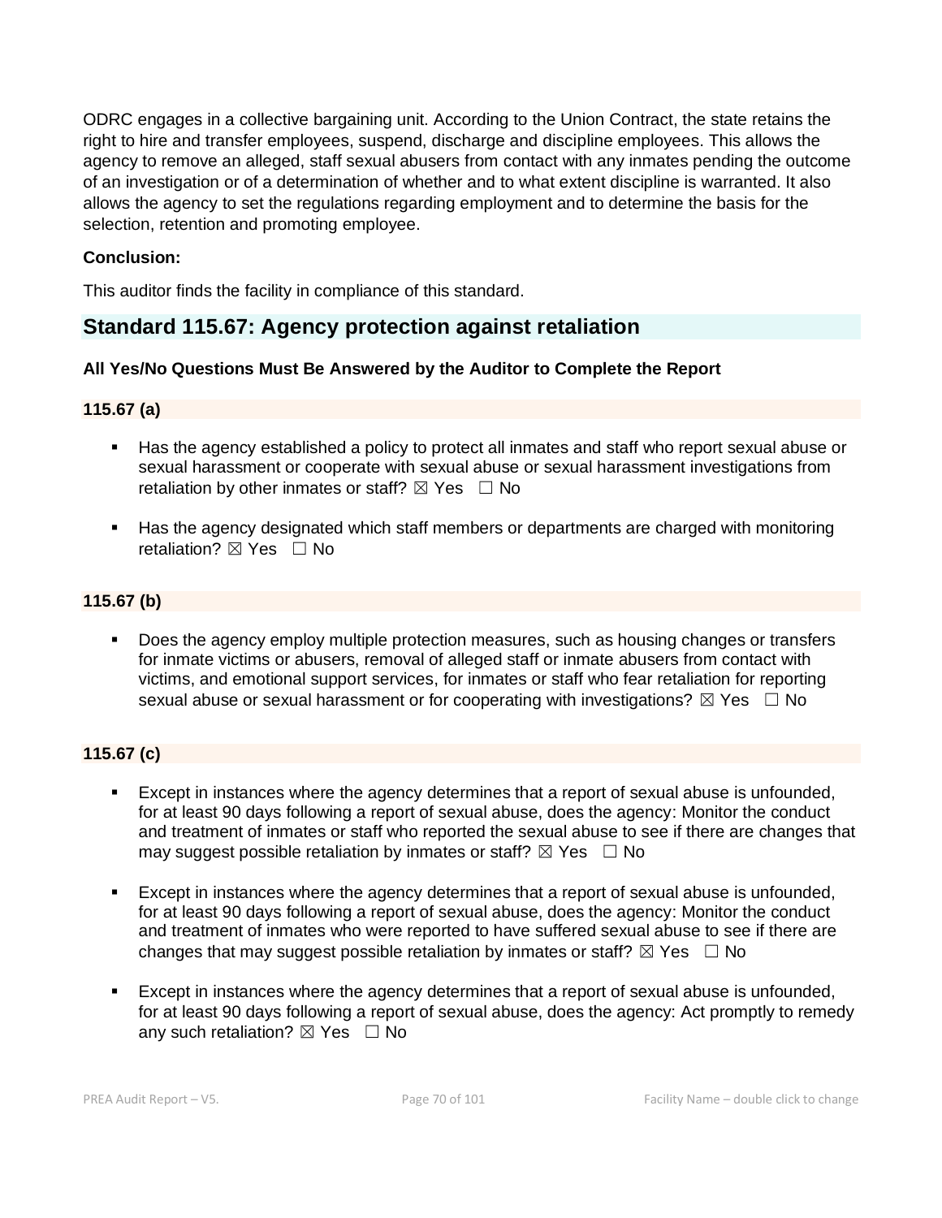ODRC engages in a collective bargaining unit. According to the Union Contract, the state retains the right to hire and transfer employees, suspend, discharge and discipline employees. This allows the agency to remove an alleged, staff sexual abusers from contact with any inmates pending the outcome of an investigation or of a determination of whether and to what extent discipline is warranted. It also allows the agency to set the regulations regarding employment and to determine the basis for the selection, retention and promoting employee.

**Conclusion:**

This auditor finds the facility in compliance of this standard.

## Standard 115.67: Agency protection against retaliation

**All Yes/No Questions Must Be Answered by the Auditor to Complete the Report**

### 115.67 (a)

- Has the agency established a policy to protect all inmates and staff who report sexual abuse or sexual harassment or cooperate with sexual abuse or sexual harassment investigations from retaliation by other inmates or staff? ☒ Yes ☐ No
- Has the agency designated which staff members or departments are charged with monitoring retaliation? ☒ Yes ☐ No

### 115.67 (b)

- Does the agency employ multiple protection measures, such as housing changes or transfers for inmate victims or abusers, removal of alleged staff or inmate abusers from contact with victims, and emotional support services, for inmates or staff who fear retaliation for reporting sexual abuse or sexual harassment or for cooperating with investigations? ☒ Yes ☐ No

### 115.67 (c)

- Except in instances where the agency determines that a report of sexual abuse is unfounded, for at least 90 days following a report of sexual abuse, does the agency: Monitor the conduct and treatment of inmates or staff who reported the sexual abuse to see if there are changes that may suggest possible retaliation by inmates or staff? ☒ Yes ☐ No
- Except in instances where the agency determines that a report of sexual abuse is unfounded, for at least 90 days following a report of sexual abuse, does the agency: Monitor the conduct and treatment of inmates who were reported to have suffered sexual abuse to see if there are changes that may suggest possible retaliation by inmates or staff? ☒ Yes ☐ No
- Except in instances where the agency determines that a report of sexual abuse is unfounded, for at least 90 days following a report of sexual abuse, does the agency: Act promptly to remedy any such retaliation? ☒ Yes ☐ No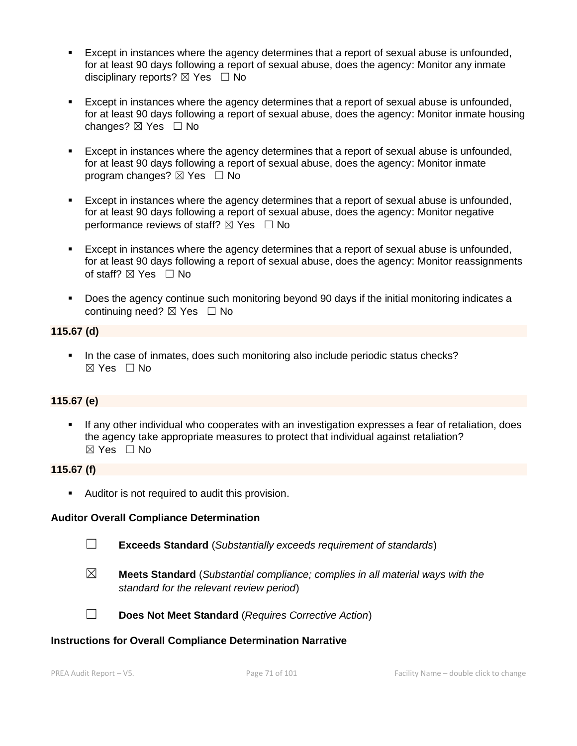- Except in instances where the agency determines that a report of sexual abuse is unfounded, for at least 90 days following a report of sexual abuse, does the agency: Monitor any inmate disciplinary reports? ☒ Yes ☐ No

- Except in instances where the agency determines that a report of sexual abuse is unfounded, for at least 90 days following a report of sexual abuse, does the agency: Monitor inmate housing changes? ☒ Yes ☐ No

- Except in instances where the agency determines that a report of sexual abuse is unfounded, for at least 90 days following a report of sexual abuse, does the agency: Monitor inmate program changes? ☒ Yes ☐ No

- Except in instances where the agency determines that a report of sexual abuse is unfounded, for at least 90 days following a report of sexual abuse, does the agency: Monitor negative performance reviews of staff? ☒ Yes ☐ No

- Except in instances where the agency determines that a report of sexual abuse is unfounded, for at least 90 days following a report of sexual abuse, does the agency: Monitor reassignments of staff? ☒ Yes ☐ No

- Does the agency continue such monitoring beyond 90 days if the initial monitoring indicates a continuing need? ☒ Yes ☐ No

**115.67 (d)**

- In the case of inmates, does such monitoring also include periodic status checks? ☒ Yes ☐ No

**115.67 (e)**

- If any other individual who cooperates with an investigation expresses a fear of retaliation, does the agency take appropriate measures to protect that individual against retaliation? ☒ Yes ☐ No

**115.67 (f)**

- Auditor is not required to audit this provision.

**Auditor Overall Compliance Determination**

☐ **Exceeds Standard** (*Substantially exceeds requirement of standards*)

☒ **Meets Standard** (*Substantial compliance; complies in all material ways with the standard for the relevant review period*)

☐ **Does Not Meet Standard** (*Requires Corrective Action*)

**Instructions for Overall Compliance Determination Narrative**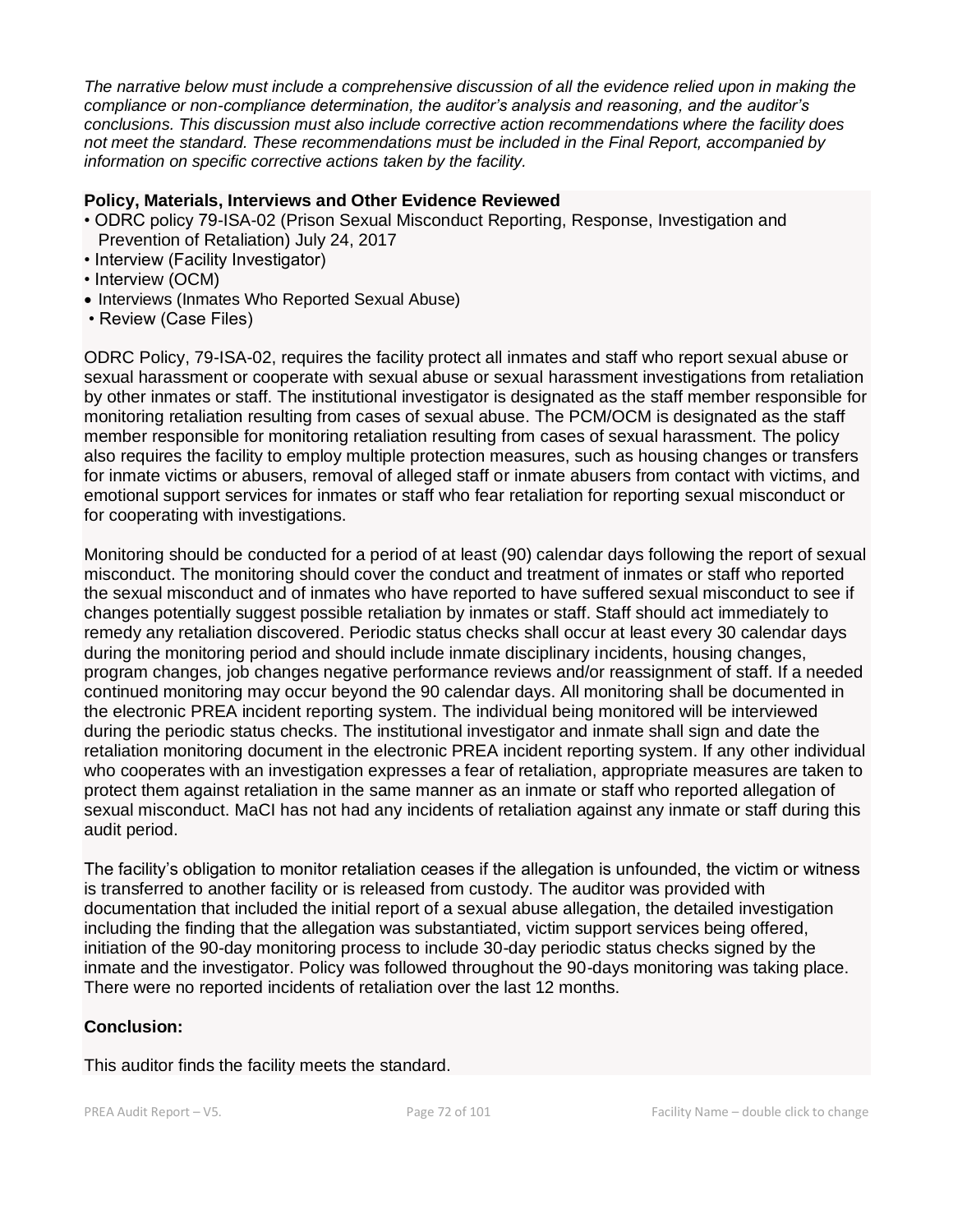*The narrative below must include a comprehensive discussion of all the evidence relied upon in making the compliance or non-compliance determination, the auditor's analysis and reasoning, and the auditor's conclusions. This discussion must also include corrective action recommendations where the facility does not meet the standard. These recommendations must be included in the Final Report, accompanied by information on specific corrective actions taken by the facility.*

**Policy, Materials, Interviews and Other Evidence Reviewed**

- ODRC policy 79-ISA-02 (Prison Sexual Misconduct Reporting, Response, Investigation and Prevention of Retaliation) July 24, 2017
- Interview (Facility Investigator)
- Interview (OCM)
- Interviews (Inmates Who Reported Sexual Abuse)
- Review (Case Files)

ODRC Policy, 79-ISA-02, requires the facility protect all inmates and staff who report sexual abuse or sexual harassment or cooperate with sexual abuse or sexual harassment investigations from retaliation by other inmates or staff. The institutional investigator is designated as the staff member responsible for monitoring retaliation resulting from cases of sexual abuse. The PCM/OCM is designated as the staff member responsible for monitoring retaliation resulting from cases of sexual harassment. The policy also requires the facility to employ multiple protection measures, such as housing changes or transfers for inmate victims or abusers, removal of alleged staff or inmate abusers from contact with victims, and emotional support services for inmates or staff who fear retaliation for reporting sexual misconduct or for cooperating with investigations.

Monitoring should be conducted for a period of at least (90) calendar days following the report of sexual misconduct. The monitoring should cover the conduct and treatment of inmates or staff who reported the sexual misconduct and of inmates who have reported to have suffered sexual misconduct to see if changes potentially suggest possible retaliation by inmates or staff. Staff should act immediately to remedy any retaliation discovered. Periodic status checks shall occur at least every 30 calendar days during the monitoring period and should include inmate disciplinary incidents, housing changes, program changes, job changes negative performance reviews and/or reassignment of staff. If a needed continued monitoring may occur beyond the 90 calendar days. All monitoring shall be documented in the electronic PREA incident reporting system. The individual being monitored will be interviewed during the periodic status checks. The institutional investigator and inmate shall sign and date the retaliation monitoring document in the electronic PREA incident reporting system. If any other individual who cooperates with an investigation expresses a fear of retaliation, appropriate measures are taken to protect them against retaliation in the same manner as an inmate or staff who reported allegation of sexual misconduct. MaCI has not had any incidents of retaliation against any inmate or staff during this audit period.

The facility's obligation to monitor retaliation ceases if the allegation is unfounded, the victim or witness is transferred to another facility or is released from custody. The auditor was provided with documentation that included the initial report of a sexual abuse allegation, the detailed investigation including the finding that the allegation was substantiated, victim support services being offered, initiation of the 90-day monitoring process to include 30-day periodic status checks signed by the inmate and the investigator. Policy was followed throughout the 90-days monitoring was taking place. There were no reported incidents of retaliation over the last 12 months.

**Conclusion:**

This auditor finds the facility meets the standard.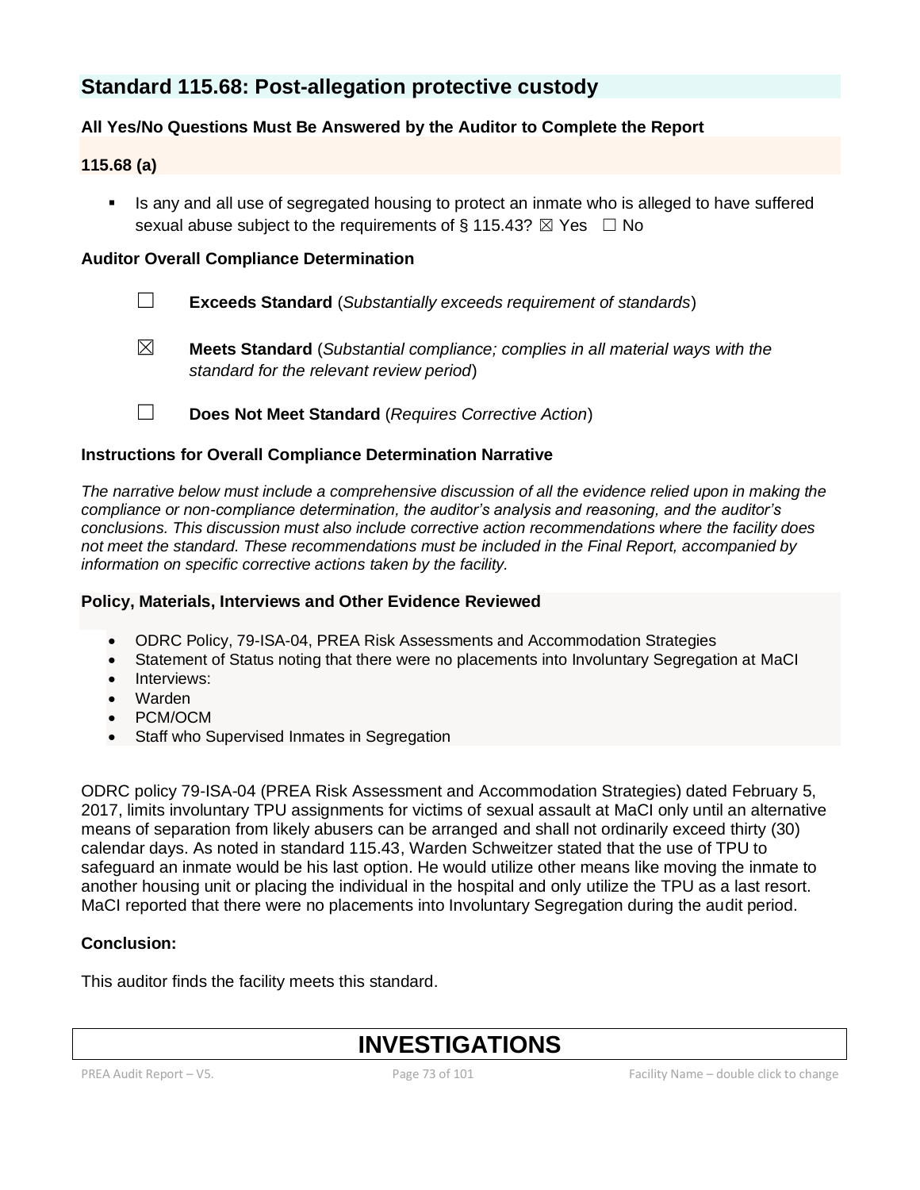## Standard 115.68: Post-allegation protective custody

**All Yes/No Questions Must Be Answered by the Auditor to Complete the Report**

**115.68 (a)**

- Is any and all use of segregated housing to protect an inmate who is alleged to have suffered sexual abuse subject to the requirements of § 115.43? ☒ Yes ☐ No

**Auditor Overall Compliance Determination**

☐ **Exceeds Standard** (*Substantially exceeds requirement of standards*)

☒ **Meets Standard** (*Substantial compliance; complies in all material ways with the standard for the relevant review period*)

☐ **Does Not Meet Standard** (*Requires Corrective Action*)

**Instructions for Overall Compliance Determination Narrative**

*The narrative below must include a comprehensive discussion of all the evidence relied upon in making the compliance or non-compliance determination, the auditor's analysis and reasoning, and the auditor's conclusions. This discussion must also include corrective action recommendations where the facility does not meet the standard. These recommendations must be included in the Final Report, accompanied by information on specific corrective actions taken by the facility.*

**Policy, Materials, Interviews and Other Evidence Reviewed**

- ODRC Policy, 79-ISA-04, PREA Risk Assessments and Accommodation Strategies
- Statement of Status noting that there were no placements into Involuntary Segregation at MaCI
- Interviews:
- Warden
- PCM/OCM
- Staff who Supervised Inmates in Segregation

ODRC policy 79-ISA-04 (PREA Risk Assessment and Accommodation Strategies) dated February 5, 2017, limits involuntary TPU assignments for victims of sexual assault at MaCI only until an alternative means of separation from likely abusers can be arranged and shall not ordinarily exceed thirty (30) calendar days. As noted in standard 115.43, Warden Schweitzer stated that the use of TPU to safeguard an inmate would be his last option. He would utilize other means like moving the inmate to another housing unit or placing the individual in the hospital and only utilize the TPU as a last resort. MaCI reported that there were no placements into Involuntary Segregation during the audit period.

**Conclusion:**

This auditor finds the facility meets this standard.

# INVESTIGATIONS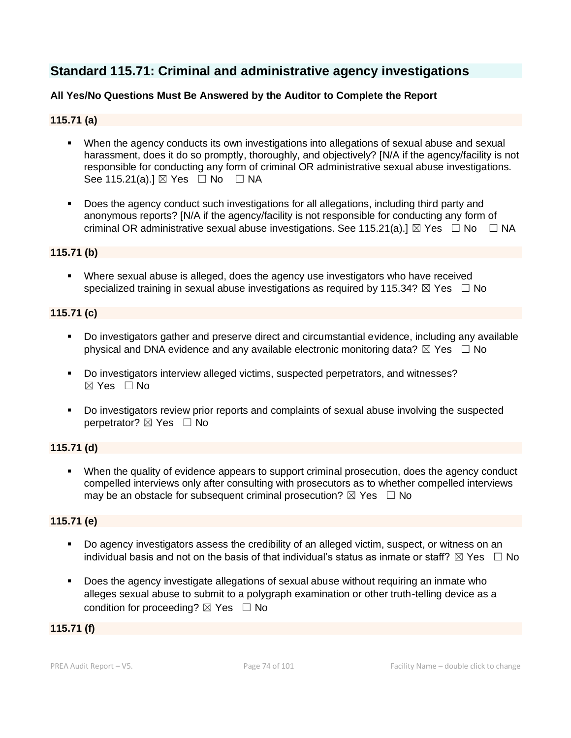## Standard 115.71: Criminal and administrative agency investigations

**All Yes/No Questions Must Be Answered by the Auditor to Complete the Report**

**115.71 (a)**

- When the agency conducts its own investigations into allegations of sexual abuse and sexual harassment, does it do so promptly, thoroughly, and objectively? [N/A if the agency/facility is not responsible for conducting any form of criminal OR administrative sexual abuse investigations. See 115.21(a).] ☒ Yes ☐ No ☐ NA
- Does the agency conduct such investigations for all allegations, including third party and anonymous reports? [N/A if the agency/facility is not responsible for conducting any form of criminal OR administrative sexual abuse investigations. See 115.21(a).] ☒ Yes ☐ No ☐ NA

**115.71 (b)**

- Where sexual abuse is alleged, does the agency use investigators who have received specialized training in sexual abuse investigations as required by 115.34? ☒ Yes ☐ No

**115.71 (c)**

- Do investigators gather and preserve direct and circumstantial evidence, including any available physical and DNA evidence and any available electronic monitoring data? ☒ Yes ☐ No
- Do investigators interview alleged victims, suspected perpetrators, and witnesses? ☒ Yes ☐ No
- Do investigators review prior reports and complaints of sexual abuse involving the suspected perpetrator? ☒ Yes ☐ No

**115.71 (d)**

- When the quality of evidence appears to support criminal prosecution, does the agency conduct compelled interviews only after consulting with prosecutors as to whether compelled interviews may be an obstacle for subsequent criminal prosecution? ☒ Yes ☐ No

**115.71 (e)**

- Do agency investigators assess the credibility of an alleged victim, suspect, or witness on an individual basis and not on the basis of that individual's status as inmate or staff? ☒ Yes ☐ No
- Does the agency investigate allegations of sexual abuse without requiring an inmate who alleges sexual abuse to submit to a polygraph examination or other truth-telling device as a condition for proceeding? ☒ Yes ☐ No

**115.71 (f)**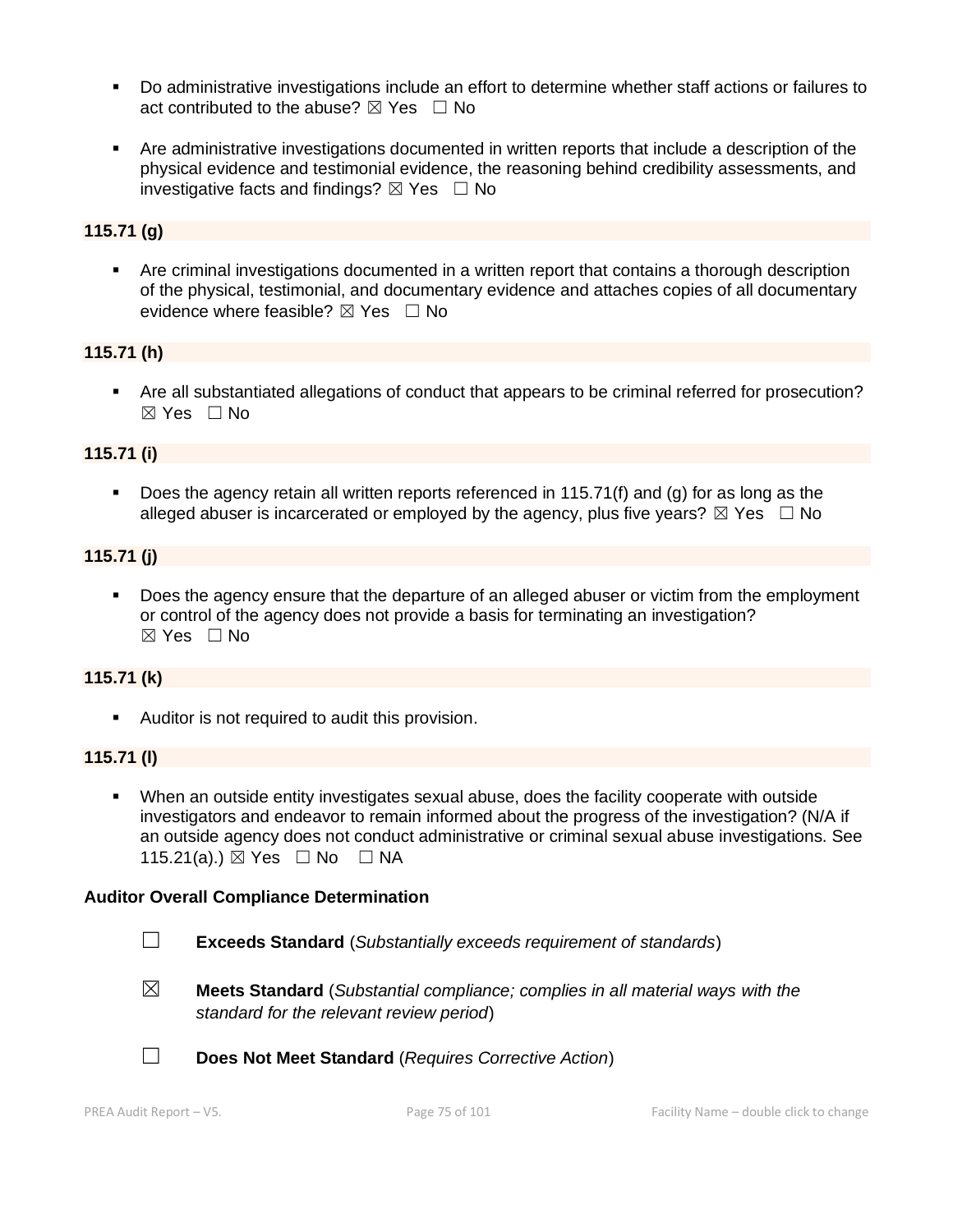- Do administrative investigations include an effort to determine whether staff actions or failures to act contributed to the abuse? ☒ Yes ☐ No

- Are administrative investigations documented in written reports that include a description of the physical evidence and testimonial evidence, the reasoning behind credibility assessments, and investigative facts and findings? ☒ Yes ☐ No

**115.71 (g)**

- Are criminal investigations documented in a written report that contains a thorough description of the physical, testimonial, and documentary evidence and attaches copies of all documentary evidence where feasible? ☒ Yes ☐ No

**115.71 (h)**

- Are all substantiated allegations of conduct that appears to be criminal referred for prosecution? ☒ Yes ☐ No

**115.71 (i)**

- Does the agency retain all written reports referenced in 115.71(f) and (g) for as long as the alleged abuser is incarcerated or employed by the agency, plus five years? ☒ Yes ☐ No

**115.71 (j)**

- Does the agency ensure that the departure of an alleged abuser or victim from the employment or control of the agency does not provide a basis for terminating an investigation? ☒ Yes ☐ No

**115.71 (k)**

- Auditor is not required to audit this provision.

**115.71 (l)**

- When an outside entity investigates sexual abuse, does the facility cooperate with outside investigators and endeavor to remain informed about the progress of the investigation? (N/A if an outside agency does not conduct administrative or criminal sexual abuse investigations. See 115.21(a).) ☒ Yes ☐ No ☐ NA

**Auditor Overall Compliance Determination**

☐ **Exceeds Standard** (*Substantially exceeds requirement of standards*)

☒ **Meets Standard** (*Substantial compliance; complies in all material ways with the standard for the relevant review period*)

☐ **Does Not Meet Standard** (*Requires Corrective Action*)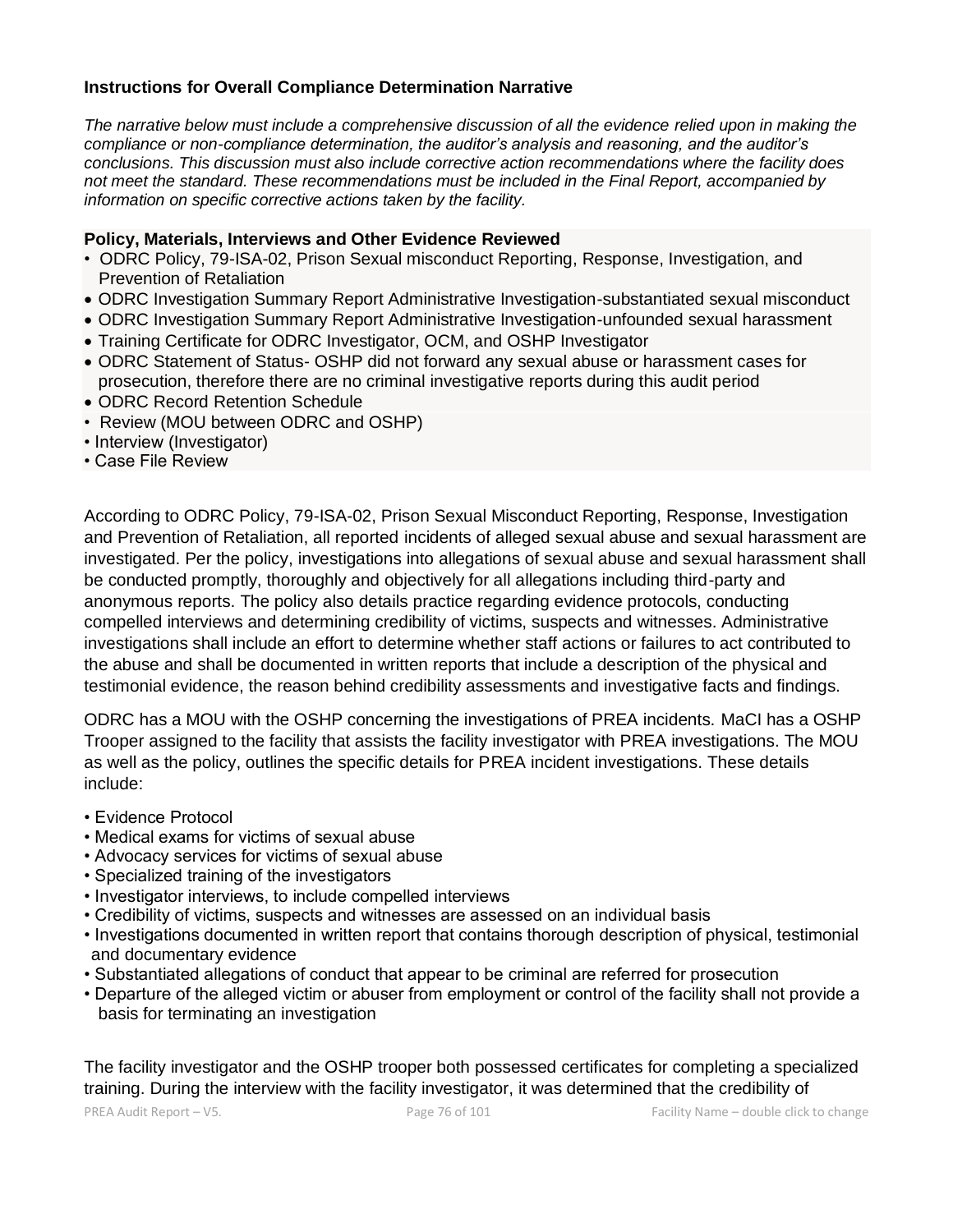**Instructions for Overall Compliance Determination Narrative**

*The narrative below must include a comprehensive discussion of all the evidence relied upon in making the compliance or non-compliance determination, the auditor's analysis and reasoning, and the auditor's conclusions. This discussion must also include corrective action recommendations where the facility does not meet the standard. These recommendations must be included in the Final Report, accompanied by information on specific corrective actions taken by the facility.*

**Policy, Materials, Interviews and Other Evidence Reviewed**

- ODRC Policy, 79-ISA-02, Prison Sexual misconduct Reporting, Response, Investigation, and Prevention of Retaliation
- ODRC Investigation Summary Report Administrative Investigation-substantiated sexual misconduct
- ODRC Investigation Summary Report Administrative Investigation-unfounded sexual harassment
- Training Certificate for ODRC Investigator, OCM, and OSHP Investigator
- ODRC Statement of Status- OSHP did not forward any sexual abuse or harassment cases for prosecution, therefore there are no criminal investigative reports during this audit period
- ODRC Record Retention Schedule
- Review (MOU between ODRC and OSHP)
- Interview (Investigator)
- Case File Review

According to ODRC Policy, 79-ISA-02, Prison Sexual Misconduct Reporting, Response, Investigation and Prevention of Retaliation, all reported incidents of alleged sexual abuse and sexual harassment are investigated. Per the policy, investigations into allegations of sexual abuse and sexual harassment shall be conducted promptly, thoroughly and objectively for all allegations including third-party and anonymous reports. The policy also details practice regarding evidence protocols, conducting compelled interviews and determining credibility of victims, suspects and witnesses. Administrative investigations shall include an effort to determine whether staff actions or failures to act contributed to the abuse and shall be documented in written reports that include a description of the physical and testimonial evidence, the reason behind credibility assessments and investigative facts and findings.

ODRC has a MOU with the OSHP concerning the investigations of PREA incidents. MaCI has a OSHP Trooper assigned to the facility that assists the facility investigator with PREA investigations. The MOU as well as the policy, outlines the specific details for PREA incident investigations. These details include:

- Evidence Protocol
- Medical exams for victims of sexual abuse
- Advocacy services for victims of sexual abuse
- Specialized training of the investigators
- Investigator interviews, to include compelled interviews
- Credibility of victims, suspects and witnesses are assessed on an individual basis
- Investigations documented in written report that contains thorough description of physical, testimonial and documentary evidence
- Substantiated allegations of conduct that appear to be criminal are referred for prosecution
- Departure of the alleged victim or abuser from employment or control of the facility shall not provide a basis for terminating an investigation

The facility investigator and the OSHP trooper both possessed certificates for completing a specialized training. During the interview with the facility investigator, it was determined that the credibility of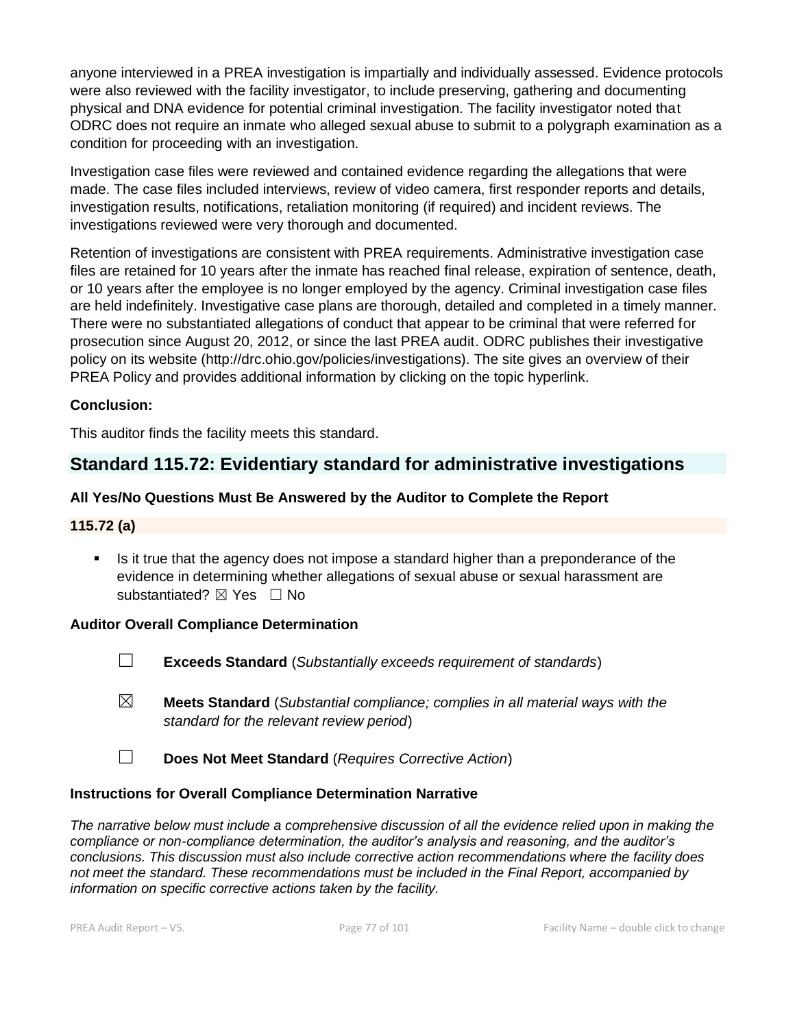anyone interviewed in a PREA investigation is impartially and individually assessed. Evidence protocols were also reviewed with the facility investigator, to include preserving, gathering and documenting physical and DNA evidence for potential criminal investigation. The facility investigator noted that ODRC does not require an inmate who alleged sexual abuse to submit to a polygraph examination as a condition for proceeding with an investigation.

Investigation case files were reviewed and contained evidence regarding the allegations that were made. The case files included interviews, review of video camera, first responder reports and details, investigation results, notifications, retaliation monitoring (if required) and incident reviews. The investigations reviewed were very thorough and documented.

Retention of investigations are consistent with PREA requirements. Administrative investigation case files are retained for 10 years after the inmate has reached final release, expiration of sentence, death, or 10 years after the employee is no longer employed by the agency. Criminal investigation case files are held indefinitely. Investigative case plans are thorough, detailed and completed in a timely manner. There were no substantiated allegations of conduct that appear to be criminal that were referred for prosecution since August 20, 2012, or since the last PREA audit. ODRC publishes their investigative policy on its website (http://drc.ohio.gov/policies/investigations). The site gives an overview of their PREA Policy and provides additional information by clicking on the topic hyperlink.

**Conclusion:**

This auditor finds the facility meets this standard.

## Standard 115.72: Evidentiary standard for administrative investigations

**All Yes/No Questions Must Be Answered by the Auditor to Complete the Report**

**115.72 (a)**

- Is it true that the agency does not impose a standard higher than a preponderance of the evidence in determining whether allegations of sexual abuse or sexual harassment are substantiated? ☒ Yes ☐ No

**Auditor Overall Compliance Determination**

☐ **Exceeds Standard** (*Substantially exceeds requirement of standards*)

☒ **Meets Standard** (*Substantial compliance; complies in all material ways with the standard for the relevant review period*)

☐ **Does Not Meet Standard** (*Requires Corrective Action*)

**Instructions for Overall Compliance Determination Narrative**

*The narrative below must include a comprehensive discussion of all the evidence relied upon in making the compliance or non-compliance determination, the auditor's analysis and reasoning, and the auditor's conclusions. This discussion must also include corrective action recommendations where the facility does not meet the standard. These recommendations must be included in the Final Report, accompanied by information on specific corrective actions taken by the facility.*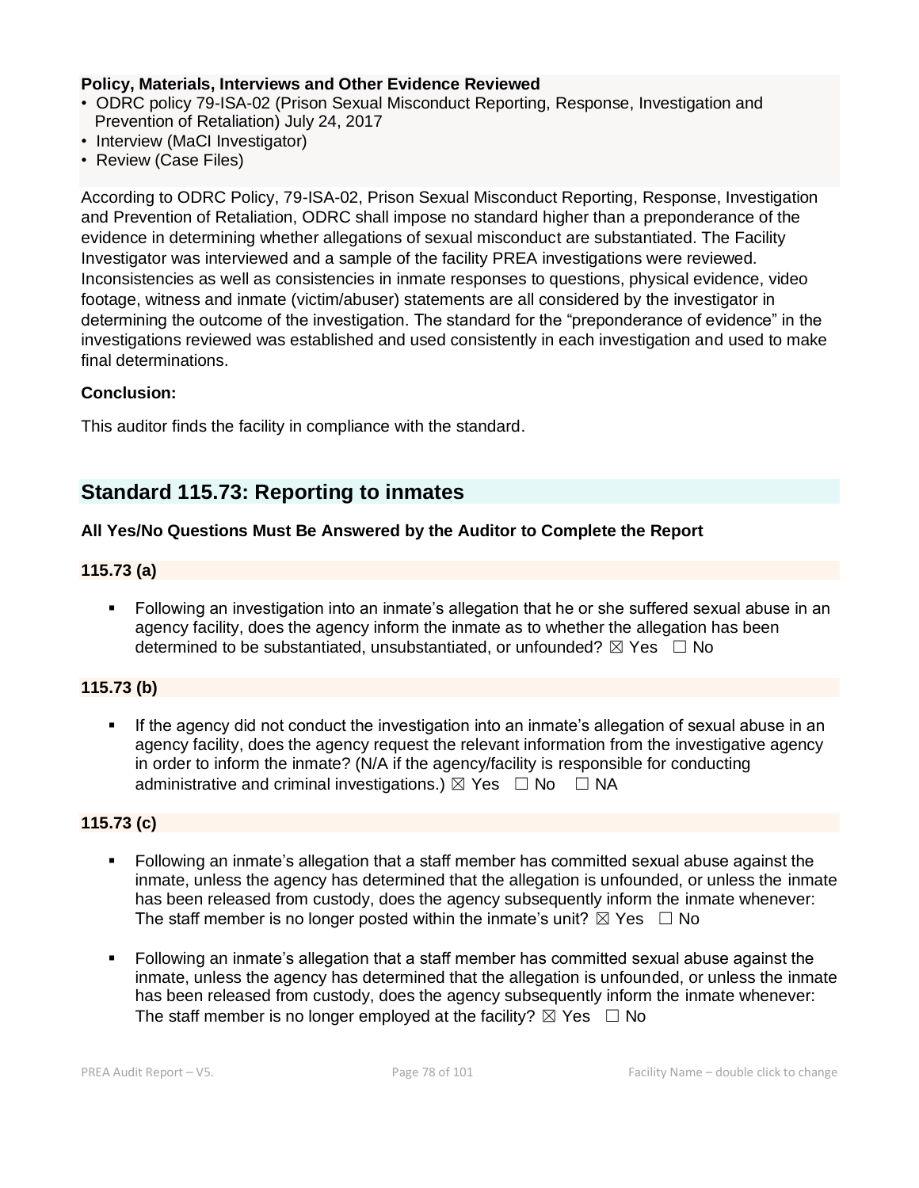**Policy, Materials, Interviews and Other Evidence Reviewed**

- ODRC policy 79-ISA-02 (Prison Sexual Misconduct Reporting, Response, Investigation and Prevention of Retaliation) July 24, 2017
- Interview (MaCI Investigator)
- Review (Case Files)

According to ODRC Policy, 79-ISA-02, Prison Sexual Misconduct Reporting, Response, Investigation and Prevention of Retaliation, ODRC shall impose no standard higher than a preponderance of the evidence in determining whether allegations of sexual misconduct are substantiated. The Facility Investigator was interviewed and a sample of the facility PREA investigations were reviewed. Inconsistencies as well as consistencies in inmate responses to questions, physical evidence, video footage, witness and inmate (victim/abuser) statements are all considered by the investigator in determining the outcome of the investigation. The standard for the "preponderance of evidence" in the investigations reviewed was established and used consistently in each investigation and used to make final determinations.

**Conclusion:**

This auditor finds the facility in compliance with the standard.

## Standard 115.73: Reporting to inmates

**All Yes/No Questions Must Be Answered by the Auditor to Complete the Report**

**115.73 (a)**

- Following an investigation into an inmate's allegation that he or she suffered sexual abuse in an agency facility, does the agency inform the inmate as to whether the allegation has been determined to be substantiated, unsubstantiated, or unfounded? ☒ Yes ☐ No

**115.73 (b)**

- If the agency did not conduct the investigation into an inmate's allegation of sexual abuse in an agency facility, does the agency request the relevant information from the investigative agency in order to inform the inmate? (N/A if the agency/facility is responsible for conducting administrative and criminal investigations.) ☒ Yes ☐ No ☐ NA

**115.73 (c)**

- Following an inmate's allegation that a staff member has committed sexual abuse against the inmate, unless the agency has determined that the allegation is unfounded, or unless the inmate has been released from custody, does the agency subsequently inform the inmate whenever: The staff member is no longer posted within the inmate's unit? ☒ Yes ☐ No
- Following an inmate's allegation that a staff member has committed sexual abuse against the inmate, unless the agency has determined that the allegation is unfounded, or unless the inmate has been released from custody, does the agency subsequently inform the inmate whenever: The staff member is no longer employed at the facility? ☒ Yes ☐ No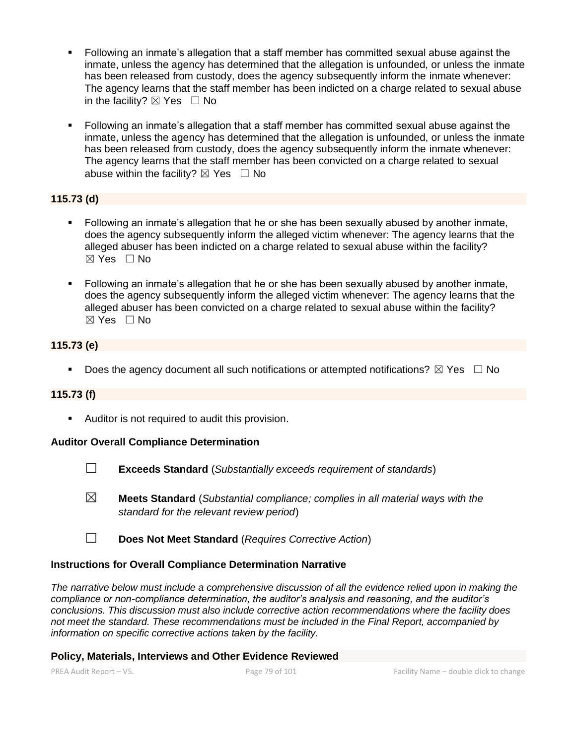- Following an inmate's allegation that a staff member has committed sexual abuse against the inmate, unless the agency has determined that the allegation is unfounded, or unless the inmate has been released from custody, does the agency subsequently inform the inmate whenever: The agency learns that the staff member has been indicted on a charge related to sexual abuse in the facility? ☒ Yes ☐ No

- Following an inmate's allegation that a staff member has committed sexual abuse against the inmate, unless the agency has determined that the allegation is unfounded, or unless the inmate has been released from custody, does the agency subsequently inform the inmate whenever: The agency learns that the staff member has been convicted on a charge related to sexual abuse within the facility? ☒ Yes ☐ No

**115.73 (d)**

- Following an inmate's allegation that he or she has been sexually abused by another inmate, does the agency subsequently inform the alleged victim whenever: The agency learns that the alleged abuser has been indicted on a charge related to sexual abuse within the facility? ☒ Yes ☐ No

- Following an inmate's allegation that he or she has been sexually abused by another inmate, does the agency subsequently inform the alleged victim whenever: The agency learns that the alleged abuser has been convicted on a charge related to sexual abuse within the facility? ☒ Yes ☐ No

**115.73 (e)**

- Does the agency document all such notifications or attempted notifications? ☒ Yes ☐ No

**115.73 (f)**

- Auditor is not required to audit this provision.

**Auditor Overall Compliance Determination**

☐ **Exceeds Standard** (*Substantially exceeds requirement of standards*)

☒ **Meets Standard** (*Substantial compliance; complies in all material ways with the standard for the relevant review period*)

☐ **Does Not Meet Standard** (*Requires Corrective Action*)

**Instructions for Overall Compliance Determination Narrative**

*The narrative below must include a comprehensive discussion of all the evidence relied upon in making the compliance or non-compliance determination, the auditor's analysis and reasoning, and the auditor's conclusions. This discussion must also include corrective action recommendations where the facility does not meet the standard. These recommendations must be included in the Final Report, accompanied by information on specific corrective actions taken by the facility.*

**Policy, Materials, Interviews and Other Evidence Reviewed**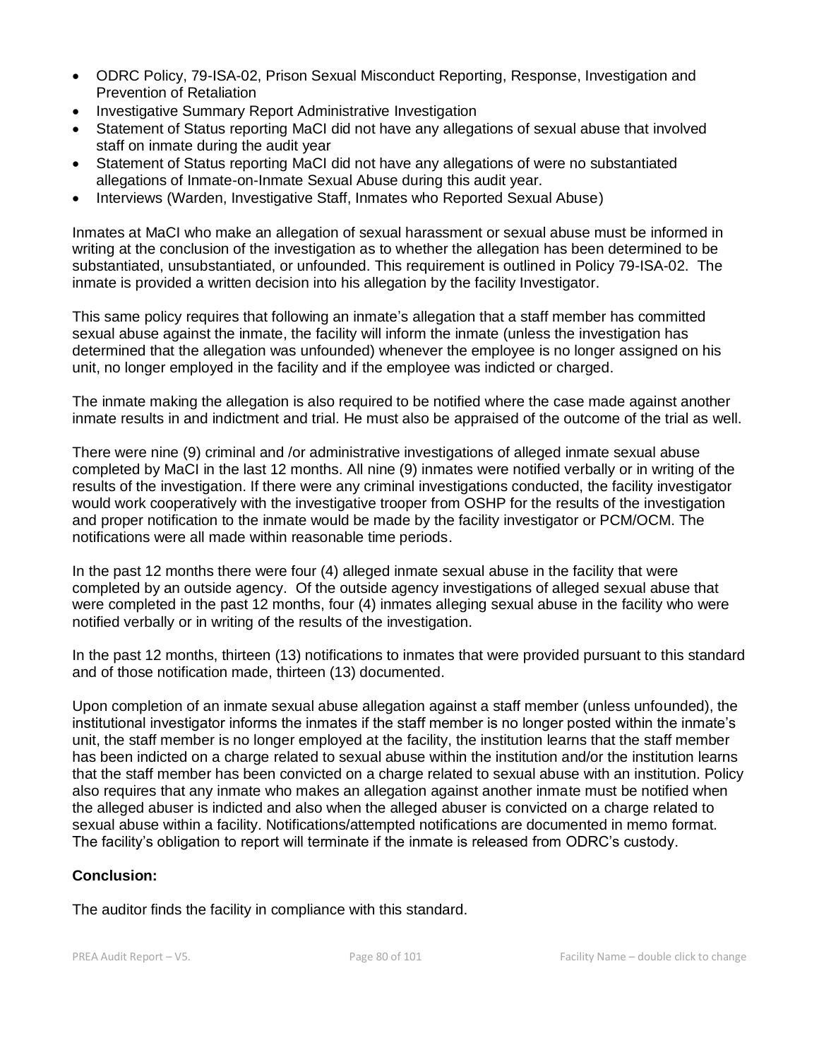- ODRC Policy, 79-ISA-02, Prison Sexual Misconduct Reporting, Response, Investigation and Prevention of Retaliation
- Investigative Summary Report Administrative Investigation
- Statement of Status reporting MaCI did not have any allegations of sexual abuse that involved staff on inmate during the audit year
- Statement of Status reporting MaCI did not have any allegations of were no substantiated allegations of Inmate-on-Inmate Sexual Abuse during this audit year.
- Interviews (Warden, Investigative Staff, Inmates who Reported Sexual Abuse)

Inmates at MaCI who make an allegation of sexual harassment or sexual abuse must be informed in writing at the conclusion of the investigation as to whether the allegation has been determined to be substantiated, unsubstantiated, or unfounded. This requirement is outlined in Policy 79-ISA-02. The inmate is provided a written decision into his allegation by the facility Investigator.

This same policy requires that following an inmate's allegation that a staff member has committed sexual abuse against the inmate, the facility will inform the inmate (unless the investigation has determined that the allegation was unfounded) whenever the employee is no longer assigned on his unit, no longer employed in the facility and if the employee was indicted or charged.

The inmate making the allegation is also required to be notified where the case made against another inmate results in and indictment and trial. He must also be appraised of the outcome of the trial as well.

There were nine (9) criminal and /or administrative investigations of alleged inmate sexual abuse completed by MaCI in the last 12 months. All nine (9) inmates were notified verbally or in writing of the results of the investigation. If there were any criminal investigations conducted, the facility investigator would work cooperatively with the investigative trooper from OSHP for the results of the investigation and proper notification to the inmate would be made by the facility investigator or PCM/OCM. The notifications were all made within reasonable time periods.

In the past 12 months there were four (4) alleged inmate sexual abuse in the facility that were completed by an outside agency. Of the outside agency investigations of alleged sexual abuse that were completed in the past 12 months, four (4) inmates alleging sexual abuse in the facility who were notified verbally or in writing of the results of the investigation.

In the past 12 months, thirteen (13) notifications to inmates that were provided pursuant to this standard and of those notification made, thirteen (13) documented.

Upon completion of an inmate sexual abuse allegation against a staff member (unless unfounded), the institutional investigator informs the inmates if the staff member is no longer posted within the inmate's unit, the staff member is no longer employed at the facility, the institution learns that the staff member has been indicted on a charge related to sexual abuse within the institution and/or the institution learns that the staff member has been convicted on a charge related to sexual abuse with an institution. Policy also requires that any inmate who makes an allegation against another inmate must be notified when the alleged abuser is indicted and also when the alleged abuser is convicted on a charge related to sexual abuse within a facility. Notifications/attempted notifications are documented in memo format. The facility's obligation to report will terminate if the inmate is released from ODRC's custody.

**Conclusion:**

The auditor finds the facility in compliance with this standard.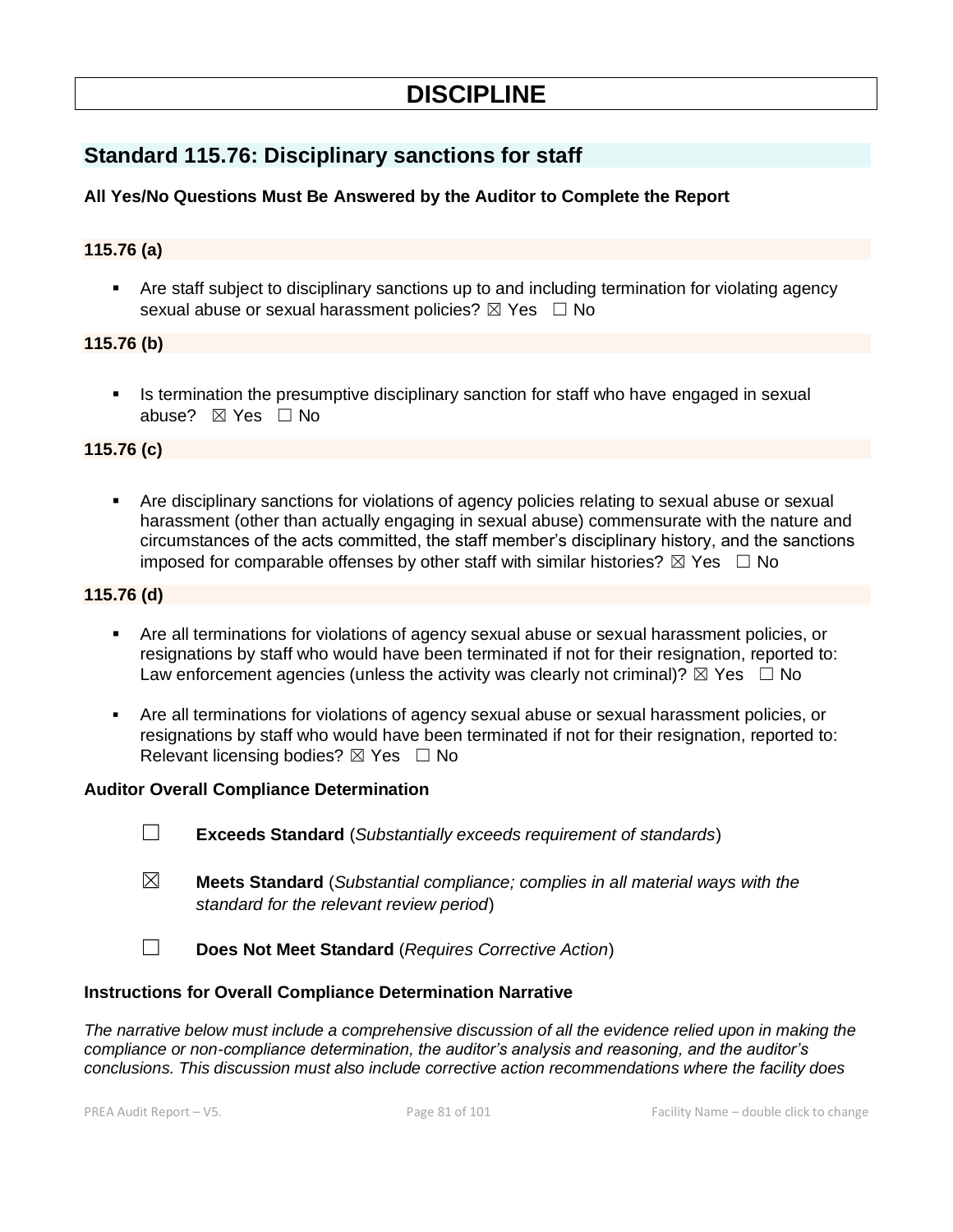# DISCIPLINE

## Standard 115.76: Disciplinary sanctions for staff

**All Yes/No Questions Must Be Answered by the Auditor to Complete the Report**

### 115.76 (a)

- Are staff subject to disciplinary sanctions up to and including termination for violating agency sexual abuse or sexual harassment policies? ☒ Yes ☐ No

### 115.76 (b)

- Is termination the presumptive disciplinary sanction for staff who have engaged in sexual abuse? ☒ Yes ☐ No

### 115.76 (c)

- Are disciplinary sanctions for violations of agency policies relating to sexual abuse or sexual harassment (other than actually engaging in sexual abuse) commensurate with the nature and circumstances of the acts committed, the staff member's disciplinary history, and the sanctions imposed for comparable offenses by other staff with similar histories? ☒ Yes ☐ No

### 115.76 (d)

- Are all terminations for violations of agency sexual abuse or sexual harassment policies, or resignations by staff who would have been terminated if not for their resignation, reported to: Law enforcement agencies (unless the activity was clearly not criminal)? ☒ Yes ☐ No
- Are all terminations for violations of agency sexual abuse or sexual harassment policies, or resignations by staff who would have been terminated if not for their resignation, reported to: Relevant licensing bodies? ☒ Yes ☐ No

**Auditor Overall Compliance Determination**

☐ **Exceeds Standard** (*Substantially exceeds requirement of standards*)

☒ **Meets Standard** (*Substantial compliance; complies in all material ways with the standard for the relevant review period*)

☐ **Does Not Meet Standard** (*Requires Corrective Action*)

**Instructions for Overall Compliance Determination Narrative**

*The narrative below must include a comprehensive discussion of all the evidence relied upon in making the compliance or non-compliance determination, the auditor's analysis and reasoning, and the auditor's conclusions. This discussion must also include corrective action recommendations where the facility does*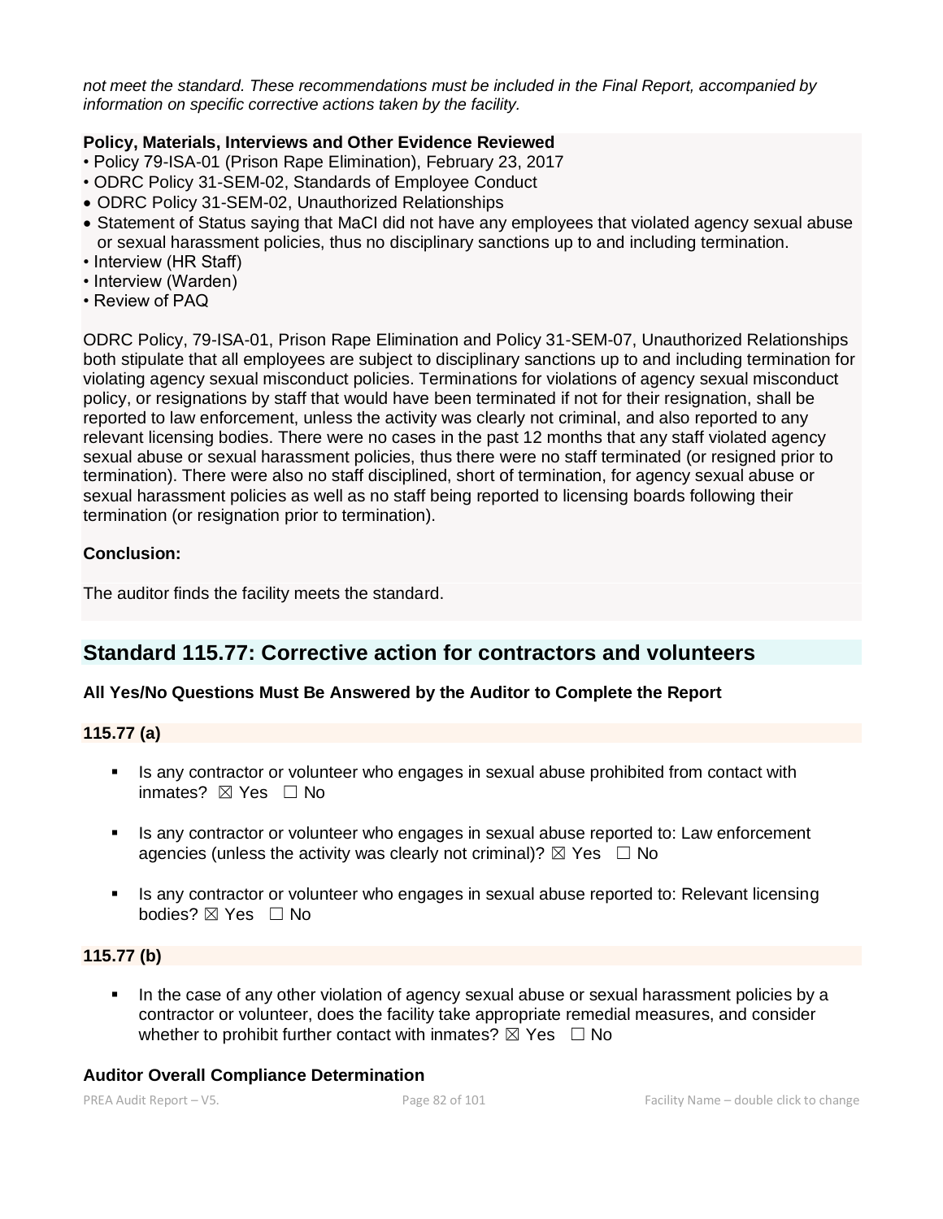*not meet the standard. These recommendations must be included in the Final Report, accompanied by information on specific corrective actions taken by the facility.*

**Policy, Materials, Interviews and Other Evidence Reviewed**

- Policy 79-ISA-01 (Prison Rape Elimination), February 23, 2017
- ODRC Policy 31-SEM-02, Standards of Employee Conduct
- ODRC Policy 31-SEM-02, Unauthorized Relationships
- Statement of Status saying that MaCI did not have any employees that violated agency sexual abuse or sexual harassment policies, thus no disciplinary sanctions up to and including termination.
- Interview (HR Staff)
- Interview (Warden)
- Review of PAQ

ODRC Policy, 79-ISA-01, Prison Rape Elimination and Policy 31-SEM-07, Unauthorized Relationships both stipulate that all employees are subject to disciplinary sanctions up to and including termination for violating agency sexual misconduct policies. Terminations for violations of agency sexual misconduct policy, or resignations by staff that would have been terminated if not for their resignation, shall be reported to law enforcement, unless the activity was clearly not criminal, and also reported to any relevant licensing bodies. There were no cases in the past 12 months that any staff violated agency sexual abuse or sexual harassment policies, thus there were no staff terminated (or resigned prior to termination). There were also no staff disciplined, short of termination, for agency sexual abuse or sexual harassment policies as well as no staff being reported to licensing boards following their termination (or resignation prior to termination).

**Conclusion:**

The auditor finds the facility meets the standard.

## Standard 115.77: Corrective action for contractors and volunteers

**All Yes/No Questions Must Be Answered by the Auditor to Complete the Report**

**115.77 (a)**

- Is any contractor or volunteer who engages in sexual abuse prohibited from contact with inmates? ☒ Yes ☐ No
- Is any contractor or volunteer who engages in sexual abuse reported to: Law enforcement agencies (unless the activity was clearly not criminal)? ☒ Yes ☐ No
- Is any contractor or volunteer who engages in sexual abuse reported to: Relevant licensing bodies? ☒ Yes ☐ No

**115.77 (b)**

- In the case of any other violation of agency sexual abuse or sexual harassment policies by a contractor or volunteer, does the facility take appropriate remedial measures, and consider whether to prohibit further contact with inmates? ☒ Yes ☐ No

**Auditor Overall Compliance Determination**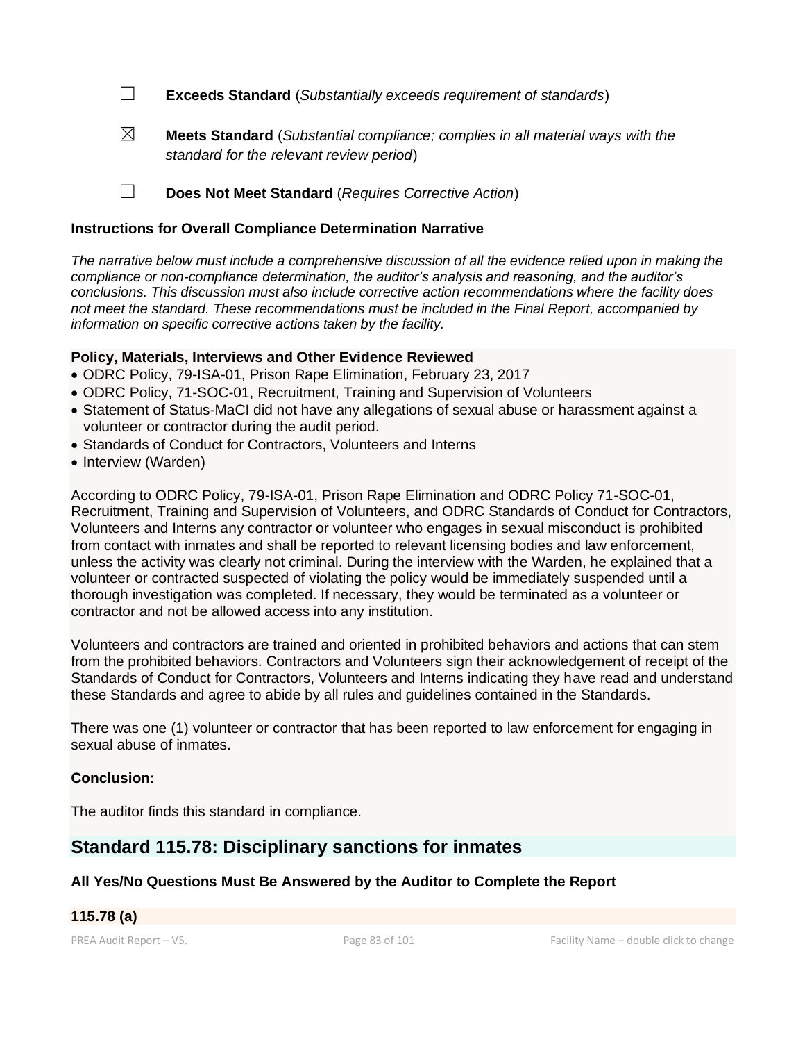☐ **Exceeds Standard** (*Substantially exceeds requirement of standards*)

☒ **Meets Standard** (*Substantial compliance; complies in all material ways with the standard for the relevant review period*)

☐ **Does Not Meet Standard** (*Requires Corrective Action*)

**Instructions for Overall Compliance Determination Narrative**

*The narrative below must include a comprehensive discussion of all the evidence relied upon in making the compliance or non-compliance determination, the auditor's analysis and reasoning, and the auditor's conclusions. This discussion must also include corrective action recommendations where the facility does not meet the standard. These recommendations must be included in the Final Report, accompanied by information on specific corrective actions taken by the facility.*

**Policy, Materials, Interviews and Other Evidence Reviewed**

- ODRC Policy, 79-ISA-01, Prison Rape Elimination, February 23, 2017
- ODRC Policy, 71-SOC-01, Recruitment, Training and Supervision of Volunteers
- Statement of Status-MaCI did not have any allegations of sexual abuse or harassment against a volunteer or contractor during the audit period.
- Standards of Conduct for Contractors, Volunteers and Interns
- Interview (Warden)

According to ODRC Policy, 79-ISA-01, Prison Rape Elimination and ODRC Policy 71-SOC-01, Recruitment, Training and Supervision of Volunteers, and ODRC Standards of Conduct for Contractors, Volunteers and Interns any contractor or volunteer who engages in sexual misconduct is prohibited from contact with inmates and shall be reported to relevant licensing bodies and law enforcement, unless the activity was clearly not criminal. During the interview with the Warden, he explained that a volunteer or contracted suspected of violating the policy would be immediately suspended until a thorough investigation was completed. If necessary, they would be terminated as a volunteer or contractor and not be allowed access into any institution.

Volunteers and contractors are trained and oriented in prohibited behaviors and actions that can stem from the prohibited behaviors. Contractors and Volunteers sign their acknowledgement of receipt of the Standards of Conduct for Contractors, Volunteers and Interns indicating they have read and understand these Standards and agree to abide by all rules and guidelines contained in the Standards.

There was one (1) volunteer or contractor that has been reported to law enforcement for engaging in sexual abuse of inmates.

**Conclusion:**

The auditor finds this standard in compliance.

## Standard 115.78: Disciplinary sanctions for inmates

**All Yes/No Questions Must Be Answered by the Auditor to Complete the Report**

**115.78 (a)**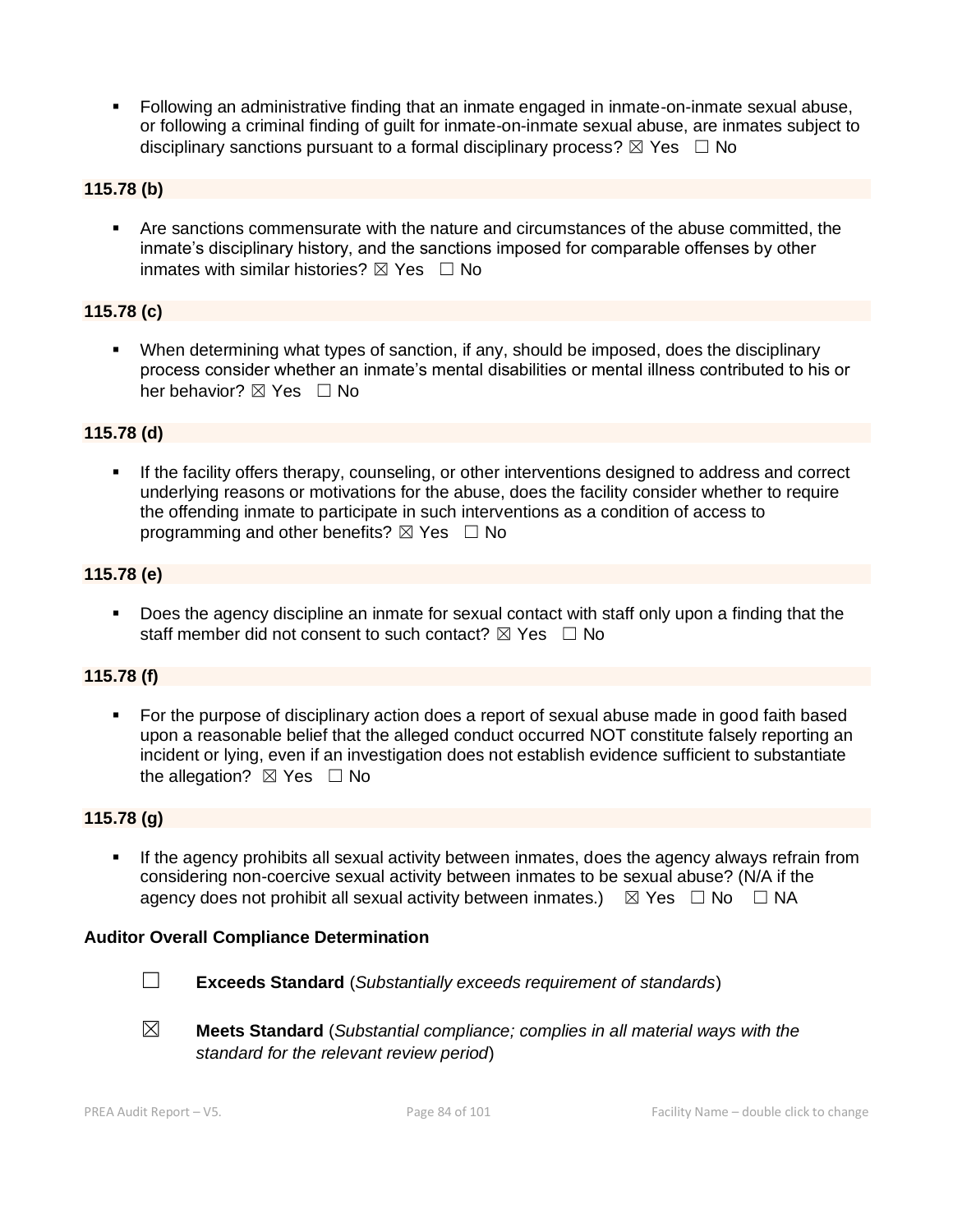- Following an administrative finding that an inmate engaged in inmate-on-inmate sexual abuse, or following a criminal finding of guilt for inmate-on-inmate sexual abuse, are inmates subject to disciplinary sanctions pursuant to a formal disciplinary process? ☒ Yes ☐ No

**115.78 (b)**

- Are sanctions commensurate with the nature and circumstances of the abuse committed, the inmate's disciplinary history, and the sanctions imposed for comparable offenses by other inmates with similar histories? ☒ Yes ☐ No

**115.78 (c)**

- When determining what types of sanction, if any, should be imposed, does the disciplinary process consider whether an inmate's mental disabilities or mental illness contributed to his or her behavior? ☒ Yes ☐ No

**115.78 (d)**

- If the facility offers therapy, counseling, or other interventions designed to address and correct underlying reasons or motivations for the abuse, does the facility consider whether to require the offending inmate to participate in such interventions as a condition of access to programming and other benefits? ☒ Yes ☐ No

**115.78 (e)**

- Does the agency discipline an inmate for sexual contact with staff only upon a finding that the staff member did not consent to such contact? ☒ Yes ☐ No

**115.78 (f)**

- For the purpose of disciplinary action does a report of sexual abuse made in good faith based upon a reasonable belief that the alleged conduct occurred NOT constitute falsely reporting an incident or lying, even if an investigation does not establish evidence sufficient to substantiate the allegation? ☒ Yes ☐ No

**115.78 (g)**

- If the agency prohibits all sexual activity between inmates, does the agency always refrain from considering non-coercive sexual activity between inmates to be sexual abuse? (N/A if the agency does not prohibit all sexual activity between inmates.) ☒ Yes ☐ No ☐ NA

**Auditor Overall Compliance Determination**

☐ **Exceeds Standard** (*Substantially exceeds requirement of standards*)

☒ **Meets Standard** (*Substantial compliance; complies in all material ways with the standard for the relevant review period*)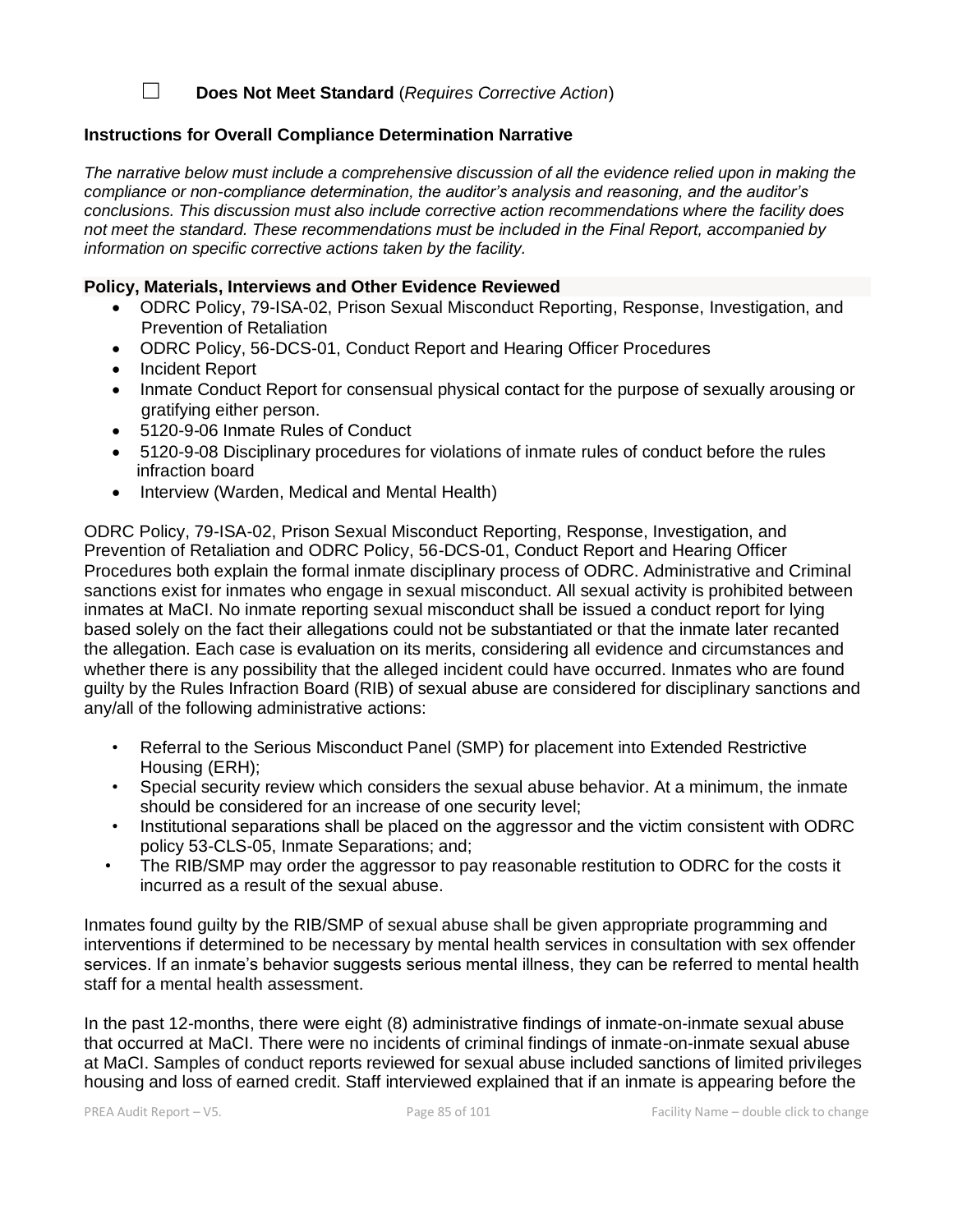☐ **Does Not Meet Standard** (*Requires Corrective Action*)

**Instructions for Overall Compliance Determination Narrative**

*The narrative below must include a comprehensive discussion of all the evidence relied upon in making the compliance or non-compliance determination, the auditor's analysis and reasoning, and the auditor's conclusions. This discussion must also include corrective action recommendations where the facility does not meet the standard. These recommendations must be included in the Final Report, accompanied by information on specific corrective actions taken by the facility.*

**Policy, Materials, Interviews and Other Evidence Reviewed**

- ODRC Policy, 79-ISA-02, Prison Sexual Misconduct Reporting, Response, Investigation, and Prevention of Retaliation
- ODRC Policy, 56-DCS-01, Conduct Report and Hearing Officer Procedures
- Incident Report
- Inmate Conduct Report for consensual physical contact for the purpose of sexually arousing or gratifying either person.
- 5120-9-06 Inmate Rules of Conduct
- 5120-9-08 Disciplinary procedures for violations of inmate rules of conduct before the rules infraction board
- Interview (Warden, Medical and Mental Health)

ODRC Policy, 79-ISA-02, Prison Sexual Misconduct Reporting, Response, Investigation, and Prevention of Retaliation and ODRC Policy, 56-DCS-01, Conduct Report and Hearing Officer Procedures both explain the formal inmate disciplinary process of ODRC. Administrative and Criminal sanctions exist for inmates who engage in sexual misconduct. All sexual activity is prohibited between inmates at MaCI. No inmate reporting sexual misconduct shall be issued a conduct report for lying based solely on the fact their allegations could not be substantiated or that the inmate later recanted the allegation. Each case is evaluation on its merits, considering all evidence and circumstances and whether there is any possibility that the alleged incident could have occurred. Inmates who are found guilty by the Rules Infraction Board (RIB) of sexual abuse are considered for disciplinary sanctions and any/all of the following administrative actions:

- Referral to the Serious Misconduct Panel (SMP) for placement into Extended Restrictive Housing (ERH);
- Special security review which considers the sexual abuse behavior. At a minimum, the inmate should be considered for an increase of one security level;
- Institutional separations shall be placed on the aggressor and the victim consistent with ODRC policy 53-CLS-05, Inmate Separations; and;
- The RIB/SMP may order the aggressor to pay reasonable restitution to ODRC for the costs it incurred as a result of the sexual abuse.

Inmates found guilty by the RIB/SMP of sexual abuse shall be given appropriate programming and interventions if determined to be necessary by mental health services in consultation with sex offender services. If an inmate's behavior suggests serious mental illness, they can be referred to mental health staff for a mental health assessment.

In the past 12-months, there were eight (8) administrative findings of inmate-on-inmate sexual abuse that occurred at MaCI. There were no incidents of criminal findings of inmate-on-inmate sexual abuse at MaCI. Samples of conduct reports reviewed for sexual abuse included sanctions of limited privileges housing and loss of earned credit. Staff interviewed explained that if an inmate is appearing before the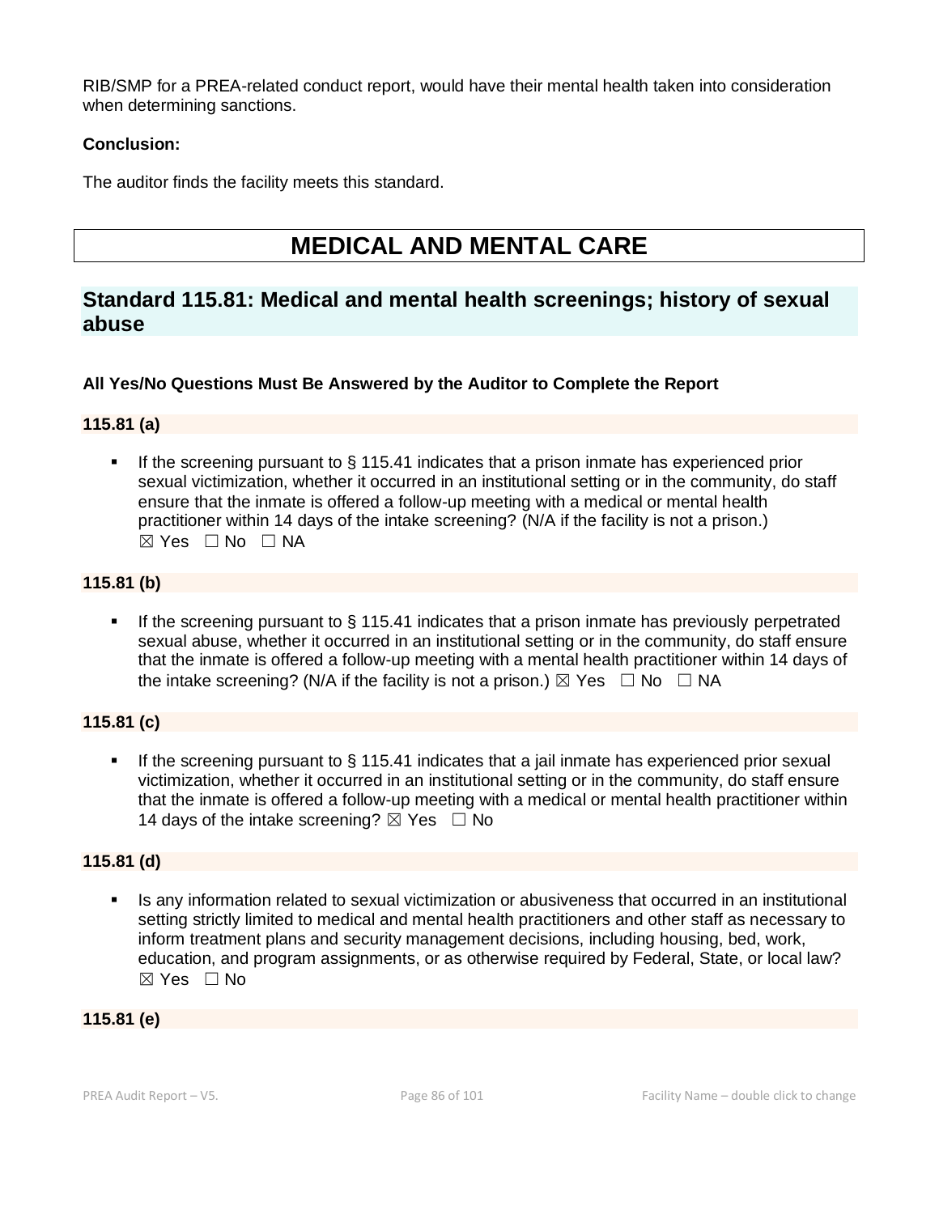RIB/SMP for a PREA-related conduct report, would have their mental health taken into consideration when determining sanctions.

**Conclusion:**

The auditor finds the facility meets this standard.

# MEDICAL AND MENTAL CARE

## Standard 115.81: Medical and mental health screenings; history of sexual abuse

**All Yes/No Questions Must Be Answered by the Auditor to Complete the Report**

**115.81 (a)**

- If the screening pursuant to § 115.41 indicates that a prison inmate has experienced prior sexual victimization, whether it occurred in an institutional setting or in the community, do staff ensure that the inmate is offered a follow-up meeting with a medical or mental health practitioner within 14 days of the intake screening? (N/A if the facility is not a prison.) ☒ Yes ☐ No ☐ NA

**115.81 (b)**

- If the screening pursuant to § 115.41 indicates that a prison inmate has previously perpetrated sexual abuse, whether it occurred in an institutional setting or in the community, do staff ensure that the inmate is offered a follow-up meeting with a mental health practitioner within 14 days of the intake screening? (N/A if the facility is not a prison.) ☒ Yes ☐ No ☐ NA

**115.81 (c)**

- If the screening pursuant to § 115.41 indicates that a jail inmate has experienced prior sexual victimization, whether it occurred in an institutional setting or in the community, do staff ensure that the inmate is offered a follow-up meeting with a medical or mental health practitioner within 14 days of the intake screening? ☒ Yes ☐ No

**115.81 (d)**

- Is any information related to sexual victimization or abusiveness that occurred in an institutional setting strictly limited to medical and mental health practitioners and other staff as necessary to inform treatment plans and security management decisions, including housing, bed, work, education, and program assignments, or as otherwise required by Federal, State, or local law? ☒ Yes ☐ No

**115.81 (e)**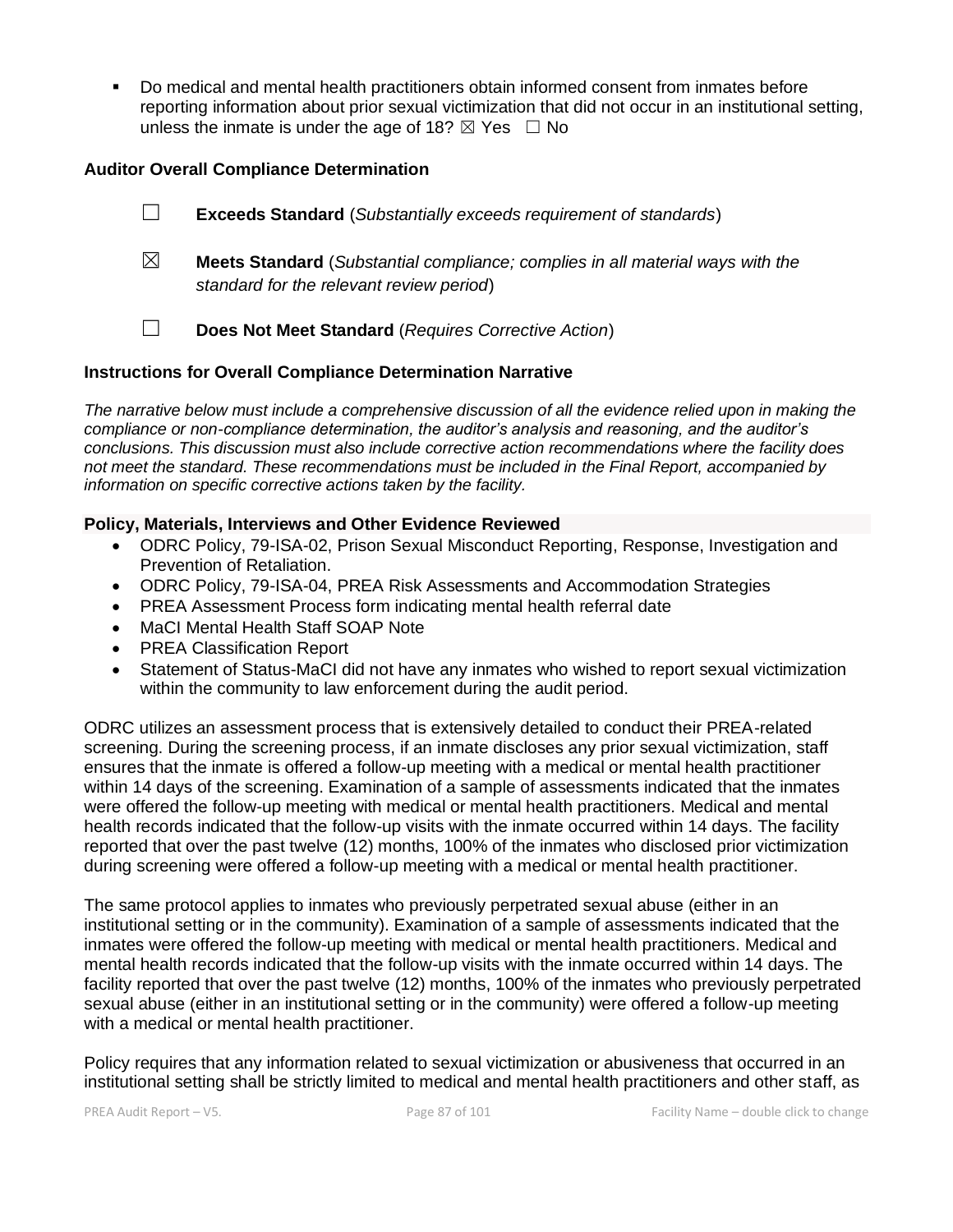- Do medical and mental health practitioners obtain informed consent from inmates before reporting information about prior sexual victimization that did not occur in an institutional setting, unless the inmate is under the age of 18? ☒ Yes ☐ No

### Auditor Overall Compliance Determination

☐ **Exceeds Standard** (*Substantially exceeds requirement of standards*)

☒ **Meets Standard** (*Substantial compliance; complies in all material ways with the standard for the relevant review period*)

☐ **Does Not Meet Standard** (*Requires Corrective Action*)

### Instructions for Overall Compliance Determination Narrative

*The narrative below must include a comprehensive discussion of all the evidence relied upon in making the compliance or non-compliance determination, the auditor's analysis and reasoning, and the auditor's conclusions. This discussion must also include corrective action recommendations where the facility does not meet the standard. These recommendations must be included in the Final Report, accompanied by information on specific corrective actions taken by the facility.*

**Policy, Materials, Interviews and Other Evidence Reviewed**

- ODRC Policy, 79-ISA-02, Prison Sexual Misconduct Reporting, Response, Investigation and Prevention of Retaliation.
- ODRC Policy, 79-ISA-04, PREA Risk Assessments and Accommodation Strategies
- PREA Assessment Process form indicating mental health referral date
- MaCI Mental Health Staff SOAP Note
- PREA Classification Report
- Statement of Status-MaCI did not have any inmates who wished to report sexual victimization within the community to law enforcement during the audit period.

ODRC utilizes an assessment process that is extensively detailed to conduct their PREA-related screening. During the screening process, if an inmate discloses any prior sexual victimization, staff ensures that the inmate is offered a follow-up meeting with a medical or mental health practitioner within 14 days of the screening. Examination of a sample of assessments indicated that the inmates were offered the follow-up meeting with medical or mental health practitioners. Medical and mental health records indicated that the follow-up visits with the inmate occurred within 14 days. The facility reported that over the past twelve (12) months, 100% of the inmates who disclosed prior victimization during screening were offered a follow-up meeting with a medical or mental health practitioner.

The same protocol applies to inmates who previously perpetrated sexual abuse (either in an institutional setting or in the community). Examination of a sample of assessments indicated that the inmates were offered the follow-up meeting with medical or mental health practitioners. Medical and mental health records indicated that the follow-up visits with the inmate occurred within 14 days. The facility reported that over the past twelve (12) months, 100% of the inmates who previously perpetrated sexual abuse (either in an institutional setting or in the community) were offered a follow-up meeting with a medical or mental health practitioner.

Policy requires that any information related to sexual victimization or abusiveness that occurred in an institutional setting shall be strictly limited to medical and mental health practitioners and other staff, as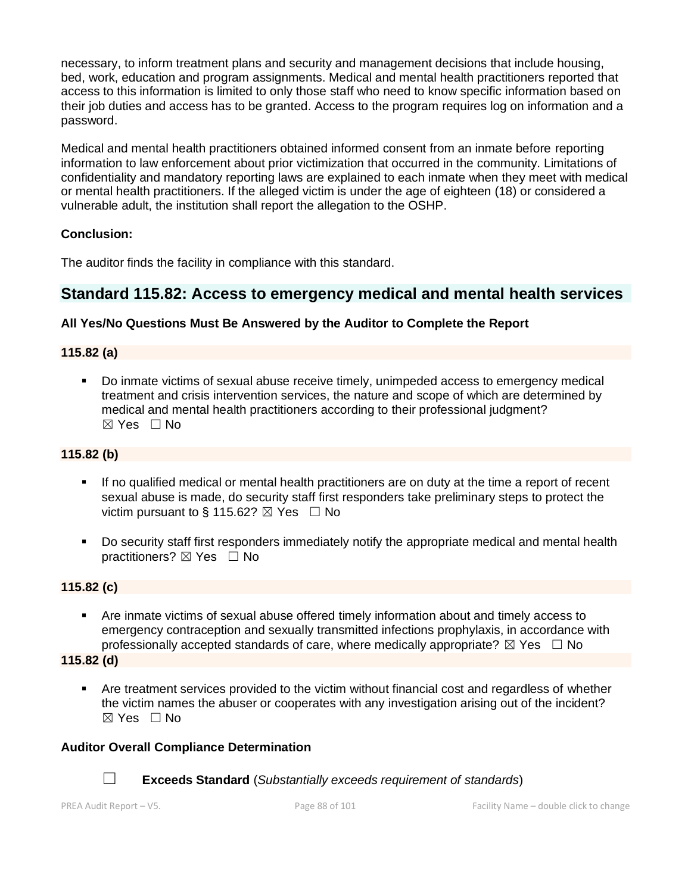necessary, to inform treatment plans and security and management decisions that include housing, bed, work, education and program assignments. Medical and mental health practitioners reported that access to this information is limited to only those staff who need to know specific information based on their job duties and access has to be granted. Access to the program requires log on information and a password.

Medical and mental health practitioners obtained informed consent from an inmate before reporting information to law enforcement about prior victimization that occurred in the community. Limitations of confidentiality and mandatory reporting laws are explained to each inmate when they meet with medical or mental health practitioners. If the alleged victim is under the age of eighteen (18) or considered a vulnerable adult, the institution shall report the allegation to the OSHP.

**Conclusion:**

The auditor finds the facility in compliance with this standard.

## Standard 115.82: Access to emergency medical and mental health services

**All Yes/No Questions Must Be Answered by the Auditor to Complete the Report**

**115.82 (a)**

- Do inmate victims of sexual abuse receive timely, unimpeded access to emergency medical treatment and crisis intervention services, the nature and scope of which are determined by medical and mental health practitioners according to their professional judgment? ☒ Yes ☐ No

**115.82 (b)**

- If no qualified medical or mental health practitioners are on duty at the time a report of recent sexual abuse is made, do security staff first responders take preliminary steps to protect the victim pursuant to § 115.62? ☒ Yes ☐ No

- Do security staff first responders immediately notify the appropriate medical and mental health practitioners? ☒ Yes ☐ No

**115.82 (c)**

- Are inmate victims of sexual abuse offered timely information about and timely access to emergency contraception and sexually transmitted infections prophylaxis, in accordance with professionally accepted standards of care, where medically appropriate? ☒ Yes ☐ No

**115.82 (d)**

- Are treatment services provided to the victim without financial cost and regardless of whether the victim names the abuser or cooperates with any investigation arising out of the incident? ☒ Yes ☐ No

**Auditor Overall Compliance Determination**

☐ **Exceeds Standard** (*Substantially exceeds requirement of standards*)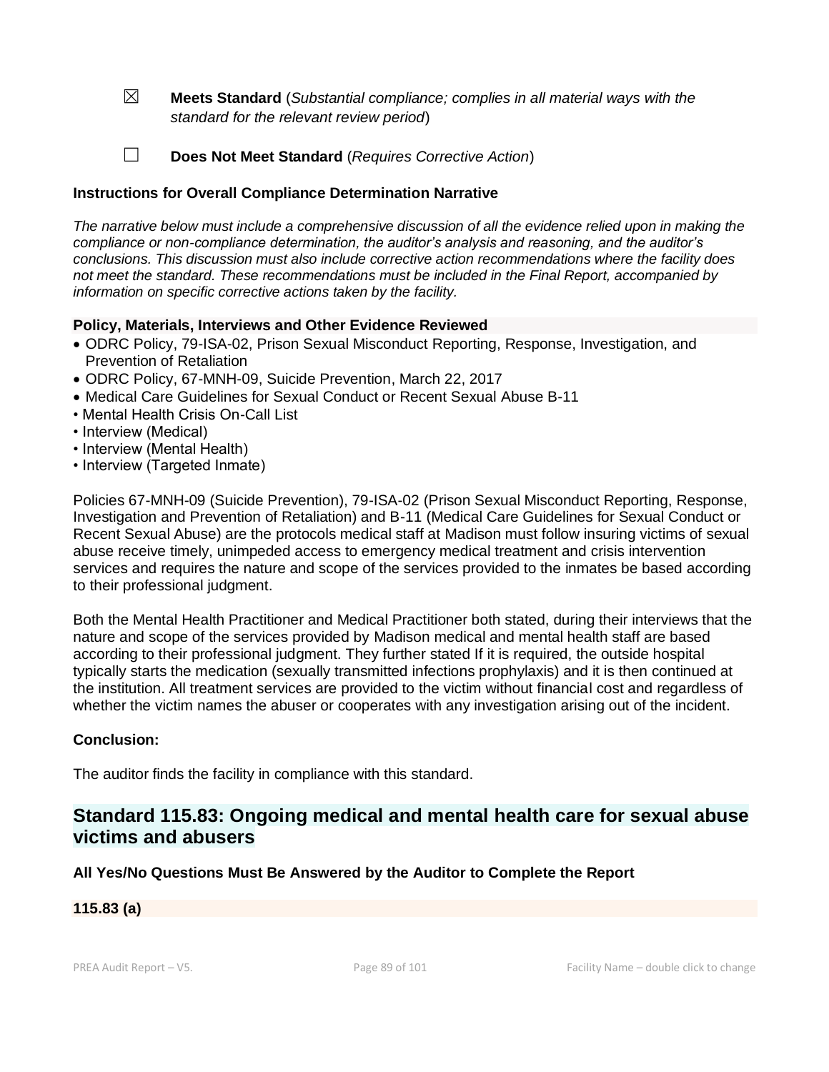☒ **Meets Standard** (*Substantial compliance; complies in all material ways with the standard for the relevant review period*)

☐ **Does Not Meet Standard** (*Requires Corrective Action*)

**Instructions for Overall Compliance Determination Narrative**

*The narrative below must include a comprehensive discussion of all the evidence relied upon in making the compliance or non-compliance determination, the auditor's analysis and reasoning, and the auditor's conclusions. This discussion must also include corrective action recommendations where the facility does not meet the standard. These recommendations must be included in the Final Report, accompanied by information on specific corrective actions taken by the facility.*

**Policy, Materials, Interviews and Other Evidence Reviewed**

- ODRC Policy, 79-ISA-02, Prison Sexual Misconduct Reporting, Response, Investigation, and Prevention of Retaliation
- ODRC Policy, 67-MNH-09, Suicide Prevention, March 22, 2017
- Medical Care Guidelines for Sexual Conduct or Recent Sexual Abuse B-11
- Mental Health Crisis On-Call List
- Interview (Medical)
- Interview (Mental Health)
- Interview (Targeted Inmate)

Policies 67-MNH-09 (Suicide Prevention), 79-ISA-02 (Prison Sexual Misconduct Reporting, Response, Investigation and Prevention of Retaliation) and B-11 (Medical Care Guidelines for Sexual Conduct or Recent Sexual Abuse) are the protocols medical staff at Madison must follow insuring victims of sexual abuse receive timely, unimpeded access to emergency medical treatment and crisis intervention services and requires the nature and scope of the services provided to the inmates be based according to their professional judgment.

Both the Mental Health Practitioner and Medical Practitioner both stated, during their interviews that the nature and scope of the services provided by Madison medical and mental health staff are based according to their professional judgment. They further stated If it is required, the outside hospital typically starts the medication (sexually transmitted infections prophylaxis) and it is then continued at the institution. All treatment services are provided to the victim without financial cost and regardless of whether the victim names the abuser or cooperates with any investigation arising out of the incident.

**Conclusion:**

The auditor finds the facility in compliance with this standard.

## Standard 115.83: Ongoing medical and mental health care for sexual abuse victims and abusers

**All Yes/No Questions Must Be Answered by the Auditor to Complete the Report**

**115.83 (a)**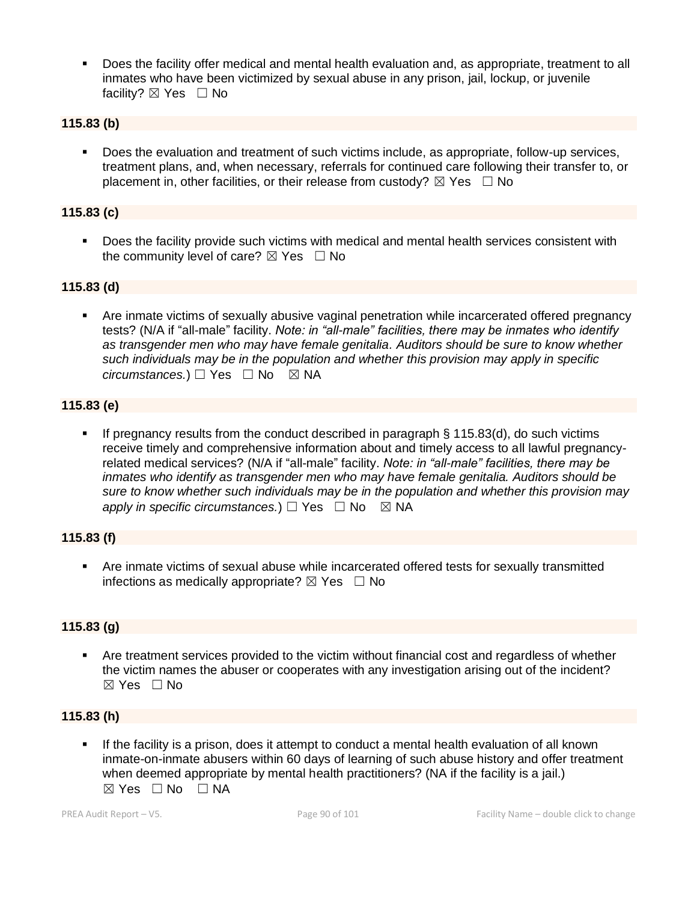- Does the facility offer medical and mental health evaluation and, as appropriate, treatment to all inmates who have been victimized by sexual abuse in any prison, jail, lockup, or juvenile facility? ☒ Yes ☐ No

**115.83 (b)**

- Does the evaluation and treatment of such victims include, as appropriate, follow-up services, treatment plans, and, when necessary, referrals for continued care following their transfer to, or placement in, other facilities, or their release from custody? ☒ Yes ☐ No

**115.83 (c)**

- Does the facility provide such victims with medical and mental health services consistent with the community level of care? ☒ Yes ☐ No

**115.83 (d)**

- Are inmate victims of sexually abusive vaginal penetration while incarcerated offered pregnancy tests? (N/A if "all-male" facility. *Note: in "all-male" facilities, there may be inmates who identify as transgender men who may have female genitalia. Auditors should be sure to know whether such individuals may be in the population and whether this provision may apply in specific circumstances.*) ☐ Yes ☐ No ☒ NA

**115.83 (e)**

- If pregnancy results from the conduct described in paragraph § 115.83(d), do such victims receive timely and comprehensive information about and timely access to all lawful pregnancy-related medical services? (N/A if "all-male" facility. *Note: in "all-male" facilities, there may be inmates who identify as transgender men who may have female genitalia. Auditors should be sure to know whether such individuals may be in the population and whether this provision may apply in specific circumstances.*) ☐ Yes ☐ No ☒ NA

**115.83 (f)**

- Are inmate victims of sexual abuse while incarcerated offered tests for sexually transmitted infections as medically appropriate? ☒ Yes ☐ No

**115.83 (g)**

- Are treatment services provided to the victim without financial cost and regardless of whether the victim names the abuser or cooperates with any investigation arising out of the incident? ☒ Yes ☐ No

**115.83 (h)**

- If the facility is a prison, does it attempt to conduct a mental health evaluation of all known inmate-on-inmate abusers within 60 days of learning of such abuse history and offer treatment when deemed appropriate by mental health practitioners? (NA if the facility is a jail.) ☒ Yes ☐ No ☐ NA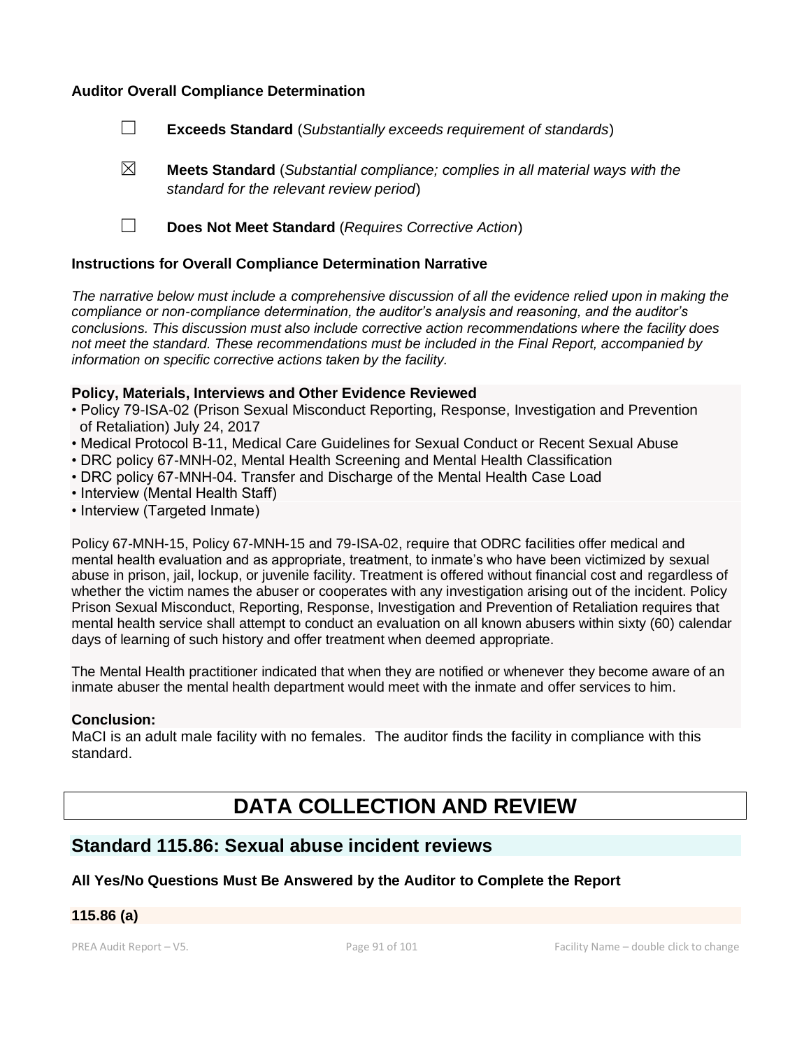**Auditor Overall Compliance Determination**

☐ **Exceeds Standard** (*Substantially exceeds requirement of standards*)

☒ **Meets Standard** (*Substantial compliance; complies in all material ways with the standard for the relevant review period*)

☐ **Does Not Meet Standard** (*Requires Corrective Action*)

**Instructions for Overall Compliance Determination Narrative**

*The narrative below must include a comprehensive discussion of all the evidence relied upon in making the compliance or non-compliance determination, the auditor's analysis and reasoning, and the auditor's conclusions. This discussion must also include corrective action recommendations where the facility does not meet the standard. These recommendations must be included in the Final Report, accompanied by information on specific corrective actions taken by the facility.*

**Policy, Materials, Interviews and Other Evidence Reviewed**

- Policy 79-ISA-02 (Prison Sexual Misconduct Reporting, Response, Investigation and Prevention of Retaliation) July 24, 2017
- Medical Protocol B-11, Medical Care Guidelines for Sexual Conduct or Recent Sexual Abuse
- DRC policy 67-MNH-02, Mental Health Screening and Mental Health Classification
- DRC policy 67-MNH-04. Transfer and Discharge of the Mental Health Case Load
- Interview (Mental Health Staff)
- Interview (Targeted Inmate)

Policy 67-MNH-15, Policy 67-MNH-15 and 79-ISA-02, require that ODRC facilities offer medical and mental health evaluation and as appropriate, treatment, to inmate's who have been victimized by sexual abuse in prison, jail, lockup, or juvenile facility. Treatment is offered without financial cost and regardless of whether the victim names the abuser or cooperates with any investigation arising out of the incident. Policy Prison Sexual Misconduct, Reporting, Response, Investigation and Prevention of Retaliation requires that mental health service shall attempt to conduct an evaluation on all known abusers within sixty (60) calendar days of learning of such history and offer treatment when deemed appropriate.

The Mental Health practitioner indicated that when they are notified or whenever they become aware of an inmate abuser the mental health department would meet with the inmate and offer services to him.

**Conclusion:**

MaCI is an adult male facility with no females. The auditor finds the facility in compliance with this standard.

# DATA COLLECTION AND REVIEW

## Standard 115.86: Sexual abuse incident reviews

**All Yes/No Questions Must Be Answered by the Auditor to Complete the Report**

**115.86 (a)**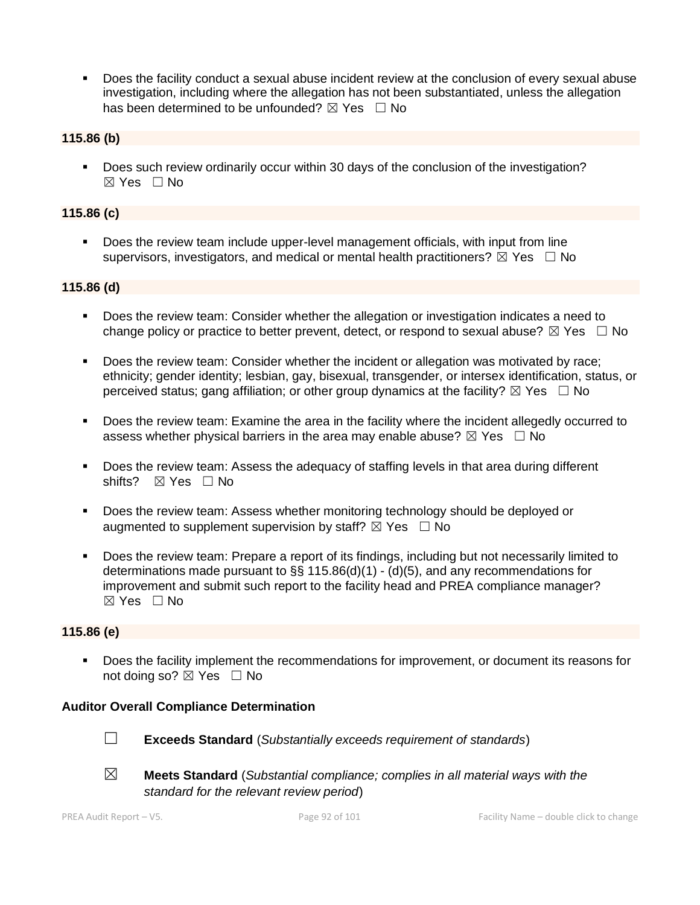- Does the facility conduct a sexual abuse incident review at the conclusion of every sexual abuse investigation, including where the allegation has not been substantiated, unless the allegation has been determined to be unfounded? ☒ Yes ☐ No

**115.86 (b)**

- Does such review ordinarily occur within 30 days of the conclusion of the investigation? ☒ Yes ☐ No

**115.86 (c)**

- Does the review team include upper-level management officials, with input from line supervisors, investigators, and medical or mental health practitioners? ☒ Yes ☐ No

**115.86 (d)**

- Does the review team: Consider whether the allegation or investigation indicates a need to change policy or practice to better prevent, detect, or respond to sexual abuse? ☒ Yes ☐ No

- Does the review team: Consider whether the incident or allegation was motivated by race; ethnicity; gender identity; lesbian, gay, bisexual, transgender, or intersex identification, status, or perceived status; gang affiliation; or other group dynamics at the facility? ☒ Yes ☐ No

- Does the review team: Examine the area in the facility where the incident allegedly occurred to assess whether physical barriers in the area may enable abuse? ☒ Yes ☐ No

- Does the review team: Assess the adequacy of staffing levels in that area during different shifts? ☒ Yes ☐ No

- Does the review team: Assess whether monitoring technology should be deployed or augmented to supplement supervision by staff? ☒ Yes ☐ No

- Does the review team: Prepare a report of its findings, including but not necessarily limited to determinations made pursuant to §§ 115.86(d)(1) - (d)(5), and any recommendations for improvement and submit such report to the facility head and PREA compliance manager? ☒ Yes ☐ No

**115.86 (e)**

- Does the facility implement the recommendations for improvement, or document its reasons for not doing so? ☒ Yes ☐ No

**Auditor Overall Compliance Determination**

☐ **Exceeds Standard** (*Substantially exceeds requirement of standards*)

☒ **Meets Standard** (*Substantial compliance; complies in all material ways with the standard for the relevant review period*)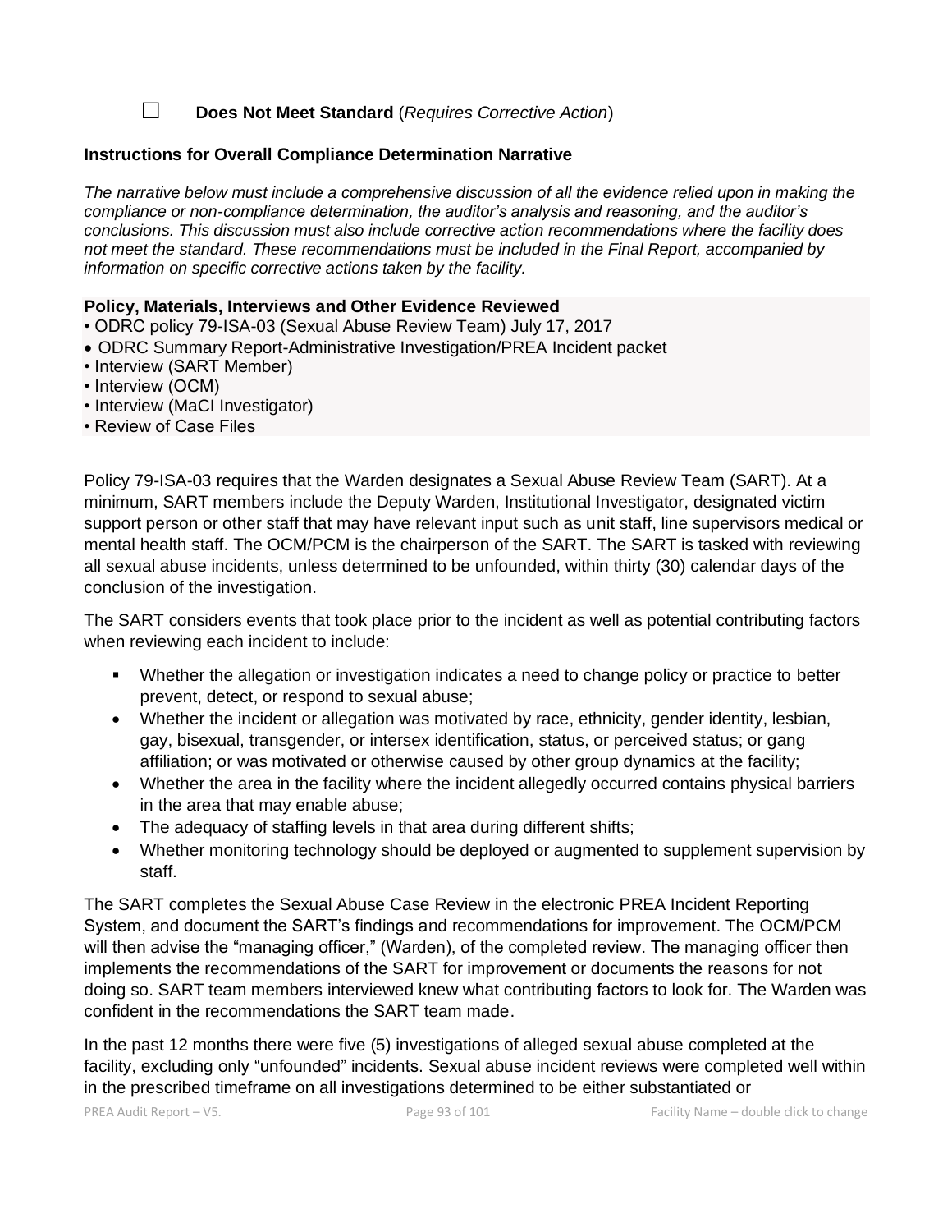☐ **Does Not Meet Standard** (*Requires Corrective Action*)

**Instructions for Overall Compliance Determination Narrative**

*The narrative below must include a comprehensive discussion of all the evidence relied upon in making the compliance or non-compliance determination, the auditor's analysis and reasoning, and the auditor's conclusions. This discussion must also include corrective action recommendations where the facility does not meet the standard. These recommendations must be included in the Final Report, accompanied by information on specific corrective actions taken by the facility.*

**Policy, Materials, Interviews and Other Evidence Reviewed**

- ODRC policy 79-ISA-03 (Sexual Abuse Review Team) July 17, 2017
- ODRC Summary Report-Administrative Investigation/PREA Incident packet
- Interview (SART Member)
- Interview (OCM)
- Interview (MaCI Investigator)
- Review of Case Files

Policy 79-ISA-03 requires that the Warden designates a Sexual Abuse Review Team (SART). At a minimum, SART members include the Deputy Warden, Institutional Investigator, designated victim support person or other staff that may have relevant input such as unit staff, line supervisors medical or mental health staff. The OCM/PCM is the chairperson of the SART. The SART is tasked with reviewing all sexual abuse incidents, unless determined to be unfounded, within thirty (30) calendar days of the conclusion of the investigation.

The SART considers events that took place prior to the incident as well as potential contributing factors when reviewing each incident to include:

- Whether the allegation or investigation indicates a need to change policy or practice to better prevent, detect, or respond to sexual abuse;
- Whether the incident or allegation was motivated by race, ethnicity, gender identity, lesbian, gay, bisexual, transgender, or intersex identification, status, or perceived status; or gang affiliation; or was motivated or otherwise caused by other group dynamics at the facility;
- Whether the area in the facility where the incident allegedly occurred contains physical barriers in the area that may enable abuse;
- The adequacy of staffing levels in that area during different shifts;
- Whether monitoring technology should be deployed or augmented to supplement supervision by staff.

The SART completes the Sexual Abuse Case Review in the electronic PREA Incident Reporting System, and document the SART's findings and recommendations for improvement. The OCM/PCM will then advise the "managing officer," (Warden), of the completed review. The managing officer then implements the recommendations of the SART for improvement or documents the reasons for not doing so. SART team members interviewed knew what contributing factors to look for. The Warden was confident in the recommendations the SART team made.

In the past 12 months there were five (5) investigations of alleged sexual abuse completed at the facility, excluding only "unfounded" incidents. Sexual abuse incident reviews were completed well within in the prescribed timeframe on all investigations determined to be either substantiated or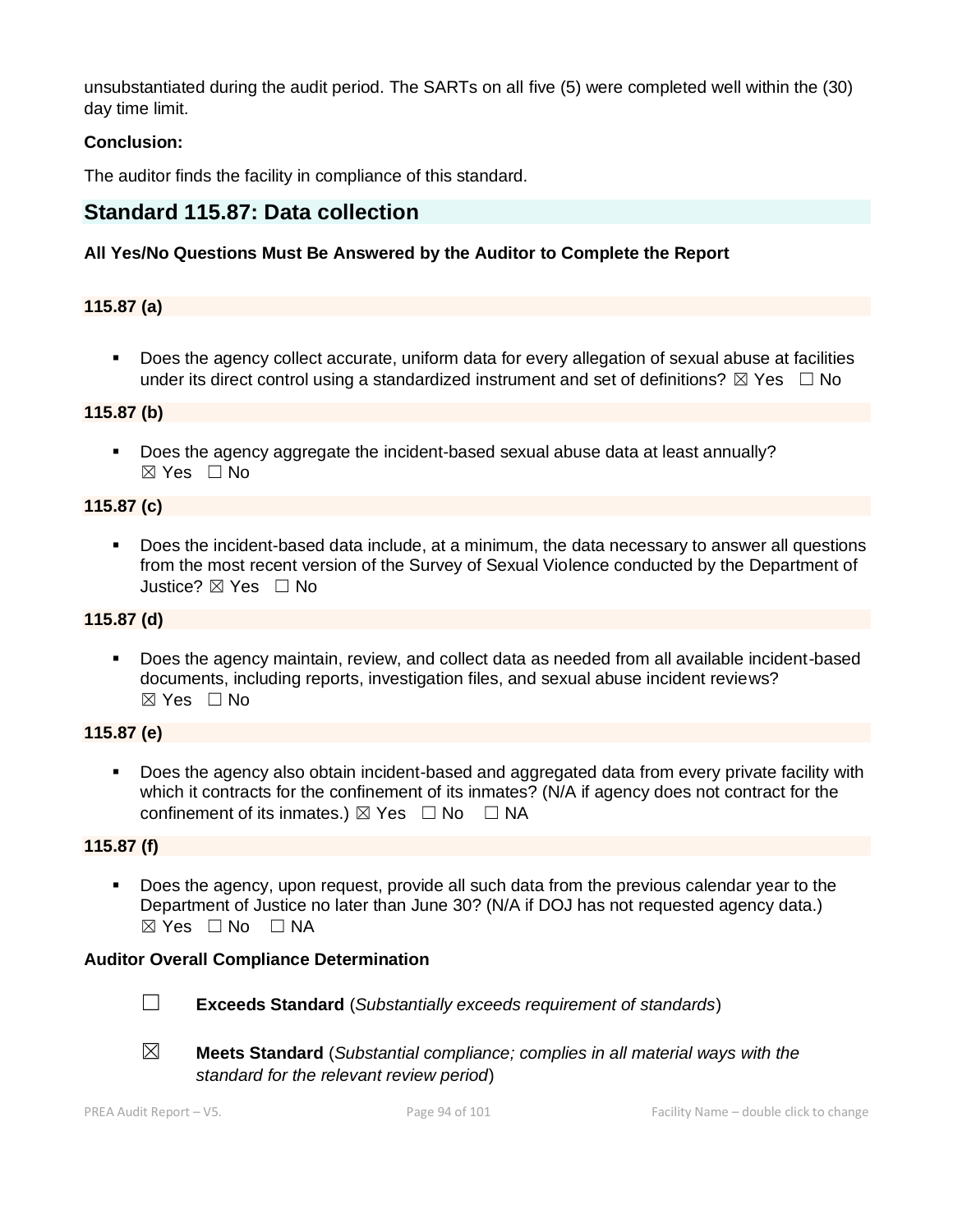unsubstantiated during the audit period. The SARTs on all five (5) were completed well within the (30) day time limit.

**Conclusion:**

The auditor finds the facility in compliance of this standard.

## Standard 115.87: Data collection

**All Yes/No Questions Must Be Answered by the Auditor to Complete the Report**

**115.87 (a)**

- Does the agency collect accurate, uniform data for every allegation of sexual abuse at facilities under its direct control using a standardized instrument and set of definitions? ☒ Yes ☐ No

**115.87 (b)**

- Does the agency aggregate the incident-based sexual abuse data at least annually? ☒ Yes ☐ No

**115.87 (c)**

- Does the incident-based data include, at a minimum, the data necessary to answer all questions from the most recent version of the Survey of Sexual Violence conducted by the Department of Justice? ☒ Yes ☐ No

**115.87 (d)**

- Does the agency maintain, review, and collect data as needed from all available incident-based documents, including reports, investigation files, and sexual abuse incident reviews? ☒ Yes ☐ No

**115.87 (e)**

- Does the agency also obtain incident-based and aggregated data from every private facility with which it contracts for the confinement of its inmates? (N/A if agency does not contract for the confinement of its inmates.) ☒ Yes ☐ No ☐ NA

**115.87 (f)**

- Does the agency, upon request, provide all such data from the previous calendar year to the Department of Justice no later than June 30? (N/A if DOJ has not requested agency data.) ☒ Yes ☐ No ☐ NA

**Auditor Overall Compliance Determination**

☐ **Exceeds Standard** (*Substantially exceeds requirement of standards*)

☒ **Meets Standard** (*Substantial compliance; complies in all material ways with the standard for the relevant review period*)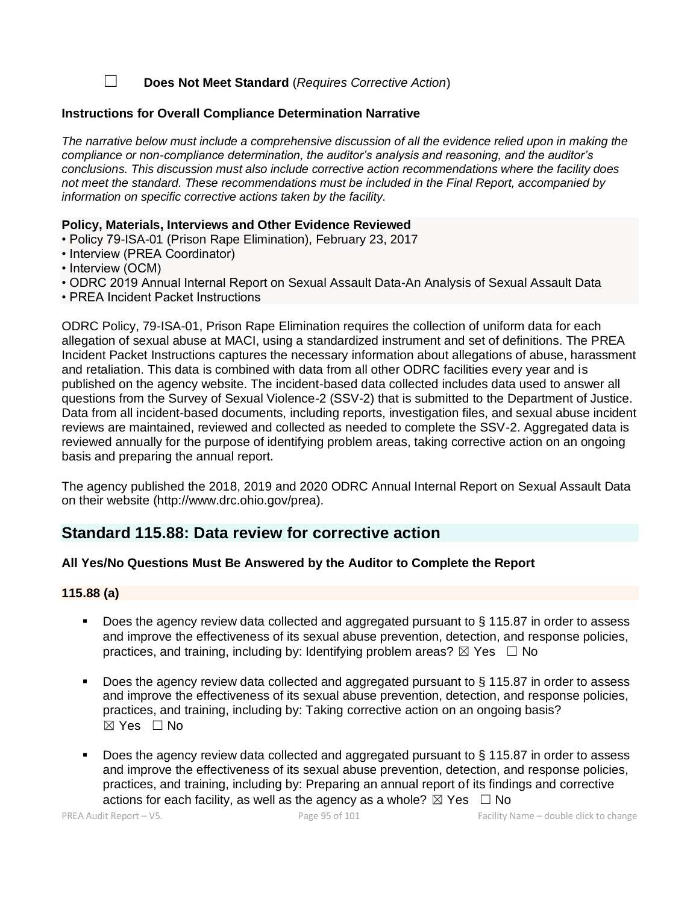☐ **Does Not Meet Standard** (*Requires Corrective Action*)

**Instructions for Overall Compliance Determination Narrative**

*The narrative below must include a comprehensive discussion of all the evidence relied upon in making the compliance or non-compliance determination, the auditor's analysis and reasoning, and the auditor's conclusions. This discussion must also include corrective action recommendations where the facility does not meet the standard. These recommendations must be included in the Final Report, accompanied by information on specific corrective actions taken by the facility.*

**Policy, Materials, Interviews and Other Evidence Reviewed**

- Policy 79-ISA-01 (Prison Rape Elimination), February 23, 2017
- Interview (PREA Coordinator)
- Interview (OCM)
- ODRC 2019 Annual Internal Report on Sexual Assault Data-An Analysis of Sexual Assault Data
- PREA Incident Packet Instructions

ODRC Policy, 79-ISA-01, Prison Rape Elimination requires the collection of uniform data for each allegation of sexual abuse at MACI, using a standardized instrument and set of definitions. The PREA Incident Packet Instructions captures the necessary information about allegations of abuse, harassment and retaliation. This data is combined with data from all other ODRC facilities every year and is published on the agency website. The incident-based data collected includes data used to answer all questions from the Survey of Sexual Violence-2 (SSV-2) that is submitted to the Department of Justice. Data from all incident-based documents, including reports, investigation files, and sexual abuse incident reviews are maintained, reviewed and collected as needed to complete the SSV-2. Aggregated data is reviewed annually for the purpose of identifying problem areas, taking corrective action on an ongoing basis and preparing the annual report.

The agency published the 2018, 2019 and 2020 ODRC Annual Internal Report on Sexual Assault Data on their website (http://www.drc.ohio.gov/prea).

## Standard 115.88: Data review for corrective action

**All Yes/No Questions Must Be Answered by the Auditor to Complete the Report**

**115.88 (a)**

- Does the agency review data collected and aggregated pursuant to § 115.87 in order to assess and improve the effectiveness of its sexual abuse prevention, detection, and response policies, practices, and training, including by: Identifying problem areas? ☒ Yes ☐ No
- Does the agency review data collected and aggregated pursuant to § 115.87 in order to assess and improve the effectiveness of its sexual abuse prevention, detection, and response policies, practices, and training, including by: Taking corrective action on an ongoing basis? ☒ Yes ☐ No
- Does the agency review data collected and aggregated pursuant to § 115.87 in order to assess and improve the effectiveness of its sexual abuse prevention, detection, and response policies, practices, and training, including by: Preparing an annual report of its findings and corrective actions for each facility, as well as the agency as a whole? ☒ Yes ☐ No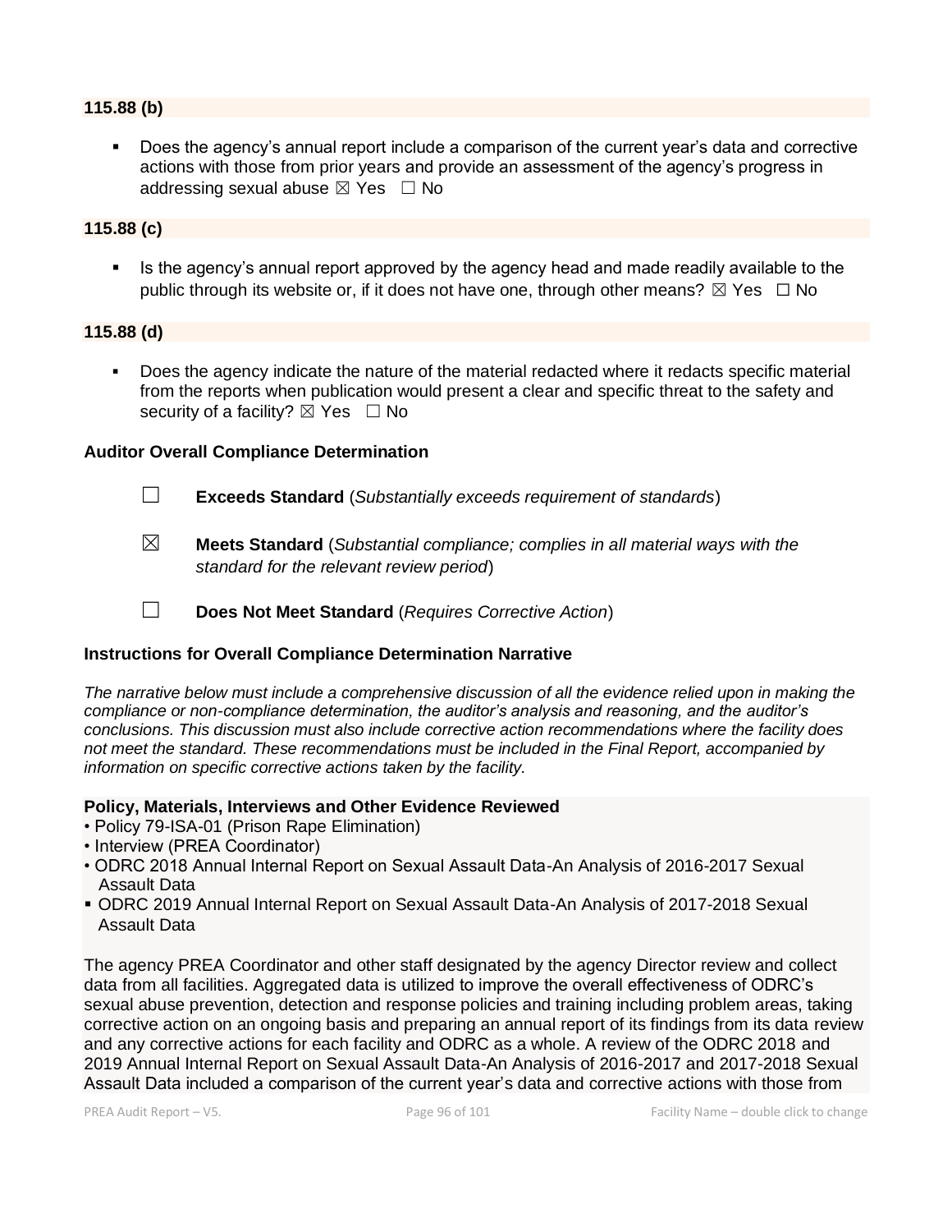**115.88 (b)**

- Does the agency's annual report include a comparison of the current year's data and corrective actions with those from prior years and provide an assessment of the agency's progress in addressing sexual abuse ☒ Yes ☐ No

**115.88 (c)**

- Is the agency's annual report approved by the agency head and made readily available to the public through its website or, if it does not have one, through other means? ☒ Yes ☐ No

**115.88 (d)**

- Does the agency indicate the nature of the material redacted where it redacts specific material from the reports when publication would present a clear and specific threat to the safety and security of a facility? ☒ Yes ☐ No

**Auditor Overall Compliance Determination**

☐ **Exceeds Standard** (*Substantially exceeds requirement of standards*)

☒ **Meets Standard** (*Substantial compliance; complies in all material ways with the standard for the relevant review period*)

☐ **Does Not Meet Standard** (*Requires Corrective Action*)

**Instructions for Overall Compliance Determination Narrative**

*The narrative below must include a comprehensive discussion of all the evidence relied upon in making the compliance or non-compliance determination, the auditor's analysis and reasoning, and the auditor's conclusions. This discussion must also include corrective action recommendations where the facility does not meet the standard. These recommendations must be included in the Final Report, accompanied by information on specific corrective actions taken by the facility.*

**Policy, Materials, Interviews and Other Evidence Reviewed**

- Policy 79-ISA-01 (Prison Rape Elimination)
- Interview (PREA Coordinator)
- ODRC 2018 Annual Internal Report on Sexual Assault Data-An Analysis of 2016-2017 Sexual Assault Data
- ODRC 2019 Annual Internal Report on Sexual Assault Data-An Analysis of 2017-2018 Sexual Assault Data

The agency PREA Coordinator and other staff designated by the agency Director review and collect data from all facilities. Aggregated data is utilized to improve the overall effectiveness of ODRC's sexual abuse prevention, detection and response policies and training including problem areas, taking corrective action on an ongoing basis and preparing an annual report of its findings from its data review and any corrective actions for each facility and ODRC as a whole. A review of the ODRC 2018 and 2019 Annual Internal Report on Sexual Assault Data-An Analysis of 2016-2017 and 2017-2018 Sexual Assault Data included a comparison of the current year's data and corrective actions with those from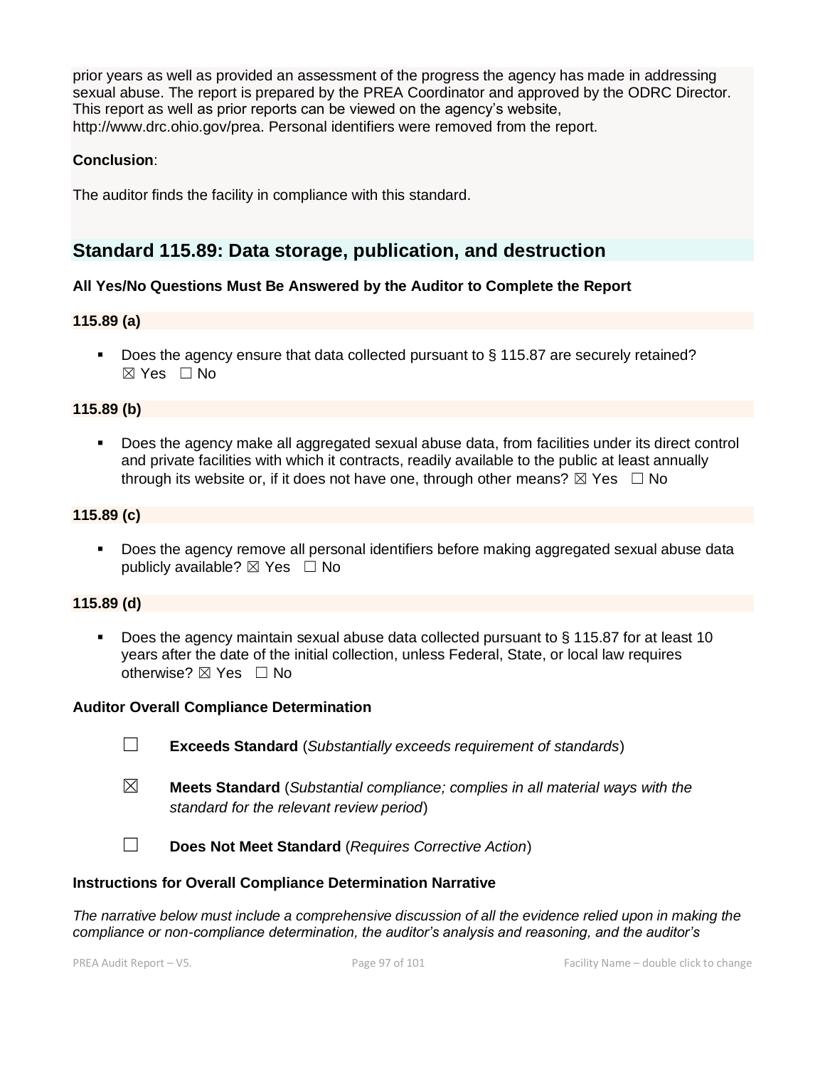prior years as well as provided an assessment of the progress the agency has made in addressing sexual abuse. The report is prepared by the PREA Coordinator and approved by the ODRC Director. This report as well as prior reports can be viewed on the agency's website, http://www.drc.ohio.gov/prea. Personal identifiers were removed from the report.

**Conclusion**:

The auditor finds the facility in compliance with this standard.

## Standard 115.89: Data storage, publication, and destruction

**All Yes/No Questions Must Be Answered by the Auditor to Complete the Report**

**115.89 (a)**

- Does the agency ensure that data collected pursuant to § 115.87 are securely retained? ☒ Yes ☐ No

**115.89 (b)**

- Does the agency make all aggregated sexual abuse data, from facilities under its direct control and private facilities with which it contracts, readily available to the public at least annually through its website or, if it does not have one, through other means? ☒ Yes ☐ No

**115.89 (c)**

- Does the agency remove all personal identifiers before making aggregated sexual abuse data publicly available? ☒ Yes ☐ No

**115.89 (d)**

- Does the agency maintain sexual abuse data collected pursuant to § 115.87 for at least 10 years after the date of the initial collection, unless Federal, State, or local law requires otherwise? ☒ Yes ☐ No

**Auditor Overall Compliance Determination**

☐ **Exceeds Standard** (*Substantially exceeds requirement of standards*)

☒ **Meets Standard** (*Substantial compliance; complies in all material ways with the standard for the relevant review period*)

☐ **Does Not Meet Standard** (*Requires Corrective Action*)

**Instructions for Overall Compliance Determination Narrative**

*The narrative below must include a comprehensive discussion of all the evidence relied upon in making the compliance or non-compliance determination, the auditor's analysis and reasoning, and the auditor's*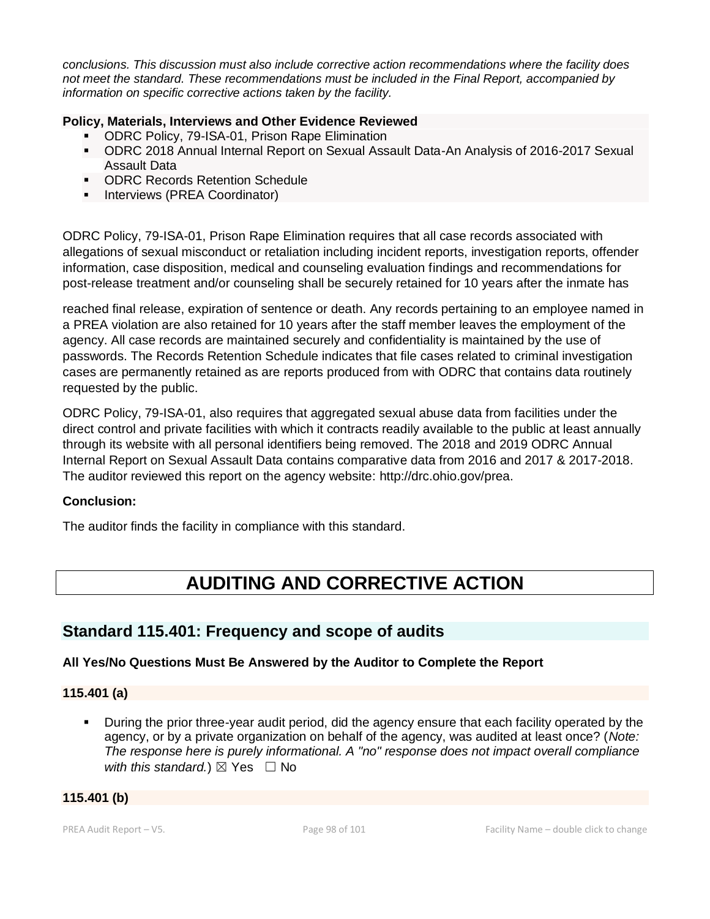*conclusions. This discussion must also include corrective action recommendations where the facility does not meet the standard. These recommendations must be included in the Final Report, accompanied by information on specific corrective actions taken by the facility.*

**Policy, Materials, Interviews and Other Evidence Reviewed**

- ODRC Policy, 79-ISA-01, Prison Rape Elimination
- ODRC 2018 Annual Internal Report on Sexual Assault Data-An Analysis of 2016-2017 Sexual Assault Data
- ODRC Records Retention Schedule
- Interviews (PREA Coordinator)

ODRC Policy, 79-ISA-01, Prison Rape Elimination requires that all case records associated with allegations of sexual misconduct or retaliation including incident reports, investigation reports, offender information, case disposition, medical and counseling evaluation findings and recommendations for post-release treatment and/or counseling shall be securely retained for 10 years after the inmate has reached final release, expiration of sentence or death. Any records pertaining to an employee named in a PREA violation are also retained for 10 years after the staff member leaves the employment of the agency. All case records are maintained securely and confidentiality is maintained by the use of passwords. The Records Retention Schedule indicates that file cases related to criminal investigation cases are permanently retained as are reports produced from with ODRC that contains data routinely requested by the public.

ODRC Policy, 79-ISA-01, also requires that aggregated sexual abuse data from facilities under the direct control and private facilities with which it contracts readily available to the public at least annually through its website with all personal identifiers being removed. The 2018 and 2019 ODRC Annual Internal Report on Sexual Assault Data contains comparative data from 2016 and 2017 & 2017-2018. The auditor reviewed this report on the agency website: http://drc.ohio.gov/prea.

**Conclusion:**

The auditor finds the facility in compliance with this standard.

# AUDITING AND CORRECTIVE ACTION

## Standard 115.401: Frequency and scope of audits

**All Yes/No Questions Must Be Answered by the Auditor to Complete the Report**

**115.401 (a)**

- During the prior three-year audit period, did the agency ensure that each facility operated by the agency, or by a private organization on behalf of the agency, was audited at least once? (*Note: The response here is purely informational. A "no" response does not impact overall compliance with this standard.*) ☒ Yes ☐ No

**115.401 (b)**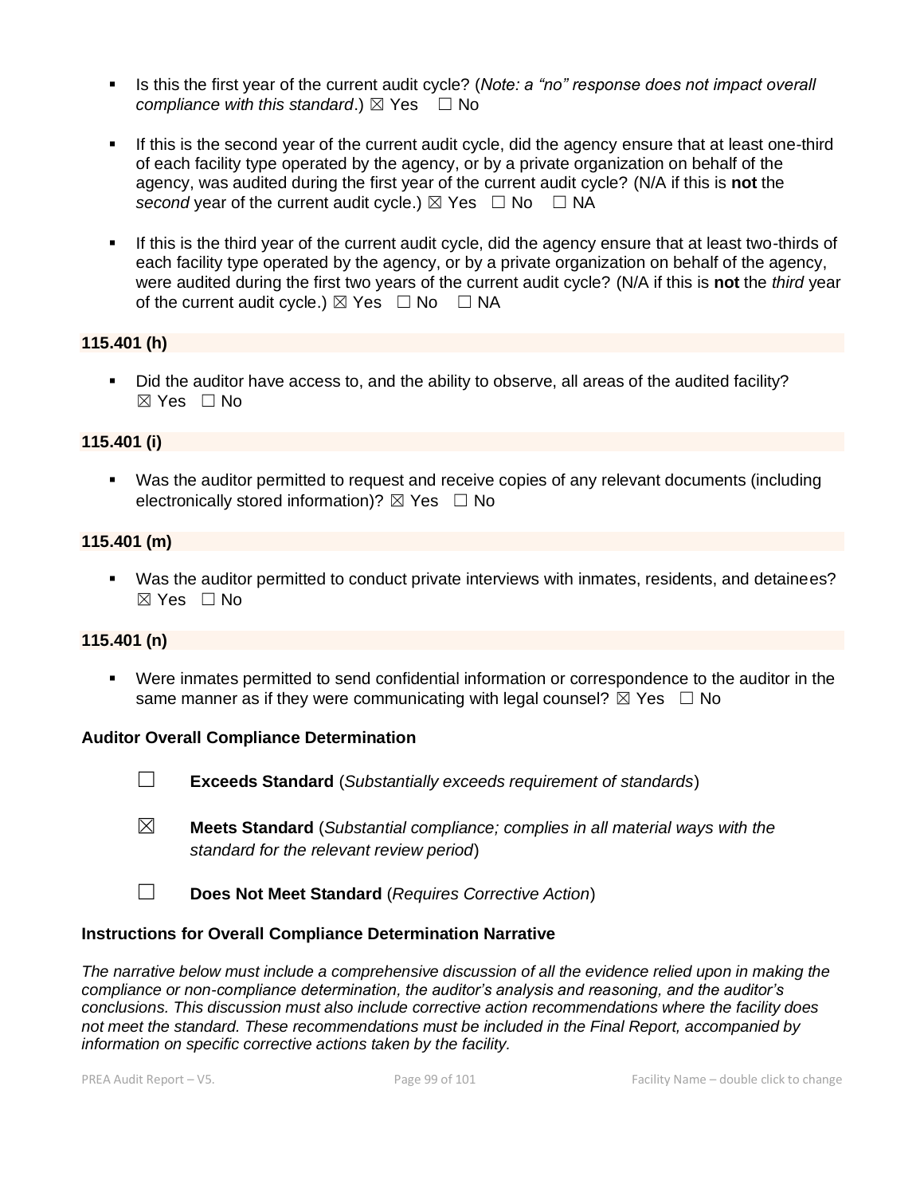- Is this the first year of the current audit cycle? (*Note: a "no" response does not impact overall compliance with this standard*.) ☒ Yes ☐ No

- If this is the second year of the current audit cycle, did the agency ensure that at least one-third of each facility type operated by the agency, or by a private organization on behalf of the agency, was audited during the first year of the current audit cycle? (N/A if this is **not** the *second* year of the current audit cycle.) ☒ Yes ☐ No ☐ NA

- If this is the third year of the current audit cycle, did the agency ensure that at least two-thirds of each facility type operated by the agency, or by a private organization on behalf of the agency, were audited during the first two years of the current audit cycle? (N/A if this is **not** the *third* year of the current audit cycle.) ☒ Yes ☐ No ☐ NA

**115.401 (h)**

- Did the auditor have access to, and the ability to observe, all areas of the audited facility? ☒ Yes ☐ No

**115.401 (i)**

- Was the auditor permitted to request and receive copies of any relevant documents (including electronically stored information)? ☒ Yes ☐ No

**115.401 (m)**

- Was the auditor permitted to conduct private interviews with inmates, residents, and detainees? ☒ Yes ☐ No

**115.401 (n)**

- Were inmates permitted to send confidential information or correspondence to the auditor in the same manner as if they were communicating with legal counsel? ☒ Yes ☐ No

**Auditor Overall Compliance Determination**

☐ **Exceeds Standard** (*Substantially exceeds requirement of standards*)

☒ **Meets Standard** (*Substantial compliance; complies in all material ways with the standard for the relevant review period*)

☐ **Does Not Meet Standard** (*Requires Corrective Action*)

**Instructions for Overall Compliance Determination Narrative**

*The narrative below must include a comprehensive discussion of all the evidence relied upon in making the compliance or non-compliance determination, the auditor's analysis and reasoning, and the auditor's conclusions. This discussion must also include corrective action recommendations where the facility does not meet the standard. These recommendations must be included in the Final Report, accompanied by information on specific corrective actions taken by the facility.*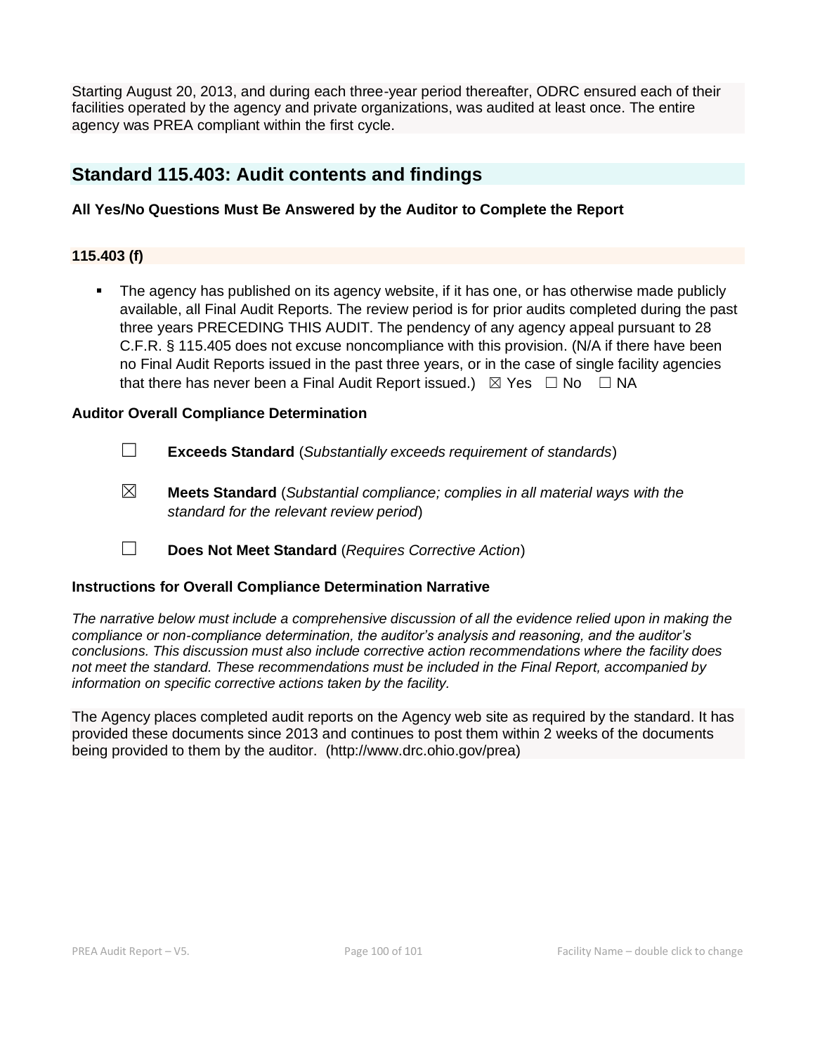Starting August 20, 2013, and during each three-year period thereafter, ODRC ensured each of their facilities operated by the agency and private organizations, was audited at least once. The entire agency was PREA compliant within the first cycle.

## Standard 115.403: Audit contents and findings

**All Yes/No Questions Must Be Answered by the Auditor to Complete the Report**

**115.403 (f)**

- The agency has published on its agency website, if it has one, or has otherwise made publicly available, all Final Audit Reports. The review period is for prior audits completed during the past three years PRECEDING THIS AUDIT. The pendency of any agency appeal pursuant to 28 C.F.R. § 115.405 does not excuse noncompliance with this provision. (N/A if there have been no Final Audit Reports issued in the past three years, or in the case of single facility agencies that there has never been a Final Audit Report issued.) ☒ Yes ☐ No ☐ NA

**Auditor Overall Compliance Determination**

☐ **Exceeds Standard** (*Substantially exceeds requirement of standards*)

☒ **Meets Standard** (*Substantial compliance; complies in all material ways with the standard for the relevant review period*)

☐ **Does Not Meet Standard** (*Requires Corrective Action*)

**Instructions for Overall Compliance Determination Narrative**

*The narrative below must include a comprehensive discussion of all the evidence relied upon in making the compliance or non-compliance determination, the auditor's analysis and reasoning, and the auditor's conclusions. This discussion must also include corrective action recommendations where the facility does not meet the standard. These recommendations must be included in the Final Report, accompanied by information on specific corrective actions taken by the facility.*

The Agency places completed audit reports on the Agency web site as required by the standard. It has provided these documents since 2013 and continues to post them within 2 weeks of the documents being provided to them by the auditor. (http://www.drc.ohio.gov/prea)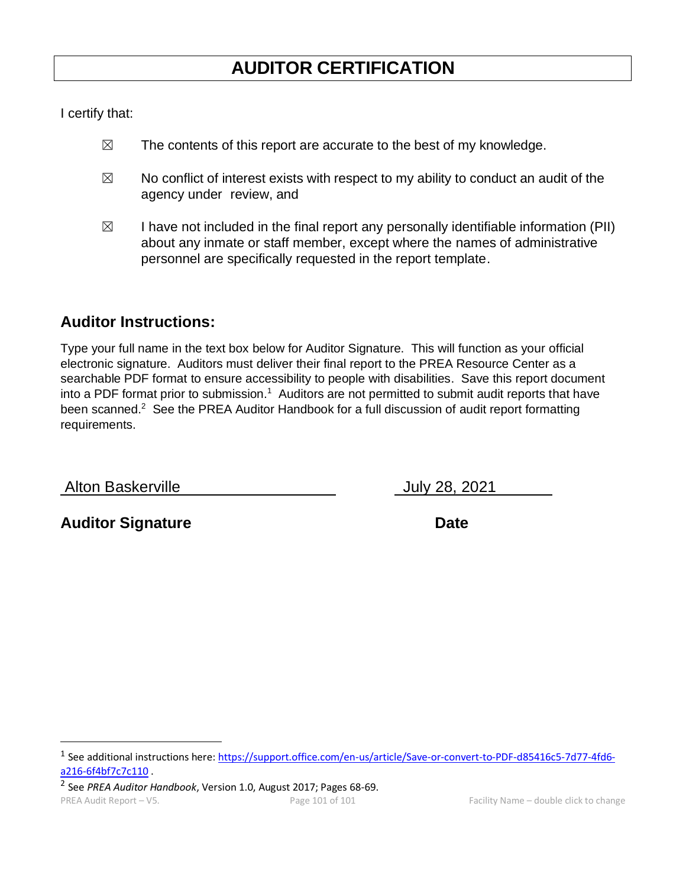# AUDITOR CERTIFICATION

I certify that:

☒ The contents of this report are accurate to the best of my knowledge.

☒ No conflict of interest exists with respect to my ability to conduct an audit of the agency under review, and

☒ I have not included in the final report any personally identifiable information (PII) about any inmate or staff member, except where the names of administrative personnel are specifically requested in the report template.

## Auditor Instructions:

Type your full name in the text box below for Auditor Signature. This will function as your official electronic signature. Auditors must deliver their final report to the PREA Resource Center as a searchable PDF format to ensure accessibility to people with disabilities. Save this report document into a PDF format prior to submission.[1] Auditors are not permitted to submit audit reports that have been scanned.[2] See the PREA Auditor Handbook for a full discussion of audit report formatting requirements.

Alton Baskerville

**Auditor Signature**

July 28, 2021

**Date**

---

[1] See additional instructions here: https://support.office.com/en-us/article/Save-or-convert-to-PDF-d85416c5-7d77-4fd6-a216-6f4bf7c7c110 .

[2] See *PREA Auditor Handbook*, Version 1.0, August 2017; Pages 68-69.